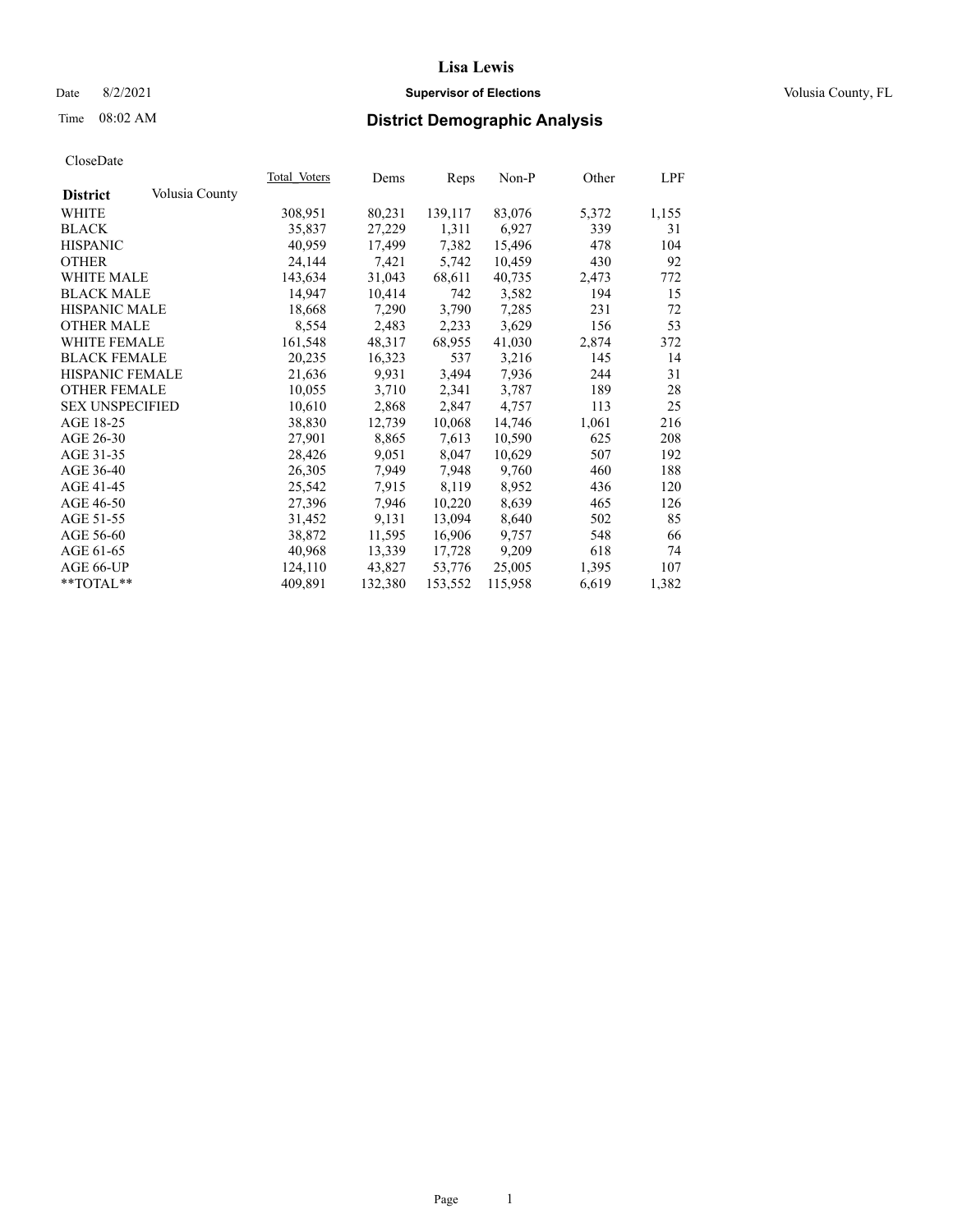# Lisa Lewis

Date 8/2/2021 **Supervisor of Elections** Volusia County, FL

Time 08:02 AM **District Demographic Analysis**

CloseDate

| District | Volusia County | Total Voters | Dems | Reps | Non-P | Other | LPF |
|---|---|---|---|---|---|---|---|
| WHITE | | 308,951 | 80,231 | 139,117 | 83,076 | 5,372 | 1,155 |
| BLACK | | 35,837 | 27,229 | 1,311 | 6,927 | 339 | 31 |
| HISPANIC | | 40,959 | 17,499 | 7,382 | 15,496 | 478 | 104 |
| OTHER | | 24,144 | 7,421 | 5,742 | 10,459 | 430 | 92 |
| WHITE MALE | | 143,634 | 31,043 | 68,611 | 40,735 | 2,473 | 772 |
| BLACK MALE | | 14,947 | 10,414 | 742 | 3,582 | 194 | 15 |
| HISPANIC MALE | | 18,668 | 7,290 | 3,790 | 7,285 | 231 | 72 |
| OTHER MALE | | 8,554 | 2,483 | 2,233 | 3,629 | 156 | 53 |
| WHITE FEMALE | | 161,548 | 48,317 | 68,955 | 41,030 | 2,874 | 372 |
| BLACK FEMALE | | 20,235 | 16,323 | 537 | 3,216 | 145 | 14 |
| HISPANIC FEMALE | | 21,636 | 9,931 | 3,494 | 7,936 | 244 | 31 |
| OTHER FEMALE | | 10,055 | 3,710 | 2,341 | 3,787 | 189 | 28 |
| SEX UNSPECIFIED | | 10,610 | 2,868 | 2,847 | 4,757 | 113 | 25 |
| AGE 18-25 | | 38,830 | 12,739 | 10,068 | 14,746 | 1,061 | 216 |
| AGE 26-30 | | 27,901 | 8,865 | 7,613 | 10,590 | 625 | 208 |
| AGE 31-35 | | 28,426 | 9,051 | 8,047 | 10,629 | 507 | 192 |
| AGE 36-40 | | 26,305 | 7,949 | 7,948 | 9,760 | 460 | 188 |
| AGE 41-45 | | 25,542 | 7,915 | 8,119 | 8,952 | 436 | 120 |
| AGE 46-50 | | 27,396 | 7,946 | 10,220 | 8,639 | 465 | 126 |
| AGE 51-55 | | 31,452 | 9,131 | 13,094 | 8,640 | 502 | 85 |
| AGE 56-60 | | 38,872 | 11,595 | 16,906 | 9,757 | 548 | 66 |
| AGE 61-65 | | 40,968 | 13,339 | 17,728 | 9,209 | 618 | 74 |
| AGE 66-UP | | 124,110 | 43,827 | 53,776 | 25,005 | 1,395 | 107 |
| **TOTAL** | | 409,891 | 132,380 | 153,552 | 115,958 | 6,619 | 1,382 |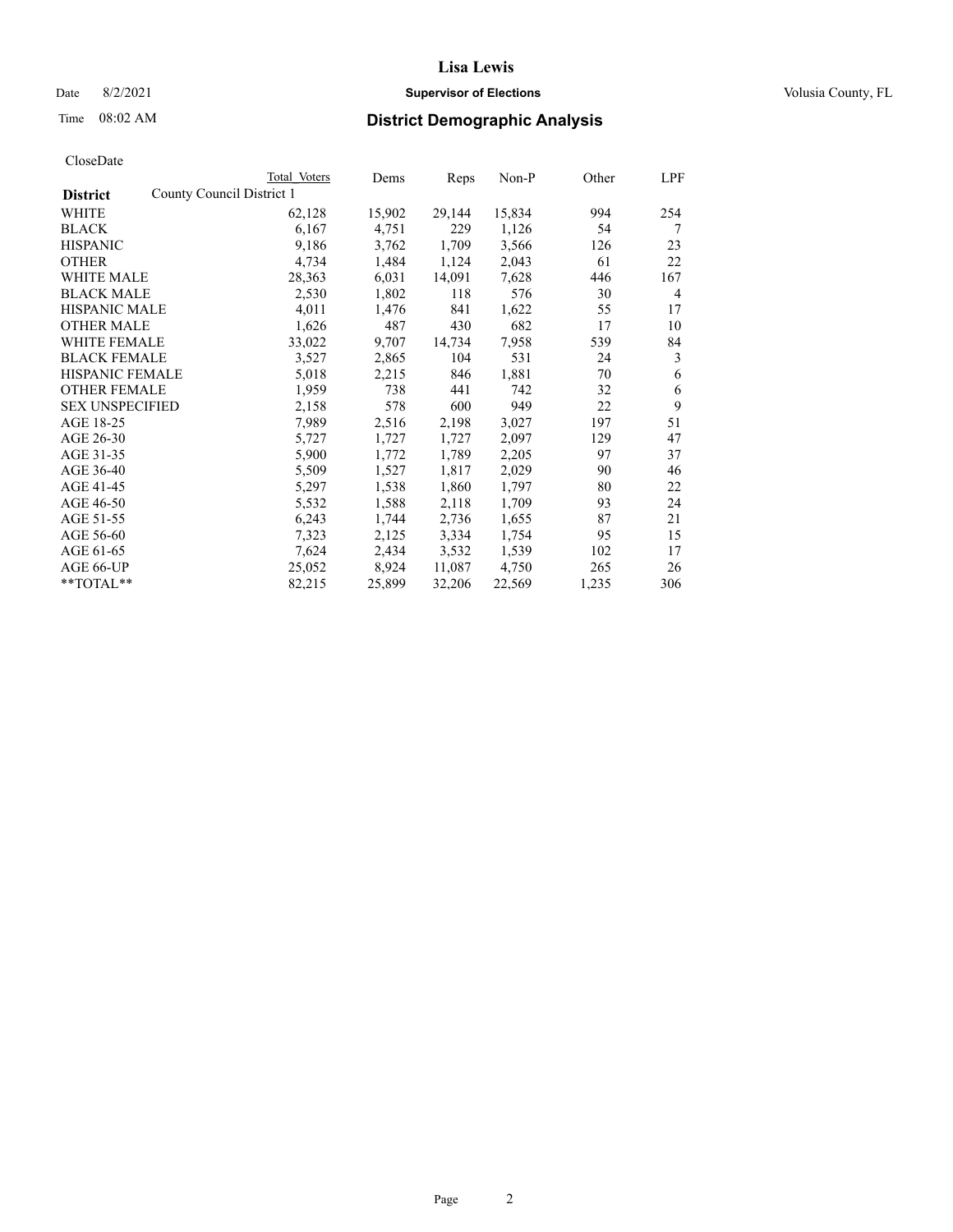# Lisa Lewis

Date 8/2/2021 **Supervisor of Elections** Volusia County, FL

Time 08:02 AM **District Demographic Analysis**

CloseDate

| District | Total Voters | Dems | Reps | Non-P | Other | LPF |
|---|---|---|---|---|---|---|
| County Council District 1 | | | | | | |
| WHITE | 62,128 | 15,902 | 29,144 | 15,834 | 994 | 254 |
| BLACK | 6,167 | 4,751 | 229 | 1,126 | 54 | 7 |
| HISPANIC | 9,186 | 3,762 | 1,709 | 3,566 | 126 | 23 |
| OTHER | 4,734 | 1,484 | 1,124 | 2,043 | 61 | 22 |
| WHITE MALE | 28,363 | 6,031 | 14,091 | 7,628 | 446 | 167 |
| BLACK MALE | 2,530 | 1,802 | 118 | 576 | 30 | 4 |
| HISPANIC MALE | 4,011 | 1,476 | 841 | 1,622 | 55 | 17 |
| OTHER MALE | 1,626 | 487 | 430 | 682 | 17 | 10 |
| WHITE FEMALE | 33,022 | 9,707 | 14,734 | 7,958 | 539 | 84 |
| BLACK FEMALE | 3,527 | 2,865 | 104 | 531 | 24 | 3 |
| HISPANIC FEMALE | 5,018 | 2,215 | 846 | 1,881 | 70 | 6 |
| OTHER FEMALE | 1,959 | 738 | 441 | 742 | 32 | 6 |
| SEX UNSPECIFIED | 2,158 | 578 | 600 | 949 | 22 | 9 |
| AGE 18-25 | 7,989 | 2,516 | 2,198 | 3,027 | 197 | 51 |
| AGE 26-30 | 5,727 | 1,727 | 1,727 | 2,097 | 129 | 47 |
| AGE 31-35 | 5,900 | 1,772 | 1,789 | 2,205 | 97 | 37 |
| AGE 36-40 | 5,509 | 1,527 | 1,817 | 2,029 | 90 | 46 |
| AGE 41-45 | 5,297 | 1,538 | 1,860 | 1,797 | 80 | 22 |
| AGE 46-50 | 5,532 | 1,588 | 2,118 | 1,709 | 93 | 24 |
| AGE 51-55 | 6,243 | 1,744 | 2,736 | 1,655 | 87 | 21 |
| AGE 56-60 | 7,323 | 2,125 | 3,334 | 1,754 | 95 | 15 |
| AGE 61-65 | 7,624 | 2,434 | 3,532 | 1,539 | 102 | 17 |
| AGE 66-UP | 25,052 | 8,924 | 11,087 | 4,750 | 265 | 26 |
| **TOTAL** | 82,215 | 25,899 | 32,206 | 22,569 | 1,235 | 306 |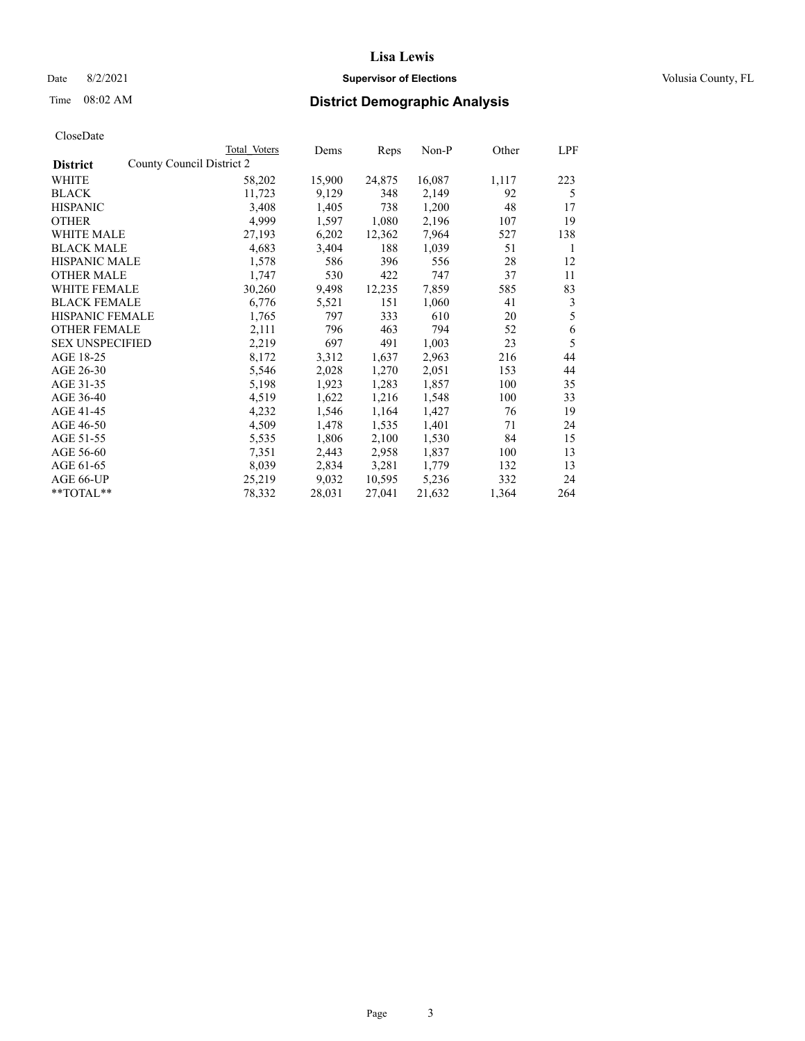# Lisa Lewis

Date 8/2/2021 **Supervisor of Elections** Volusia County, FL

Time 08:02 AM **District Demographic Analysis**

CloseDate

| District | Total Voters | Dems | Reps | Non-P | Other | LPF |
|---|---|---|---|---|---|---|
| County Council District 2 | | | | | | |
| WHITE | 58,202 | 15,900 | 24,875 | 16,087 | 1,117 | 223 |
| BLACK | 11,723 | 9,129 | 348 | 2,149 | 92 | 5 |
| HISPANIC | 3,408 | 1,405 | 738 | 1,200 | 48 | 17 |
| OTHER | 4,999 | 1,597 | 1,080 | 2,196 | 107 | 19 |
| WHITE MALE | 27,193 | 6,202 | 12,362 | 7,964 | 527 | 138 |
| BLACK MALE | 4,683 | 3,404 | 188 | 1,039 | 51 | 1 |
| HISPANIC MALE | 1,578 | 586 | 396 | 556 | 28 | 12 |
| OTHER MALE | 1,747 | 530 | 422 | 747 | 37 | 11 |
| WHITE FEMALE | 30,260 | 9,498 | 12,235 | 7,859 | 585 | 83 |
| BLACK FEMALE | 6,776 | 5,521 | 151 | 1,060 | 41 | 3 |
| HISPANIC FEMALE | 1,765 | 797 | 333 | 610 | 20 | 5 |
| OTHER FEMALE | 2,111 | 796 | 463 | 794 | 52 | 6 |
| SEX UNSPECIFIED | 2,219 | 697 | 491 | 1,003 | 23 | 5 |
| AGE 18-25 | 8,172 | 3,312 | 1,637 | 2,963 | 216 | 44 |
| AGE 26-30 | 5,546 | 2,028 | 1,270 | 2,051 | 153 | 44 |
| AGE 31-35 | 5,198 | 1,923 | 1,283 | 1,857 | 100 | 35 |
| AGE 36-40 | 4,519 | 1,622 | 1,216 | 1,548 | 100 | 33 |
| AGE 41-45 | 4,232 | 1,546 | 1,164 | 1,427 | 76 | 19 |
| AGE 46-50 | 4,509 | 1,478 | 1,535 | 1,401 | 71 | 24 |
| AGE 51-55 | 5,535 | 1,806 | 2,100 | 1,530 | 84 | 15 |
| AGE 56-60 | 7,351 | 2,443 | 2,958 | 1,837 | 100 | 13 |
| AGE 61-65 | 8,039 | 2,834 | 3,281 | 1,779 | 132 | 13 |
| AGE 66-UP | 25,219 | 9,032 | 10,595 | 5,236 | 332 | 24 |
| **TOTAL** | 78,332 | 28,031 | 27,041 | 21,632 | 1,364 | 264 |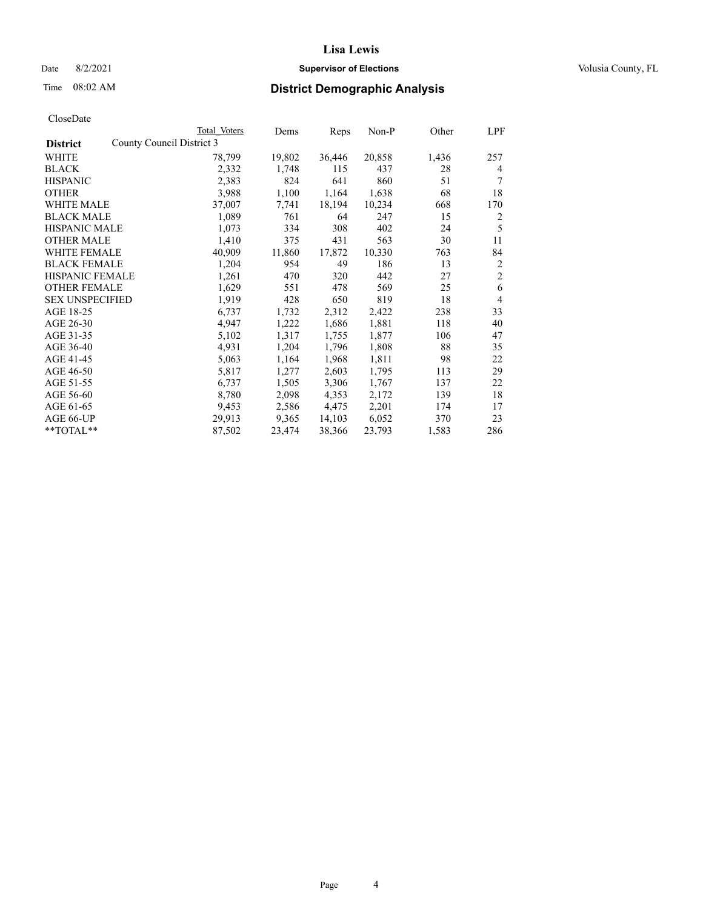# District Demographic Analysis

CloseDate

| District: County Council District 3 | Total Voters | Dems | Reps | Non-P | Other | LPF |
|---|---|---|---|---|---|---|
| WHITE | 78,799 | 19,802 | 36,446 | 20,858 | 1,436 | 257 |
| BLACK | 2,332 | 1,748 | 115 | 437 | 28 | 4 |
| HISPANIC | 2,383 | 824 | 641 | 860 | 51 | 7 |
| OTHER | 3,988 | 1,100 | 1,164 | 1,638 | 68 | 18 |
| WHITE MALE | 37,007 | 7,741 | 18,194 | 10,234 | 668 | 170 |
| BLACK MALE | 1,089 | 761 | 64 | 247 | 15 | 2 |
| HISPANIC MALE | 1,073 | 334 | 308 | 402 | 24 | 5 |
| OTHER MALE | 1,410 | 375 | 431 | 563 | 30 | 11 |
| WHITE FEMALE | 40,909 | 11,860 | 17,872 | 10,330 | 763 | 84 |
| BLACK FEMALE | 1,204 | 954 | 49 | 186 | 13 | 2 |
| HISPANIC FEMALE | 1,261 | 470 | 320 | 442 | 27 | 2 |
| OTHER FEMALE | 1,629 | 551 | 478 | 569 | 25 | 6 |
| SEX UNSPECIFIED | 1,919 | 428 | 650 | 819 | 18 | 4 |
| AGE 18-25 | 6,737 | 1,732 | 2,312 | 2,422 | 238 | 33 |
| AGE 26-30 | 4,947 | 1,222 | 1,686 | 1,881 | 118 | 40 |
| AGE 31-35 | 5,102 | 1,317 | 1,755 | 1,877 | 106 | 47 |
| AGE 36-40 | 4,931 | 1,204 | 1,796 | 1,808 | 88 | 35 |
| AGE 41-45 | 5,063 | 1,164 | 1,968 | 1,811 | 98 | 22 |
| AGE 46-50 | 5,817 | 1,277 | 2,603 | 1,795 | 113 | 29 |
| AGE 51-55 | 6,737 | 1,505 | 3,306 | 1,767 | 137 | 22 |
| AGE 56-60 | 8,780 | 2,098 | 4,353 | 2,172 | 139 | 18 |
| AGE 61-65 | 9,453 | 2,586 | 4,475 | 2,201 | 174 | 17 |
| AGE 66-UP | 29,913 | 9,365 | 14,103 | 6,052 | 370 | 23 |
| **TOTAL** | 87,502 | 23,474 | 38,366 | 23,793 | 1,583 | 286 |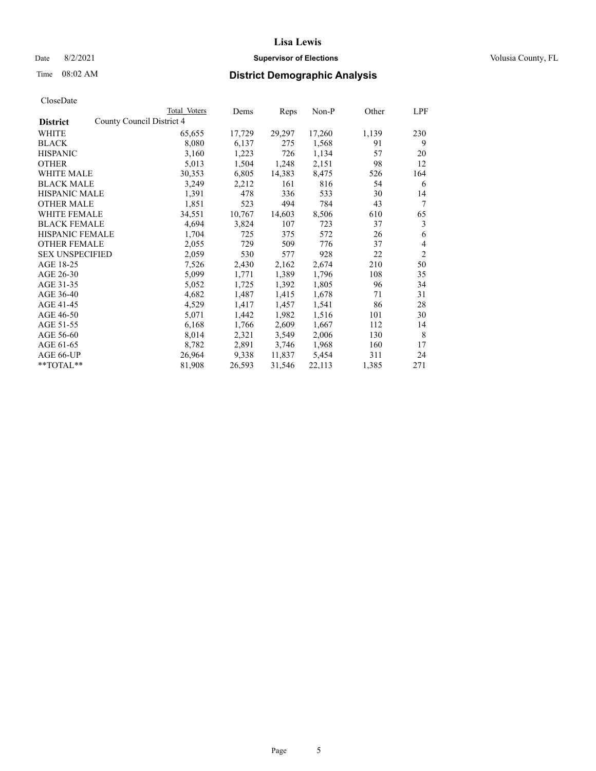**Lisa Lewis**

Date 8/2/2021 **Supervisor of Elections** Volusia County, FL

Time 08:02 AM **District Demographic Analysis**

CloseDate

| **District** | Total Voters | Dems | Reps | Non-P | Other | LPF |
|---|---|---|---|---|---|---|
| County Council District 4 | | | | | | |
| WHITE | 65,655 | 17,729 | 29,297 | 17,260 | 1,139 | 230 |
| BLACK | 8,080 | 6,137 | 275 | 1,568 | 91 | 9 |
| HISPANIC | 3,160 | 1,223 | 726 | 1,134 | 57 | 20 |
| OTHER | 5,013 | 1,504 | 1,248 | 2,151 | 98 | 12 |
| WHITE MALE | 30,353 | 6,805 | 14,383 | 8,475 | 526 | 164 |
| BLACK MALE | 3,249 | 2,212 | 161 | 816 | 54 | 6 |
| HISPANIC MALE | 1,391 | 478 | 336 | 533 | 30 | 14 |
| OTHER MALE | 1,851 | 523 | 494 | 784 | 43 | 7 |
| WHITE FEMALE | 34,551 | 10,767 | 14,603 | 8,506 | 610 | 65 |
| BLACK FEMALE | 4,694 | 3,824 | 107 | 723 | 37 | 3 |
| HISPANIC FEMALE | 1,704 | 725 | 375 | 572 | 26 | 6 |
| OTHER FEMALE | 2,055 | 729 | 509 | 776 | 37 | 4 |
| SEX UNSPECIFIED | 2,059 | 530 | 577 | 928 | 22 | 2 |
| AGE 18-25 | 7,526 | 2,430 | 2,162 | 2,674 | 210 | 50 |
| AGE 26-30 | 5,099 | 1,771 | 1,389 | 1,796 | 108 | 35 |
| AGE 31-35 | 5,052 | 1,725 | 1,392 | 1,805 | 96 | 34 |
| AGE 36-40 | 4,682 | 1,487 | 1,415 | 1,678 | 71 | 31 |
| AGE 41-45 | 4,529 | 1,417 | 1,457 | 1,541 | 86 | 28 |
| AGE 46-50 | 5,071 | 1,442 | 1,982 | 1,516 | 101 | 30 |
| AGE 51-55 | 6,168 | 1,766 | 2,609 | 1,667 | 112 | 14 |
| AGE 56-60 | 8,014 | 2,321 | 3,549 | 2,006 | 130 | 8 |
| AGE 61-65 | 8,782 | 2,891 | 3,746 | 1,968 | 160 | 17 |
| AGE 66-UP | 26,964 | 9,338 | 11,837 | 5,454 | 311 | 24 |
| **TOTAL** | 81,908 | 26,593 | 31,546 | 22,113 | 1,385 | 271 |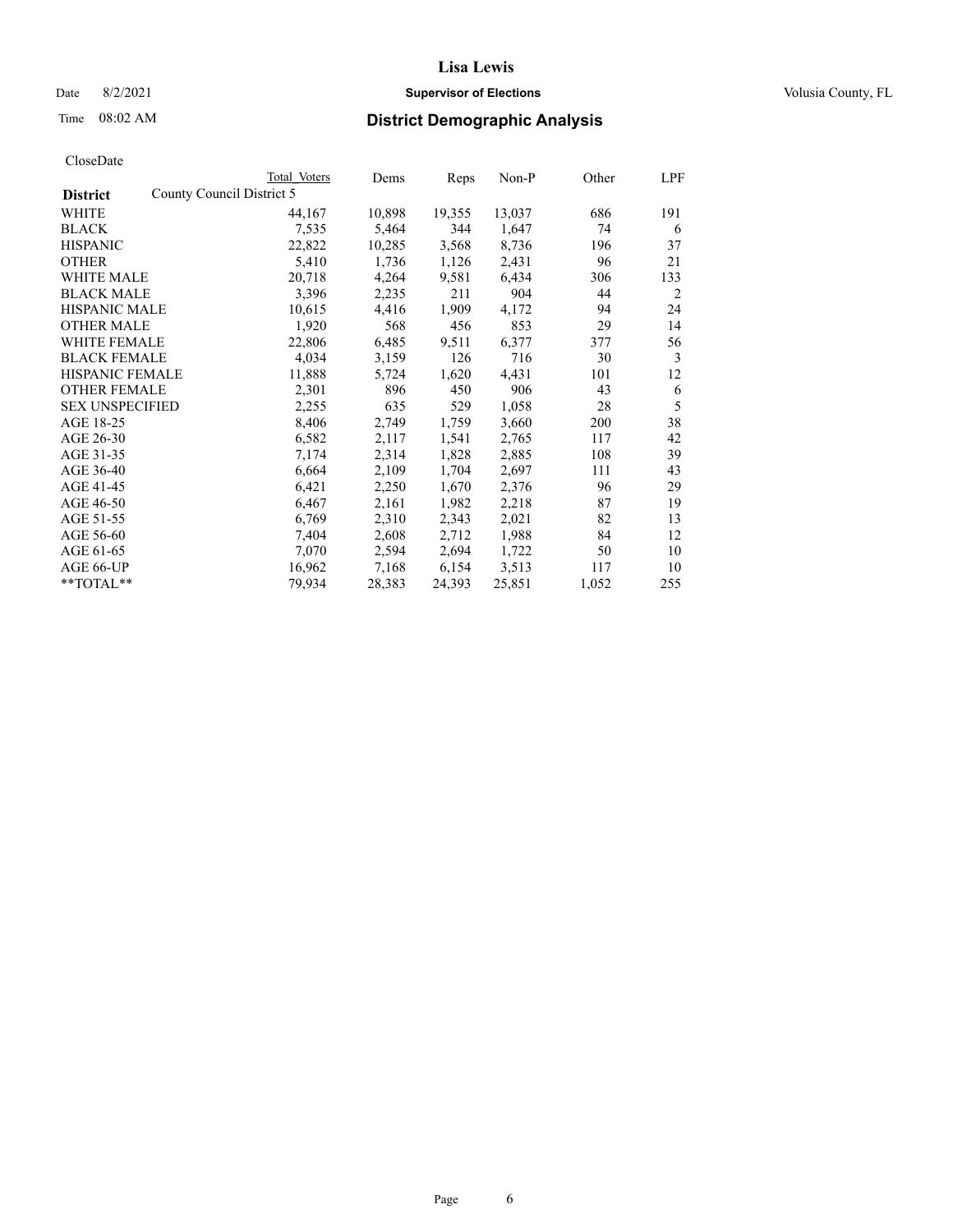# Lisa Lewis

Date 8/2/2021 **Supervisor of Elections** Volusia County, FL

Time 08:02 AM **District Demographic Analysis**

CloseDate

| District | Total Voters | Dems | Reps | Non-P | Other | LPF |
|---|---|---|---|---|---|---|
| County Council District 5 | | | | | | |
| WHITE | 44,167 | 10,898 | 19,355 | 13,037 | 686 | 191 |
| BLACK | 7,535 | 5,464 | 344 | 1,647 | 74 | 6 |
| HISPANIC | 22,822 | 10,285 | 3,568 | 8,736 | 196 | 37 |
| OTHER | 5,410 | 1,736 | 1,126 | 2,431 | 96 | 21 |
| WHITE MALE | 20,718 | 4,264 | 9,581 | 6,434 | 306 | 133 |
| BLACK MALE | 3,396 | 2,235 | 211 | 904 | 44 | 2 |
| HISPANIC MALE | 10,615 | 4,416 | 1,909 | 4,172 | 94 | 24 |
| OTHER MALE | 1,920 | 568 | 456 | 853 | 29 | 14 |
| WHITE FEMALE | 22,806 | 6,485 | 9,511 | 6,377 | 377 | 56 |
| BLACK FEMALE | 4,034 | 3,159 | 126 | 716 | 30 | 3 |
| HISPANIC FEMALE | 11,888 | 5,724 | 1,620 | 4,431 | 101 | 12 |
| OTHER FEMALE | 2,301 | 896 | 450 | 906 | 43 | 6 |
| SEX UNSPECIFIED | 2,255 | 635 | 529 | 1,058 | 28 | 5 |
| AGE 18-25 | 8,406 | 2,749 | 1,759 | 3,660 | 200 | 38 |
| AGE 26-30 | 6,582 | 2,117 | 1,541 | 2,765 | 117 | 42 |
| AGE 31-35 | 7,174 | 2,314 | 1,828 | 2,885 | 108 | 39 |
| AGE 36-40 | 6,664 | 2,109 | 1,704 | 2,697 | 111 | 43 |
| AGE 41-45 | 6,421 | 2,250 | 1,670 | 2,376 | 96 | 29 |
| AGE 46-50 | 6,467 | 2,161 | 1,982 | 2,218 | 87 | 19 |
| AGE 51-55 | 6,769 | 2,310 | 2,343 | 2,021 | 82 | 13 |
| AGE 56-60 | 7,404 | 2,608 | 2,712 | 1,988 | 84 | 12 |
| AGE 61-65 | 7,070 | 2,594 | 2,694 | 1,722 | 50 | 10 |
| AGE 66-UP | 16,962 | 7,168 | 6,154 | 3,513 | 117 | 10 |
| **TOTAL** | 79,934 | 28,383 | 24,393 | 25,851 | 1,052 | 255 |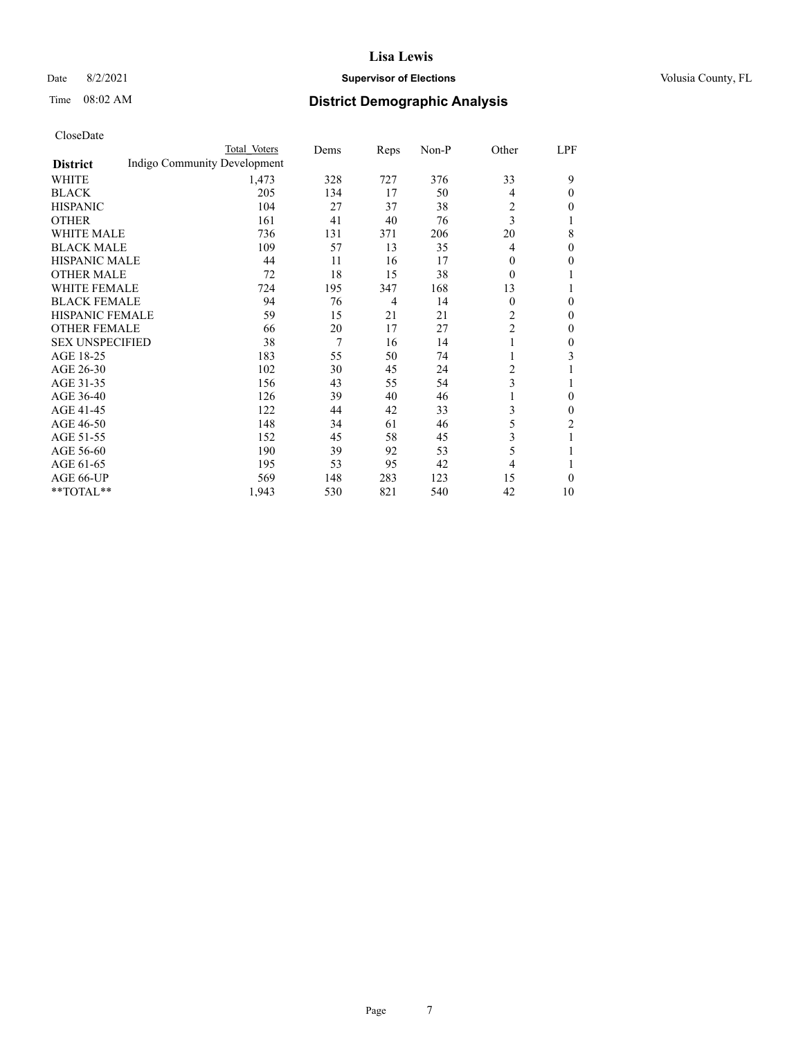# Lisa Lewis

Date 8/2/2021 **Supervisor of Elections** Volusia County, FL

Time 08:02 AM **District Demographic Analysis**

CloseDate

| District | Total Voters | Dems | Reps | Non-P | Other | LPF |
|---|---|---|---|---|---|---|
| Indigo Community Development | | | | | | |
| WHITE | 1,473 | 328 | 727 | 376 | 33 | 9 |
| BLACK | 205 | 134 | 17 | 50 | 4 | 0 |
| HISPANIC | 104 | 27 | 37 | 38 | 2 | 0 |
| OTHER | 161 | 41 | 40 | 76 | 3 | 1 |
| WHITE MALE | 736 | 131 | 371 | 206 | 20 | 8 |
| BLACK MALE | 109 | 57 | 13 | 35 | 4 | 0 |
| HISPANIC MALE | 44 | 11 | 16 | 17 | 0 | 0 |
| OTHER MALE | 72 | 18 | 15 | 38 | 0 | 1 |
| WHITE FEMALE | 724 | 195 | 347 | 168 | 13 | 1 |
| BLACK FEMALE | 94 | 76 | 4 | 14 | 0 | 0 |
| HISPANIC FEMALE | 59 | 15 | 21 | 21 | 2 | 0 |
| OTHER FEMALE | 66 | 20 | 17 | 27 | 2 | 0 |
| SEX UNSPECIFIED | 38 | 7 | 16 | 14 | 1 | 0 |
| AGE 18-25 | 183 | 55 | 50 | 74 | 1 | 3 |
| AGE 26-30 | 102 | 30 | 45 | 24 | 2 | 1 |
| AGE 31-35 | 156 | 43 | 55 | 54 | 3 | 1 |
| AGE 36-40 | 126 | 39 | 40 | 46 | 1 | 0 |
| AGE 41-45 | 122 | 44 | 42 | 33 | 3 | 0 |
| AGE 46-50 | 148 | 34 | 61 | 46 | 5 | 2 |
| AGE 51-55 | 152 | 45 | 58 | 45 | 3 | 1 |
| AGE 56-60 | 190 | 39 | 92 | 53 | 5 | 1 |
| AGE 61-65 | 195 | 53 | 95 | 42 | 4 | 1 |
| AGE 66-UP | 569 | 148 | 283 | 123 | 15 | 0 |
| **TOTAL** | 1,943 | 530 | 821 | 540 | 42 | 10 |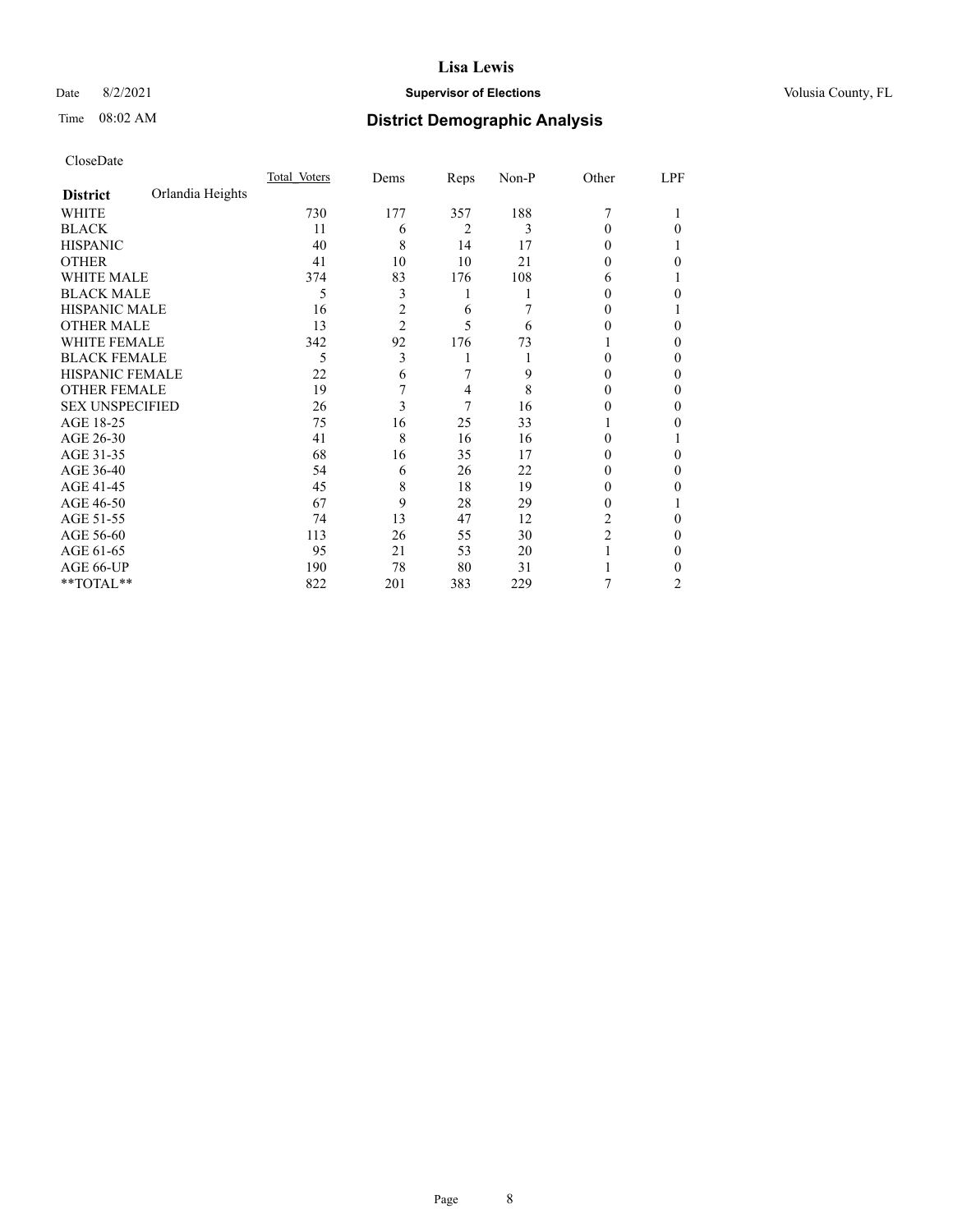CloseDate

| District | Orlandia Heights | Total_Voters | Dems | Reps | Non-P | Other | LPF |
|---|---|---|---|---|---|---|---|
| WHITE | | 730 | 177 | 357 | 188 | 7 | 1 |
| BLACK | | 11 | 6 | 2 | 3 | 0 | 0 |
| HISPANIC | | 40 | 8 | 14 | 17 | 0 | 1 |
| OTHER | | 41 | 10 | 10 | 21 | 0 | 0 |
| WHITE MALE | | 374 | 83 | 176 | 108 | 6 | 1 |
| BLACK MALE | | 5 | 3 | 1 | 1 | 0 | 0 |
| HISPANIC MALE | | 16 | 2 | 6 | 7 | 0 | 1 |
| OTHER MALE | | 13 | 2 | 5 | 6 | 0 | 0 |
| WHITE FEMALE | | 342 | 92 | 176 | 73 | 1 | 0 |
| BLACK FEMALE | | 5 | 3 | 1 | 1 | 0 | 0 |
| HISPANIC FEMALE | | 22 | 6 | 7 | 9 | 0 | 0 |
| OTHER FEMALE | | 19 | 7 | 4 | 8 | 0 | 0 |
| SEX UNSPECIFIED | | 26 | 3 | 7 | 16 | 0 | 0 |
| AGE 18-25 | | 75 | 16 | 25 | 33 | 1 | 0 |
| AGE 26-30 | | 41 | 8 | 16 | 16 | 0 | 1 |
| AGE 31-35 | | 68 | 16 | 35 | 17 | 0 | 0 |
| AGE 36-40 | | 54 | 6 | 26 | 22 | 0 | 0 |
| AGE 41-45 | | 45 | 8 | 18 | 19 | 0 | 0 |
| AGE 46-50 | | 67 | 9 | 28 | 29 | 0 | 1 |
| AGE 51-55 | | 74 | 13 | 47 | 12 | 2 | 0 |
| AGE 56-60 | | 113 | 26 | 55 | 30 | 2 | 0 |
| AGE 61-65 | | 95 | 21 | 53 | 20 | 1 | 0 |
| AGE 66-UP | | 190 | 78 | 80 | 31 | 1 | 0 |
| **TOTAL** | | 822 | 201 | 383 | 229 | 7 | 2 |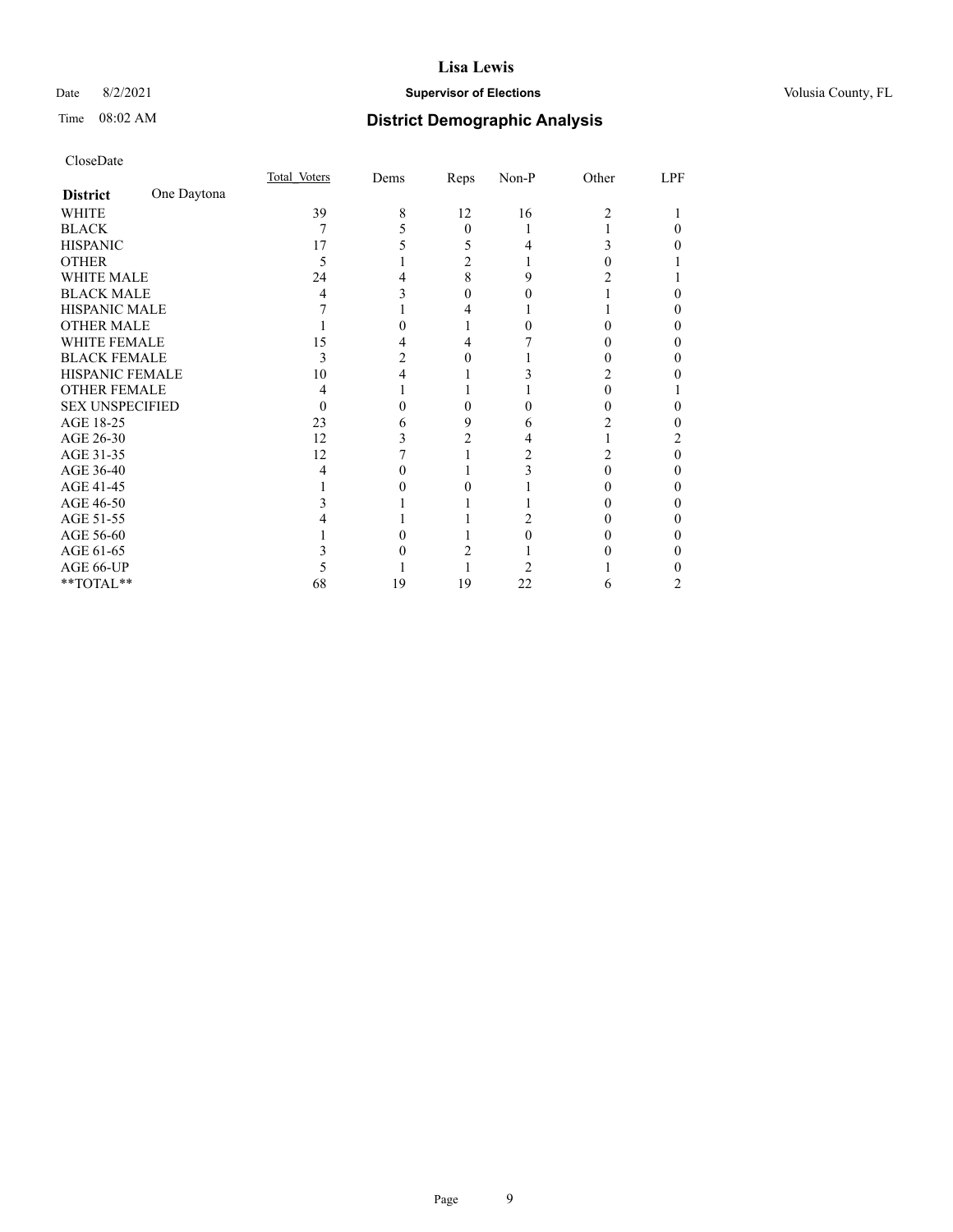# District Demographic Analysis

CloseDate

| District | One Daytona | Total_Voters | Dems | Reps | Non-P | Other | LPF |
|---|---|---|---|---|---|---|---|
| WHITE | | 39 | 8 | 12 | 16 | 2 | 1 |
| BLACK | | 7 | 5 | 0 | 1 | 1 | 0 |
| HISPANIC | | 17 | 5 | 5 | 4 | 3 | 0 |
| OTHER | | 5 | 1 | 2 | 1 | 0 | 1 |
| WHITE MALE | | 24 | 4 | 8 | 9 | 2 | 1 |
| BLACK MALE | | 4 | 3 | 0 | 0 | 1 | 0 |
| HISPANIC MALE | | 7 | 1 | 4 | 1 | 1 | 0 |
| OTHER MALE | | 1 | 0 | 1 | 0 | 0 | 0 |
| WHITE FEMALE | | 15 | 4 | 4 | 7 | 0 | 0 |
| BLACK FEMALE | | 3 | 2 | 0 | 1 | 0 | 0 |
| HISPANIC FEMALE | | 10 | 4 | 1 | 3 | 2 | 0 |
| OTHER FEMALE | | 4 | 1 | 1 | 1 | 0 | 1 |
| SEX UNSPECIFIED | | 0 | 0 | 0 | 0 | 0 | 0 |
| AGE 18-25 | | 23 | 6 | 9 | 6 | 2 | 0 |
| AGE 26-30 | | 12 | 3 | 2 | 4 | 1 | 2 |
| AGE 31-35 | | 12 | 7 | 1 | 2 | 2 | 0 |
| AGE 36-40 | | 4 | 0 | 1 | 3 | 0 | 0 |
| AGE 41-45 | | 1 | 0 | 0 | 1 | 0 | 0 |
| AGE 46-50 | | 3 | 1 | 1 | 1 | 0 | 0 |
| AGE 51-55 | | 4 | 1 | 1 | 2 | 0 | 0 |
| AGE 56-60 | | 1 | 0 | 1 | 0 | 0 | 0 |
| AGE 61-65 | | 3 | 0 | 2 | 1 | 0 | 0 |
| AGE 66-UP | | 5 | 1 | 1 | 2 | 1 | 0 |
| **TOTAL** | | 68 | 19 | 19 | 22 | 6 | 2 |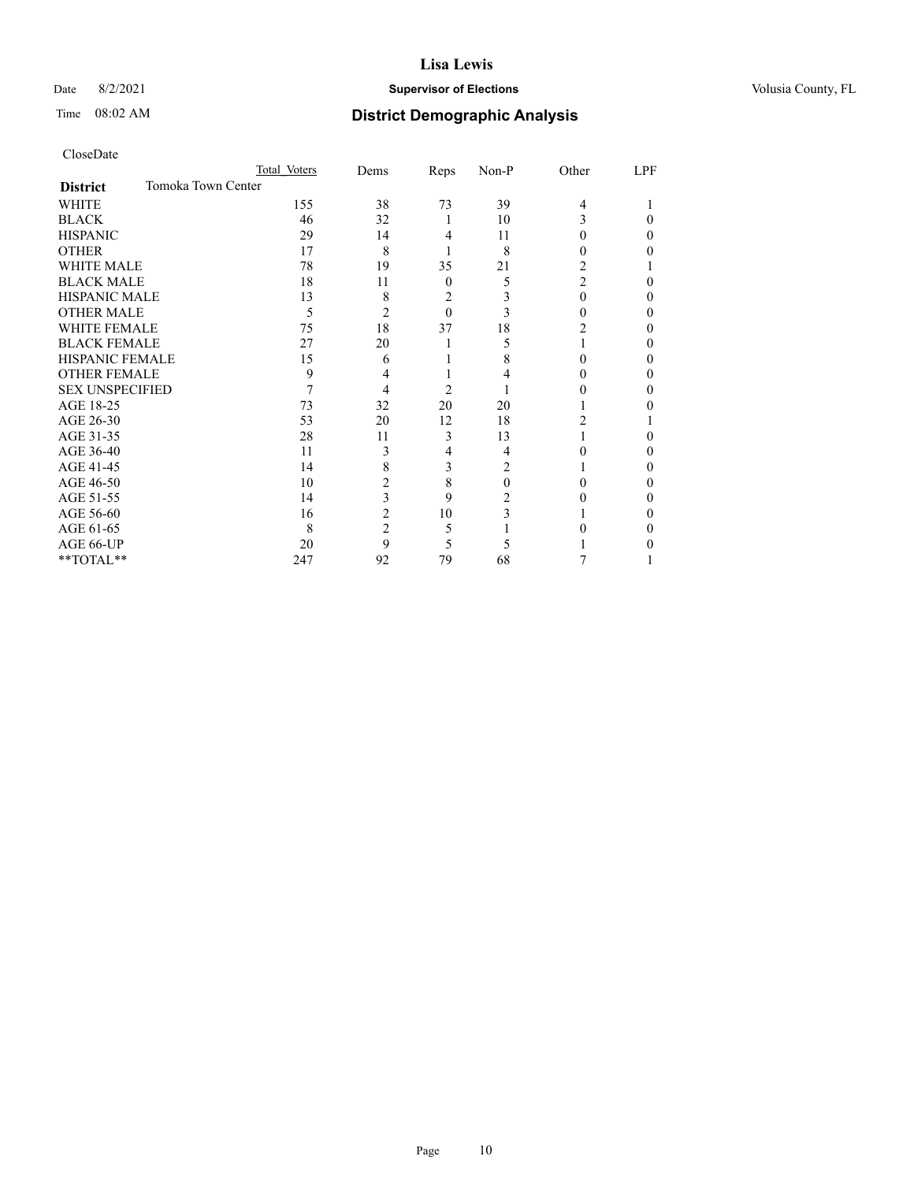CloseDate

| | Total Voters | Dems | Reps | Non-P | Other | LPF |
|---|---|---|---|---|---|---|
| **District** Tomoka Town Center | | | | | | |
| WHITE | 155 | 38 | 73 | 39 | 4 | 1 |
| BLACK | 46 | 32 | 1 | 10 | 3 | 0 |
| HISPANIC | 29 | 14 | 4 | 11 | 0 | 0 |
| OTHER | 17 | 8 | 1 | 8 | 0 | 0 |
| WHITE MALE | 78 | 19 | 35 | 21 | 2 | 1 |
| BLACK MALE | 18 | 11 | 0 | 5 | 2 | 0 |
| HISPANIC MALE | 13 | 8 | 2 | 3 | 0 | 0 |
| OTHER MALE | 5 | 2 | 0 | 3 | 0 | 0 |
| WHITE FEMALE | 75 | 18 | 37 | 18 | 2 | 0 |
| BLACK FEMALE | 27 | 20 | 1 | 5 | 1 | 0 |
| HISPANIC FEMALE | 15 | 6 | 1 | 8 | 0 | 0 |
| OTHER FEMALE | 9 | 4 | 1 | 4 | 0 | 0 |
| SEX UNSPECIFIED | 7 | 4 | 2 | 1 | 0 | 0 |
| AGE 18-25 | 73 | 32 | 20 | 20 | 1 | 0 |
| AGE 26-30 | 53 | 20 | 12 | 18 | 2 | 1 |
| AGE 31-35 | 28 | 11 | 3 | 13 | 1 | 0 |
| AGE 36-40 | 11 | 3 | 4 | 4 | 0 | 0 |
| AGE 41-45 | 14 | 8 | 3 | 2 | 1 | 0 |
| AGE 46-50 | 10 | 2 | 8 | 0 | 0 | 0 |
| AGE 51-55 | 14 | 3 | 9 | 2 | 0 | 0 |
| AGE 56-60 | 16 | 2 | 10 | 3 | 1 | 0 |
| AGE 61-65 | 8 | 2 | 5 | 1 | 0 | 0 |
| AGE 66-UP | 20 | 9 | 5 | 5 | 1 | 0 |
| **TOTAL** | 247 | 92 | 79 | 68 | 7 | 1 |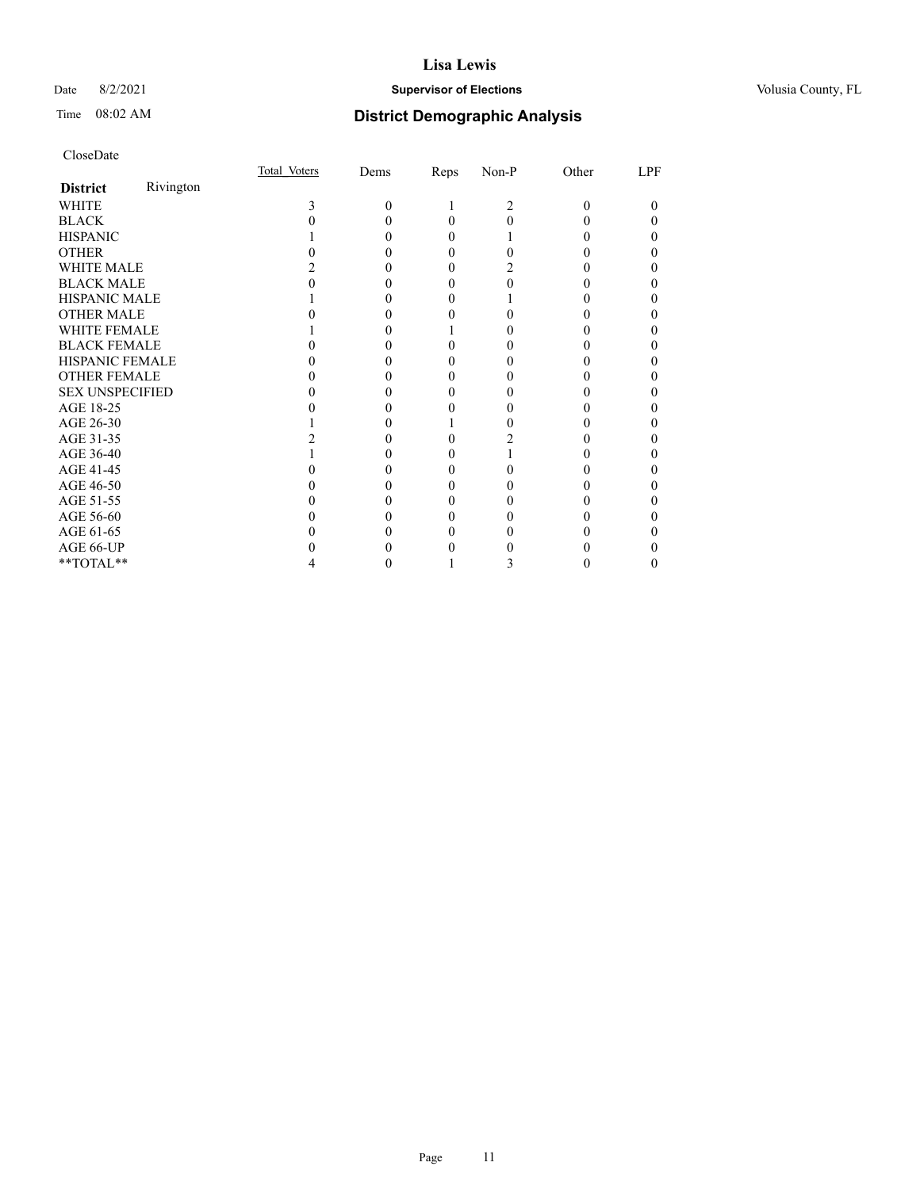# Lisa Lewis

Date 8/2/2021 **Supervisor of Elections** Volusia County, FL

Time 08:02 AM **District Demographic Analysis**

CloseDate

| **District** Rivington | Total_Voters | Dems | Reps | Non-P | Other | LPF |
|---|---|---|---|---|---|---|
| WHITE | 3 | 0 | 1 | 2 | 0 | 0 |
| BLACK | 0 | 0 | 0 | 0 | 0 | 0 |
| HISPANIC | 1 | 0 | 0 | 1 | 0 | 0 |
| OTHER | 0 | 0 | 0 | 0 | 0 | 0 |
| WHITE MALE | 2 | 0 | 0 | 2 | 0 | 0 |
| BLACK MALE | 0 | 0 | 0 | 0 | 0 | 0 |
| HISPANIC MALE | 1 | 0 | 0 | 1 | 0 | 0 |
| OTHER MALE | 0 | 0 | 0 | 0 | 0 | 0 |
| WHITE FEMALE | 1 | 0 | 1 | 0 | 0 | 0 |
| BLACK FEMALE | 0 | 0 | 0 | 0 | 0 | 0 |
| HISPANIC FEMALE | 0 | 0 | 0 | 0 | 0 | 0 |
| OTHER FEMALE | 0 | 0 | 0 | 0 | 0 | 0 |
| SEX UNSPECIFIED | 0 | 0 | 0 | 0 | 0 | 0 |
| AGE 18-25 | 0 | 0 | 0 | 0 | 0 | 0 |
| AGE 26-30 | 1 | 0 | 1 | 0 | 0 | 0 |
| AGE 31-35 | 2 | 0 | 0 | 2 | 0 | 0 |
| AGE 36-40 | 1 | 0 | 0 | 1 | 0 | 0 |
| AGE 41-45 | 0 | 0 | 0 | 0 | 0 | 0 |
| AGE 46-50 | 0 | 0 | 0 | 0 | 0 | 0 |
| AGE 51-55 | 0 | 0 | 0 | 0 | 0 | 0 |
| AGE 56-60 | 0 | 0 | 0 | 0 | 0 | 0 |
| AGE 61-65 | 0 | 0 | 0 | 0 | 0 | 0 |
| AGE 66-UP | 0 | 0 | 0 | 0 | 0 | 0 |
| **TOTAL** | 4 | 0 | 1 | 3 | 0 | 0 |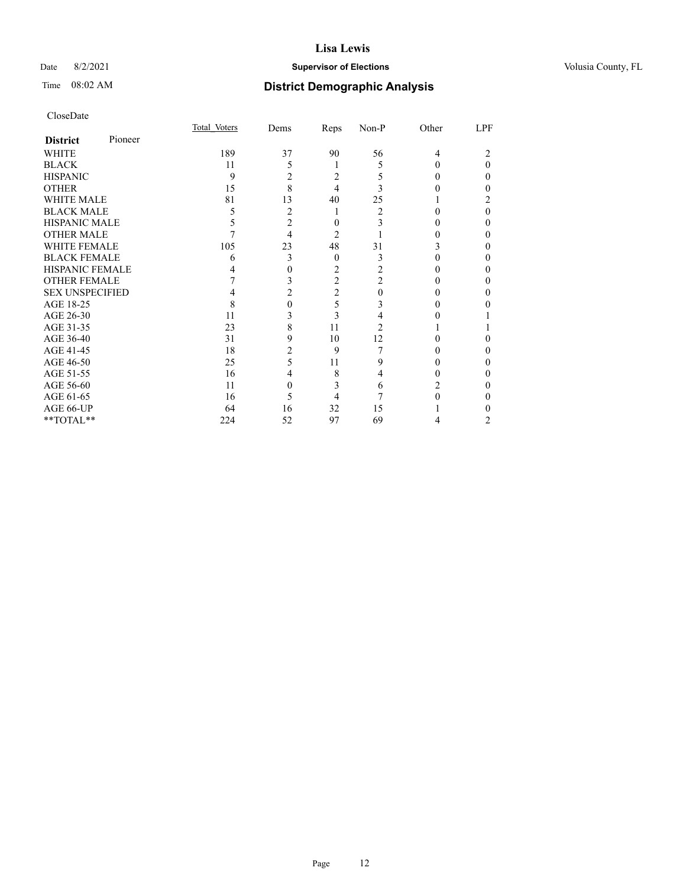# Lisa Lewis

Date 8/2/2021 **Supervisor of Elections** Volusia County, FL

Time 08:02 AM **District Demographic Analysis**

CloseDate

| **District** Pioneer | Total Voters | Dems | Reps | Non-P | Other | LPF |
|---|---|---|---|---|---|---|
| WHITE | 189 | 37 | 90 | 56 | 4 | 2 |
| BLACK | 11 | 5 | 1 | 5 | 0 | 0 |
| HISPANIC | 9 | 2 | 2 | 5 | 0 | 0 |
| OTHER | 15 | 8 | 4 | 3 | 0 | 0 |
| WHITE MALE | 81 | 13 | 40 | 25 | 1 | 2 |
| BLACK MALE | 5 | 2 | 1 | 2 | 0 | 0 |
| HISPANIC MALE | 5 | 2 | 0 | 3 | 0 | 0 |
| OTHER MALE | 7 | 4 | 2 | 1 | 0 | 0 |
| WHITE FEMALE | 105 | 23 | 48 | 31 | 3 | 0 |
| BLACK FEMALE | 6 | 3 | 0 | 3 | 0 | 0 |
| HISPANIC FEMALE | 4 | 0 | 2 | 2 | 0 | 0 |
| OTHER FEMALE | 7 | 3 | 2 | 2 | 0 | 0 |
| SEX UNSPECIFIED | 4 | 2 | 2 | 0 | 0 | 0 |
| AGE 18-25 | 8 | 0 | 5 | 3 | 0 | 0 |
| AGE 26-30 | 11 | 3 | 3 | 4 | 0 | 1 |
| AGE 31-35 | 23 | 8 | 11 | 2 | 1 | 1 |
| AGE 36-40 | 31 | 9 | 10 | 12 | 0 | 0 |
| AGE 41-45 | 18 | 2 | 9 | 7 | 0 | 0 |
| AGE 46-50 | 25 | 5 | 11 | 9 | 0 | 0 |
| AGE 51-55 | 16 | 4 | 8 | 4 | 0 | 0 |
| AGE 56-60 | 11 | 0 | 3 | 6 | 2 | 0 |
| AGE 61-65 | 16 | 5 | 4 | 7 | 0 | 0 |
| AGE 66-UP | 64 | 16 | 32 | 15 | 1 | 0 |
| **TOTAL** | 224 | 52 | 97 | 69 | 4 | 2 |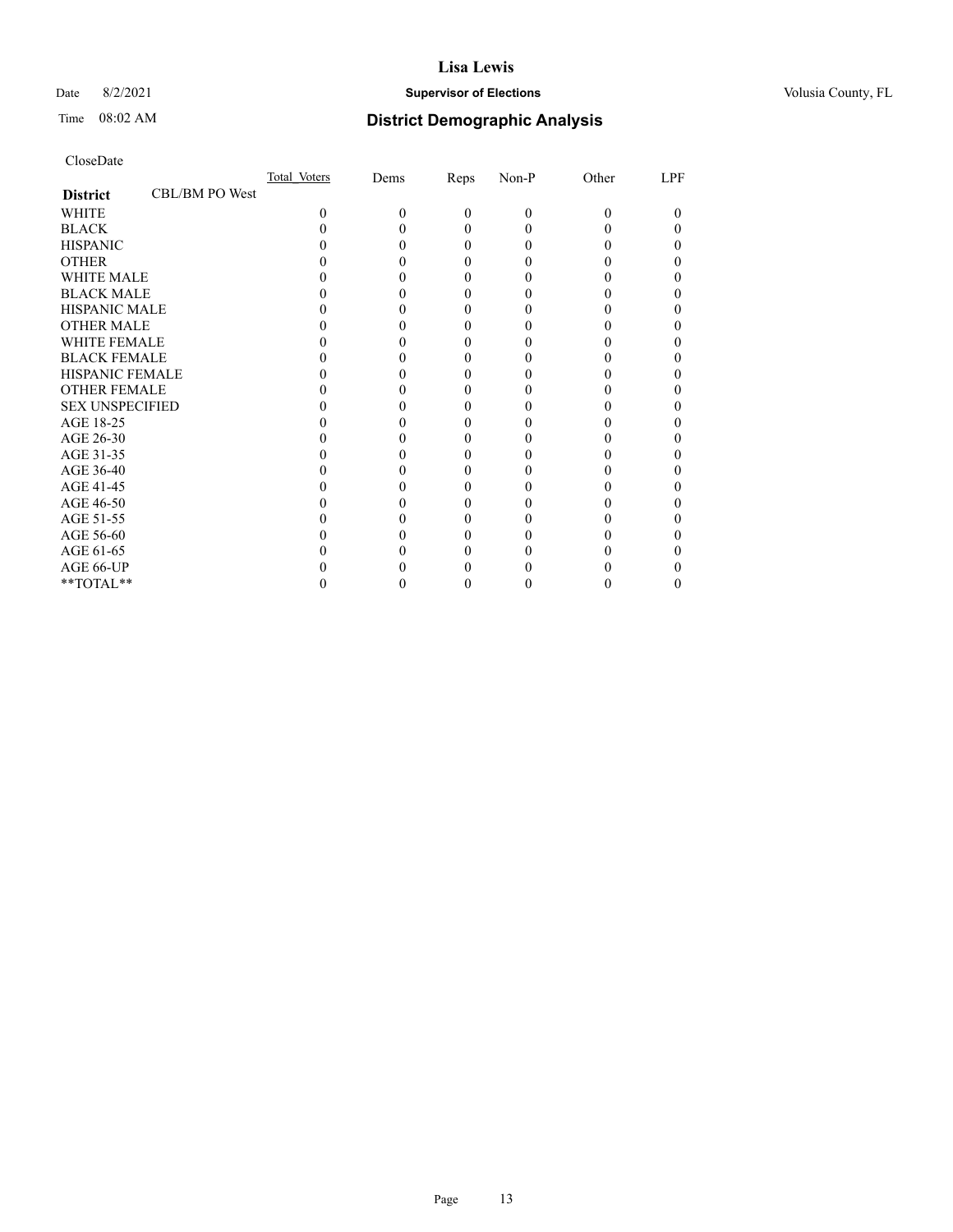# Lisa Lewis

Date 8/2/2021 **Supervisor of Elections** Volusia County, FL

Time 08:02 AM **District Demographic Analysis**

CloseDate

| **District** CBL/BM PO West | Total_Voters | Dems | Reps | Non-P | Other | LPF |
|---|---|---|---|---|---|---|
| WHITE | 0 | 0 | 0 | 0 | 0 | 0 |
| BLACK | 0 | 0 | 0 | 0 | 0 | 0 |
| HISPANIC | 0 | 0 | 0 | 0 | 0 | 0 |
| OTHER | 0 | 0 | 0 | 0 | 0 | 0 |
| WHITE MALE | 0 | 0 | 0 | 0 | 0 | 0 |
| BLACK MALE | 0 | 0 | 0 | 0 | 0 | 0 |
| HISPANIC MALE | 0 | 0 | 0 | 0 | 0 | 0 |
| OTHER MALE | 0 | 0 | 0 | 0 | 0 | 0 |
| WHITE FEMALE | 0 | 0 | 0 | 0 | 0 | 0 |
| BLACK FEMALE | 0 | 0 | 0 | 0 | 0 | 0 |
| HISPANIC FEMALE | 0 | 0 | 0 | 0 | 0 | 0 |
| OTHER FEMALE | 0 | 0 | 0 | 0 | 0 | 0 |
| SEX UNSPECIFIED | 0 | 0 | 0 | 0 | 0 | 0 |
| AGE 18-25 | 0 | 0 | 0 | 0 | 0 | 0 |
| AGE 26-30 | 0 | 0 | 0 | 0 | 0 | 0 |
| AGE 31-35 | 0 | 0 | 0 | 0 | 0 | 0 |
| AGE 36-40 | 0 | 0 | 0 | 0 | 0 | 0 |
| AGE 41-45 | 0 | 0 | 0 | 0 | 0 | 0 |
| AGE 46-50 | 0 | 0 | 0 | 0 | 0 | 0 |
| AGE 51-55 | 0 | 0 | 0 | 0 | 0 | 0 |
| AGE 56-60 | 0 | 0 | 0 | 0 | 0 | 0 |
| AGE 61-65 | 0 | 0 | 0 | 0 | 0 | 0 |
| AGE 66-UP | 0 | 0 | 0 | 0 | 0 | 0 |
| **TOTAL** | 0 | 0 | 0 | 0 | 0 | 0 |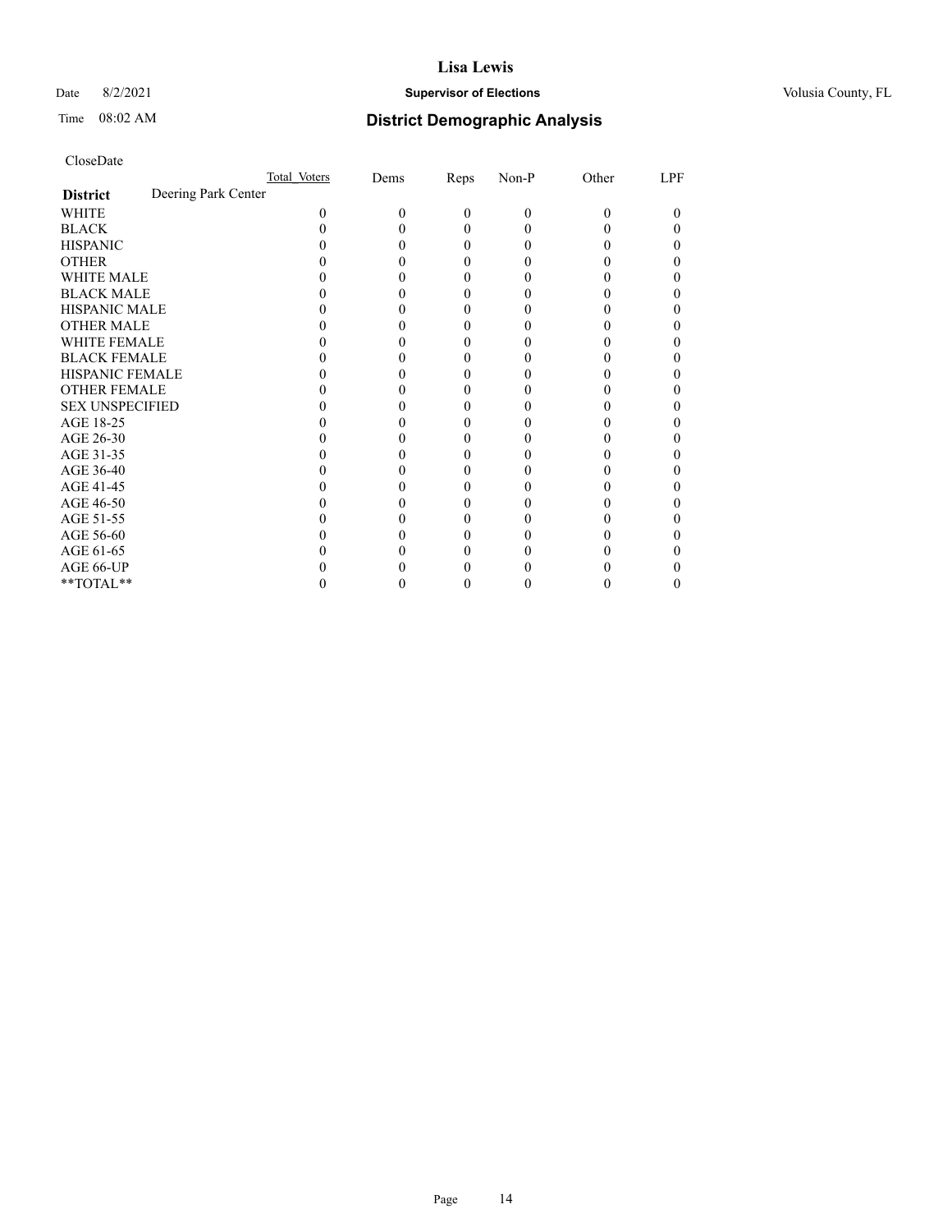# Lisa Lewis

Date 8/2/2021 **Supervisor of Elections** Volusia County, FL

Time 08:02 AM **District Demographic Analysis**

CloseDate

| | Total Voters | Dems | Reps | Non-P | Other | LPF |
|---|---|---|---|---|---|---|
| **District** Deering Park Center | | | | | | |
| WHITE | 0 | 0 | 0 | 0 | 0 | 0 |
| BLACK | 0 | 0 | 0 | 0 | 0 | 0 |
| HISPANIC | 0 | 0 | 0 | 0 | 0 | 0 |
| OTHER | 0 | 0 | 0 | 0 | 0 | 0 |
| WHITE MALE | 0 | 0 | 0 | 0 | 0 | 0 |
| BLACK MALE | 0 | 0 | 0 | 0 | 0 | 0 |
| HISPANIC MALE | 0 | 0 | 0 | 0 | 0 | 0 |
| OTHER MALE | 0 | 0 | 0 | 0 | 0 | 0 |
| WHITE FEMALE | 0 | 0 | 0 | 0 | 0 | 0 |
| BLACK FEMALE | 0 | 0 | 0 | 0 | 0 | 0 |
| HISPANIC FEMALE | 0 | 0 | 0 | 0 | 0 | 0 |
| OTHER FEMALE | 0 | 0 | 0 | 0 | 0 | 0 |
| SEX UNSPECIFIED | 0 | 0 | 0 | 0 | 0 | 0 |
| AGE 18-25 | 0 | 0 | 0 | 0 | 0 | 0 |
| AGE 26-30 | 0 | 0 | 0 | 0 | 0 | 0 |
| AGE 31-35 | 0 | 0 | 0 | 0 | 0 | 0 |
| AGE 36-40 | 0 | 0 | 0 | 0 | 0 | 0 |
| AGE 41-45 | 0 | 0 | 0 | 0 | 0 | 0 |
| AGE 46-50 | 0 | 0 | 0 | 0 | 0 | 0 |
| AGE 51-55 | 0 | 0 | 0 | 0 | 0 | 0 |
| AGE 56-60 | 0 | 0 | 0 | 0 | 0 | 0 |
| AGE 61-65 | 0 | 0 | 0 | 0 | 0 | 0 |
| AGE 66-UP | 0 | 0 | 0 | 0 | 0 | 0 |
| **TOTAL** | 0 | 0 | 0 | 0 | 0 | 0 |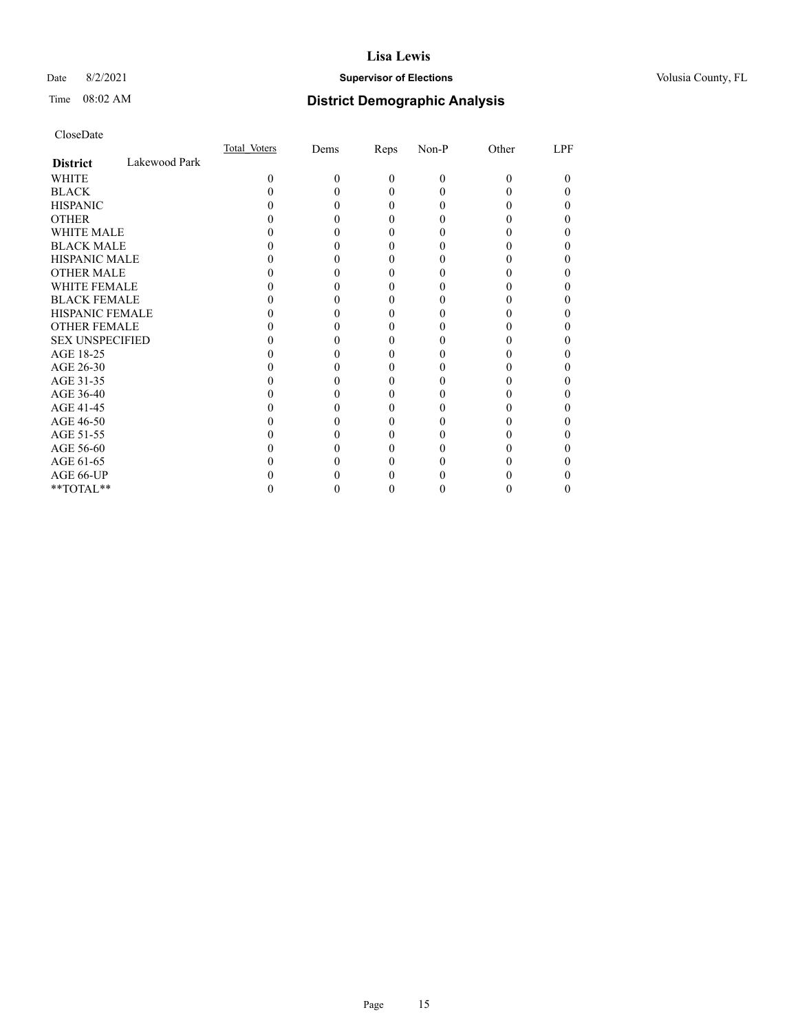CloseDate

| District | Lakewood Park | Total_Voters | Dems | Reps | Non-P | Other | LPF |
|---|---|---|---|---|---|---|---|
| WHITE | | 0 | 0 | 0 | 0 | 0 | 0 |
| BLACK | | 0 | 0 | 0 | 0 | 0 | 0 |
| HISPANIC | | 0 | 0 | 0 | 0 | 0 | 0 |
| OTHER | | 0 | 0 | 0 | 0 | 0 | 0 |
| WHITE MALE | | 0 | 0 | 0 | 0 | 0 | 0 |
| BLACK MALE | | 0 | 0 | 0 | 0 | 0 | 0 |
| HISPANIC MALE | | 0 | 0 | 0 | 0 | 0 | 0 |
| OTHER MALE | | 0 | 0 | 0 | 0 | 0 | 0 |
| WHITE FEMALE | | 0 | 0 | 0 | 0 | 0 | 0 |
| BLACK FEMALE | | 0 | 0 | 0 | 0 | 0 | 0 |
| HISPANIC FEMALE | | 0 | 0 | 0 | 0 | 0 | 0 |
| OTHER FEMALE | | 0 | 0 | 0 | 0 | 0 | 0 |
| SEX UNSPECIFIED | | 0 | 0 | 0 | 0 | 0 | 0 |
| AGE 18-25 | | 0 | 0 | 0 | 0 | 0 | 0 |
| AGE 26-30 | | 0 | 0 | 0 | 0 | 0 | 0 |
| AGE 31-35 | | 0 | 0 | 0 | 0 | 0 | 0 |
| AGE 36-40 | | 0 | 0 | 0 | 0 | 0 | 0 |
| AGE 41-45 | | 0 | 0 | 0 | 0 | 0 | 0 |
| AGE 46-50 | | 0 | 0 | 0 | 0 | 0 | 0 |
| AGE 51-55 | | 0 | 0 | 0 | 0 | 0 | 0 |
| AGE 56-60 | | 0 | 0 | 0 | 0 | 0 | 0 |
| AGE 61-65 | | 0 | 0 | 0 | 0 | 0 | 0 |
| AGE 66-UP | | 0 | 0 | 0 | 0 | 0 | 0 |
| **TOTAL** | | 0 | 0 | 0 | 0 | 0 | 0 |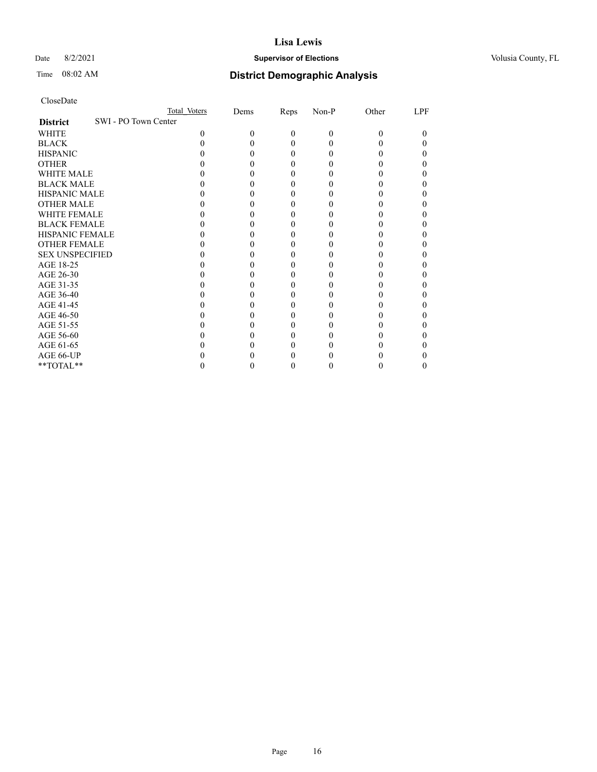CloseDate

| District | SWI - PO Town Center | Total Voters | Dems | Reps | Non-P | Other | LPF |
|---|---|---|---|---|---|---|---|
| WHITE | | 0 | 0 | 0 | 0 | 0 | 0 |
| BLACK | | 0 | 0 | 0 | 0 | 0 | 0 |
| HISPANIC | | 0 | 0 | 0 | 0 | 0 | 0 |
| OTHER | | 0 | 0 | 0 | 0 | 0 | 0 |
| WHITE MALE | | 0 | 0 | 0 | 0 | 0 | 0 |
| BLACK MALE | | 0 | 0 | 0 | 0 | 0 | 0 |
| HISPANIC MALE | | 0 | 0 | 0 | 0 | 0 | 0 |
| OTHER MALE | | 0 | 0 | 0 | 0 | 0 | 0 |
| WHITE FEMALE | | 0 | 0 | 0 | 0 | 0 | 0 |
| BLACK FEMALE | | 0 | 0 | 0 | 0 | 0 | 0 |
| HISPANIC FEMALE | | 0 | 0 | 0 | 0 | 0 | 0 |
| OTHER FEMALE | | 0 | 0 | 0 | 0 | 0 | 0 |
| SEX UNSPECIFIED | | 0 | 0 | 0 | 0 | 0 | 0 |
| AGE 18-25 | | 0 | 0 | 0 | 0 | 0 | 0 |
| AGE 26-30 | | 0 | 0 | 0 | 0 | 0 | 0 |
| AGE 31-35 | | 0 | 0 | 0 | 0 | 0 | 0 |
| AGE 36-40 | | 0 | 0 | 0 | 0 | 0 | 0 |
| AGE 41-45 | | 0 | 0 | 0 | 0 | 0 | 0 |
| AGE 46-50 | | 0 | 0 | 0 | 0 | 0 | 0 |
| AGE 51-55 | | 0 | 0 | 0 | 0 | 0 | 0 |
| AGE 56-60 | | 0 | 0 | 0 | 0 | 0 | 0 |
| AGE 61-65 | | 0 | 0 | 0 | 0 | 0 | 0 |
| AGE 66-UP | | 0 | 0 | 0 | 0 | 0 | 0 |
| **TOTAL** | | 0 | 0 | 0 | 0 | 0 | 0 |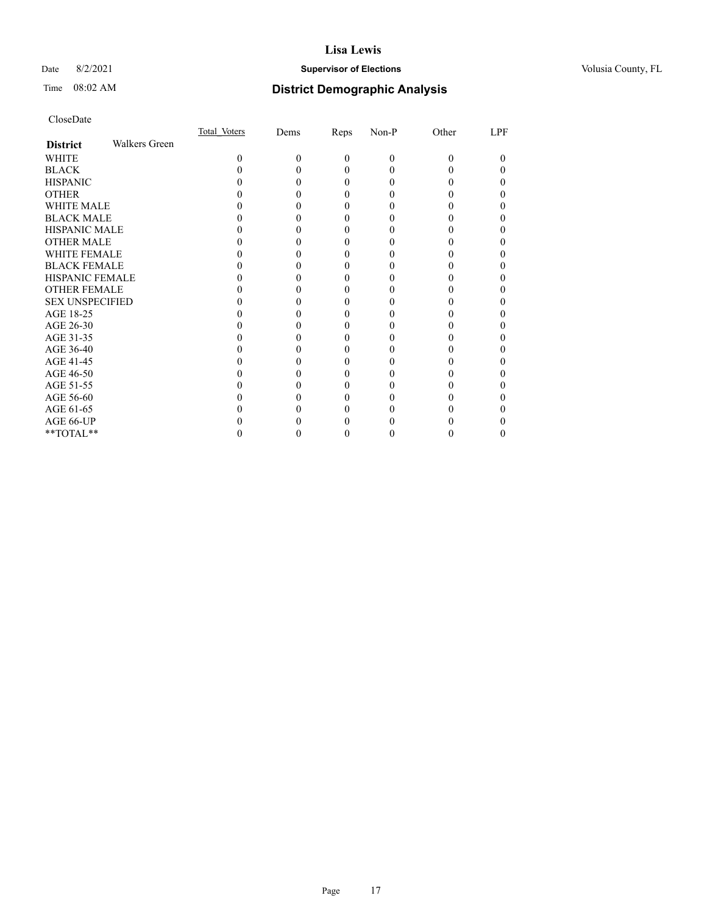CloseDate

| District | Walkers Green | Total_Voters | Dems | Reps | Non-P | Other | LPF |
|---|---|---|---|---|---|---|---|
| WHITE | | 0 | 0 | 0 | 0 | 0 | 0 |
| BLACK | | 0 | 0 | 0 | 0 | 0 | 0 |
| HISPANIC | | 0 | 0 | 0 | 0 | 0 | 0 |
| OTHER | | 0 | 0 | 0 | 0 | 0 | 0 |
| WHITE MALE | | 0 | 0 | 0 | 0 | 0 | 0 |
| BLACK MALE | | 0 | 0 | 0 | 0 | 0 | 0 |
| HISPANIC MALE | | 0 | 0 | 0 | 0 | 0 | 0 |
| OTHER MALE | | 0 | 0 | 0 | 0 | 0 | 0 |
| WHITE FEMALE | | 0 | 0 | 0 | 0 | 0 | 0 |
| BLACK FEMALE | | 0 | 0 | 0 | 0 | 0 | 0 |
| HISPANIC FEMALE | | 0 | 0 | 0 | 0 | 0 | 0 |
| OTHER FEMALE | | 0 | 0 | 0 | 0 | 0 | 0 |
| SEX UNSPECIFIED | | 0 | 0 | 0 | 0 | 0 | 0 |
| AGE 18-25 | | 0 | 0 | 0 | 0 | 0 | 0 |
| AGE 26-30 | | 0 | 0 | 0 | 0 | 0 | 0 |
| AGE 31-35 | | 0 | 0 | 0 | 0 | 0 | 0 |
| AGE 36-40 | | 0 | 0 | 0 | 0 | 0 | 0 |
| AGE 41-45 | | 0 | 0 | 0 | 0 | 0 | 0 |
| AGE 46-50 | | 0 | 0 | 0 | 0 | 0 | 0 |
| AGE 51-55 | | 0 | 0 | 0 | 0 | 0 | 0 |
| AGE 56-60 | | 0 | 0 | 0 | 0 | 0 | 0 |
| AGE 61-65 | | 0 | 0 | 0 | 0 | 0 | 0 |
| AGE 66-UP | | 0 | 0 | 0 | 0 | 0 | 0 |
| **TOTAL** | | 0 | 0 | 0 | 0 | 0 | 0 |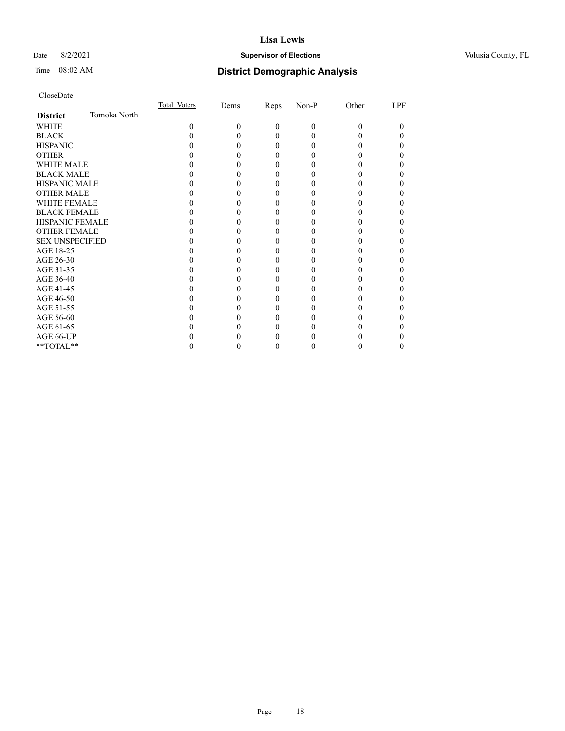**Lisa Lewis**

Date 8/2/2021 **Supervisor of Elections** Volusia County, FL

Time 08:02 AM **District Demographic Analysis**

CloseDate

| **District** Tomoka North | Total Voters | Dems | Reps | Non-P | Other | LPF |
|---|---|---|---|---|---|---|
| WHITE | 0 | 0 | 0 | 0 | 0 | 0 |
| BLACK | 0 | 0 | 0 | 0 | 0 | 0 |
| HISPANIC | 0 | 0 | 0 | 0 | 0 | 0 |
| OTHER | 0 | 0 | 0 | 0 | 0 | 0 |
| WHITE MALE | 0 | 0 | 0 | 0 | 0 | 0 |
| BLACK MALE | 0 | 0 | 0 | 0 | 0 | 0 |
| HISPANIC MALE | 0 | 0 | 0 | 0 | 0 | 0 |
| OTHER MALE | 0 | 0 | 0 | 0 | 0 | 0 |
| WHITE FEMALE | 0 | 0 | 0 | 0 | 0 | 0 |
| BLACK FEMALE | 0 | 0 | 0 | 0 | 0 | 0 |
| HISPANIC FEMALE | 0 | 0 | 0 | 0 | 0 | 0 |
| OTHER FEMALE | 0 | 0 | 0 | 0 | 0 | 0 |
| SEX UNSPECIFIED | 0 | 0 | 0 | 0 | 0 | 0 |
| AGE 18-25 | 0 | 0 | 0 | 0 | 0 | 0 |
| AGE 26-30 | 0 | 0 | 0 | 0 | 0 | 0 |
| AGE 31-35 | 0 | 0 | 0 | 0 | 0 | 0 |
| AGE 36-40 | 0 | 0 | 0 | 0 | 0 | 0 |
| AGE 41-45 | 0 | 0 | 0 | 0 | 0 | 0 |
| AGE 46-50 | 0 | 0 | 0 | 0 | 0 | 0 |
| AGE 51-55 | 0 | 0 | 0 | 0 | 0 | 0 |
| AGE 56-60 | 0 | 0 | 0 | 0 | 0 | 0 |
| AGE 61-65 | 0 | 0 | 0 | 0 | 0 | 0 |
| AGE 66-UP | 0 | 0 | 0 | 0 | 0 | 0 |
| **TOTAL** | 0 | 0 | 0 | 0 | 0 | 0 |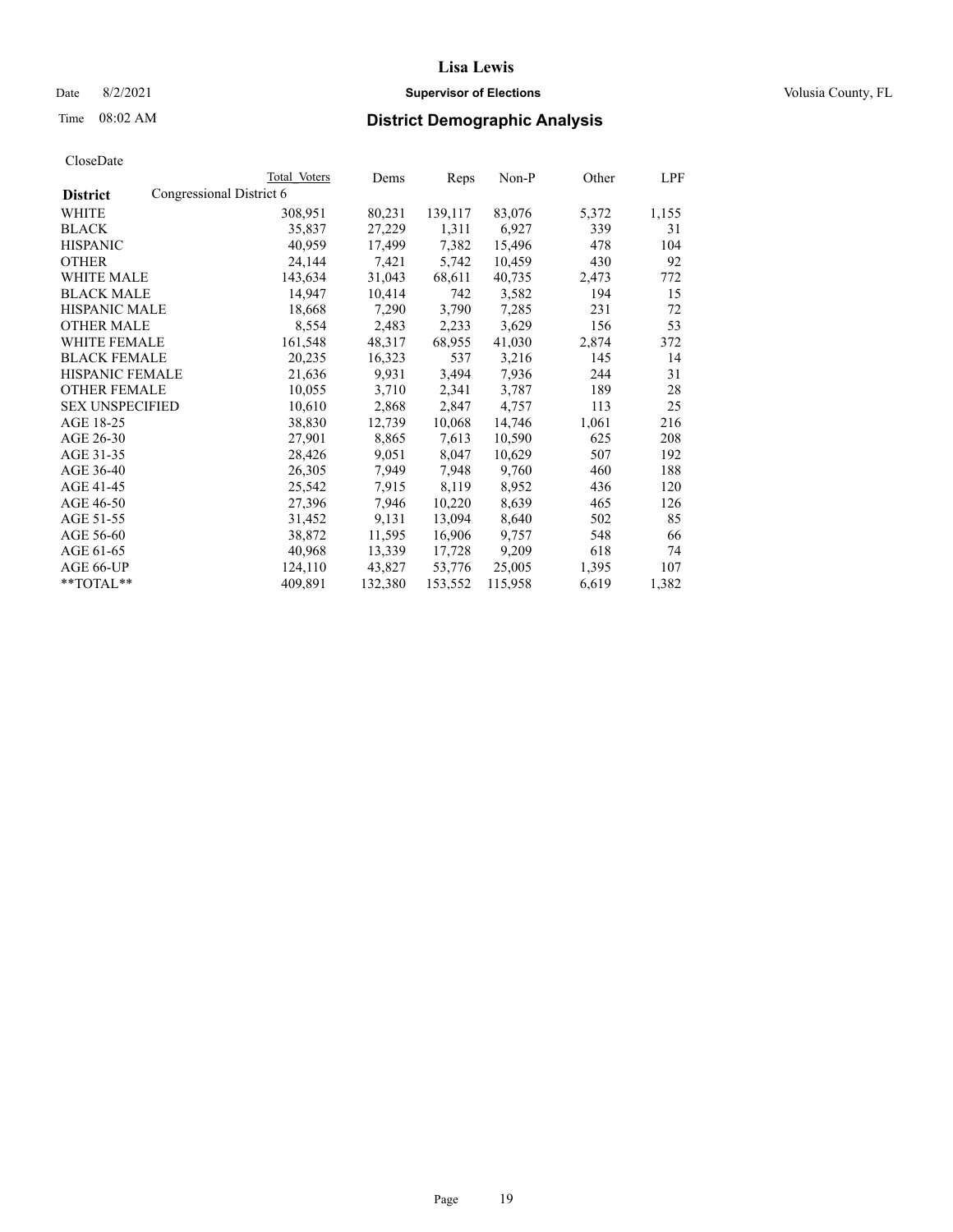CloseDate

| District | Congressional District 6 | Total Voters | Dems | Reps | Non-P | Other | LPF |
|---|---|---|---|---|---|---|---|
| WHITE | | 308,951 | 80,231 | 139,117 | 83,076 | 5,372 | 1,155 |
| BLACK | | 35,837 | 27,229 | 1,311 | 6,927 | 339 | 31 |
| HISPANIC | | 40,959 | 17,499 | 7,382 | 15,496 | 478 | 104 |
| OTHER | | 24,144 | 7,421 | 5,742 | 10,459 | 430 | 92 |
| WHITE MALE | | 143,634 | 31,043 | 68,611 | 40,735 | 2,473 | 772 |
| BLACK MALE | | 14,947 | 10,414 | 742 | 3,582 | 194 | 15 |
| HISPANIC MALE | | 18,668 | 7,290 | 3,790 | 7,285 | 231 | 72 |
| OTHER MALE | | 8,554 | 2,483 | 2,233 | 3,629 | 156 | 53 |
| WHITE FEMALE | | 161,548 | 48,317 | 68,955 | 41,030 | 2,874 | 372 |
| BLACK FEMALE | | 20,235 | 16,323 | 537 | 3,216 | 145 | 14 |
| HISPANIC FEMALE | | 21,636 | 9,931 | 3,494 | 7,936 | 244 | 31 |
| OTHER FEMALE | | 10,055 | 3,710 | 2,341 | 3,787 | 189 | 28 |
| SEX UNSPECIFIED | | 10,610 | 2,868 | 2,847 | 4,757 | 113 | 25 |
| AGE 18-25 | | 38,830 | 12,739 | 10,068 | 14,746 | 1,061 | 216 |
| AGE 26-30 | | 27,901 | 8,865 | 7,613 | 10,590 | 625 | 208 |
| AGE 31-35 | | 28,426 | 9,051 | 8,047 | 10,629 | 507 | 192 |
| AGE 36-40 | | 26,305 | 7,949 | 7,948 | 9,760 | 460 | 188 |
| AGE 41-45 | | 25,542 | 7,915 | 8,119 | 8,952 | 436 | 120 |
| AGE 46-50 | | 27,396 | 7,946 | 10,220 | 8,639 | 465 | 126 |
| AGE 51-55 | | 31,452 | 9,131 | 13,094 | 8,640 | 502 | 85 |
| AGE 56-60 | | 38,872 | 11,595 | 16,906 | 9,757 | 548 | 66 |
| AGE 61-65 | | 40,968 | 13,339 | 17,728 | 9,209 | 618 | 74 |
| AGE 66-UP | | 124,110 | 43,827 | 53,776 | 25,005 | 1,395 | 107 |
| **TOTAL** | | 409,891 | 132,380 | 153,552 | 115,958 | 6,619 | 1,382 |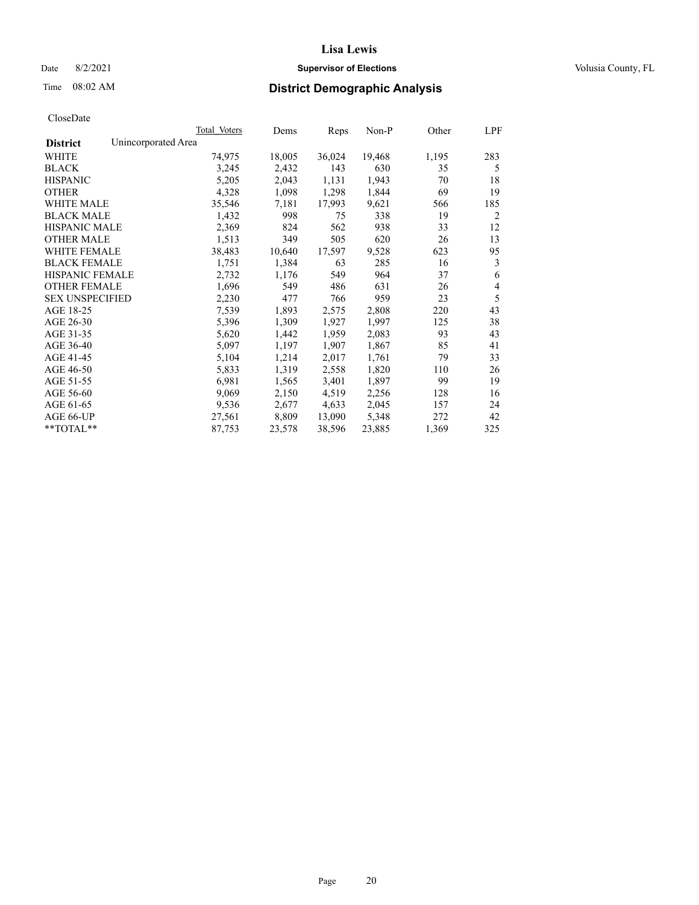# Lisa Lewis

Date 8/2/2021 **Supervisor of Elections** Volusia County, FL

Time 08:02 AM **District Demographic Analysis**

CloseDate

| **District** | Unincorporated Area | Total Voters | Dems | Reps | Non-P | Other | LPF |
|---|---|---|---|---|---|---|---|
| WHITE | | 74,975 | 18,005 | 36,024 | 19,468 | 1,195 | 283 |
| BLACK | | 3,245 | 2,432 | 143 | 630 | 35 | 5 |
| HISPANIC | | 5,205 | 2,043 | 1,131 | 1,943 | 70 | 18 |
| OTHER | | 4,328 | 1,098 | 1,298 | 1,844 | 69 | 19 |
| WHITE MALE | | 35,546 | 7,181 | 17,993 | 9,621 | 566 | 185 |
| BLACK MALE | | 1,432 | 998 | 75 | 338 | 19 | 2 |
| HISPANIC MALE | | 2,369 | 824 | 562 | 938 | 33 | 12 |
| OTHER MALE | | 1,513 | 349 | 505 | 620 | 26 | 13 |
| WHITE FEMALE | | 38,483 | 10,640 | 17,597 | 9,528 | 623 | 95 |
| BLACK FEMALE | | 1,751 | 1,384 | 63 | 285 | 16 | 3 |
| HISPANIC FEMALE | | 2,732 | 1,176 | 549 | 964 | 37 | 6 |
| OTHER FEMALE | | 1,696 | 549 | 486 | 631 | 26 | 4 |
| SEX UNSPECIFIED | | 2,230 | 477 | 766 | 959 | 23 | 5 |
| AGE 18-25 | | 7,539 | 1,893 | 2,575 | 2,808 | 220 | 43 |
| AGE 26-30 | | 5,396 | 1,309 | 1,927 | 1,997 | 125 | 38 |
| AGE 31-35 | | 5,620 | 1,442 | 1,959 | 2,083 | 93 | 43 |
| AGE 36-40 | | 5,097 | 1,197 | 1,907 | 1,867 | 85 | 41 |
| AGE 41-45 | | 5,104 | 1,214 | 2,017 | 1,761 | 79 | 33 |
| AGE 46-50 | | 5,833 | 1,319 | 2,558 | 1,820 | 110 | 26 |
| AGE 51-55 | | 6,981 | 1,565 | 3,401 | 1,897 | 99 | 19 |
| AGE 56-60 | | 9,069 | 2,150 | 4,519 | 2,256 | 128 | 16 |
| AGE 61-65 | | 9,536 | 2,677 | 4,633 | 2,045 | 157 | 24 |
| AGE 66-UP | | 27,561 | 8,809 | 13,090 | 5,348 | 272 | 42 |
| **TOTAL** | | 87,753 | 23,578 | 38,596 | 23,885 | 1,369 | 325 |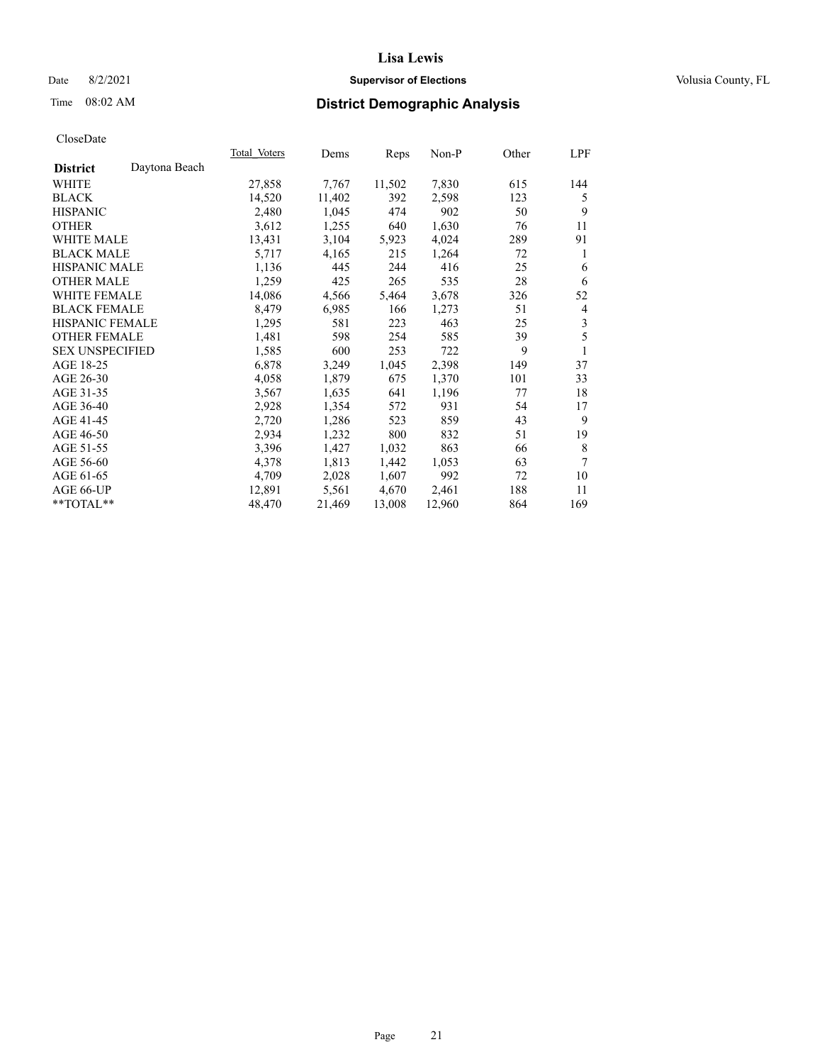# Lisa Lewis

Date 8/2/2021 **Supervisor of Elections** Volusia County, FL

Time 08:02 AM **District Demographic Analysis**

CloseDate

| District | Daytona Beach | Total Voters | Dems | Reps | Non-P | Other | LPF |
|---|---|---|---|---|---|---|---|
| WHITE | | 27,858 | 7,767 | 11,502 | 7,830 | 615 | 144 |
| BLACK | | 14,520 | 11,402 | 392 | 2,598 | 123 | 5 |
| HISPANIC | | 2,480 | 1,045 | 474 | 902 | 50 | 9 |
| OTHER | | 3,612 | 1,255 | 640 | 1,630 | 76 | 11 |
| WHITE MALE | | 13,431 | 3,104 | 5,923 | 4,024 | 289 | 91 |
| BLACK MALE | | 5,717 | 4,165 | 215 | 1,264 | 72 | 1 |
| HISPANIC MALE | | 1,136 | 445 | 244 | 416 | 25 | 6 |
| OTHER MALE | | 1,259 | 425 | 265 | 535 | 28 | 6 |
| WHITE FEMALE | | 14,086 | 4,566 | 5,464 | 3,678 | 326 | 52 |
| BLACK FEMALE | | 8,479 | 6,985 | 166 | 1,273 | 51 | 4 |
| HISPANIC FEMALE | | 1,295 | 581 | 223 | 463 | 25 | 3 |
| OTHER FEMALE | | 1,481 | 598 | 254 | 585 | 39 | 5 |
| SEX UNSPECIFIED | | 1,585 | 600 | 253 | 722 | 9 | 1 |
| AGE 18-25 | | 6,878 | 3,249 | 1,045 | 2,398 | 149 | 37 |
| AGE 26-30 | | 4,058 | 1,879 | 675 | 1,370 | 101 | 33 |
| AGE 31-35 | | 3,567 | 1,635 | 641 | 1,196 | 77 | 18 |
| AGE 36-40 | | 2,928 | 1,354 | 572 | 931 | 54 | 17 |
| AGE 41-45 | | 2,720 | 1,286 | 523 | 859 | 43 | 9 |
| AGE 46-50 | | 2,934 | 1,232 | 800 | 832 | 51 | 19 |
| AGE 51-55 | | 3,396 | 1,427 | 1,032 | 863 | 66 | 8 |
| AGE 56-60 | | 4,378 | 1,813 | 1,442 | 1,053 | 63 | 7 |
| AGE 61-65 | | 4,709 | 2,028 | 1,607 | 992 | 72 | 10 |
| AGE 66-UP | | 12,891 | 5,561 | 4,670 | 2,461 | 188 | 11 |
| **TOTAL** | | 48,470 | 21,469 | 13,008 | 12,960 | 864 | 169 |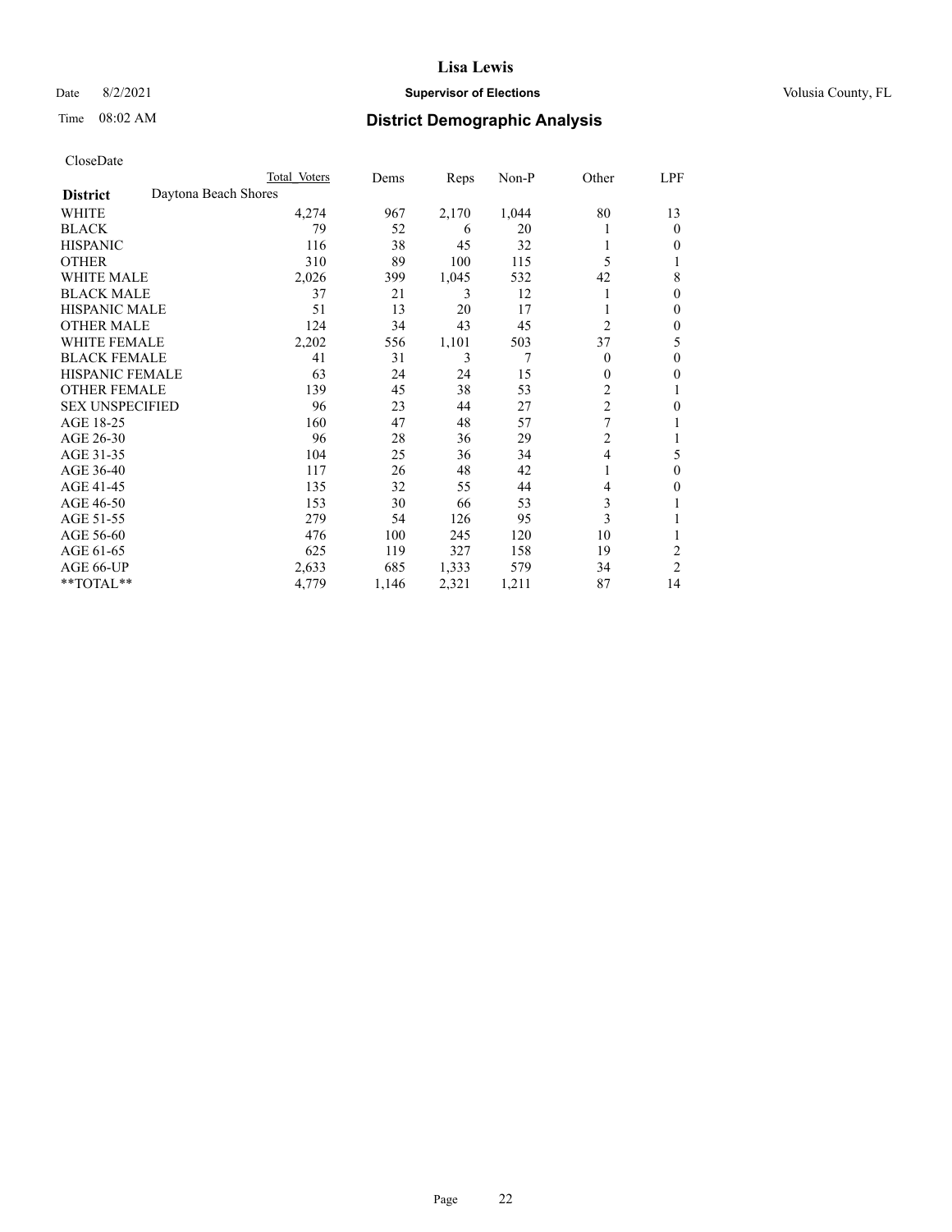# District Demographic Analysis

CloseDate

| | Total Voters | Dems | Reps | Non-P | Other | LPF |
|---|---|---|---|---|---|---|
| **District** Daytona Beach Shores | | | | | | |
| WHITE | 4,274 | 967 | 2,170 | 1,044 | 80 | 13 |
| BLACK | 79 | 52 | 6 | 20 | 1 | 0 |
| HISPANIC | 116 | 38 | 45 | 32 | 1 | 0 |
| OTHER | 310 | 89 | 100 | 115 | 5 | 1 |
| WHITE MALE | 2,026 | 399 | 1,045 | 532 | 42 | 8 |
| BLACK MALE | 37 | 21 | 3 | 12 | 1 | 0 |
| HISPANIC MALE | 51 | 13 | 20 | 17 | 1 | 0 |
| OTHER MALE | 124 | 34 | 43 | 45 | 2 | 0 |
| WHITE FEMALE | 2,202 | 556 | 1,101 | 503 | 37 | 5 |
| BLACK FEMALE | 41 | 31 | 3 | 7 | 0 | 0 |
| HISPANIC FEMALE | 63 | 24 | 24 | 15 | 0 | 0 |
| OTHER FEMALE | 139 | 45 | 38 | 53 | 2 | 1 |
| SEX UNSPECIFIED | 96 | 23 | 44 | 27 | 2 | 0 |
| AGE 18-25 | 160 | 47 | 48 | 57 | 7 | 1 |
| AGE 26-30 | 96 | 28 | 36 | 29 | 2 | 1 |
| AGE 31-35 | 104 | 25 | 36 | 34 | 4 | 5 |
| AGE 36-40 | 117 | 26 | 48 | 42 | 1 | 0 |
| AGE 41-45 | 135 | 32 | 55 | 44 | 4 | 0 |
| AGE 46-50 | 153 | 30 | 66 | 53 | 3 | 1 |
| AGE 51-55 | 279 | 54 | 126 | 95 | 3 | 1 |
| AGE 56-60 | 476 | 100 | 245 | 120 | 10 | 1 |
| AGE 61-65 | 625 | 119 | 327 | 158 | 19 | 2 |
| AGE 66-UP | 2,633 | 685 | 1,333 | 579 | 34 | 2 |
| **TOTAL** | 4,779 | 1,146 | 2,321 | 1,211 | 87 | 14 |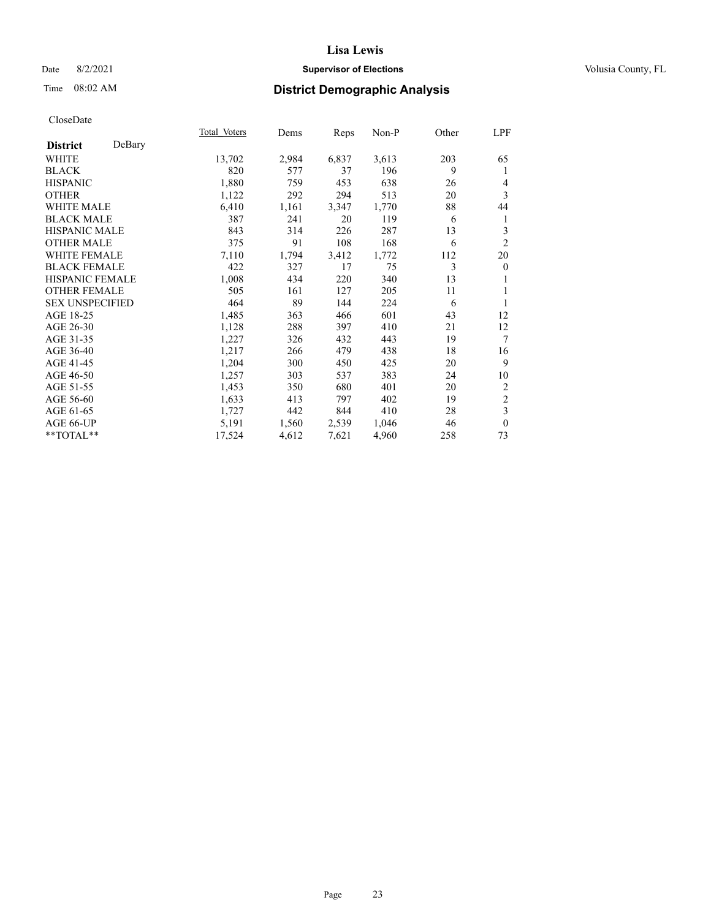CloseDate

| District DeBary | Total Voters | Dems | Reps | Non-P | Other | LPF |
|---|---|---|---|---|---|---|
| WHITE | 13,702 | 2,984 | 6,837 | 3,613 | 203 | 65 |
| BLACK | 820 | 577 | 37 | 196 | 9 | 1 |
| HISPANIC | 1,880 | 759 | 453 | 638 | 26 | 4 |
| OTHER | 1,122 | 292 | 294 | 513 | 20 | 3 |
| WHITE MALE | 6,410 | 1,161 | 3,347 | 1,770 | 88 | 44 |
| BLACK MALE | 387 | 241 | 20 | 119 | 6 | 1 |
| HISPANIC MALE | 843 | 314 | 226 | 287 | 13 | 3 |
| OTHER MALE | 375 | 91 | 108 | 168 | 6 | 2 |
| WHITE FEMALE | 7,110 | 1,794 | 3,412 | 1,772 | 112 | 20 |
| BLACK FEMALE | 422 | 327 | 17 | 75 | 3 | 0 |
| HISPANIC FEMALE | 1,008 | 434 | 220 | 340 | 13 | 1 |
| OTHER FEMALE | 505 | 161 | 127 | 205 | 11 | 1 |
| SEX UNSPECIFIED | 464 | 89 | 144 | 224 | 6 | 1 |
| AGE 18-25 | 1,485 | 363 | 466 | 601 | 43 | 12 |
| AGE 26-30 | 1,128 | 288 | 397 | 410 | 21 | 12 |
| AGE 31-35 | 1,227 | 326 | 432 | 443 | 19 | 7 |
| AGE 36-40 | 1,217 | 266 | 479 | 438 | 18 | 16 |
| AGE 41-45 | 1,204 | 300 | 450 | 425 | 20 | 9 |
| AGE 46-50 | 1,257 | 303 | 537 | 383 | 24 | 10 |
| AGE 51-55 | 1,453 | 350 | 680 | 401 | 20 | 2 |
| AGE 56-60 | 1,633 | 413 | 797 | 402 | 19 | 2 |
| AGE 61-65 | 1,727 | 442 | 844 | 410 | 28 | 3 |
| AGE 66-UP | 5,191 | 1,560 | 2,539 | 1,046 | 46 | 0 |
| **TOTAL** | 17,524 | 4,612 | 7,621 | 4,960 | 258 | 73 |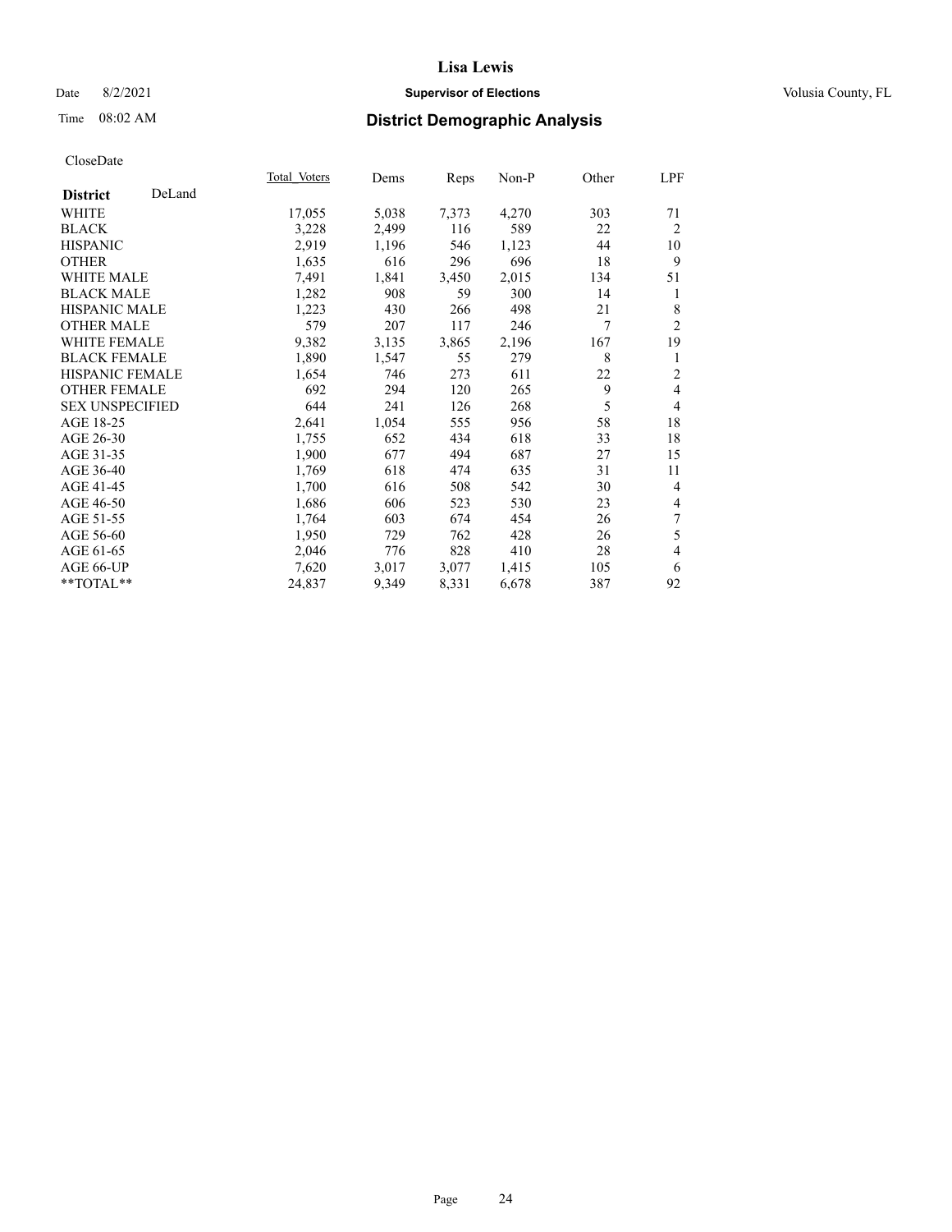# Lisa Lewis

Date 8/2/2021 **Supervisor of Elections** Volusia County, FL

Time 08:02 AM **District Demographic Analysis**

CloseDate

| **District** DeLand | Total Voters | Dems | Reps | Non-P | Other | LPF |
|---|---|---|---|---|---|---|
| WHITE | 17,055 | 5,038 | 7,373 | 4,270 | 303 | 71 |
| BLACK | 3,228 | 2,499 | 116 | 589 | 22 | 2 |
| HISPANIC | 2,919 | 1,196 | 546 | 1,123 | 44 | 10 |
| OTHER | 1,635 | 616 | 296 | 696 | 18 | 9 |
| WHITE MALE | 7,491 | 1,841 | 3,450 | 2,015 | 134 | 51 |
| BLACK MALE | 1,282 | 908 | 59 | 300 | 14 | 1 |
| HISPANIC MALE | 1,223 | 430 | 266 | 498 | 21 | 8 |
| OTHER MALE | 579 | 207 | 117 | 246 | 7 | 2 |
| WHITE FEMALE | 9,382 | 3,135 | 3,865 | 2,196 | 167 | 19 |
| BLACK FEMALE | 1,890 | 1,547 | 55 | 279 | 8 | 1 |
| HISPANIC FEMALE | 1,654 | 746 | 273 | 611 | 22 | 2 |
| OTHER FEMALE | 692 | 294 | 120 | 265 | 9 | 4 |
| SEX UNSPECIFIED | 644 | 241 | 126 | 268 | 5 | 4 |
| AGE 18-25 | 2,641 | 1,054 | 555 | 956 | 58 | 18 |
| AGE 26-30 | 1,755 | 652 | 434 | 618 | 33 | 18 |
| AGE 31-35 | 1,900 | 677 | 494 | 687 | 27 | 15 |
| AGE 36-40 | 1,769 | 618 | 474 | 635 | 31 | 11 |
| AGE 41-45 | 1,700 | 616 | 508 | 542 | 30 | 4 |
| AGE 46-50 | 1,686 | 606 | 523 | 530 | 23 | 4 |
| AGE 51-55 | 1,764 | 603 | 674 | 454 | 26 | 7 |
| AGE 56-60 | 1,950 | 729 | 762 | 428 | 26 | 5 |
| AGE 61-65 | 2,046 | 776 | 828 | 410 | 28 | 4 |
| AGE 66-UP | 7,620 | 3,017 | 3,077 | 1,415 | 105 | 6 |
| **TOTAL** | 24,837 | 9,349 | 8,331 | 6,678 | 387 | 92 |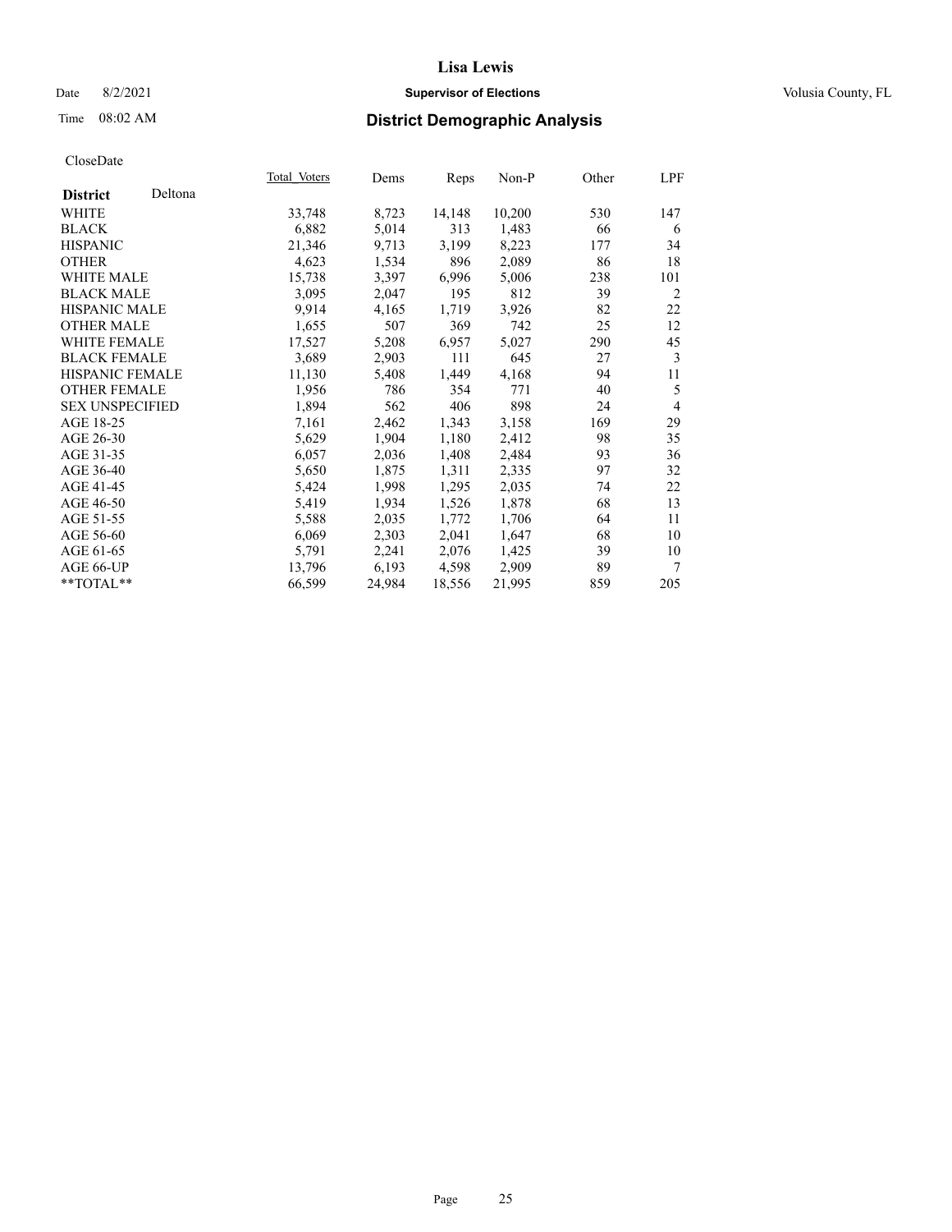CloseDate

| District | Deltona | Total_Voters | Dems | Reps | Non-P | Other | LPF |
|---|---|---|---|---|---|---|---|
| WHITE | | 33,748 | 8,723 | 14,148 | 10,200 | 530 | 147 |
| BLACK | | 6,882 | 5,014 | 313 | 1,483 | 66 | 6 |
| HISPANIC | | 21,346 | 9,713 | 3,199 | 8,223 | 177 | 34 |
| OTHER | | 4,623 | 1,534 | 896 | 2,089 | 86 | 18 |
| WHITE MALE | | 15,738 | 3,397 | 6,996 | 5,006 | 238 | 101 |
| BLACK MALE | | 3,095 | 2,047 | 195 | 812 | 39 | 2 |
| HISPANIC MALE | | 9,914 | 4,165 | 1,719 | 3,926 | 82 | 22 |
| OTHER MALE | | 1,655 | 507 | 369 | 742 | 25 | 12 |
| WHITE FEMALE | | 17,527 | 5,208 | 6,957 | 5,027 | 290 | 45 |
| BLACK FEMALE | | 3,689 | 2,903 | 111 | 645 | 27 | 3 |
| HISPANIC FEMALE | | 11,130 | 5,408 | 1,449 | 4,168 | 94 | 11 |
| OTHER FEMALE | | 1,956 | 786 | 354 | 771 | 40 | 5 |
| SEX UNSPECIFIED | | 1,894 | 562 | 406 | 898 | 24 | 4 |
| AGE 18-25 | | 7,161 | 2,462 | 1,343 | 3,158 | 169 | 29 |
| AGE 26-30 | | 5,629 | 1,904 | 1,180 | 2,412 | 98 | 35 |
| AGE 31-35 | | 6,057 | 2,036 | 1,408 | 2,484 | 93 | 36 |
| AGE 36-40 | | 5,650 | 1,875 | 1,311 | 2,335 | 97 | 32 |
| AGE 41-45 | | 5,424 | 1,998 | 1,295 | 2,035 | 74 | 22 |
| AGE 46-50 | | 5,419 | 1,934 | 1,526 | 1,878 | 68 | 13 |
| AGE 51-55 | | 5,588 | 2,035 | 1,772 | 1,706 | 64 | 11 |
| AGE 56-60 | | 6,069 | 2,303 | 2,041 | 1,647 | 68 | 10 |
| AGE 61-65 | | 5,791 | 2,241 | 2,076 | 1,425 | 39 | 10 |
| AGE 66-UP | | 13,796 | 6,193 | 4,598 | 2,909 | 89 | 7 |
| **TOTAL** | | 66,599 | 24,984 | 18,556 | 21,995 | 859 | 205 |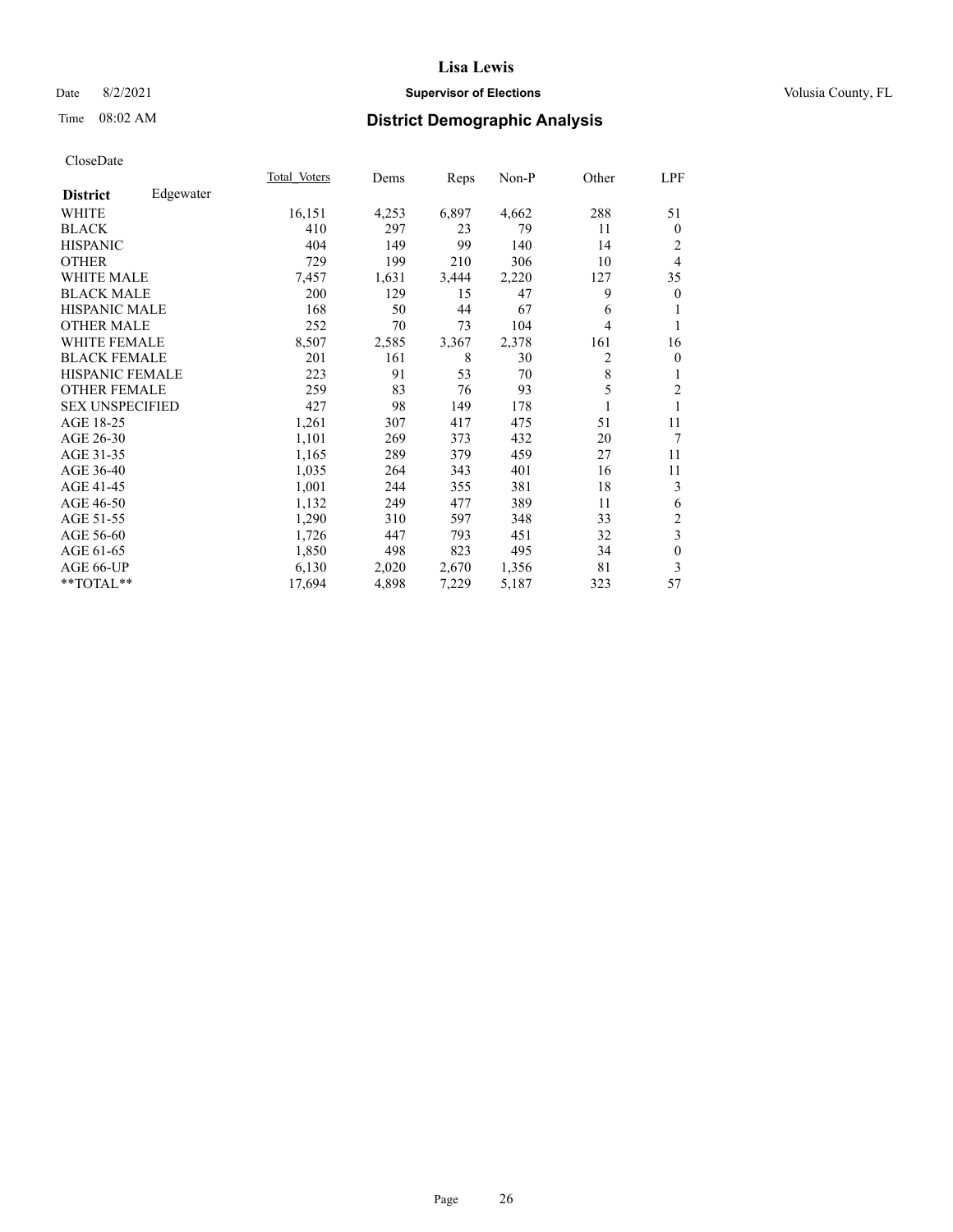Lisa Lewis

Date 8/2/2021 **Supervisor of Elections** Volusia County, FL

Time 08:02 AM **District Demographic Analysis**

CloseDate

| **District** Edgewater | Total Voters | Dems | Reps | Non-P | Other | LPF |
|---|---|---|---|---|---|---|
| WHITE | 16,151 | 4,253 | 6,897 | 4,662 | 288 | 51 |
| BLACK | 410 | 297 | 23 | 79 | 11 | 0 |
| HISPANIC | 404 | 149 | 99 | 140 | 14 | 2 |
| OTHER | 729 | 199 | 210 | 306 | 10 | 4 |
| WHITE MALE | 7,457 | 1,631 | 3,444 | 2,220 | 127 | 35 |
| BLACK MALE | 200 | 129 | 15 | 47 | 9 | 0 |
| HISPANIC MALE | 168 | 50 | 44 | 67 | 6 | 1 |
| OTHER MALE | 252 | 70 | 73 | 104 | 4 | 1 |
| WHITE FEMALE | 8,507 | 2,585 | 3,367 | 2,378 | 161 | 16 |
| BLACK FEMALE | 201 | 161 | 8 | 30 | 2 | 0 |
| HISPANIC FEMALE | 223 | 91 | 53 | 70 | 8 | 1 |
| OTHER FEMALE | 259 | 83 | 76 | 93 | 5 | 2 |
| SEX UNSPECIFIED | 427 | 98 | 149 | 178 | 1 | 1 |
| AGE 18-25 | 1,261 | 307 | 417 | 475 | 51 | 11 |
| AGE 26-30 | 1,101 | 269 | 373 | 432 | 20 | 7 |
| AGE 31-35 | 1,165 | 289 | 379 | 459 | 27 | 11 |
| AGE 36-40 | 1,035 | 264 | 343 | 401 | 16 | 11 |
| AGE 41-45 | 1,001 | 244 | 355 | 381 | 18 | 3 |
| AGE 46-50 | 1,132 | 249 | 477 | 389 | 11 | 6 |
| AGE 51-55 | 1,290 | 310 | 597 | 348 | 33 | 2 |
| AGE 56-60 | 1,726 | 447 | 793 | 451 | 32 | 3 |
| AGE 61-65 | 1,850 | 498 | 823 | 495 | 34 | 0 |
| AGE 66-UP | 6,130 | 2,020 | 2,670 | 1,356 | 81 | 3 |
| **TOTAL** | 17,694 | 4,898 | 7,229 | 5,187 | 323 | 57 |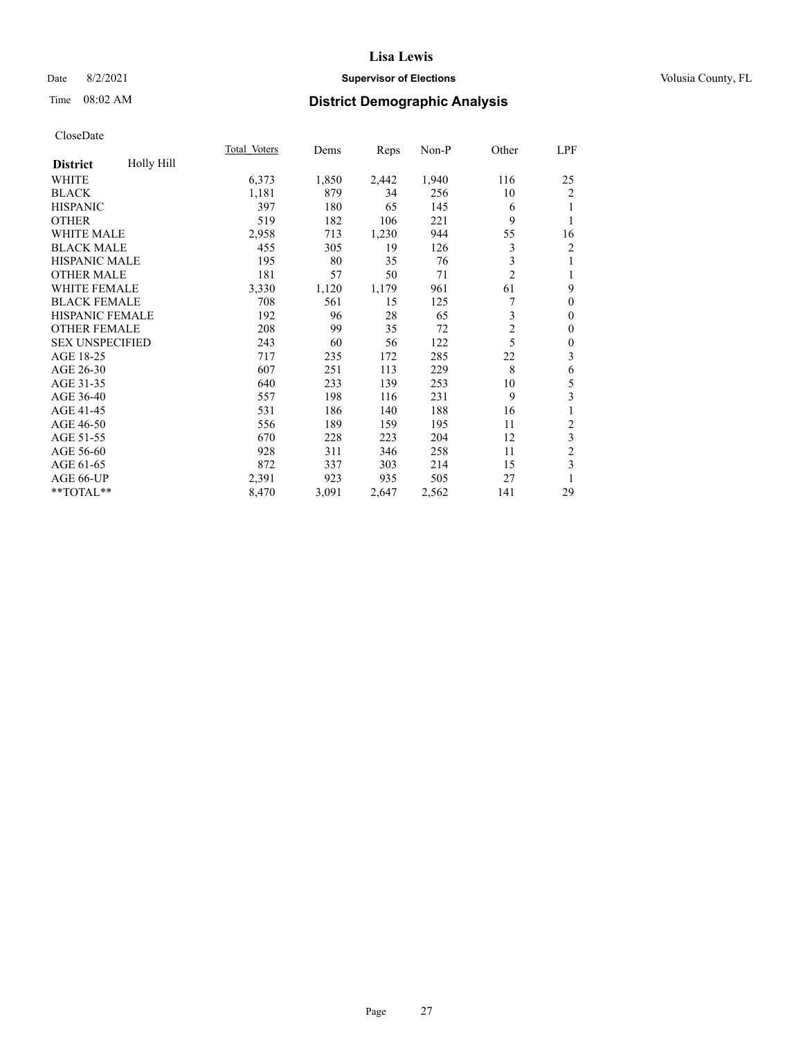# Lisa Lewis

Date 8/2/2021 **Supervisor of Elections** Volusia County, FL

Time 08:02 AM **District Demographic Analysis**

CloseDate

| **District** Holly Hill | Total Voters | Dems | Reps | Non-P | Other | LPF |
|---|---|---|---|---|---|---|
| WHITE | 6,373 | 1,850 | 2,442 | 1,940 | 116 | 25 |
| BLACK | 1,181 | 879 | 34 | 256 | 10 | 2 |
| HISPANIC | 397 | 180 | 65 | 145 | 6 | 1 |
| OTHER | 519 | 182 | 106 | 221 | 9 | 1 |
| WHITE MALE | 2,958 | 713 | 1,230 | 944 | 55 | 16 |
| BLACK MALE | 455 | 305 | 19 | 126 | 3 | 2 |
| HISPANIC MALE | 195 | 80 | 35 | 76 | 3 | 1 |
| OTHER MALE | 181 | 57 | 50 | 71 | 2 | 1 |
| WHITE FEMALE | 3,330 | 1,120 | 1,179 | 961 | 61 | 9 |
| BLACK FEMALE | 708 | 561 | 15 | 125 | 7 | 0 |
| HISPANIC FEMALE | 192 | 96 | 28 | 65 | 3 | 0 |
| OTHER FEMALE | 208 | 99 | 35 | 72 | 2 | 0 |
| SEX UNSPECIFIED | 243 | 60 | 56 | 122 | 5 | 0 |
| AGE 18-25 | 717 | 235 | 172 | 285 | 22 | 3 |
| AGE 26-30 | 607 | 251 | 113 | 229 | 8 | 6 |
| AGE 31-35 | 640 | 233 | 139 | 253 | 10 | 5 |
| AGE 36-40 | 557 | 198 | 116 | 231 | 9 | 3 |
| AGE 41-45 | 531 | 186 | 140 | 188 | 16 | 1 |
| AGE 46-50 | 556 | 189 | 159 | 195 | 11 | 2 |
| AGE 51-55 | 670 | 228 | 223 | 204 | 12 | 3 |
| AGE 56-60 | 928 | 311 | 346 | 258 | 11 | 2 |
| AGE 61-65 | 872 | 337 | 303 | 214 | 15 | 3 |
| AGE 66-UP | 2,391 | 923 | 935 | 505 | 27 | 1 |
| **TOTAL** | 8,470 | 3,091 | 2,647 | 2,562 | 141 | 29 |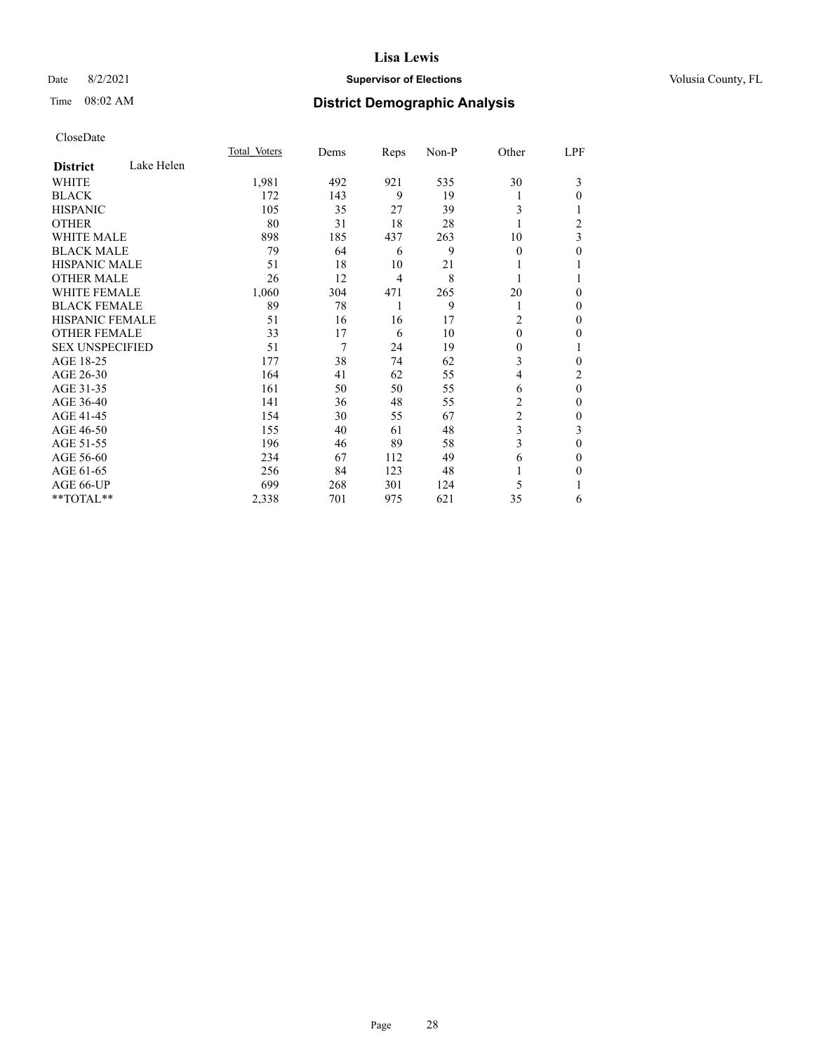CloseDate

| District | Lake Helen | Total_Voters | Dems | Reps | Non-P | Other | LPF |
|---|---|---|---|---|---|---|---|
| WHITE | | 1,981 | 492 | 921 | 535 | 30 | 3 |
| BLACK | | 172 | 143 | 9 | 19 | 1 | 0 |
| HISPANIC | | 105 | 35 | 27 | 39 | 3 | 1 |
| OTHER | | 80 | 31 | 18 | 28 | 1 | 2 |
| WHITE MALE | | 898 | 185 | 437 | 263 | 10 | 3 |
| BLACK MALE | | 79 | 64 | 6 | 9 | 0 | 0 |
| HISPANIC MALE | | 51 | 18 | 10 | 21 | 1 | 1 |
| OTHER MALE | | 26 | 12 | 4 | 8 | 1 | 1 |
| WHITE FEMALE | | 1,060 | 304 | 471 | 265 | 20 | 0 |
| BLACK FEMALE | | 89 | 78 | 1 | 9 | 1 | 0 |
| HISPANIC FEMALE | | 51 | 16 | 16 | 17 | 2 | 0 |
| OTHER FEMALE | | 33 | 17 | 6 | 10 | 0 | 0 |
| SEX UNSPECIFIED | | 51 | 7 | 24 | 19 | 0 | 1 |
| AGE 18-25 | | 177 | 38 | 74 | 62 | 3 | 0 |
| AGE 26-30 | | 164 | 41 | 62 | 55 | 4 | 2 |
| AGE 31-35 | | 161 | 50 | 50 | 55 | 6 | 0 |
| AGE 36-40 | | 141 | 36 | 48 | 55 | 2 | 0 |
| AGE 41-45 | | 154 | 30 | 55 | 67 | 2 | 0 |
| AGE 46-50 | | 155 | 40 | 61 | 48 | 3 | 3 |
| AGE 51-55 | | 196 | 46 | 89 | 58 | 3 | 0 |
| AGE 56-60 | | 234 | 67 | 112 | 49 | 6 | 0 |
| AGE 61-65 | | 256 | 84 | 123 | 48 | 1 | 0 |
| AGE 66-UP | | 699 | 268 | 301 | 124 | 5 | 1 |
| **TOTAL** | | 2,338 | 701 | 975 | 621 | 35 | 6 |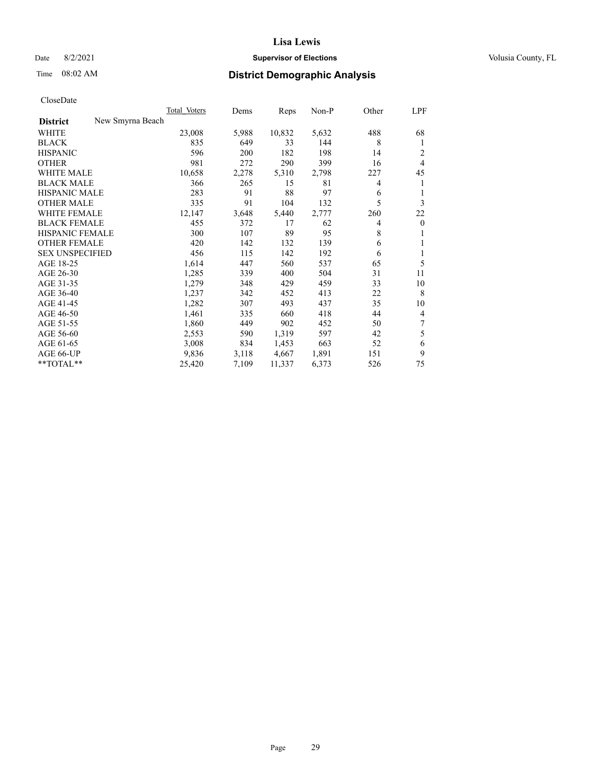CloseDate

| District | New Smyrna Beach | Total_Voters | Dems | Reps | Non-P | Other | LPF |
|---|---|---|---|---|---|---|---|
| WHITE | | 23,008 | 5,988 | 10,832 | 5,632 | 488 | 68 |
| BLACK | | 835 | 649 | 33 | 144 | 8 | 1 |
| HISPANIC | | 596 | 200 | 182 | 198 | 14 | 2 |
| OTHER | | 981 | 272 | 290 | 399 | 16 | 4 |
| WHITE MALE | | 10,658 | 2,278 | 5,310 | 2,798 | 227 | 45 |
| BLACK MALE | | 366 | 265 | 15 | 81 | 4 | 1 |
| HISPANIC MALE | | 283 | 91 | 88 | 97 | 6 | 1 |
| OTHER MALE | | 335 | 91 | 104 | 132 | 5 | 3 |
| WHITE FEMALE | | 12,147 | 3,648 | 5,440 | 2,777 | 260 | 22 |
| BLACK FEMALE | | 455 | 372 | 17 | 62 | 4 | 0 |
| HISPANIC FEMALE | | 300 | 107 | 89 | 95 | 8 | 1 |
| OTHER FEMALE | | 420 | 142 | 132 | 139 | 6 | 1 |
| SEX UNSPECIFIED | | 456 | 115 | 142 | 192 | 6 | 1 |
| AGE 18-25 | | 1,614 | 447 | 560 | 537 | 65 | 5 |
| AGE 26-30 | | 1,285 | 339 | 400 | 504 | 31 | 11 |
| AGE 31-35 | | 1,279 | 348 | 429 | 459 | 33 | 10 |
| AGE 36-40 | | 1,237 | 342 | 452 | 413 | 22 | 8 |
| AGE 41-45 | | 1,282 | 307 | 493 | 437 | 35 | 10 |
| AGE 46-50 | | 1,461 | 335 | 660 | 418 | 44 | 4 |
| AGE 51-55 | | 1,860 | 449 | 902 | 452 | 50 | 7 |
| AGE 56-60 | | 2,553 | 590 | 1,319 | 597 | 42 | 5 |
| AGE 61-65 | | 3,008 | 834 | 1,453 | 663 | 52 | 6 |
| AGE 66-UP | | 9,836 | 3,118 | 4,667 | 1,891 | 151 | 9 |
| **TOTAL** | | 25,420 | 7,109 | 11,337 | 6,373 | 526 | 75 |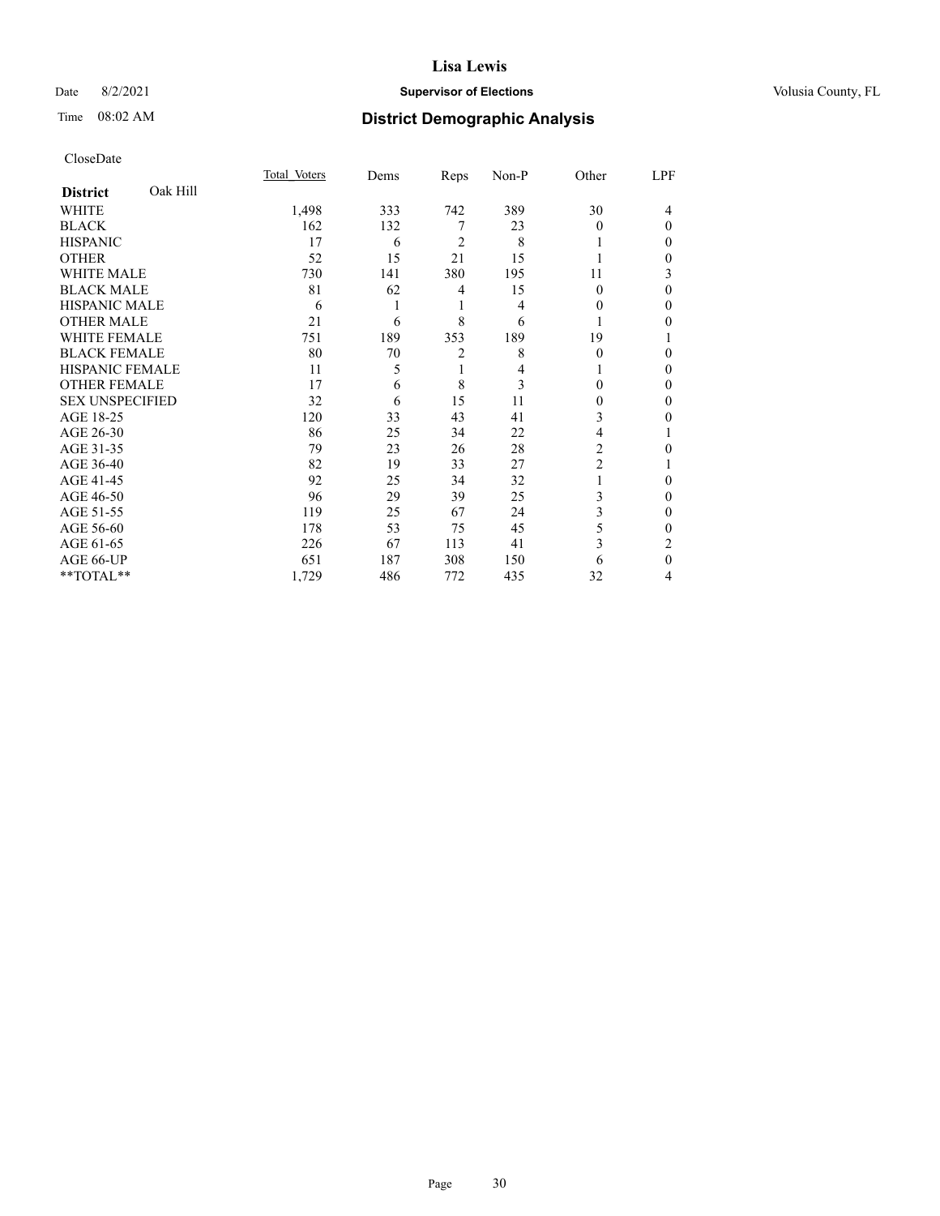CloseDate

| District: Oak Hill | Total Voters | Dems | Reps | Non-P | Other | LPF |
|---|---|---|---|---|---|---|
| WHITE | 1,498 | 333 | 742 | 389 | 30 | 4 |
| BLACK | 162 | 132 | 7 | 23 | 0 | 0 |
| HISPANIC | 17 | 6 | 2 | 8 | 1 | 0 |
| OTHER | 52 | 15 | 21 | 15 | 1 | 0 |
| WHITE MALE | 730 | 141 | 380 | 195 | 11 | 3 |
| BLACK MALE | 81 | 62 | 4 | 15 | 0 | 0 |
| HISPANIC MALE | 6 | 1 | 1 | 4 | 0 | 0 |
| OTHER MALE | 21 | 6 | 8 | 6 | 1 | 0 |
| WHITE FEMALE | 751 | 189 | 353 | 189 | 19 | 1 |
| BLACK FEMALE | 80 | 70 | 2 | 8 | 0 | 0 |
| HISPANIC FEMALE | 11 | 5 | 1 | 4 | 1 | 0 |
| OTHER FEMALE | 17 | 6 | 8 | 3 | 0 | 0 |
| SEX UNSPECIFIED | 32 | 6 | 15 | 11 | 0 | 0 |
| AGE 18-25 | 120 | 33 | 43 | 41 | 3 | 0 |
| AGE 26-30 | 86 | 25 | 34 | 22 | 4 | 1 |
| AGE 31-35 | 79 | 23 | 26 | 28 | 2 | 0 |
| AGE 36-40 | 82 | 19 | 33 | 27 | 2 | 1 |
| AGE 41-45 | 92 | 25 | 34 | 32 | 1 | 0 |
| AGE 46-50 | 96 | 29 | 39 | 25 | 3 | 0 |
| AGE 51-55 | 119 | 25 | 67 | 24 | 3 | 0 |
| AGE 56-60 | 178 | 53 | 75 | 45 | 5 | 0 |
| AGE 61-65 | 226 | 67 | 113 | 41 | 3 | 2 |
| AGE 66-UP | 651 | 187 | 308 | 150 | 6 | 0 |
| **TOTAL** | 1,729 | 486 | 772 | 435 | 32 | 4 |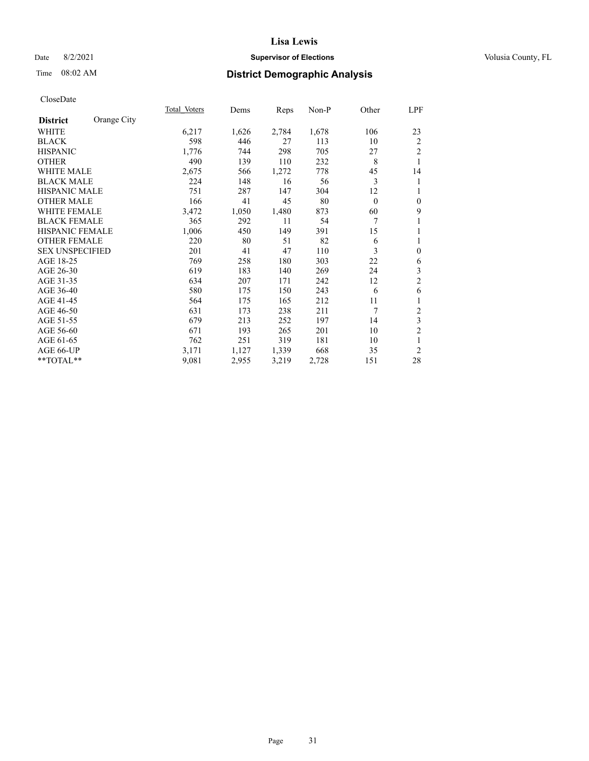# Lisa Lewis

Date 8/2/2021 **Supervisor of Elections** Volusia County, FL

Time 08:02 AM **District Demographic Analysis**

CloseDate

| **District** Orange City | Total Voters | Dems | Reps | Non-P | Other | LPF |
|---|---|---|---|---|---|---|
| WHITE | 6,217 | 1,626 | 2,784 | 1,678 | 106 | 23 |
| BLACK | 598 | 446 | 27 | 113 | 10 | 2 |
| HISPANIC | 1,776 | 744 | 298 | 705 | 27 | 2 |
| OTHER | 490 | 139 | 110 | 232 | 8 | 1 |
| WHITE MALE | 2,675 | 566 | 1,272 | 778 | 45 | 14 |
| BLACK MALE | 224 | 148 | 16 | 56 | 3 | 1 |
| HISPANIC MALE | 751 | 287 | 147 | 304 | 12 | 1 |
| OTHER MALE | 166 | 41 | 45 | 80 | 0 | 0 |
| WHITE FEMALE | 3,472 | 1,050 | 1,480 | 873 | 60 | 9 |
| BLACK FEMALE | 365 | 292 | 11 | 54 | 7 | 1 |
| HISPANIC FEMALE | 1,006 | 450 | 149 | 391 | 15 | 1 |
| OTHER FEMALE | 220 | 80 | 51 | 82 | 6 | 1 |
| SEX UNSPECIFIED | 201 | 41 | 47 | 110 | 3 | 0 |
| AGE 18-25 | 769 | 258 | 180 | 303 | 22 | 6 |
| AGE 26-30 | 619 | 183 | 140 | 269 | 24 | 3 |
| AGE 31-35 | 634 | 207 | 171 | 242 | 12 | 2 |
| AGE 36-40 | 580 | 175 | 150 | 243 | 6 | 6 |
| AGE 41-45 | 564 | 175 | 165 | 212 | 11 | 1 |
| AGE 46-50 | 631 | 173 | 238 | 211 | 7 | 2 |
| AGE 51-55 | 679 | 213 | 252 | 197 | 14 | 3 |
| AGE 56-60 | 671 | 193 | 265 | 201 | 10 | 2 |
| AGE 61-65 | 762 | 251 | 319 | 181 | 10 | 1 |
| AGE 66-UP | 3,171 | 1,127 | 1,339 | 668 | 35 | 2 |
| **TOTAL** | 9,081 | 2,955 | 3,219 | 2,728 | 151 | 28 |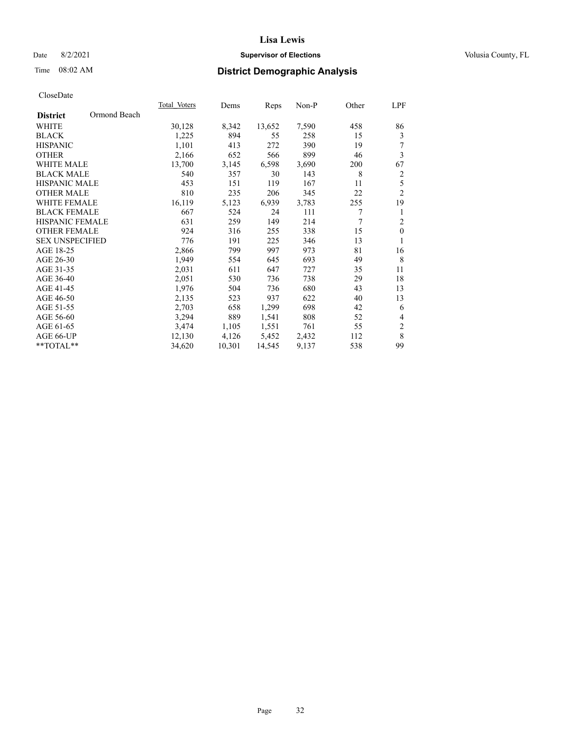CloseDate

| District | Ormond Beach | Total Voters | Dems | Reps | Non-P | Other | LPF |
|---|---|---|---|---|---|---|---|
| WHITE | | 30,128 | 8,342 | 13,652 | 7,590 | 458 | 86 |
| BLACK | | 1,225 | 894 | 55 | 258 | 15 | 3 |
| HISPANIC | | 1,101 | 413 | 272 | 390 | 19 | 7 |
| OTHER | | 2,166 | 652 | 566 | 899 | 46 | 3 |
| WHITE MALE | | 13,700 | 3,145 | 6,598 | 3,690 | 200 | 67 |
| BLACK MALE | | 540 | 357 | 30 | 143 | 8 | 2 |
| HISPANIC MALE | | 453 | 151 | 119 | 167 | 11 | 5 |
| OTHER MALE | | 810 | 235 | 206 | 345 | 22 | 2 |
| WHITE FEMALE | | 16,119 | 5,123 | 6,939 | 3,783 | 255 | 19 |
| BLACK FEMALE | | 667 | 524 | 24 | 111 | 7 | 1 |
| HISPANIC FEMALE | | 631 | 259 | 149 | 214 | 7 | 2 |
| OTHER FEMALE | | 924 | 316 | 255 | 338 | 15 | 0 |
| SEX UNSPECIFIED | | 776 | 191 | 225 | 346 | 13 | 1 |
| AGE 18-25 | | 2,866 | 799 | 997 | 973 | 81 | 16 |
| AGE 26-30 | | 1,949 | 554 | 645 | 693 | 49 | 8 |
| AGE 31-35 | | 2,031 | 611 | 647 | 727 | 35 | 11 |
| AGE 36-40 | | 2,051 | 530 | 736 | 738 | 29 | 18 |
| AGE 41-45 | | 1,976 | 504 | 736 | 680 | 43 | 13 |
| AGE 46-50 | | 2,135 | 523 | 937 | 622 | 40 | 13 |
| AGE 51-55 | | 2,703 | 658 | 1,299 | 698 | 42 | 6 |
| AGE 56-60 | | 3,294 | 889 | 1,541 | 808 | 52 | 4 |
| AGE 61-65 | | 3,474 | 1,105 | 1,551 | 761 | 55 | 2 |
| AGE 66-UP | | 12,130 | 4,126 | 5,452 | 2,432 | 112 | 8 |
| **TOTAL** | | 34,620 | 10,301 | 14,545 | 9,137 | 538 | 99 |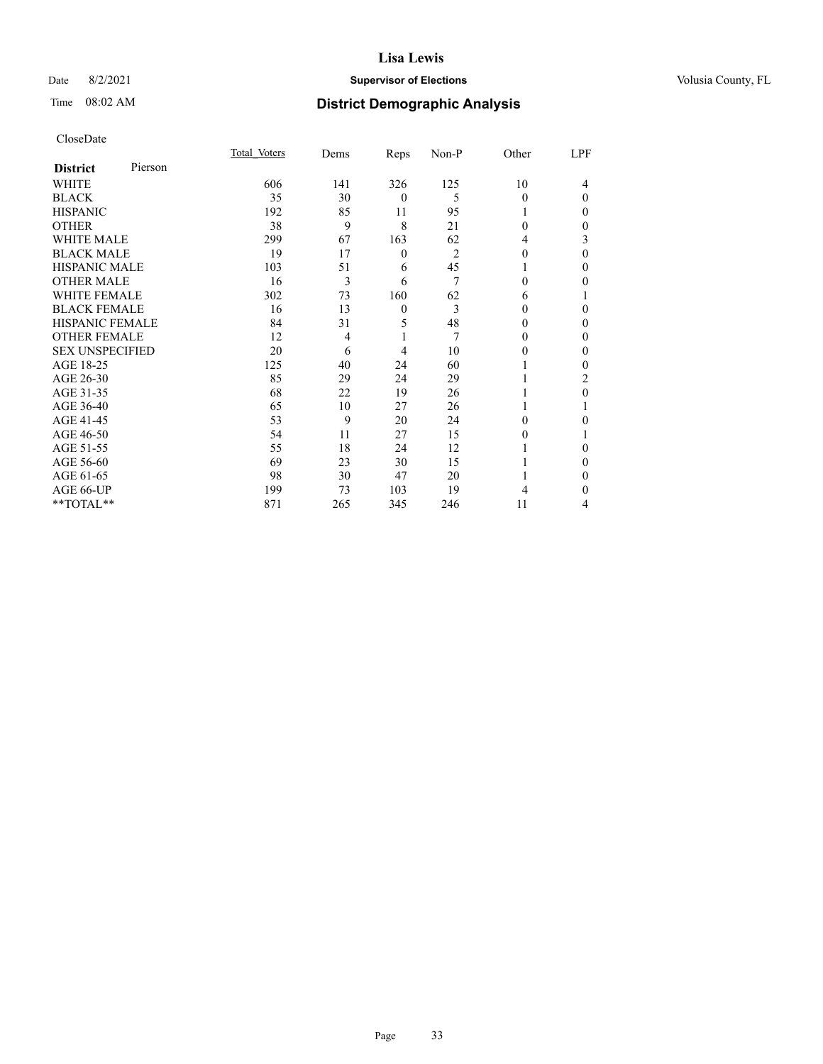CloseDate

| **District** Pierson | Total Voters | Dems | Reps | Non-P | Other | LPF |
|---|---|---|---|---|---|---|
| WHITE | 606 | 141 | 326 | 125 | 10 | 4 |
| BLACK | 35 | 30 | 0 | 5 | 0 | 0 |
| HISPANIC | 192 | 85 | 11 | 95 | 1 | 0 |
| OTHER | 38 | 9 | 8 | 21 | 0 | 0 |
| WHITE MALE | 299 | 67 | 163 | 62 | 4 | 3 |
| BLACK MALE | 19 | 17 | 0 | 2 | 0 | 0 |
| HISPANIC MALE | 103 | 51 | 6 | 45 | 1 | 0 |
| OTHER MALE | 16 | 3 | 6 | 7 | 0 | 0 |
| WHITE FEMALE | 302 | 73 | 160 | 62 | 6 | 1 |
| BLACK FEMALE | 16 | 13 | 0 | 3 | 0 | 0 |
| HISPANIC FEMALE | 84 | 31 | 5 | 48 | 0 | 0 |
| OTHER FEMALE | 12 | 4 | 1 | 7 | 0 | 0 |
| SEX UNSPECIFIED | 20 | 6 | 4 | 10 | 0 | 0 |
| AGE 18-25 | 125 | 40 | 24 | 60 | 1 | 0 |
| AGE 26-30 | 85 | 29 | 24 | 29 | 1 | 2 |
| AGE 31-35 | 68 | 22 | 19 | 26 | 1 | 0 |
| AGE 36-40 | 65 | 10 | 27 | 26 | 1 | 1 |
| AGE 41-45 | 53 | 9 | 20 | 24 | 0 | 0 |
| AGE 46-50 | 54 | 11 | 27 | 15 | 0 | 1 |
| AGE 51-55 | 55 | 18 | 24 | 12 | 1 | 0 |
| AGE 56-60 | 69 | 23 | 30 | 15 | 1 | 0 |
| AGE 61-65 | 98 | 30 | 47 | 20 | 1 | 0 |
| AGE 66-UP | 199 | 73 | 103 | 19 | 4 | 0 |
| **TOTAL** | 871 | 265 | 345 | 246 | 11 | 4 |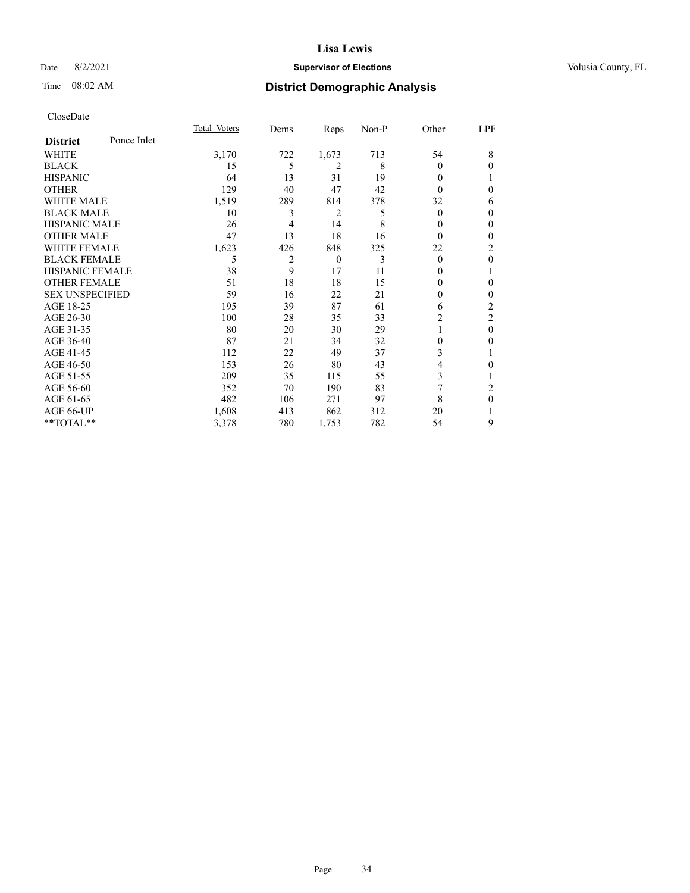# District Demographic Analysis

CloseDate

| District: Ponce Inlet | Total Voters | Dems | Reps | Non-P | Other | LPF |
|---|---|---|---|---|---|---|
| WHITE | 3,170 | 722 | 1,673 | 713 | 54 | 8 |
| BLACK | 15 | 5 | 2 | 8 | 0 | 0 |
| HISPANIC | 64 | 13 | 31 | 19 | 0 | 1 |
| OTHER | 129 | 40 | 47 | 42 | 0 | 0 |
| WHITE MALE | 1,519 | 289 | 814 | 378 | 32 | 6 |
| BLACK MALE | 10 | 3 | 2 | 5 | 0 | 0 |
| HISPANIC MALE | 26 | 4 | 14 | 8 | 0 | 0 |
| OTHER MALE | 47 | 13 | 18 | 16 | 0 | 0 |
| WHITE FEMALE | 1,623 | 426 | 848 | 325 | 22 | 2 |
| BLACK FEMALE | 5 | 2 | 0 | 3 | 0 | 0 |
| HISPANIC FEMALE | 38 | 9 | 17 | 11 | 0 | 1 |
| OTHER FEMALE | 51 | 18 | 18 | 15 | 0 | 0 |
| SEX UNSPECIFIED | 59 | 16 | 22 | 21 | 0 | 0 |
| AGE 18-25 | 195 | 39 | 87 | 61 | 6 | 2 |
| AGE 26-30 | 100 | 28 | 35 | 33 | 2 | 2 |
| AGE 31-35 | 80 | 20 | 30 | 29 | 1 | 0 |
| AGE 36-40 | 87 | 21 | 34 | 32 | 0 | 0 |
| AGE 41-45 | 112 | 22 | 49 | 37 | 3 | 1 |
| AGE 46-50 | 153 | 26 | 80 | 43 | 4 | 0 |
| AGE 51-55 | 209 | 35 | 115 | 55 | 3 | 1 |
| AGE 56-60 | 352 | 70 | 190 | 83 | 7 | 2 |
| AGE 61-65 | 482 | 106 | 271 | 97 | 8 | 0 |
| AGE 66-UP | 1,608 | 413 | 862 | 312 | 20 | 1 |
| **TOTAL** | 3,378 | 780 | 1,753 | 782 | 54 | 9 |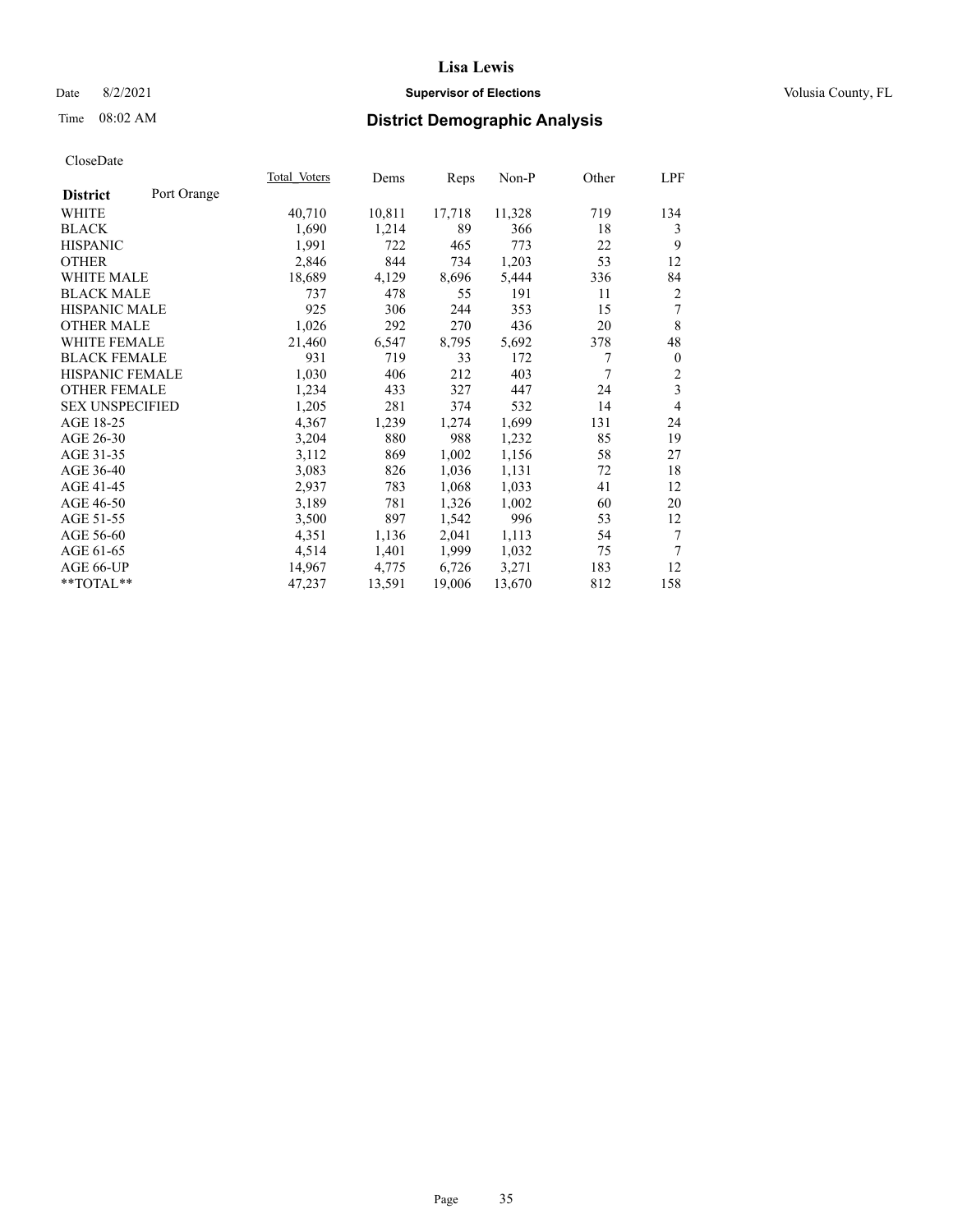# Lisa Lewis

Date 8/2/2021 **Supervisor of Elections** Volusia County, FL

Time 08:02 AM **District Demographic Analysis**

CloseDate

| **District** Port Orange | Total Voters | Dems | Reps | Non-P | Other | LPF |
|---|---|---|---|---|---|---|
| WHITE | 40,710 | 10,811 | 17,718 | 11,328 | 719 | 134 |
| BLACK | 1,690 | 1,214 | 89 | 366 | 18 | 3 |
| HISPANIC | 1,991 | 722 | 465 | 773 | 22 | 9 |
| OTHER | 2,846 | 844 | 734 | 1,203 | 53 | 12 |
| WHITE MALE | 18,689 | 4,129 | 8,696 | 5,444 | 336 | 84 |
| BLACK MALE | 737 | 478 | 55 | 191 | 11 | 2 |
| HISPANIC MALE | 925 | 306 | 244 | 353 | 15 | 7 |
| OTHER MALE | 1,026 | 292 | 270 | 436 | 20 | 8 |
| WHITE FEMALE | 21,460 | 6,547 | 8,795 | 5,692 | 378 | 48 |
| BLACK FEMALE | 931 | 719 | 33 | 172 | 7 | 0 |
| HISPANIC FEMALE | 1,030 | 406 | 212 | 403 | 7 | 2 |
| OTHER FEMALE | 1,234 | 433 | 327 | 447 | 24 | 3 |
| SEX UNSPECIFIED | 1,205 | 281 | 374 | 532 | 14 | 4 |
| AGE 18-25 | 4,367 | 1,239 | 1,274 | 1,699 | 131 | 24 |
| AGE 26-30 | 3,204 | 880 | 988 | 1,232 | 85 | 19 |
| AGE 31-35 | 3,112 | 869 | 1,002 | 1,156 | 58 | 27 |
| AGE 36-40 | 3,083 | 826 | 1,036 | 1,131 | 72 | 18 |
| AGE 41-45 | 2,937 | 783 | 1,068 | 1,033 | 41 | 12 |
| AGE 46-50 | 3,189 | 781 | 1,326 | 1,002 | 60 | 20 |
| AGE 51-55 | 3,500 | 897 | 1,542 | 996 | 53 | 12 |
| AGE 56-60 | 4,351 | 1,136 | 2,041 | 1,113 | 54 | 7 |
| AGE 61-65 | 4,514 | 1,401 | 1,999 | 1,032 | 75 | 7 |
| AGE 66-UP | 14,967 | 4,775 | 6,726 | 3,271 | 183 | 12 |
| **TOTAL** | 47,237 | 13,591 | 19,006 | 13,670 | 812 | 158 |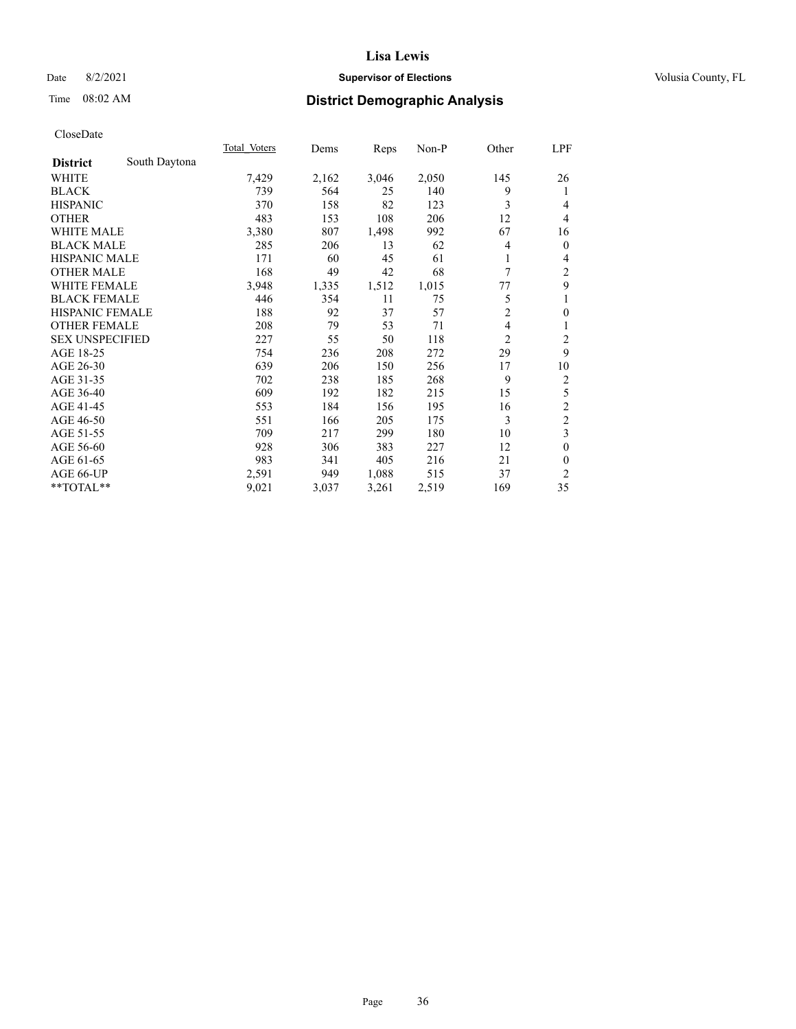# District Demographic Analysis

CloseDate

| District | South Daytona | Total_Voters | Dems | Reps | Non-P | Other | LPF |
|---|---|---|---|---|---|---|---|
| WHITE | | 7,429 | 2,162 | 3,046 | 2,050 | 145 | 26 |
| BLACK | | 739 | 564 | 25 | 140 | 9 | 1 |
| HISPANIC | | 370 | 158 | 82 | 123 | 3 | 4 |
| OTHER | | 483 | 153 | 108 | 206 | 12 | 4 |
| WHITE MALE | | 3,380 | 807 | 1,498 | 992 | 67 | 16 |
| BLACK MALE | | 285 | 206 | 13 | 62 | 4 | 0 |
| HISPANIC MALE | | 171 | 60 | 45 | 61 | 1 | 4 |
| OTHER MALE | | 168 | 49 | 42 | 68 | 7 | 2 |
| WHITE FEMALE | | 3,948 | 1,335 | 1,512 | 1,015 | 77 | 9 |
| BLACK FEMALE | | 446 | 354 | 11 | 75 | 5 | 1 |
| HISPANIC FEMALE | | 188 | 92 | 37 | 57 | 2 | 0 |
| OTHER FEMALE | | 208 | 79 | 53 | 71 | 4 | 1 |
| SEX UNSPECIFIED | | 227 | 55 | 50 | 118 | 2 | 2 |
| AGE 18-25 | | 754 | 236 | 208 | 272 | 29 | 9 |
| AGE 26-30 | | 639 | 206 | 150 | 256 | 17 | 10 |
| AGE 31-35 | | 702 | 238 | 185 | 268 | 9 | 2 |
| AGE 36-40 | | 609 | 192 | 182 | 215 | 15 | 5 |
| AGE 41-45 | | 553 | 184 | 156 | 195 | 16 | 2 |
| AGE 46-50 | | 551 | 166 | 205 | 175 | 3 | 2 |
| AGE 51-55 | | 709 | 217 | 299 | 180 | 10 | 3 |
| AGE 56-60 | | 928 | 306 | 383 | 227 | 12 | 0 |
| AGE 61-65 | | 983 | 341 | 405 | 216 | 21 | 0 |
| AGE 66-UP | | 2,591 | 949 | 1,088 | 515 | 37 | 2 |
| **TOTAL** | | 9,021 | 3,037 | 3,261 | 2,519 | 169 | 35 |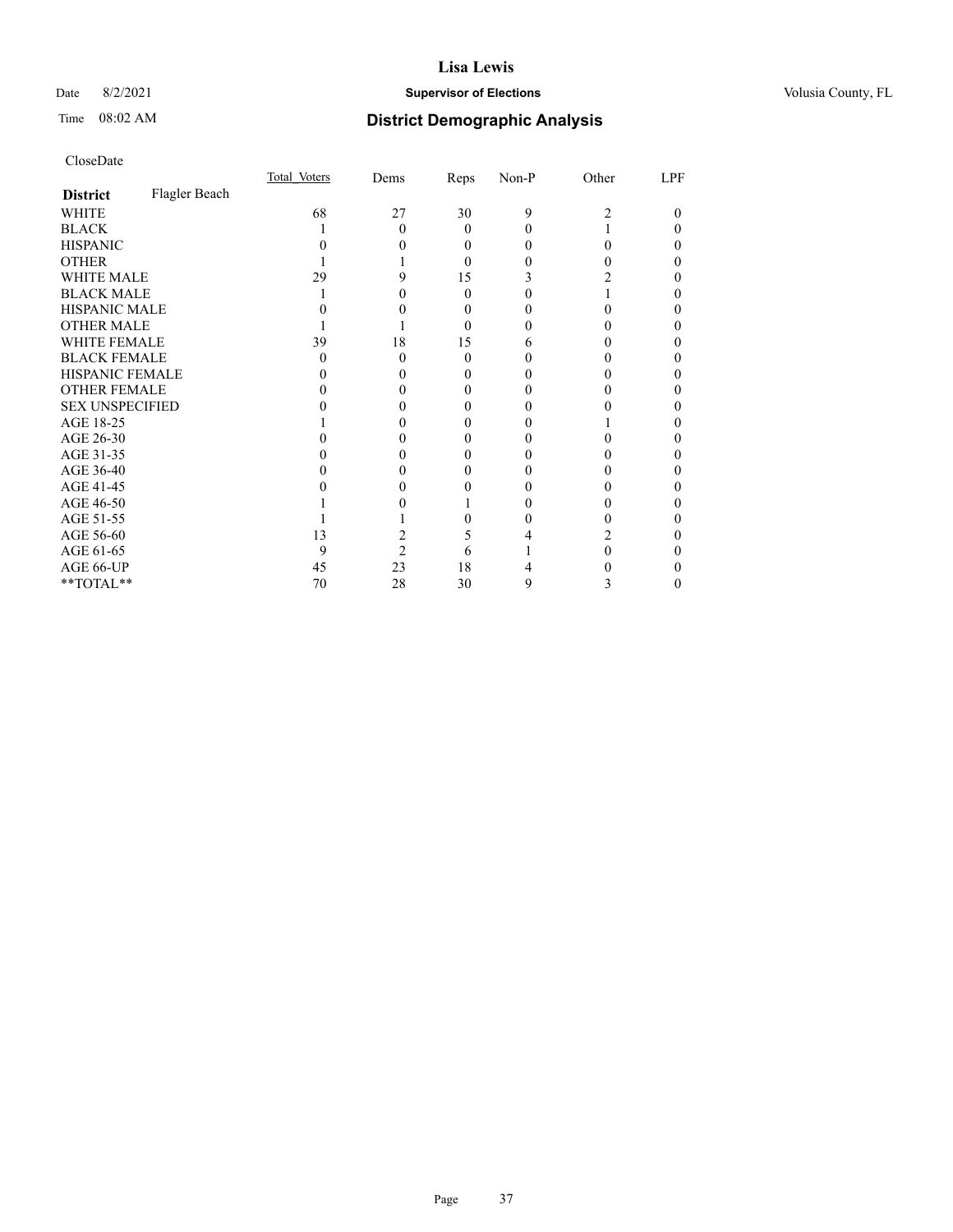CloseDate

| District | Flagler Beach | Total_Voters | Dems | Reps | Non-P | Other | LPF |
|---|---|---|---|---|---|---|---|
| WHITE | | 68 | 27 | 30 | 9 | 2 | 0 |
| BLACK | | 1 | 0 | 0 | 0 | 1 | 0 |
| HISPANIC | | 0 | 0 | 0 | 0 | 0 | 0 |
| OTHER | | 1 | 1 | 0 | 0 | 0 | 0 |
| WHITE MALE | | 29 | 9 | 15 | 3 | 2 | 0 |
| BLACK MALE | | 1 | 0 | 0 | 0 | 1 | 0 |
| HISPANIC MALE | | 0 | 0 | 0 | 0 | 0 | 0 |
| OTHER MALE | | 1 | 1 | 0 | 0 | 0 | 0 |
| WHITE FEMALE | | 39 | 18 | 15 | 6 | 0 | 0 |
| BLACK FEMALE | | 0 | 0 | 0 | 0 | 0 | 0 |
| HISPANIC FEMALE | | 0 | 0 | 0 | 0 | 0 | 0 |
| OTHER FEMALE | | 0 | 0 | 0 | 0 | 0 | 0 |
| SEX UNSPECIFIED | | 0 | 0 | 0 | 0 | 0 | 0 |
| AGE 18-25 | | 1 | 0 | 0 | 0 | 1 | 0 |
| AGE 26-30 | | 0 | 0 | 0 | 0 | 0 | 0 |
| AGE 31-35 | | 0 | 0 | 0 | 0 | 0 | 0 |
| AGE 36-40 | | 0 | 0 | 0 | 0 | 0 | 0 |
| AGE 41-45 | | 0 | 0 | 0 | 0 | 0 | 0 |
| AGE 46-50 | | 1 | 0 | 1 | 0 | 0 | 0 |
| AGE 51-55 | | 1 | 1 | 0 | 0 | 0 | 0 |
| AGE 56-60 | | 13 | 2 | 5 | 4 | 2 | 0 |
| AGE 61-65 | | 9 | 2 | 6 | 1 | 0 | 0 |
| AGE 66-UP | | 45 | 23 | 18 | 4 | 0 | 0 |
| **TOTAL** | | 70 | 28 | 30 | 9 | 3 | 0 |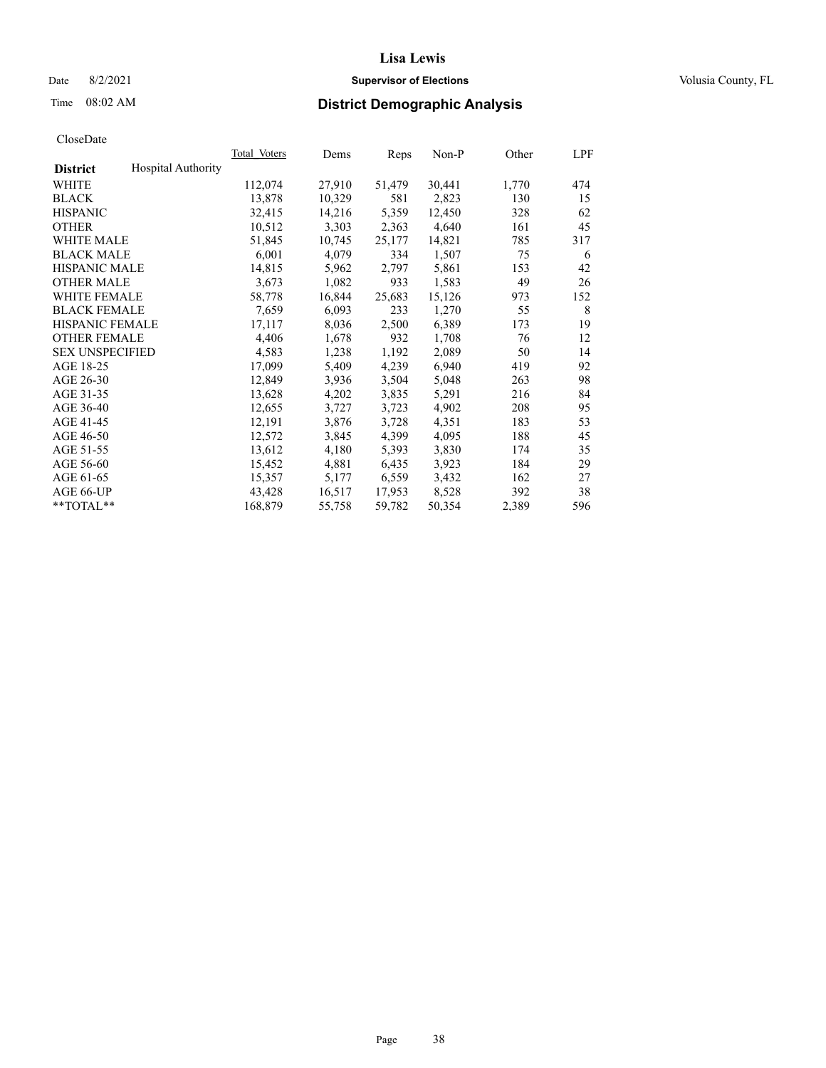# Lisa Lewis

Date 8/2/2021 **Supervisor of Elections** Volusia County, FL

Time 08:02 AM

## District Demographic Analysis

CloseDate

| **District** Hospital Authority | Total Voters | Dems | Reps | Non-P | Other | LPF |
|---|---|---|---|---|---|---|
| WHITE | 112,074 | 27,910 | 51,479 | 30,441 | 1,770 | 474 |
| BLACK | 13,878 | 10,329 | 581 | 2,823 | 130 | 15 |
| HISPANIC | 32,415 | 14,216 | 5,359 | 12,450 | 328 | 62 |
| OTHER | 10,512 | 3,303 | 2,363 | 4,640 | 161 | 45 |
| WHITE MALE | 51,845 | 10,745 | 25,177 | 14,821 | 785 | 317 |
| BLACK MALE | 6,001 | 4,079 | 334 | 1,507 | 75 | 6 |
| HISPANIC MALE | 14,815 | 5,962 | 2,797 | 5,861 | 153 | 42 |
| OTHER MALE | 3,673 | 1,082 | 933 | 1,583 | 49 | 26 |
| WHITE FEMALE | 58,778 | 16,844 | 25,683 | 15,126 | 973 | 152 |
| BLACK FEMALE | 7,659 | 6,093 | 233 | 1,270 | 55 | 8 |
| HISPANIC FEMALE | 17,117 | 8,036 | 2,500 | 6,389 | 173 | 19 |
| OTHER FEMALE | 4,406 | 1,678 | 932 | 1,708 | 76 | 12 |
| SEX UNSPECIFIED | 4,583 | 1,238 | 1,192 | 2,089 | 50 | 14 |
| AGE 18-25 | 17,099 | 5,409 | 4,239 | 6,940 | 419 | 92 |
| AGE 26-30 | 12,849 | 3,936 | 3,504 | 5,048 | 263 | 98 |
| AGE 31-35 | 13,628 | 4,202 | 3,835 | 5,291 | 216 | 84 |
| AGE 36-40 | 12,655 | 3,727 | 3,723 | 4,902 | 208 | 95 |
| AGE 41-45 | 12,191 | 3,876 | 3,728 | 4,351 | 183 | 53 |
| AGE 46-50 | 12,572 | 3,845 | 4,399 | 4,095 | 188 | 45 |
| AGE 51-55 | 13,612 | 4,180 | 5,393 | 3,830 | 174 | 35 |
| AGE 56-60 | 15,452 | 4,881 | 6,435 | 3,923 | 184 | 29 |
| AGE 61-65 | 15,357 | 5,177 | 6,559 | 3,432 | 162 | 27 |
| AGE 66-UP | 43,428 | 16,517 | 17,953 | 8,528 | 392 | 38 |
| **TOTAL** | 168,879 | 55,758 | 59,782 | 50,354 | 2,389 | 596 |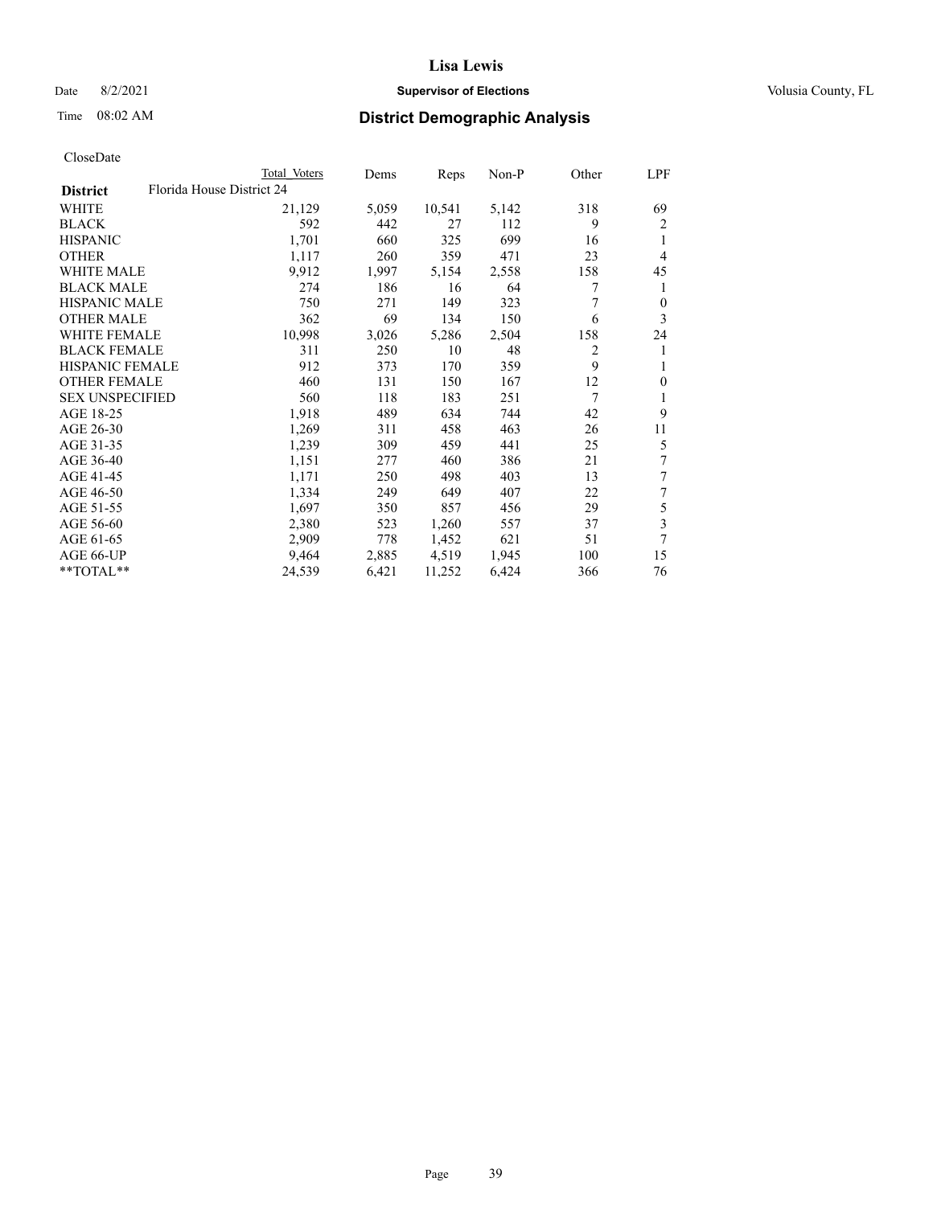# Lisa Lewis

Date 8/2/2021 **Supervisor of Elections** Volusia County, FL

Time 08:02 AM **District Demographic Analysis**

CloseDate

| District | Total Voters | Dems | Reps | Non-P | Other | LPF |
|---|---|---|---|---|---|---|
| Florida House District 24 | | | | | | |
| WHITE | 21,129 | 5,059 | 10,541 | 5,142 | 318 | 69 |
| BLACK | 592 | 442 | 27 | 112 | 9 | 2 |
| HISPANIC | 1,701 | 660 | 325 | 699 | 16 | 1 |
| OTHER | 1,117 | 260 | 359 | 471 | 23 | 4 |
| WHITE MALE | 9,912 | 1,997 | 5,154 | 2,558 | 158 | 45 |
| BLACK MALE | 274 | 186 | 16 | 64 | 7 | 1 |
| HISPANIC MALE | 750 | 271 | 149 | 323 | 7 | 0 |
| OTHER MALE | 362 | 69 | 134 | 150 | 6 | 3 |
| WHITE FEMALE | 10,998 | 3,026 | 5,286 | 2,504 | 158 | 24 |
| BLACK FEMALE | 311 | 250 | 10 | 48 | 2 | 1 |
| HISPANIC FEMALE | 912 | 373 | 170 | 359 | 9 | 1 |
| OTHER FEMALE | 460 | 131 | 150 | 167 | 12 | 0 |
| SEX UNSPECIFIED | 560 | 118 | 183 | 251 | 7 | 1 |
| AGE 18-25 | 1,918 | 489 | 634 | 744 | 42 | 9 |
| AGE 26-30 | 1,269 | 311 | 458 | 463 | 26 | 11 |
| AGE 31-35 | 1,239 | 309 | 459 | 441 | 25 | 5 |
| AGE 36-40 | 1,151 | 277 | 460 | 386 | 21 | 7 |
| AGE 41-45 | 1,171 | 250 | 498 | 403 | 13 | 7 |
| AGE 46-50 | 1,334 | 249 | 649 | 407 | 22 | 7 |
| AGE 51-55 | 1,697 | 350 | 857 | 456 | 29 | 5 |
| AGE 56-60 | 2,380 | 523 | 1,260 | 557 | 37 | 3 |
| AGE 61-65 | 2,909 | 778 | 1,452 | 621 | 51 | 7 |
| AGE 66-UP | 9,464 | 2,885 | 4,519 | 1,945 | 100 | 15 |
| **TOTAL** | 24,539 | 6,421 | 11,252 | 6,424 | 366 | 76 |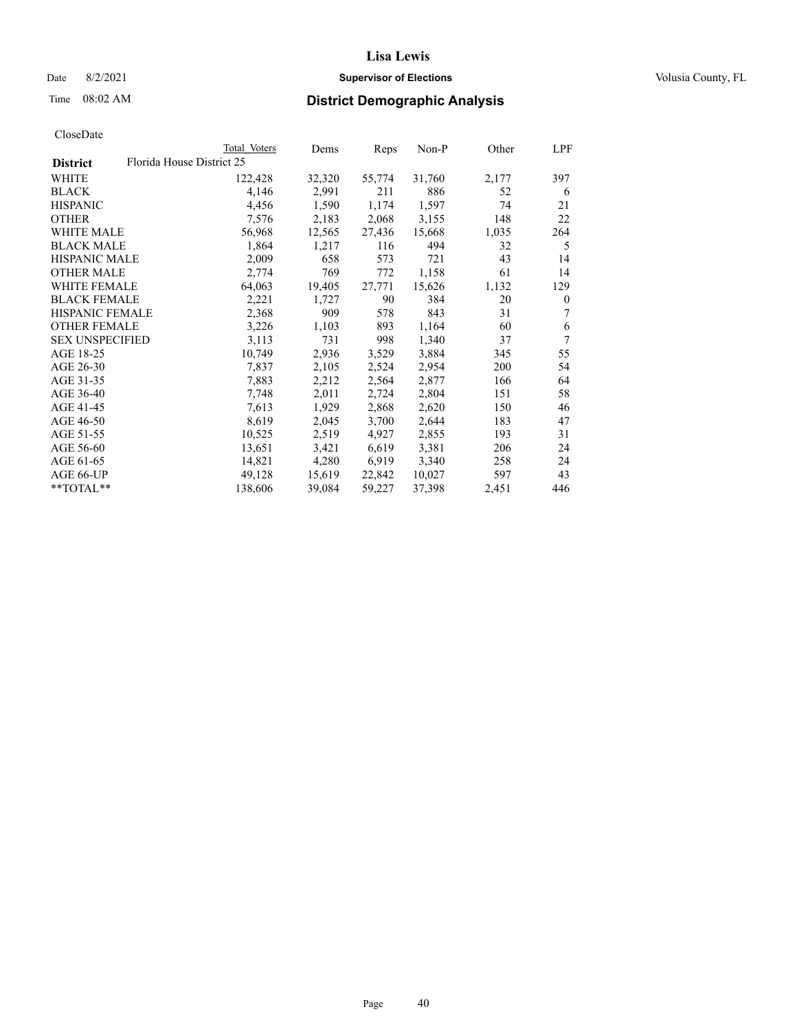CloseDate

| District | Florida House District 25 | Total Voters | Dems | Reps | Non-P | Other | LPF |
|---|---|---|---|---|---|---|---|
| WHITE | | 122,428 | 32,320 | 55,774 | 31,760 | 2,177 | 397 |
| BLACK | | 4,146 | 2,991 | 211 | 886 | 52 | 6 |
| HISPANIC | | 4,456 | 1,590 | 1,174 | 1,597 | 74 | 21 |
| OTHER | | 7,576 | 2,183 | 2,068 | 3,155 | 148 | 22 |
| WHITE MALE | | 56,968 | 12,565 | 27,436 | 15,668 | 1,035 | 264 |
| BLACK MALE | | 1,864 | 1,217 | 116 | 494 | 32 | 5 |
| HISPANIC MALE | | 2,009 | 658 | 573 | 721 | 43 | 14 |
| OTHER MALE | | 2,774 | 769 | 772 | 1,158 | 61 | 14 |
| WHITE FEMALE | | 64,063 | 19,405 | 27,771 | 15,626 | 1,132 | 129 |
| BLACK FEMALE | | 2,221 | 1,727 | 90 | 384 | 20 | 0 |
| HISPANIC FEMALE | | 2,368 | 909 | 578 | 843 | 31 | 7 |
| OTHER FEMALE | | 3,226 | 1,103 | 893 | 1,164 | 60 | 6 |
| SEX UNSPECIFIED | | 3,113 | 731 | 998 | 1,340 | 37 | 7 |
| AGE 18-25 | | 10,749 | 2,936 | 3,529 | 3,884 | 345 | 55 |
| AGE 26-30 | | 7,837 | 2,105 | 2,524 | 2,954 | 200 | 54 |
| AGE 31-35 | | 7,883 | 2,212 | 2,564 | 2,877 | 166 | 64 |
| AGE 36-40 | | 7,748 | 2,011 | 2,724 | 2,804 | 151 | 58 |
| AGE 41-45 | | 7,613 | 1,929 | 2,868 | 2,620 | 150 | 46 |
| AGE 46-50 | | 8,619 | 2,045 | 3,700 | 2,644 | 183 | 47 |
| AGE 51-55 | | 10,525 | 2,519 | 4,927 | 2,855 | 193 | 31 |
| AGE 56-60 | | 13,651 | 3,421 | 6,619 | 3,381 | 206 | 24 |
| AGE 61-65 | | 14,821 | 4,280 | 6,919 | 3,340 | 258 | 24 |
| AGE 66-UP | | 49,128 | 15,619 | 22,842 | 10,027 | 597 | 43 |
| **TOTAL** | | 138,606 | 39,084 | 59,227 | 37,398 | 2,451 | 446 |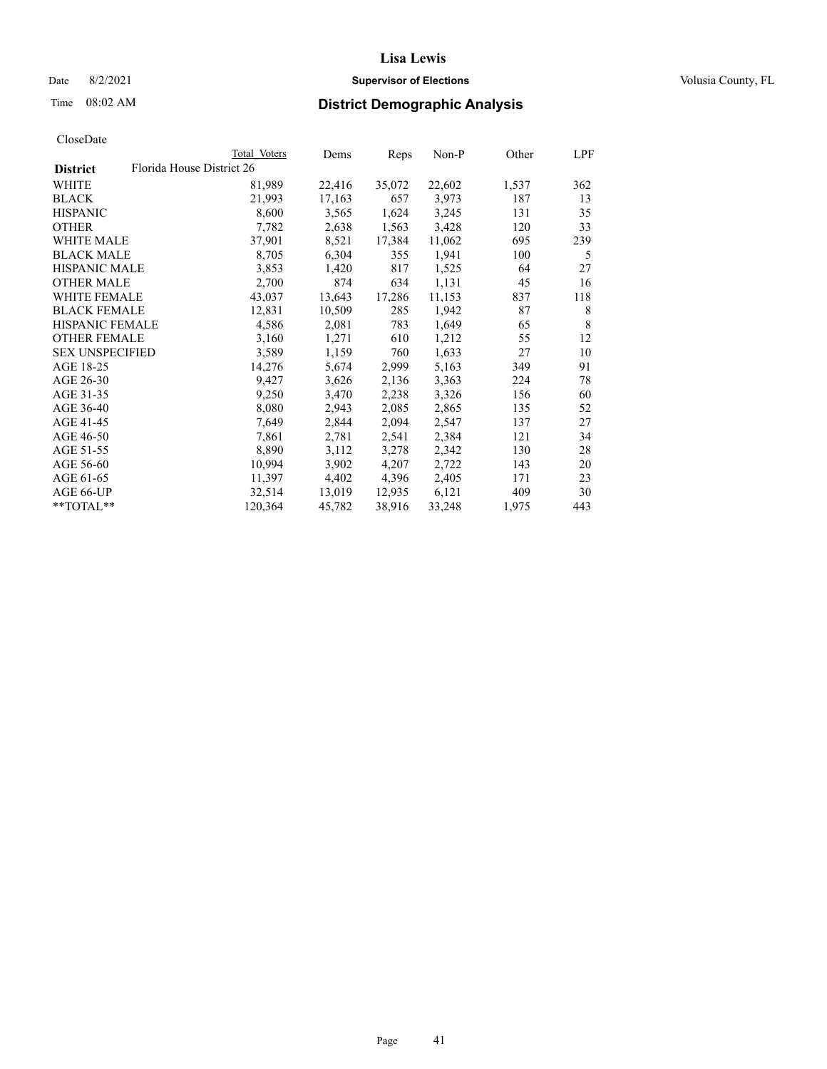# Lisa Lewis

Date 8/2/2021 **Supervisor of Elections** Volusia County, FL

Time 08:02 AM **District Demographic Analysis**

CloseDate

| District | Total Voters | Dems | Reps | Non-P | Other | LPF |
|---|---|---|---|---|---|---|
| Florida House District 26 | | | | | | |
| WHITE | 81,989 | 22,416 | 35,072 | 22,602 | 1,537 | 362 |
| BLACK | 21,993 | 17,163 | 657 | 3,973 | 187 | 13 |
| HISPANIC | 8,600 | 3,565 | 1,624 | 3,245 | 131 | 35 |
| OTHER | 7,782 | 2,638 | 1,563 | 3,428 | 120 | 33 |
| WHITE MALE | 37,901 | 8,521 | 17,384 | 11,062 | 695 | 239 |
| BLACK MALE | 8,705 | 6,304 | 355 | 1,941 | 100 | 5 |
| HISPANIC MALE | 3,853 | 1,420 | 817 | 1,525 | 64 | 27 |
| OTHER MALE | 2,700 | 874 | 634 | 1,131 | 45 | 16 |
| WHITE FEMALE | 43,037 | 13,643 | 17,286 | 11,153 | 837 | 118 |
| BLACK FEMALE | 12,831 | 10,509 | 285 | 1,942 | 87 | 8 |
| HISPANIC FEMALE | 4,586 | 2,081 | 783 | 1,649 | 65 | 8 |
| OTHER FEMALE | 3,160 | 1,271 | 610 | 1,212 | 55 | 12 |
| SEX UNSPECIFIED | 3,589 | 1,159 | 760 | 1,633 | 27 | 10 |
| AGE 18-25 | 14,276 | 5,674 | 2,999 | 5,163 | 349 | 91 |
| AGE 26-30 | 9,427 | 3,626 | 2,136 | 3,363 | 224 | 78 |
| AGE 31-35 | 9,250 | 3,470 | 2,238 | 3,326 | 156 | 60 |
| AGE 36-40 | 8,080 | 2,943 | 2,085 | 2,865 | 135 | 52 |
| AGE 41-45 | 7,649 | 2,844 | 2,094 | 2,547 | 137 | 27 |
| AGE 46-50 | 7,861 | 2,781 | 2,541 | 2,384 | 121 | 34 |
| AGE 51-55 | 8,890 | 3,112 | 3,278 | 2,342 | 130 | 28 |
| AGE 56-60 | 10,994 | 3,902 | 4,207 | 2,722 | 143 | 20 |
| AGE 61-65 | 11,397 | 4,402 | 4,396 | 2,405 | 171 | 23 |
| AGE 66-UP | 32,514 | 13,019 | 12,935 | 6,121 | 409 | 30 |
| **TOTAL** | 120,364 | 45,782 | 38,916 | 33,248 | 1,975 | 443 |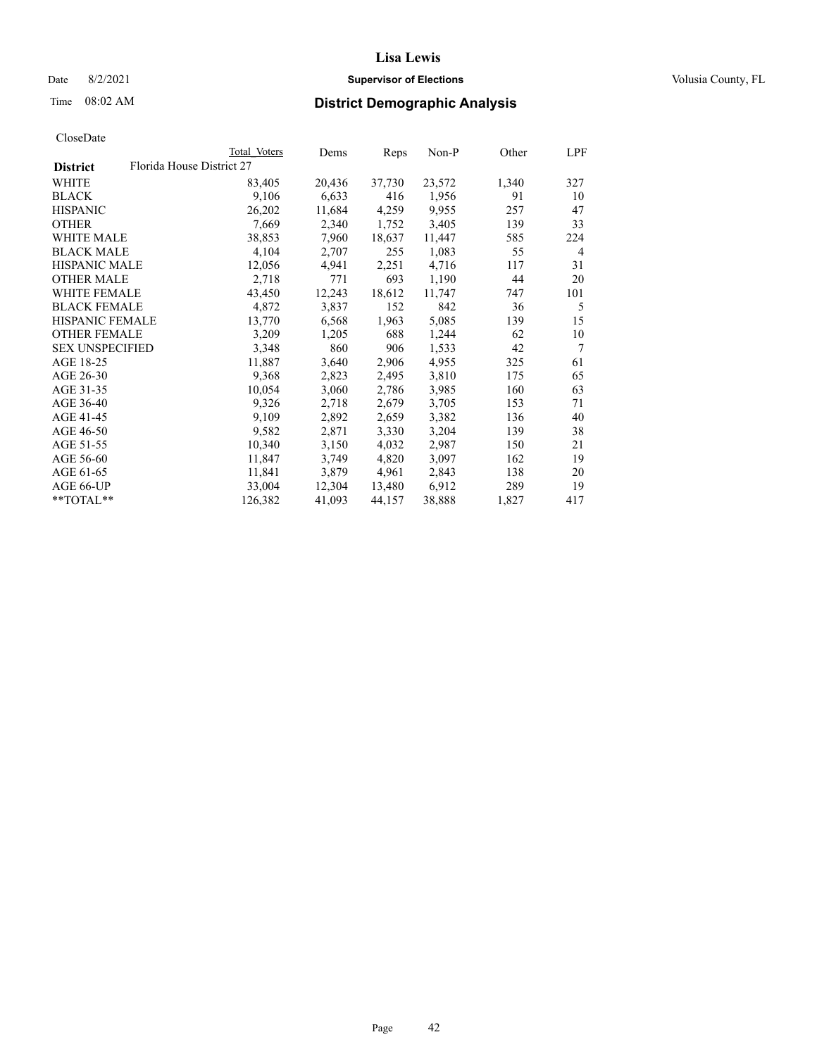**Lisa Lewis**

Date 8/2/2021 **Supervisor of Elections** Volusia County, FL

Time 08:02 AM **District Demographic Analysis**

CloseDate

| District | Total Voters | Dems | Reps | Non-P | Other | LPF |
|---|---|---|---|---|---|---|
| Florida House District 27 | | | | | | |
| WHITE | 83,405 | 20,436 | 37,730 | 23,572 | 1,340 | 327 |
| BLACK | 9,106 | 6,633 | 416 | 1,956 | 91 | 10 |
| HISPANIC | 26,202 | 11,684 | 4,259 | 9,955 | 257 | 47 |
| OTHER | 7,669 | 2,340 | 1,752 | 3,405 | 139 | 33 |
| WHITE MALE | 38,853 | 7,960 | 18,637 | 11,447 | 585 | 224 |
| BLACK MALE | 4,104 | 2,707 | 255 | 1,083 | 55 | 4 |
| HISPANIC MALE | 12,056 | 4,941 | 2,251 | 4,716 | 117 | 31 |
| OTHER MALE | 2,718 | 771 | 693 | 1,190 | 44 | 20 |
| WHITE FEMALE | 43,450 | 12,243 | 18,612 | 11,747 | 747 | 101 |
| BLACK FEMALE | 4,872 | 3,837 | 152 | 842 | 36 | 5 |
| HISPANIC FEMALE | 13,770 | 6,568 | 1,963 | 5,085 | 139 | 15 |
| OTHER FEMALE | 3,209 | 1,205 | 688 | 1,244 | 62 | 10 |
| SEX UNSPECIFIED | 3,348 | 860 | 906 | 1,533 | 42 | 7 |
| AGE 18-25 | 11,887 | 3,640 | 2,906 | 4,955 | 325 | 61 |
| AGE 26-30 | 9,368 | 2,823 | 2,495 | 3,810 | 175 | 65 |
| AGE 31-35 | 10,054 | 3,060 | 2,786 | 3,985 | 160 | 63 |
| AGE 36-40 | 9,326 | 2,718 | 2,679 | 3,705 | 153 | 71 |
| AGE 41-45 | 9,109 | 2,892 | 2,659 | 3,382 | 136 | 40 |
| AGE 46-50 | 9,582 | 2,871 | 3,330 | 3,204 | 139 | 38 |
| AGE 51-55 | 10,340 | 3,150 | 4,032 | 2,987 | 150 | 21 |
| AGE 56-60 | 11,847 | 3,749 | 4,820 | 3,097 | 162 | 19 |
| AGE 61-65 | 11,841 | 3,879 | 4,961 | 2,843 | 138 | 20 |
| AGE 66-UP | 33,004 | 12,304 | 13,480 | 6,912 | 289 | 19 |
| **TOTAL** | 126,382 | 41,093 | 44,157 | 38,888 | 1,827 | 417 |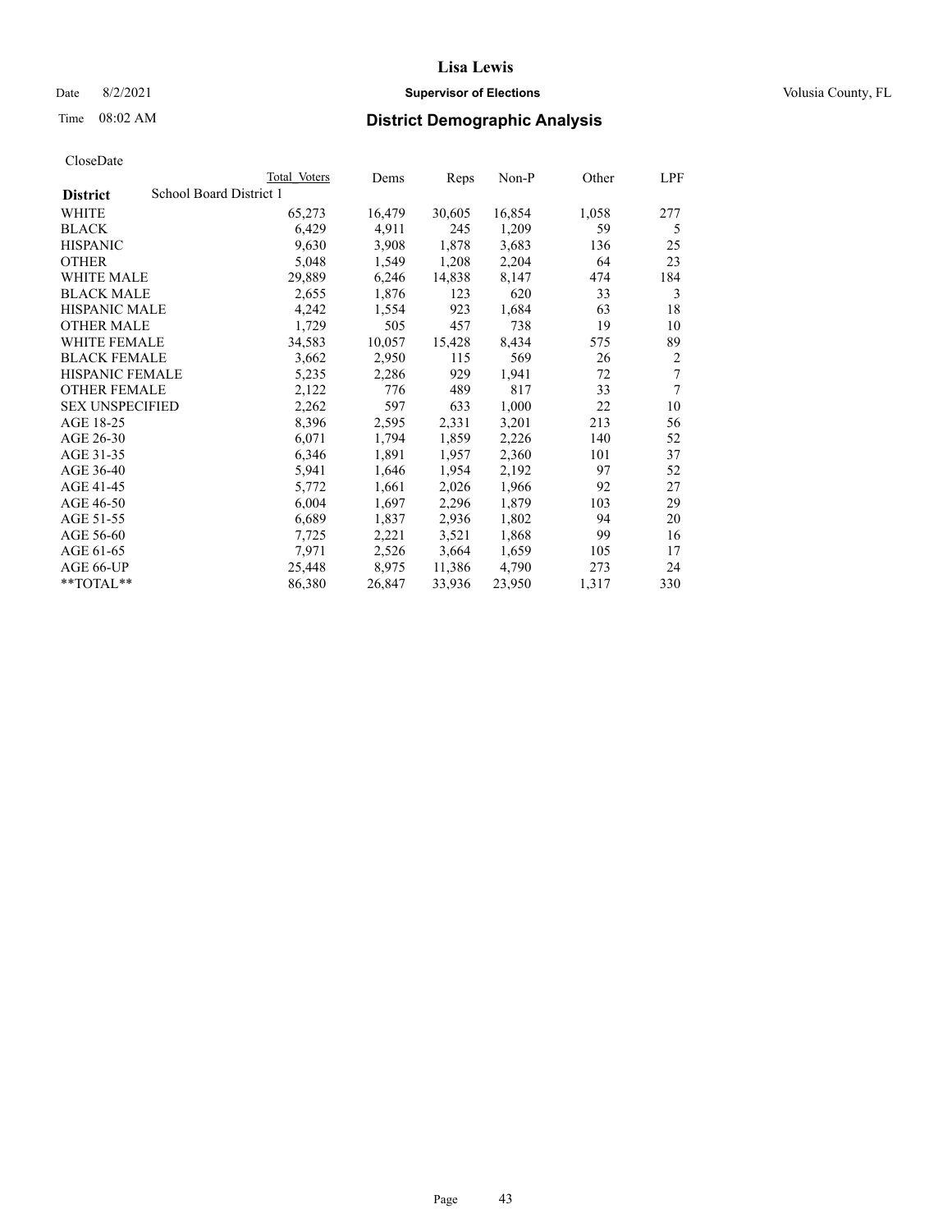# Lisa Lewis

Date 8/2/2021 **Supervisor of Elections** Volusia County, FL

Time 08:02 AM **District Demographic Analysis**

CloseDate

| **District** School Board District 1 | Total Voters | Dems | Reps | Non-P | Other | LPF |
|---|---|---|---|---|---|---|
| WHITE | 65,273 | 16,479 | 30,605 | 16,854 | 1,058 | 277 |
| BLACK | 6,429 | 4,911 | 245 | 1,209 | 59 | 5 |
| HISPANIC | 9,630 | 3,908 | 1,878 | 3,683 | 136 | 25 |
| OTHER | 5,048 | 1,549 | 1,208 | 2,204 | 64 | 23 |
| WHITE MALE | 29,889 | 6,246 | 14,838 | 8,147 | 474 | 184 |
| BLACK MALE | 2,655 | 1,876 | 123 | 620 | 33 | 3 |
| HISPANIC MALE | 4,242 | 1,554 | 923 | 1,684 | 63 | 18 |
| OTHER MALE | 1,729 | 505 | 457 | 738 | 19 | 10 |
| WHITE FEMALE | 34,583 | 10,057 | 15,428 | 8,434 | 575 | 89 |
| BLACK FEMALE | 3,662 | 2,950 | 115 | 569 | 26 | 2 |
| HISPANIC FEMALE | 5,235 | 2,286 | 929 | 1,941 | 72 | 7 |
| OTHER FEMALE | 2,122 | 776 | 489 | 817 | 33 | 7 |
| SEX UNSPECIFIED | 2,262 | 597 | 633 | 1,000 | 22 | 10 |
| AGE 18-25 | 8,396 | 2,595 | 2,331 | 3,201 | 213 | 56 |
| AGE 26-30 | 6,071 | 1,794 | 1,859 | 2,226 | 140 | 52 |
| AGE 31-35 | 6,346 | 1,891 | 1,957 | 2,360 | 101 | 37 |
| AGE 36-40 | 5,941 | 1,646 | 1,954 | 2,192 | 97 | 52 |
| AGE 41-45 | 5,772 | 1,661 | 2,026 | 1,966 | 92 | 27 |
| AGE 46-50 | 6,004 | 1,697 | 2,296 | 1,879 | 103 | 29 |
| AGE 51-55 | 6,689 | 1,837 | 2,936 | 1,802 | 94 | 20 |
| AGE 56-60 | 7,725 | 2,221 | 3,521 | 1,868 | 99 | 16 |
| AGE 61-65 | 7,971 | 2,526 | 3,664 | 1,659 | 105 | 17 |
| AGE 66-UP | 25,448 | 8,975 | 11,386 | 4,790 | 273 | 24 |
| **TOTAL** | 86,380 | 26,847 | 33,936 | 23,950 | 1,317 | 330 |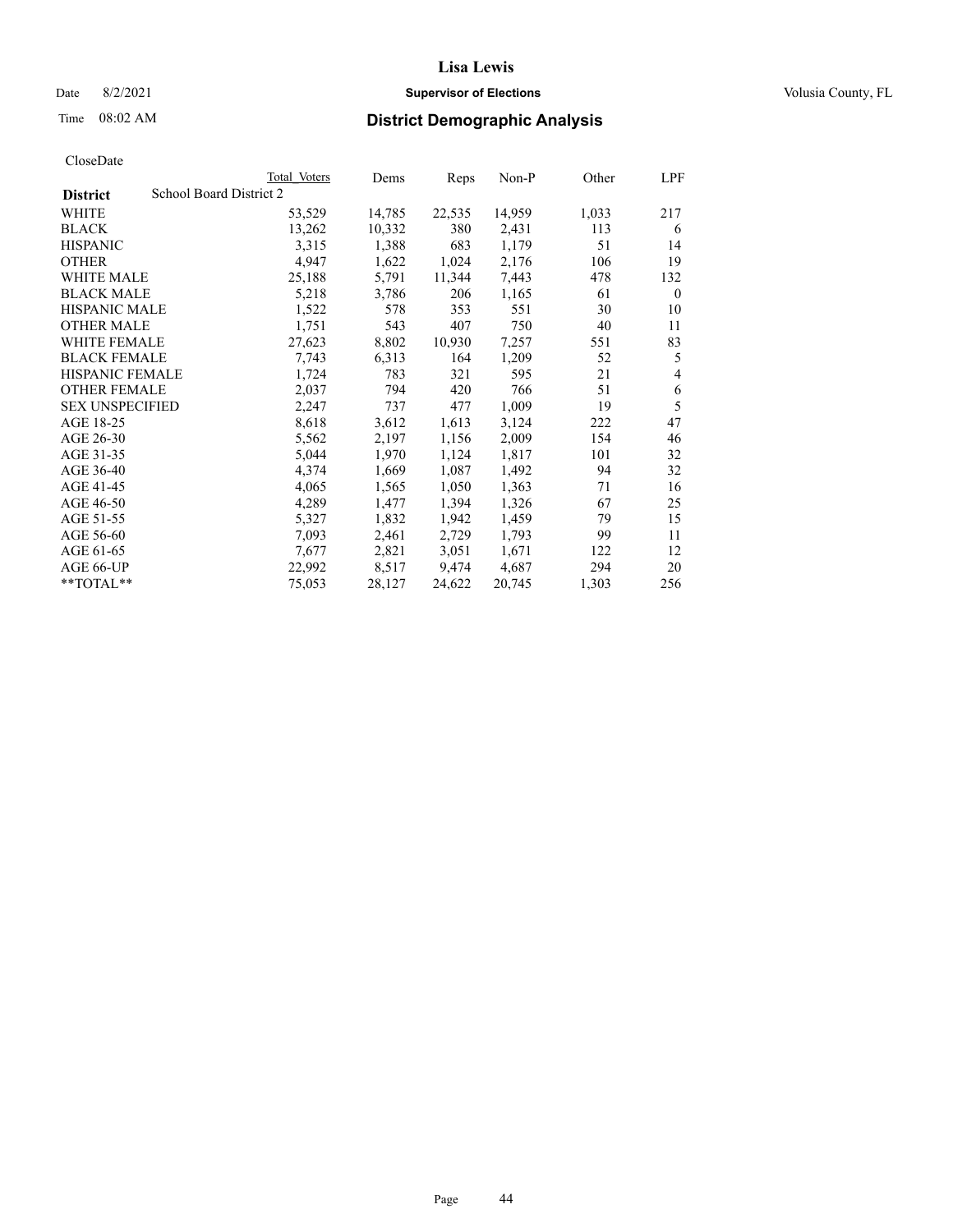CloseDate

| District | School Board District 2 | Total Voters | Dems | Reps | Non-P | Other | LPF |
|---|---|---|---|---|---|---|---|
| WHITE | | 53,529 | 14,785 | 22,535 | 14,959 | 1,033 | 217 |
| BLACK | | 13,262 | 10,332 | 380 | 2,431 | 113 | 6 |
| HISPANIC | | 3,315 | 1,388 | 683 | 1,179 | 51 | 14 |
| OTHER | | 4,947 | 1,622 | 1,024 | 2,176 | 106 | 19 |
| WHITE MALE | | 25,188 | 5,791 | 11,344 | 7,443 | 478 | 132 |
| BLACK MALE | | 5,218 | 3,786 | 206 | 1,165 | 61 | 0 |
| HISPANIC MALE | | 1,522 | 578 | 353 | 551 | 30 | 10 |
| OTHER MALE | | 1,751 | 543 | 407 | 750 | 40 | 11 |
| WHITE FEMALE | | 27,623 | 8,802 | 10,930 | 7,257 | 551 | 83 |
| BLACK FEMALE | | 7,743 | 6,313 | 164 | 1,209 | 52 | 5 |
| HISPANIC FEMALE | | 1,724 | 783 | 321 | 595 | 21 | 4 |
| OTHER FEMALE | | 2,037 | 794 | 420 | 766 | 51 | 6 |
| SEX UNSPECIFIED | | 2,247 | 737 | 477 | 1,009 | 19 | 5 |
| AGE 18-25 | | 8,618 | 3,612 | 1,613 | 3,124 | 222 | 47 |
| AGE 26-30 | | 5,562 | 2,197 | 1,156 | 2,009 | 154 | 46 |
| AGE 31-35 | | 5,044 | 1,970 | 1,124 | 1,817 | 101 | 32 |
| AGE 36-40 | | 4,374 | 1,669 | 1,087 | 1,492 | 94 | 32 |
| AGE 41-45 | | 4,065 | 1,565 | 1,050 | 1,363 | 71 | 16 |
| AGE 46-50 | | 4,289 | 1,477 | 1,394 | 1,326 | 67 | 25 |
| AGE 51-55 | | 5,327 | 1,832 | 1,942 | 1,459 | 79 | 15 |
| AGE 56-60 | | 7,093 | 2,461 | 2,729 | 1,793 | 99 | 11 |
| AGE 61-65 | | 7,677 | 2,821 | 3,051 | 1,671 | 122 | 12 |
| AGE 66-UP | | 22,992 | 8,517 | 9,474 | 4,687 | 294 | 20 |
| **TOTAL** | | 75,053 | 28,127 | 24,622 | 20,745 | 1,303 | 256 |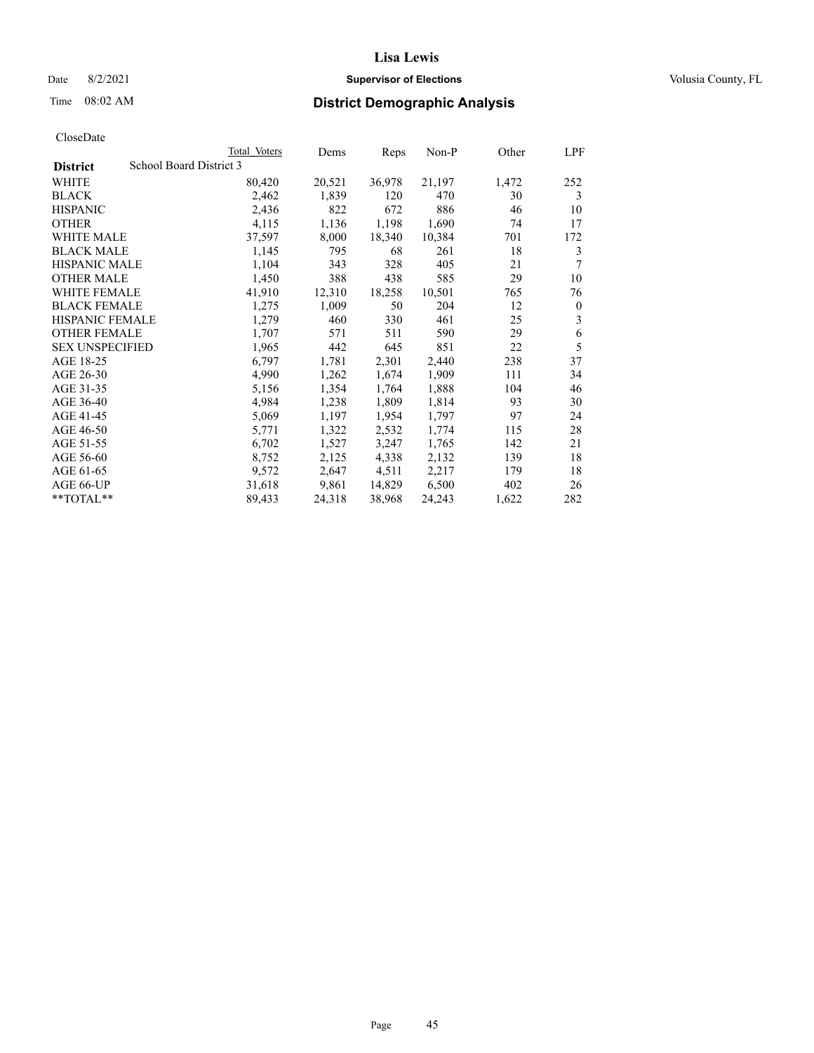# Lisa Lewis

Date 8/2/2021 **Supervisor of Elections** Volusia County, FL

Time 08:02 AM **District Demographic Analysis**

CloseDate

| District | Total Voters | Dems | Reps | Non-P | Other | LPF |
|---|---|---|---|---|---|---|
| **School Board District 3** | | | | | | |
| WHITE | 80,420 | 20,521 | 36,978 | 21,197 | 1,472 | 252 |
| BLACK | 2,462 | 1,839 | 120 | 470 | 30 | 3 |
| HISPANIC | 2,436 | 822 | 672 | 886 | 46 | 10 |
| OTHER | 4,115 | 1,136 | 1,198 | 1,690 | 74 | 17 |
| WHITE MALE | 37,597 | 8,000 | 18,340 | 10,384 | 701 | 172 |
| BLACK MALE | 1,145 | 795 | 68 | 261 | 18 | 3 |
| HISPANIC MALE | 1,104 | 343 | 328 | 405 | 21 | 7 |
| OTHER MALE | 1,450 | 388 | 438 | 585 | 29 | 10 |
| WHITE FEMALE | 41,910 | 12,310 | 18,258 | 10,501 | 765 | 76 |
| BLACK FEMALE | 1,275 | 1,009 | 50 | 204 | 12 | 0 |
| HISPANIC FEMALE | 1,279 | 460 | 330 | 461 | 25 | 3 |
| OTHER FEMALE | 1,707 | 571 | 511 | 590 | 29 | 6 |
| SEX UNSPECIFIED | 1,965 | 442 | 645 | 851 | 22 | 5 |
| AGE 18-25 | 6,797 | 1,781 | 2,301 | 2,440 | 238 | 37 |
| AGE 26-30 | 4,990 | 1,262 | 1,674 | 1,909 | 111 | 34 |
| AGE 31-35 | 5,156 | 1,354 | 1,764 | 1,888 | 104 | 46 |
| AGE 36-40 | 4,984 | 1,238 | 1,809 | 1,814 | 93 | 30 |
| AGE 41-45 | 5,069 | 1,197 | 1,954 | 1,797 | 97 | 24 |
| AGE 46-50 | 5,771 | 1,322 | 2,532 | 1,774 | 115 | 28 |
| AGE 51-55 | 6,702 | 1,527 | 3,247 | 1,765 | 142 | 21 |
| AGE 56-60 | 8,752 | 2,125 | 4,338 | 2,132 | 139 | 18 |
| AGE 61-65 | 9,572 | 2,647 | 4,511 | 2,217 | 179 | 18 |
| AGE 66-UP | 31,618 | 9,861 | 14,829 | 6,500 | 402 | 26 |
| **TOTAL** | 89,433 | 24,318 | 38,968 | 24,243 | 1,622 | 282 |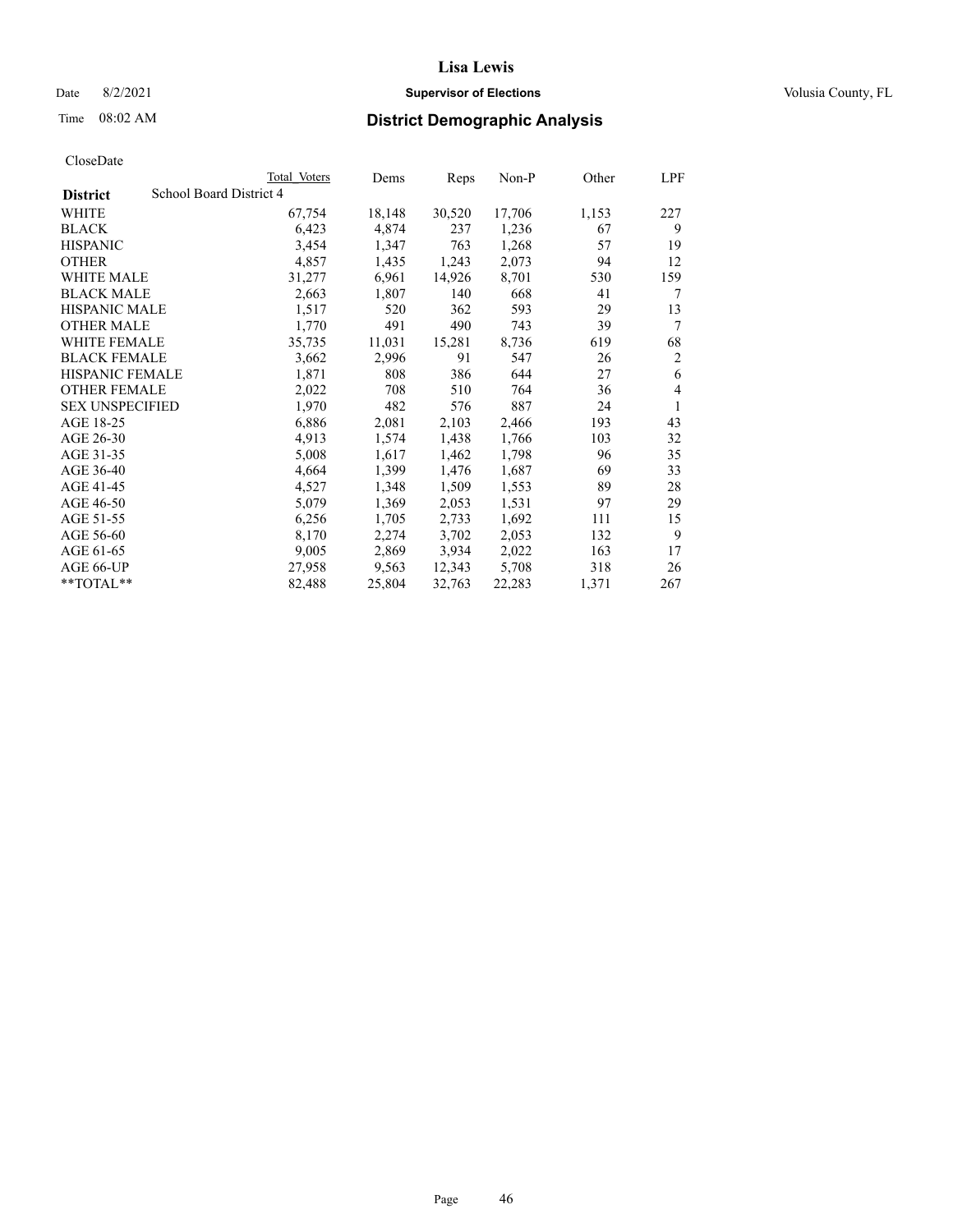# Lisa Lewis

Date 8/2/2021 **Supervisor of Elections** Volusia County, FL

Time 08:02 AM **District Demographic Analysis**

CloseDate

| **District** | School Board District 4 | Total Voters | Dems | Reps | Non-P | Other | LPF |
|---|---|---|---|---|---|---|---|
| WHITE | | 67,754 | 18,148 | 30,520 | 17,706 | 1,153 | 227 |
| BLACK | | 6,423 | 4,874 | 237 | 1,236 | 67 | 9 |
| HISPANIC | | 3,454 | 1,347 | 763 | 1,268 | 57 | 19 |
| OTHER | | 4,857 | 1,435 | 1,243 | 2,073 | 94 | 12 |
| WHITE MALE | | 31,277 | 6,961 | 14,926 | 8,701 | 530 | 159 |
| BLACK MALE | | 2,663 | 1,807 | 140 | 668 | 41 | 7 |
| HISPANIC MALE | | 1,517 | 520 | 362 | 593 | 29 | 13 |
| OTHER MALE | | 1,770 | 491 | 490 | 743 | 39 | 7 |
| WHITE FEMALE | | 35,735 | 11,031 | 15,281 | 8,736 | 619 | 68 |
| BLACK FEMALE | | 3,662 | 2,996 | 91 | 547 | 26 | 2 |
| HISPANIC FEMALE | | 1,871 | 808 | 386 | 644 | 27 | 6 |
| OTHER FEMALE | | 2,022 | 708 | 510 | 764 | 36 | 4 |
| SEX UNSPECIFIED | | 1,970 | 482 | 576 | 887 | 24 | 1 |
| AGE 18-25 | | 6,886 | 2,081 | 2,103 | 2,466 | 193 | 43 |
| AGE 26-30 | | 4,913 | 1,574 | 1,438 | 1,766 | 103 | 32 |
| AGE 31-35 | | 5,008 | 1,617 | 1,462 | 1,798 | 96 | 35 |
| AGE 36-40 | | 4,664 | 1,399 | 1,476 | 1,687 | 69 | 33 |
| AGE 41-45 | | 4,527 | 1,348 | 1,509 | 1,553 | 89 | 28 |
| AGE 46-50 | | 5,079 | 1,369 | 2,053 | 1,531 | 97 | 29 |
| AGE 51-55 | | 6,256 | 1,705 | 2,733 | 1,692 | 111 | 15 |
| AGE 56-60 | | 8,170 | 2,274 | 3,702 | 2,053 | 132 | 9 |
| AGE 61-65 | | 9,005 | 2,869 | 3,934 | 2,022 | 163 | 17 |
| AGE 66-UP | | 27,958 | 9,563 | 12,343 | 5,708 | 318 | 26 |
| **TOTAL** | | 82,488 | 25,804 | 32,763 | 22,283 | 1,371 | 267 |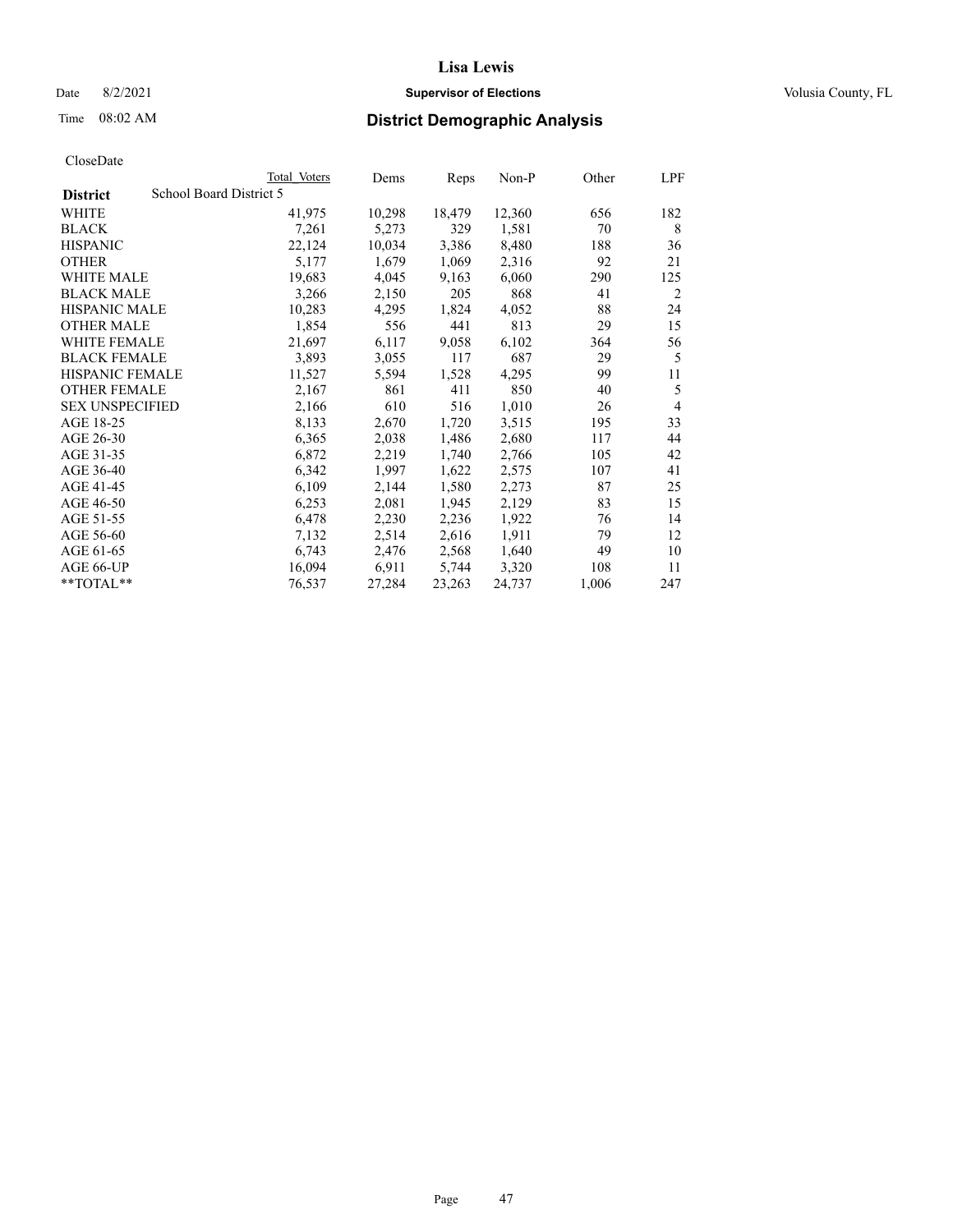# Lisa Lewis

Date 8/2/2021 **Supervisor of Elections** Volusia County, FL

Time 08:02 AM **District Demographic Analysis**

CloseDate

| District | School Board District 5 Total Voters | Dems | Reps | Non-P | Other | LPF |
|---|---|---|---|---|---|---|
| WHITE | 41,975 | 10,298 | 18,479 | 12,360 | 656 | 182 |
| BLACK | 7,261 | 5,273 | 329 | 1,581 | 70 | 8 |
| HISPANIC | 22,124 | 10,034 | 3,386 | 8,480 | 188 | 36 |
| OTHER | 5,177 | 1,679 | 1,069 | 2,316 | 92 | 21 |
| WHITE MALE | 19,683 | 4,045 | 9,163 | 6,060 | 290 | 125 |
| BLACK MALE | 3,266 | 2,150 | 205 | 868 | 41 | 2 |
| HISPANIC MALE | 10,283 | 4,295 | 1,824 | 4,052 | 88 | 24 |
| OTHER MALE | 1,854 | 556 | 441 | 813 | 29 | 15 |
| WHITE FEMALE | 21,697 | 6,117 | 9,058 | 6,102 | 364 | 56 |
| BLACK FEMALE | 3,893 | 3,055 | 117 | 687 | 29 | 5 |
| HISPANIC FEMALE | 11,527 | 5,594 | 1,528 | 4,295 | 99 | 11 |
| OTHER FEMALE | 2,167 | 861 | 411 | 850 | 40 | 5 |
| SEX UNSPECIFIED | 2,166 | 610 | 516 | 1,010 | 26 | 4 |
| AGE 18-25 | 8,133 | 2,670 | 1,720 | 3,515 | 195 | 33 |
| AGE 26-30 | 6,365 | 2,038 | 1,486 | 2,680 | 117 | 44 |
| AGE 31-35 | 6,872 | 2,219 | 1,740 | 2,766 | 105 | 42 |
| AGE 36-40 | 6,342 | 1,997 | 1,622 | 2,575 | 107 | 41 |
| AGE 41-45 | 6,109 | 2,144 | 1,580 | 2,273 | 87 | 25 |
| AGE 46-50 | 6,253 | 2,081 | 1,945 | 2,129 | 83 | 15 |
| AGE 51-55 | 6,478 | 2,230 | 2,236 | 1,922 | 76 | 14 |
| AGE 56-60 | 7,132 | 2,514 | 2,616 | 1,911 | 79 | 12 |
| AGE 61-65 | 6,743 | 2,476 | 2,568 | 1,640 | 49 | 10 |
| AGE 66-UP | 16,094 | 6,911 | 5,744 | 3,320 | 108 | 11 |
| **TOTAL** | 76,537 | 27,284 | 23,263 | 24,737 | 1,006 | 247 |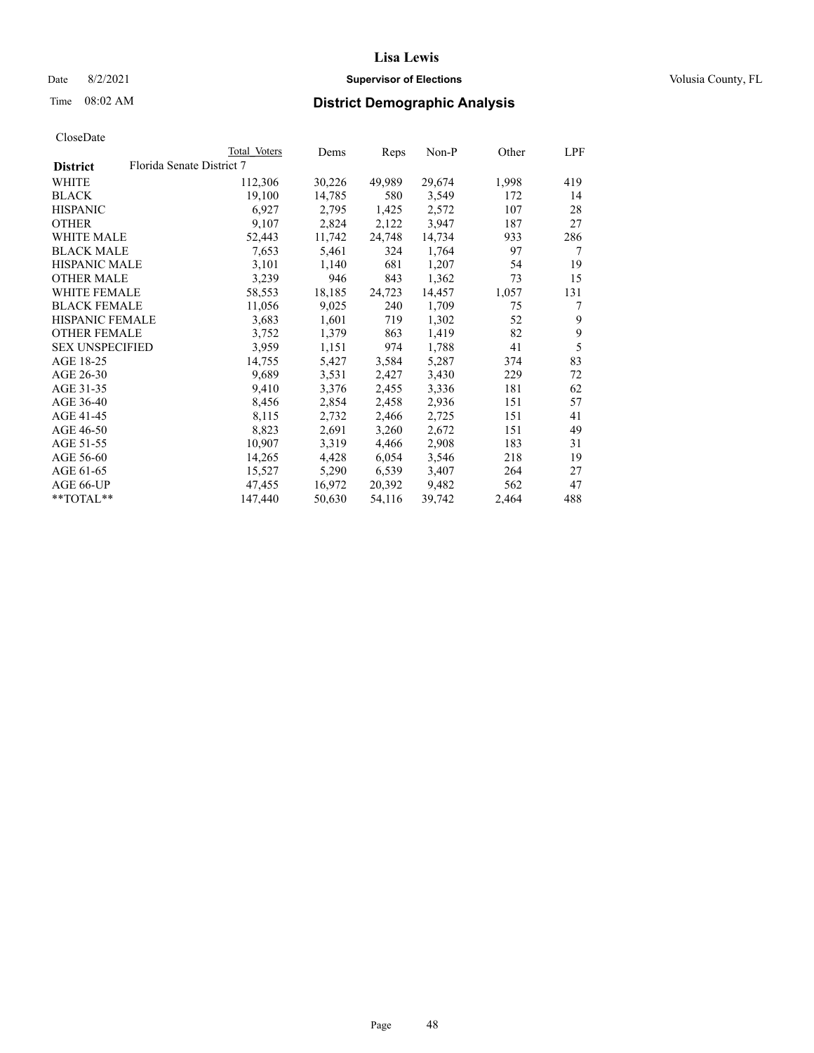# Lisa Lewis

Date 8/2/2021 **Supervisor of Elections** Volusia County, FL

Time 08:02 AM **District Demographic Analysis**

CloseDate

| | Total Voters | Dems | Reps | Non-P | Other | LPF |
|---|---|---|---|---|---|---|
| **District** Florida Senate District 7 | | | | | | |
| WHITE | 112,306 | 30,226 | 49,989 | 29,674 | 1,998 | 419 |
| BLACK | 19,100 | 14,785 | 580 | 3,549 | 172 | 14 |
| HISPANIC | 6,927 | 2,795 | 1,425 | 2,572 | 107 | 28 |
| OTHER | 9,107 | 2,824 | 2,122 | 3,947 | 187 | 27 |
| WHITE MALE | 52,443 | 11,742 | 24,748 | 14,734 | 933 | 286 |
| BLACK MALE | 7,653 | 5,461 | 324 | 1,764 | 97 | 7 |
| HISPANIC MALE | 3,101 | 1,140 | 681 | 1,207 | 54 | 19 |
| OTHER MALE | 3,239 | 946 | 843 | 1,362 | 73 | 15 |
| WHITE FEMALE | 58,553 | 18,185 | 24,723 | 14,457 | 1,057 | 131 |
| BLACK FEMALE | 11,056 | 9,025 | 240 | 1,709 | 75 | 7 |
| HISPANIC FEMALE | 3,683 | 1,601 | 719 | 1,302 | 52 | 9 |
| OTHER FEMALE | 3,752 | 1,379 | 863 | 1,419 | 82 | 9 |
| SEX UNSPECIFIED | 3,959 | 1,151 | 974 | 1,788 | 41 | 5 |
| AGE 18-25 | 14,755 | 5,427 | 3,584 | 5,287 | 374 | 83 |
| AGE 26-30 | 9,689 | 3,531 | 2,427 | 3,430 | 229 | 72 |
| AGE 31-35 | 9,410 | 3,376 | 2,455 | 3,336 | 181 | 62 |
| AGE 36-40 | 8,456 | 2,854 | 2,458 | 2,936 | 151 | 57 |
| AGE 41-45 | 8,115 | 2,732 | 2,466 | 2,725 | 151 | 41 |
| AGE 46-50 | 8,823 | 2,691 | 3,260 | 2,672 | 151 | 49 |
| AGE 51-55 | 10,907 | 3,319 | 4,466 | 2,908 | 183 | 31 |
| AGE 56-60 | 14,265 | 4,428 | 6,054 | 3,546 | 218 | 19 |
| AGE 61-65 | 15,527 | 5,290 | 6,539 | 3,407 | 264 | 27 |
| AGE 66-UP | 47,455 | 16,972 | 20,392 | 9,482 | 562 | 47 |
| **TOTAL** | 147,440 | 50,630 | 54,116 | 39,742 | 2,464 | 488 |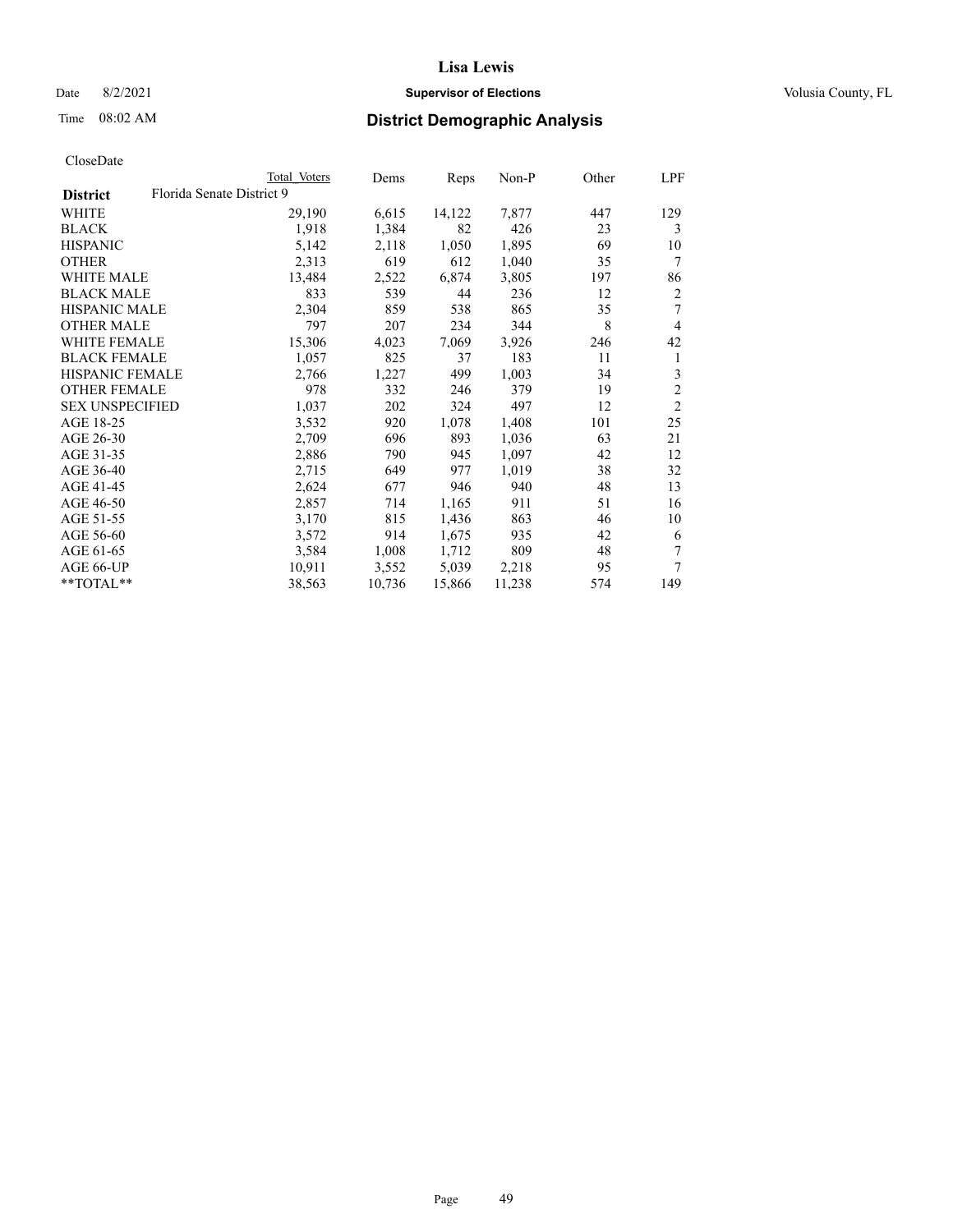# Lisa Lewis

Date 8/2/2021 **Supervisor of Elections** Volusia County, FL

Time 08:02 AM **District Demographic Analysis**

CloseDate

| District | Total Voters | Dems | Reps | Non-P | Other | LPF |
|---|---|---|---|---|---|---|
| **Florida Senate District 9** | | | | | | |
| WHITE | 29,190 | 6,615 | 14,122 | 7,877 | 447 | 129 |
| BLACK | 1,918 | 1,384 | 82 | 426 | 23 | 3 |
| HISPANIC | 5,142 | 2,118 | 1,050 | 1,895 | 69 | 10 |
| OTHER | 2,313 | 619 | 612 | 1,040 | 35 | 7 |
| WHITE MALE | 13,484 | 2,522 | 6,874 | 3,805 | 197 | 86 |
| BLACK MALE | 833 | 539 | 44 | 236 | 12 | 2 |
| HISPANIC MALE | 2,304 | 859 | 538 | 865 | 35 | 7 |
| OTHER MALE | 797 | 207 | 234 | 344 | 8 | 4 |
| WHITE FEMALE | 15,306 | 4,023 | 7,069 | 3,926 | 246 | 42 |
| BLACK FEMALE | 1,057 | 825 | 37 | 183 | 11 | 1 |
| HISPANIC FEMALE | 2,766 | 1,227 | 499 | 1,003 | 34 | 3 |
| OTHER FEMALE | 978 | 332 | 246 | 379 | 19 | 2 |
| SEX UNSPECIFIED | 1,037 | 202 | 324 | 497 | 12 | 2 |
| AGE 18-25 | 3,532 | 920 | 1,078 | 1,408 | 101 | 25 |
| AGE 26-30 | 2,709 | 696 | 893 | 1,036 | 63 | 21 |
| AGE 31-35 | 2,886 | 790 | 945 | 1,097 | 42 | 12 |
| AGE 36-40 | 2,715 | 649 | 977 | 1,019 | 38 | 32 |
| AGE 41-45 | 2,624 | 677 | 946 | 940 | 48 | 13 |
| AGE 46-50 | 2,857 | 714 | 1,165 | 911 | 51 | 16 |
| AGE 51-55 | 3,170 | 815 | 1,436 | 863 | 46 | 10 |
| AGE 56-60 | 3,572 | 914 | 1,675 | 935 | 42 | 6 |
| AGE 61-65 | 3,584 | 1,008 | 1,712 | 809 | 48 | 7 |
| AGE 66-UP | 10,911 | 3,552 | 5,039 | 2,218 | 95 | 7 |
| **TOTAL** | 38,563 | 10,736 | 15,866 | 11,238 | 574 | 149 |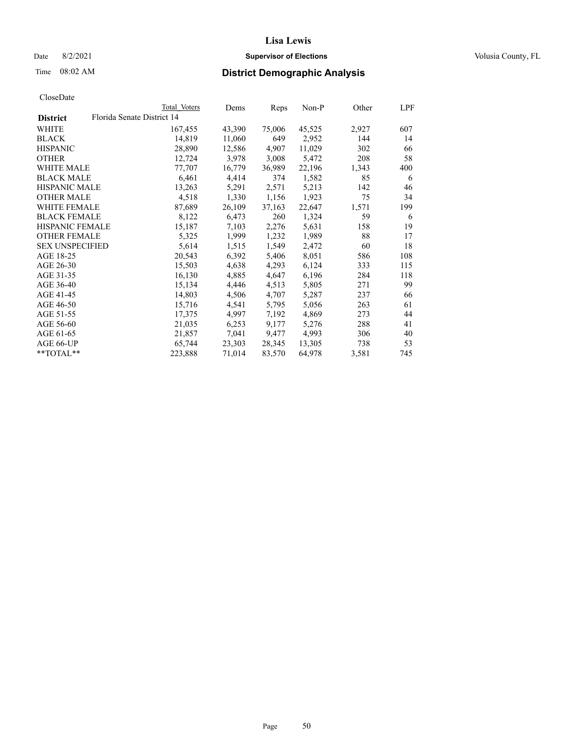# Lisa Lewis

Date 8/2/2021 **Supervisor of Elections** Volusia County, FL

Time 08:02 AM **District Demographic Analysis**

CloseDate

| District | Total Voters | Dems | Reps | Non-P | Other | LPF |
|---|---|---|---|---|---|---|
| Florida Senate District 14 | | | | | | |
| WHITE | 167,455 | 43,390 | 75,006 | 45,525 | 2,927 | 607 |
| BLACK | 14,819 | 11,060 | 649 | 2,952 | 144 | 14 |
| HISPANIC | 28,890 | 12,586 | 4,907 | 11,029 | 302 | 66 |
| OTHER | 12,724 | 3,978 | 3,008 | 5,472 | 208 | 58 |
| WHITE MALE | 77,707 | 16,779 | 36,989 | 22,196 | 1,343 | 400 |
| BLACK MALE | 6,461 | 4,414 | 374 | 1,582 | 85 | 6 |
| HISPANIC MALE | 13,263 | 5,291 | 2,571 | 5,213 | 142 | 46 |
| OTHER MALE | 4,518 | 1,330 | 1,156 | 1,923 | 75 | 34 |
| WHITE FEMALE | 87,689 | 26,109 | 37,163 | 22,647 | 1,571 | 199 |
| BLACK FEMALE | 8,122 | 6,473 | 260 | 1,324 | 59 | 6 |
| HISPANIC FEMALE | 15,187 | 7,103 | 2,276 | 5,631 | 158 | 19 |
| OTHER FEMALE | 5,325 | 1,999 | 1,232 | 1,989 | 88 | 17 |
| SEX UNSPECIFIED | 5,614 | 1,515 | 1,549 | 2,472 | 60 | 18 |
| AGE 18-25 | 20,543 | 6,392 | 5,406 | 8,051 | 586 | 108 |
| AGE 26-30 | 15,503 | 4,638 | 4,293 | 6,124 | 333 | 115 |
| AGE 31-35 | 16,130 | 4,885 | 4,647 | 6,196 | 284 | 118 |
| AGE 36-40 | 15,134 | 4,446 | 4,513 | 5,805 | 271 | 99 |
| AGE 41-45 | 14,803 | 4,506 | 4,707 | 5,287 | 237 | 66 |
| AGE 46-50 | 15,716 | 4,541 | 5,795 | 5,056 | 263 | 61 |
| AGE 51-55 | 17,375 | 4,997 | 7,192 | 4,869 | 273 | 44 |
| AGE 56-60 | 21,035 | 6,253 | 9,177 | 5,276 | 288 | 41 |
| AGE 61-65 | 21,857 | 7,041 | 9,477 | 4,993 | 306 | 40 |
| AGE 66-UP | 65,744 | 23,303 | 28,345 | 13,305 | 738 | 53 |
| **TOTAL** | 223,888 | 71,014 | 83,570 | 64,978 | 3,581 | 745 |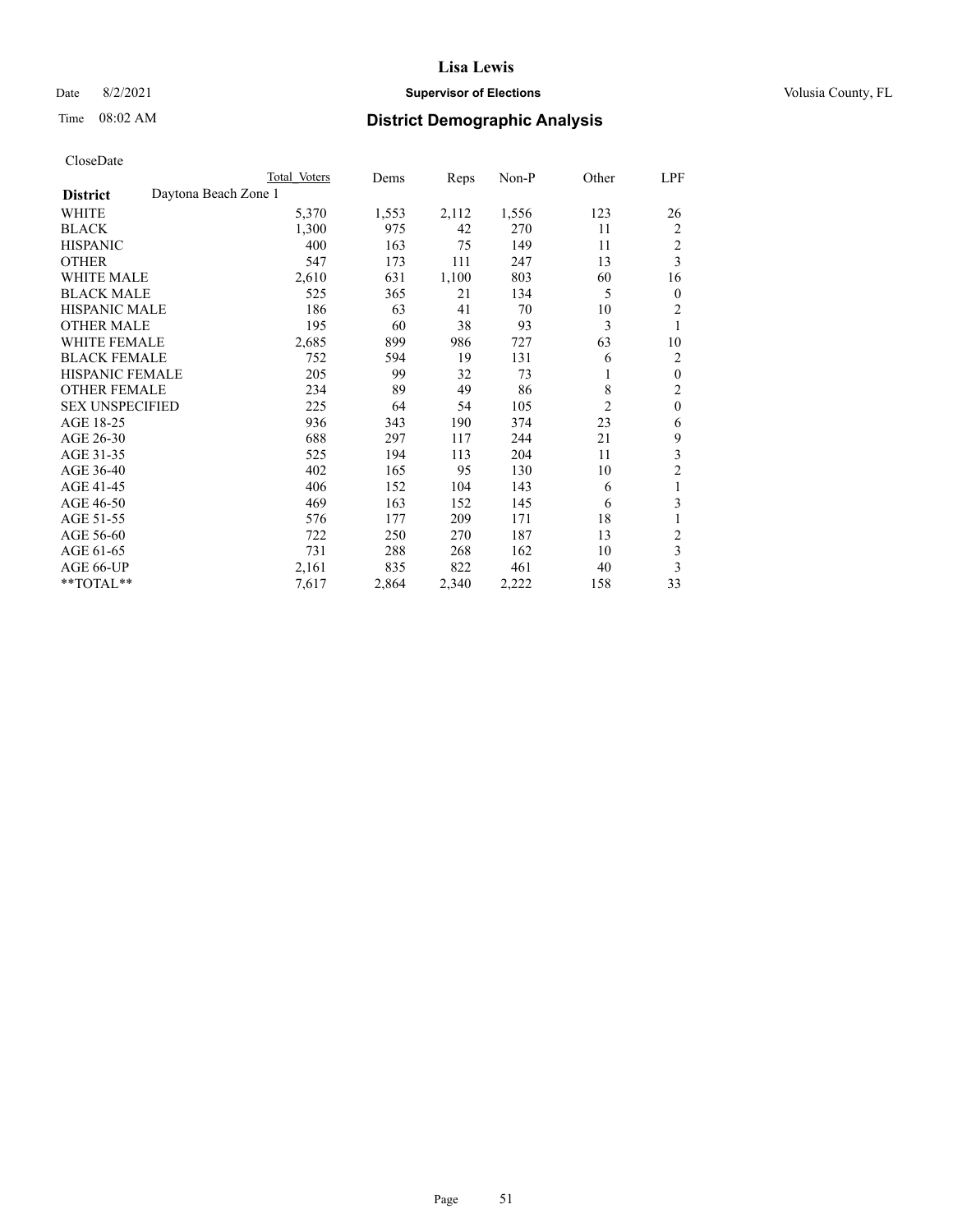# Lisa Lewis

Date 8/2/2021 **Supervisor of Elections** Volusia County, FL

Time 08:02 AM **District Demographic Analysis**

CloseDate

| District | Daytona Beach Zone 1 Total Voters | Dems | Reps | Non-P | Other | LPF |
|---|---|---|---|---|---|---|
| WHITE | 5,370 | 1,553 | 2,112 | 1,556 | 123 | 26 |
| BLACK | 1,300 | 975 | 42 | 270 | 11 | 2 |
| HISPANIC | 400 | 163 | 75 | 149 | 11 | 2 |
| OTHER | 547 | 173 | 111 | 247 | 13 | 3 |
| WHITE MALE | 2,610 | 631 | 1,100 | 803 | 60 | 16 |
| BLACK MALE | 525 | 365 | 21 | 134 | 5 | 0 |
| HISPANIC MALE | 186 | 63 | 41 | 70 | 10 | 2 |
| OTHER MALE | 195 | 60 | 38 | 93 | 3 | 1 |
| WHITE FEMALE | 2,685 | 899 | 986 | 727 | 63 | 10 |
| BLACK FEMALE | 752 | 594 | 19 | 131 | 6 | 2 |
| HISPANIC FEMALE | 205 | 99 | 32 | 73 | 1 | 0 |
| OTHER FEMALE | 234 | 89 | 49 | 86 | 8 | 2 |
| SEX UNSPECIFIED | 225 | 64 | 54 | 105 | 2 | 0 |
| AGE 18-25 | 936 | 343 | 190 | 374 | 23 | 6 |
| AGE 26-30 | 688 | 297 | 117 | 244 | 21 | 9 |
| AGE 31-35 | 525 | 194 | 113 | 204 | 11 | 3 |
| AGE 36-40 | 402 | 165 | 95 | 130 | 10 | 2 |
| AGE 41-45 | 406 | 152 | 104 | 143 | 6 | 1 |
| AGE 46-50 | 469 | 163 | 152 | 145 | 6 | 3 |
| AGE 51-55 | 576 | 177 | 209 | 171 | 18 | 1 |
| AGE 56-60 | 722 | 250 | 270 | 187 | 13 | 2 |
| AGE 61-65 | 731 | 288 | 268 | 162 | 10 | 3 |
| AGE 66-UP | 2,161 | 835 | 822 | 461 | 40 | 3 |
| **TOTAL** | 7,617 | 2,864 | 2,340 | 2,222 | 158 | 33 |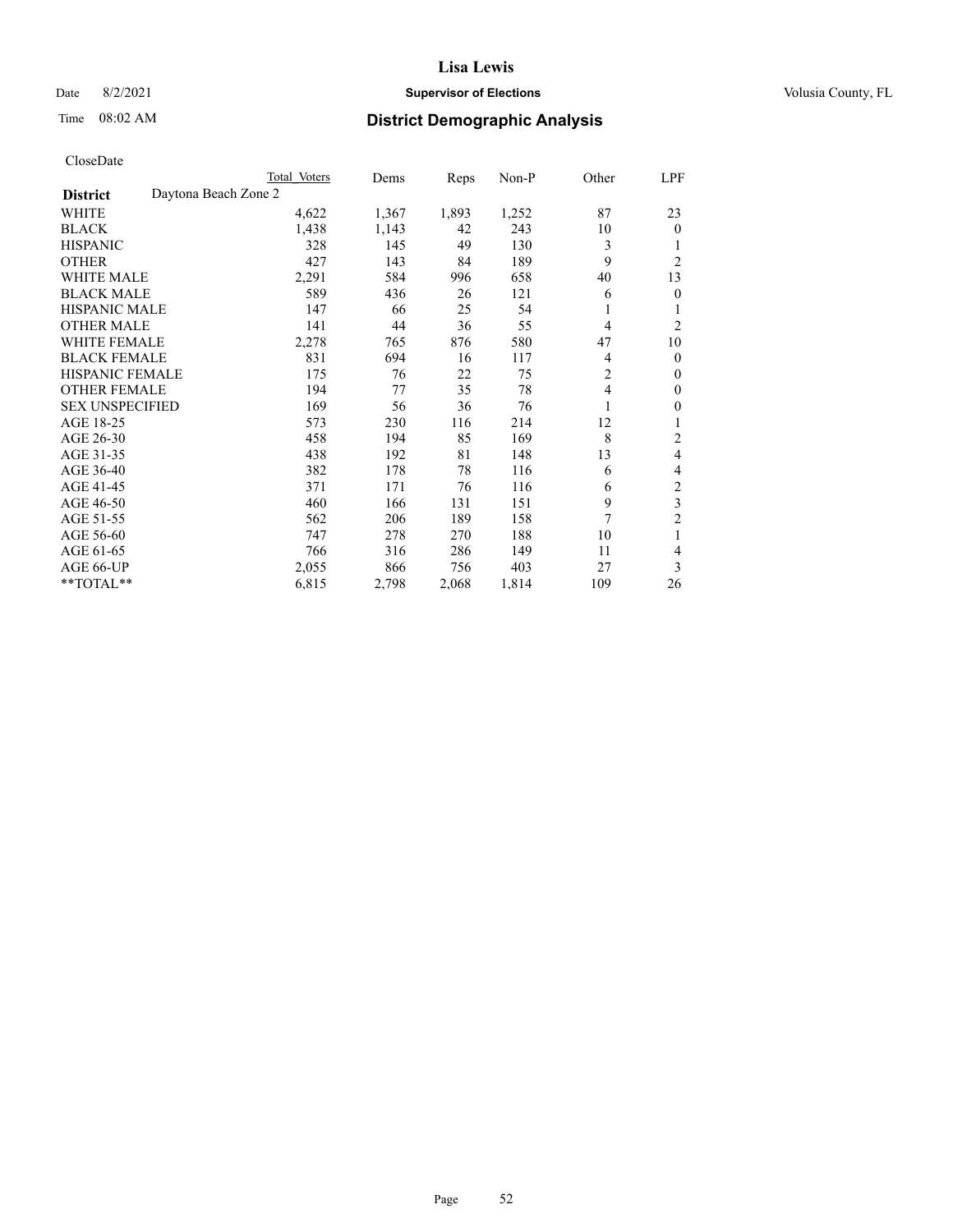# Lisa Lewis

**Supervisor of Elections**

Date 8/2/2021 — Volusia County, FL

Time 08:02 AM

## District Demographic Analysis

CloseDate

| District | Daytona Beach Zone 2 | Total Voters | Dems | Reps | Non-P | Other | LPF |
|---|---|---|---|---|---|---|---|
| WHITE | | 4,622 | 1,367 | 1,893 | 1,252 | 87 | 23 |
| BLACK | | 1,438 | 1,143 | 42 | 243 | 10 | 0 |
| HISPANIC | | 328 | 145 | 49 | 130 | 3 | 1 |
| OTHER | | 427 | 143 | 84 | 189 | 9 | 2 |
| WHITE MALE | | 2,291 | 584 | 996 | 658 | 40 | 13 |
| BLACK MALE | | 589 | 436 | 26 | 121 | 6 | 0 |
| HISPANIC MALE | | 147 | 66 | 25 | 54 | 1 | 1 |
| OTHER MALE | | 141 | 44 | 36 | 55 | 4 | 2 |
| WHITE FEMALE | | 2,278 | 765 | 876 | 580 | 47 | 10 |
| BLACK FEMALE | | 831 | 694 | 16 | 117 | 4 | 0 |
| HISPANIC FEMALE | | 175 | 76 | 22 | 75 | 2 | 0 |
| OTHER FEMALE | | 194 | 77 | 35 | 78 | 4 | 0 |
| SEX UNSPECIFIED | | 169 | 56 | 36 | 76 | 1 | 0 |
| AGE 18-25 | | 573 | 230 | 116 | 214 | 12 | 1 |
| AGE 26-30 | | 458 | 194 | 85 | 169 | 8 | 2 |
| AGE 31-35 | | 438 | 192 | 81 | 148 | 13 | 4 |
| AGE 36-40 | | 382 | 178 | 78 | 116 | 6 | 4 |
| AGE 41-45 | | 371 | 171 | 76 | 116 | 6 | 2 |
| AGE 46-50 | | 460 | 166 | 131 | 151 | 9 | 3 |
| AGE 51-55 | | 562 | 206 | 189 | 158 | 7 | 2 |
| AGE 56-60 | | 747 | 278 | 270 | 188 | 10 | 1 |
| AGE 61-65 | | 766 | 316 | 286 | 149 | 11 | 4 |
| AGE 66-UP | | 2,055 | 866 | 756 | 403 | 27 | 3 |
| **TOTAL** | | 6,815 | 2,798 | 2,068 | 1,814 | 109 | 26 |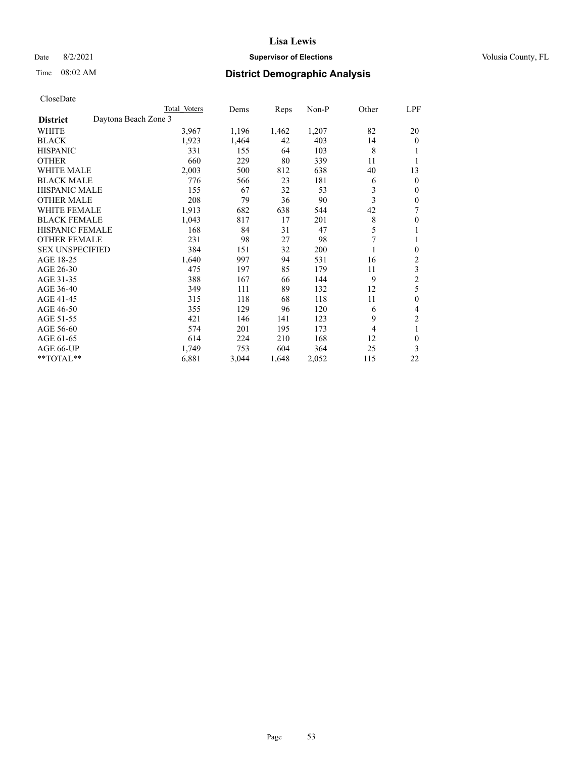CloseDate

| District | Daytona Beach Zone 3 | Total Voters | Dems | Reps | Non-P | Other | LPF |
|---|---|---|---|---|---|---|---|
| WHITE | | 3,967 | 1,196 | 1,462 | 1,207 | 82 | 20 |
| BLACK | | 1,923 | 1,464 | 42 | 403 | 14 | 0 |
| HISPANIC | | 331 | 155 | 64 | 103 | 8 | 1 |
| OTHER | | 660 | 229 | 80 | 339 | 11 | 1 |
| WHITE MALE | | 2,003 | 500 | 812 | 638 | 40 | 13 |
| BLACK MALE | | 776 | 566 | 23 | 181 | 6 | 0 |
| HISPANIC MALE | | 155 | 67 | 32 | 53 | 3 | 0 |
| OTHER MALE | | 208 | 79 | 36 | 90 | 3 | 0 |
| WHITE FEMALE | | 1,913 | 682 | 638 | 544 | 42 | 7 |
| BLACK FEMALE | | 1,043 | 817 | 17 | 201 | 8 | 0 |
| HISPANIC FEMALE | | 168 | 84 | 31 | 47 | 5 | 1 |
| OTHER FEMALE | | 231 | 98 | 27 | 98 | 7 | 1 |
| SEX UNSPECIFIED | | 384 | 151 | 32 | 200 | 1 | 0 |
| AGE 18-25 | | 1,640 | 997 | 94 | 531 | 16 | 2 |
| AGE 26-30 | | 475 | 197 | 85 | 179 | 11 | 3 |
| AGE 31-35 | | 388 | 167 | 66 | 144 | 9 | 2 |
| AGE 36-40 | | 349 | 111 | 89 | 132 | 12 | 5 |
| AGE 41-45 | | 315 | 118 | 68 | 118 | 11 | 0 |
| AGE 46-50 | | 355 | 129 | 96 | 120 | 6 | 4 |
| AGE 51-55 | | 421 | 146 | 141 | 123 | 9 | 2 |
| AGE 56-60 | | 574 | 201 | 195 | 173 | 4 | 1 |
| AGE 61-65 | | 614 | 224 | 210 | 168 | 12 | 0 |
| AGE 66-UP | | 1,749 | 753 | 604 | 364 | 25 | 3 |
| **TOTAL** | | 6,881 | 3,044 | 1,648 | 2,052 | 115 | 22 |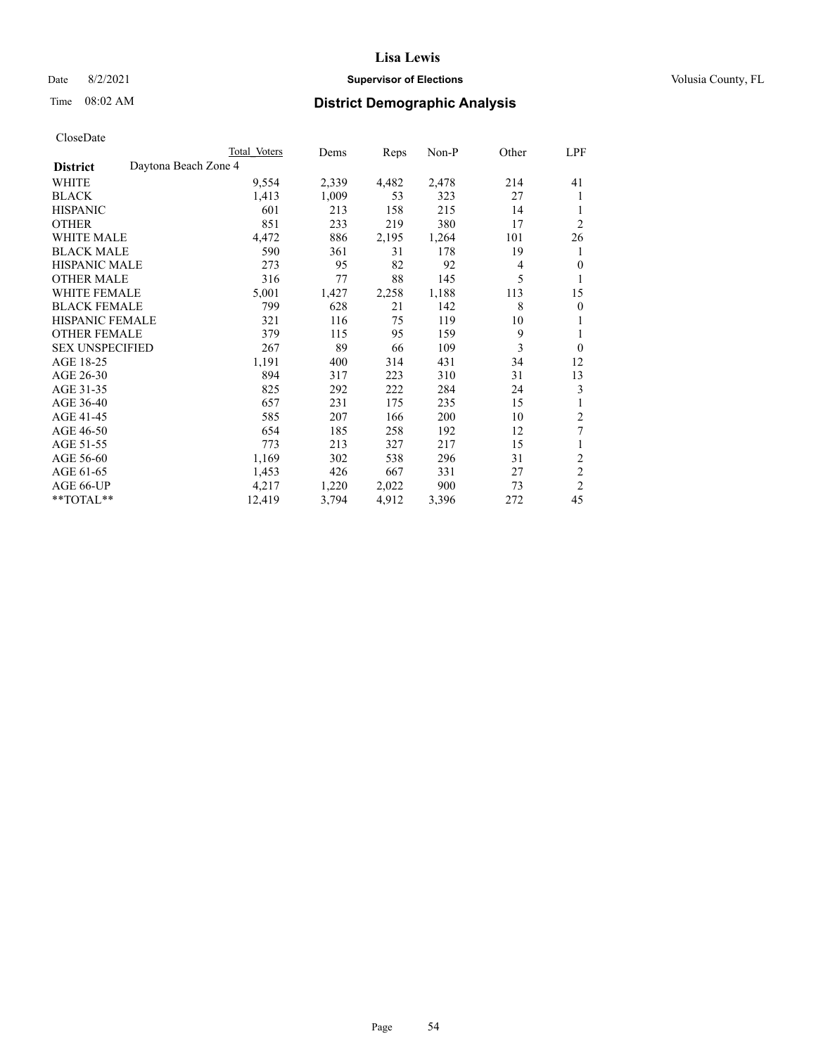CloseDate

| District | Daytona Beach Zone 4 | Total Voters | Dems | Reps | Non-P | Other | LPF |
|---|---|---|---|---|---|---|---|
| WHITE | | 9,554 | 2,339 | 4,482 | 2,478 | 214 | 41 |
| BLACK | | 1,413 | 1,009 | 53 | 323 | 27 | 1 |
| HISPANIC | | 601 | 213 | 158 | 215 | 14 | 1 |
| OTHER | | 851 | 233 | 219 | 380 | 17 | 2 |
| WHITE MALE | | 4,472 | 886 | 2,195 | 1,264 | 101 | 26 |
| BLACK MALE | | 590 | 361 | 31 | 178 | 19 | 1 |
| HISPANIC MALE | | 273 | 95 | 82 | 92 | 4 | 0 |
| OTHER MALE | | 316 | 77 | 88 | 145 | 5 | 1 |
| WHITE FEMALE | | 5,001 | 1,427 | 2,258 | 1,188 | 113 | 15 |
| BLACK FEMALE | | 799 | 628 | 21 | 142 | 8 | 0 |
| HISPANIC FEMALE | | 321 | 116 | 75 | 119 | 10 | 1 |
| OTHER FEMALE | | 379 | 115 | 95 | 159 | 9 | 1 |
| SEX UNSPECIFIED | | 267 | 89 | 66 | 109 | 3 | 0 |
| AGE 18-25 | | 1,191 | 400 | 314 | 431 | 34 | 12 |
| AGE 26-30 | | 894 | 317 | 223 | 310 | 31 | 13 |
| AGE 31-35 | | 825 | 292 | 222 | 284 | 24 | 3 |
| AGE 36-40 | | 657 | 231 | 175 | 235 | 15 | 1 |
| AGE 41-45 | | 585 | 207 | 166 | 200 | 10 | 2 |
| AGE 46-50 | | 654 | 185 | 258 | 192 | 12 | 7 |
| AGE 51-55 | | 773 | 213 | 327 | 217 | 15 | 1 |
| AGE 56-60 | | 1,169 | 302 | 538 | 296 | 31 | 2 |
| AGE 61-65 | | 1,453 | 426 | 667 | 331 | 27 | 2 |
| AGE 66-UP | | 4,217 | 1,220 | 2,022 | 900 | 73 | 2 |
| **TOTAL** | | 12,419 | 3,794 | 4,912 | 3,396 | 272 | 45 |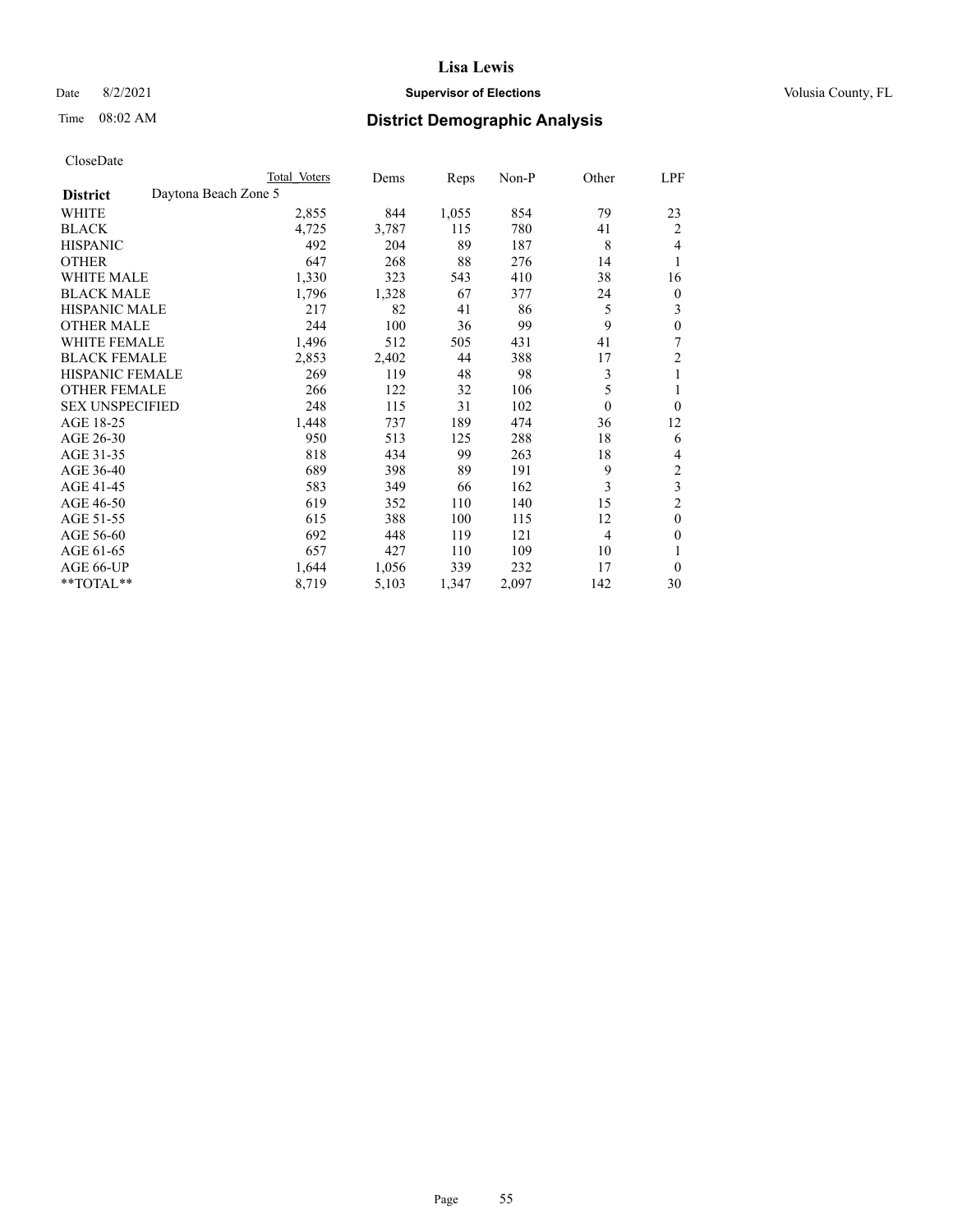CloseDate

| District | Daytona Beach Zone 5 | Total Voters | Dems | Reps | Non-P | Other | LPF |
|---|---|---|---|---|---|---|---|
| WHITE | | 2,855 | 844 | 1,055 | 854 | 79 | 23 |
| BLACK | | 4,725 | 3,787 | 115 | 780 | 41 | 2 |
| HISPANIC | | 492 | 204 | 89 | 187 | 8 | 4 |
| OTHER | | 647 | 268 | 88 | 276 | 14 | 1 |
| WHITE MALE | | 1,330 | 323 | 543 | 410 | 38 | 16 |
| BLACK MALE | | 1,796 | 1,328 | 67 | 377 | 24 | 0 |
| HISPANIC MALE | | 217 | 82 | 41 | 86 | 5 | 3 |
| OTHER MALE | | 244 | 100 | 36 | 99 | 9 | 0 |
| WHITE FEMALE | | 1,496 | 512 | 505 | 431 | 41 | 7 |
| BLACK FEMALE | | 2,853 | 2,402 | 44 | 388 | 17 | 2 |
| HISPANIC FEMALE | | 269 | 119 | 48 | 98 | 3 | 1 |
| OTHER FEMALE | | 266 | 122 | 32 | 106 | 5 | 1 |
| SEX UNSPECIFIED | | 248 | 115 | 31 | 102 | 0 | 0 |
| AGE 18-25 | | 1,448 | 737 | 189 | 474 | 36 | 12 |
| AGE 26-30 | | 950 | 513 | 125 | 288 | 18 | 6 |
| AGE 31-35 | | 818 | 434 | 99 | 263 | 18 | 4 |
| AGE 36-40 | | 689 | 398 | 89 | 191 | 9 | 2 |
| AGE 41-45 | | 583 | 349 | 66 | 162 | 3 | 3 |
| AGE 46-50 | | 619 | 352 | 110 | 140 | 15 | 2 |
| AGE 51-55 | | 615 | 388 | 100 | 115 | 12 | 0 |
| AGE 56-60 | | 692 | 448 | 119 | 121 | 4 | 0 |
| AGE 61-65 | | 657 | 427 | 110 | 109 | 10 | 1 |
| AGE 66-UP | | 1,644 | 1,056 | 339 | 232 | 17 | 0 |
| **TOTAL** | | 8,719 | 5,103 | 1,347 | 2,097 | 142 | 30 |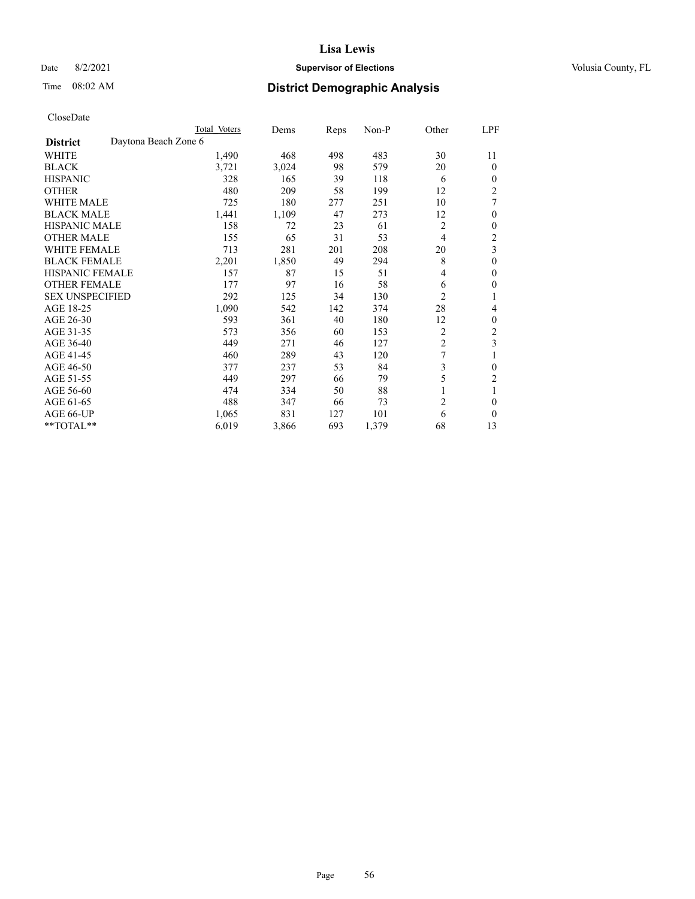# Lisa Lewis

Date 8/2/2021 **Supervisor of Elections** Volusia County, FL

Time 08:02 AM **District Demographic Analysis**

CloseDate

| **District** | Daytona Beach Zone 6 | Total Voters | Dems | Reps | Non-P | Other | LPF |
|---|---|---|---|---|---|---|---|
| WHITE | | 1,490 | 468 | 498 | 483 | 30 | 11 |
| BLACK | | 3,721 | 3,024 | 98 | 579 | 20 | 0 |
| HISPANIC | | 328 | 165 | 39 | 118 | 6 | 0 |
| OTHER | | 480 | 209 | 58 | 199 | 12 | 2 |
| WHITE MALE | | 725 | 180 | 277 | 251 | 10 | 7 |
| BLACK MALE | | 1,441 | 1,109 | 47 | 273 | 12 | 0 |
| HISPANIC MALE | | 158 | 72 | 23 | 61 | 2 | 0 |
| OTHER MALE | | 155 | 65 | 31 | 53 | 4 | 2 |
| WHITE FEMALE | | 713 | 281 | 201 | 208 | 20 | 3 |
| BLACK FEMALE | | 2,201 | 1,850 | 49 | 294 | 8 | 0 |
| HISPANIC FEMALE | | 157 | 87 | 15 | 51 | 4 | 0 |
| OTHER FEMALE | | 177 | 97 | 16 | 58 | 6 | 0 |
| SEX UNSPECIFIED | | 292 | 125 | 34 | 130 | 2 | 1 |
| AGE 18-25 | | 1,090 | 542 | 142 | 374 | 28 | 4 |
| AGE 26-30 | | 593 | 361 | 40 | 180 | 12 | 0 |
| AGE 31-35 | | 573 | 356 | 60 | 153 | 2 | 2 |
| AGE 36-40 | | 449 | 271 | 46 | 127 | 2 | 3 |
| AGE 41-45 | | 460 | 289 | 43 | 120 | 7 | 1 |
| AGE 46-50 | | 377 | 237 | 53 | 84 | 3 | 0 |
| AGE 51-55 | | 449 | 297 | 66 | 79 | 5 | 2 |
| AGE 56-60 | | 474 | 334 | 50 | 88 | 1 | 1 |
| AGE 61-65 | | 488 | 347 | 66 | 73 | 2 | 0 |
| AGE 66-UP | | 1,065 | 831 | 127 | 101 | 6 | 0 |
| **TOTAL** | | 6,019 | 3,866 | 693 | 1,379 | 68 | 13 |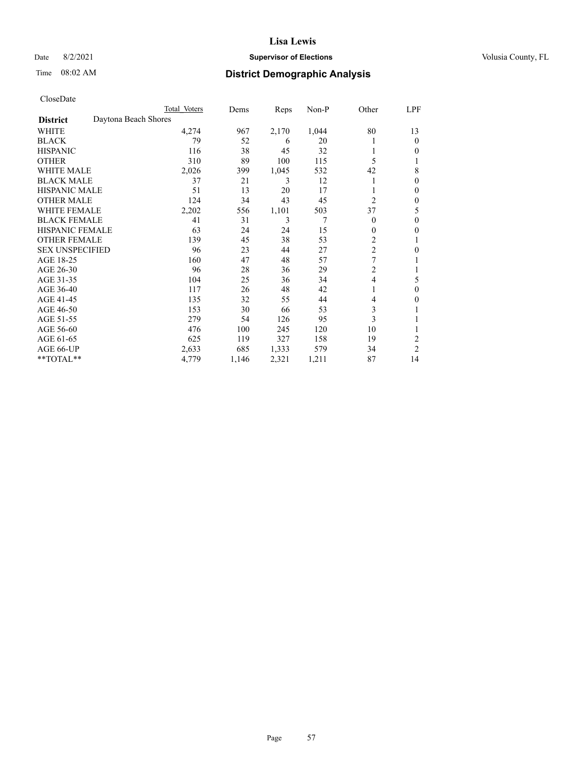# Lisa Lewis

Date 8/2/2021 **Supervisor of Elections** Volusia County, FL

Time 08:02 AM **District Demographic Analysis**

CloseDate

| | Total Voters | Dems | Reps | Non-P | Other | LPF |
|---|---|---|---|---|---|---|
| **District** Daytona Beach Shores | | | | | | |
| WHITE | 4,274 | 967 | 2,170 | 1,044 | 80 | 13 |
| BLACK | 79 | 52 | 6 | 20 | 1 | 0 |
| HISPANIC | 116 | 38 | 45 | 32 | 1 | 0 |
| OTHER | 310 | 89 | 100 | 115 | 5 | 1 |
| WHITE MALE | 2,026 | 399 | 1,045 | 532 | 42 | 8 |
| BLACK MALE | 37 | 21 | 3 | 12 | 1 | 0 |
| HISPANIC MALE | 51 | 13 | 20 | 17 | 1 | 0 |
| OTHER MALE | 124 | 34 | 43 | 45 | 2 | 0 |
| WHITE FEMALE | 2,202 | 556 | 1,101 | 503 | 37 | 5 |
| BLACK FEMALE | 41 | 31 | 3 | 7 | 0 | 0 |
| HISPANIC FEMALE | 63 | 24 | 24 | 15 | 0 | 0 |
| OTHER FEMALE | 139 | 45 | 38 | 53 | 2 | 1 |
| SEX UNSPECIFIED | 96 | 23 | 44 | 27 | 2 | 0 |
| AGE 18-25 | 160 | 47 | 48 | 57 | 7 | 1 |
| AGE 26-30 | 96 | 28 | 36 | 29 | 2 | 1 |
| AGE 31-35 | 104 | 25 | 36 | 34 | 4 | 5 |
| AGE 36-40 | 117 | 26 | 48 | 42 | 1 | 0 |
| AGE 41-45 | 135 | 32 | 55 | 44 | 4 | 0 |
| AGE 46-50 | 153 | 30 | 66 | 53 | 3 | 1 |
| AGE 51-55 | 279 | 54 | 126 | 95 | 3 | 1 |
| AGE 56-60 | 476 | 100 | 245 | 120 | 10 | 1 |
| AGE 61-65 | 625 | 119 | 327 | 158 | 19 | 2 |
| AGE 66-UP | 2,633 | 685 | 1,333 | 579 | 34 | 2 |
| **TOTAL** | 4,779 | 1,146 | 2,321 | 1,211 | 87 | 14 |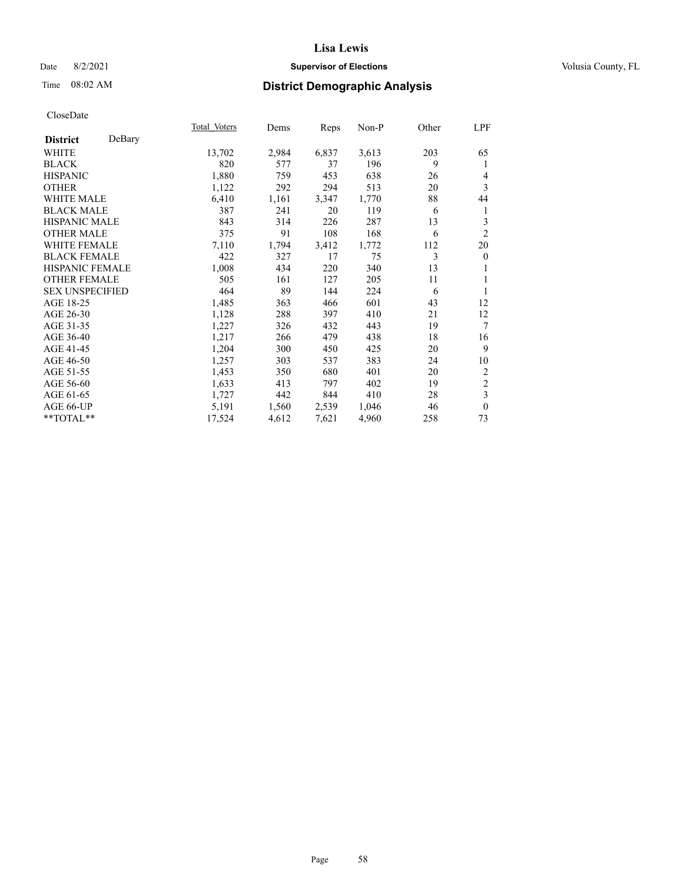# Lisa Lewis

Date 8/2/2021 **Supervisor of Elections** Volusia County, FL

Time 08:02 AM **District Demographic Analysis**

CloseDate

| | Total_Voters | Dems | Reps | Non-P | Other | LPF |
|---|---|---|---|---|---|---|
| **District** DeBary | | | | | | |
| WHITE | 13,702 | 2,984 | 6,837 | 3,613 | 203 | 65 |
| BLACK | 820 | 577 | 37 | 196 | 9 | 1 |
| HISPANIC | 1,880 | 759 | 453 | 638 | 26 | 4 |
| OTHER | 1,122 | 292 | 294 | 513 | 20 | 3 |
| WHITE MALE | 6,410 | 1,161 | 3,347 | 1,770 | 88 | 44 |
| BLACK MALE | 387 | 241 | 20 | 119 | 6 | 1 |
| HISPANIC MALE | 843 | 314 | 226 | 287 | 13 | 3 |
| OTHER MALE | 375 | 91 | 108 | 168 | 6 | 2 |
| WHITE FEMALE | 7,110 | 1,794 | 3,412 | 1,772 | 112 | 20 |
| BLACK FEMALE | 422 | 327 | 17 | 75 | 3 | 0 |
| HISPANIC FEMALE | 1,008 | 434 | 220 | 340 | 13 | 1 |
| OTHER FEMALE | 505 | 161 | 127 | 205 | 11 | 1 |
| SEX UNSPECIFIED | 464 | 89 | 144 | 224 | 6 | 1 |
| AGE 18-25 | 1,485 | 363 | 466 | 601 | 43 | 12 |
| AGE 26-30 | 1,128 | 288 | 397 | 410 | 21 | 12 |
| AGE 31-35 | 1,227 | 326 | 432 | 443 | 19 | 7 |
| AGE 36-40 | 1,217 | 266 | 479 | 438 | 18 | 16 |
| AGE 41-45 | 1,204 | 300 | 450 | 425 | 20 | 9 |
| AGE 46-50 | 1,257 | 303 | 537 | 383 | 24 | 10 |
| AGE 51-55 | 1,453 | 350 | 680 | 401 | 20 | 2 |
| AGE 56-60 | 1,633 | 413 | 797 | 402 | 19 | 2 |
| AGE 61-65 | 1,727 | 442 | 844 | 410 | 28 | 3 |
| AGE 66-UP | 5,191 | 1,560 | 2,539 | 1,046 | 46 | 0 |
| **TOTAL** | 17,524 | 4,612 | 7,621 | 4,960 | 258 | 73 |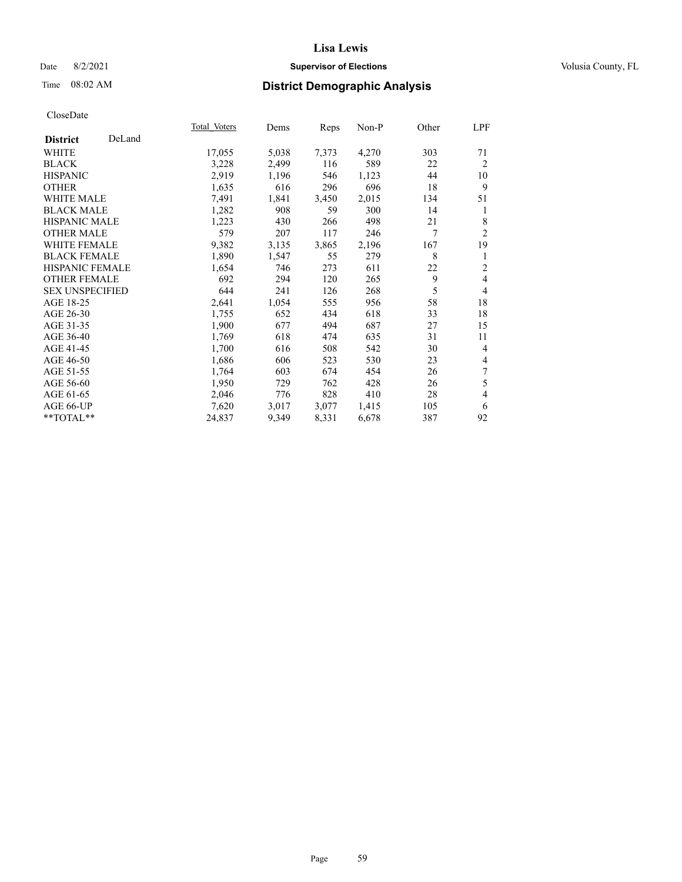# Lisa Lewis

Date 8/2/2021 **Supervisor of Elections** Volusia County, FL

Time 08:02 AM **District Demographic Analysis**

CloseDate

| **District** DeLand | Total Voters | Dems | Reps | Non-P | Other | LPF |
|---|---|---|---|---|---|---|
| WHITE | 17,055 | 5,038 | 7,373 | 4,270 | 303 | 71 |
| BLACK | 3,228 | 2,499 | 116 | 589 | 22 | 2 |
| HISPANIC | 2,919 | 1,196 | 546 | 1,123 | 44 | 10 |
| OTHER | 1,635 | 616 | 296 | 696 | 18 | 9 |
| WHITE MALE | 7,491 | 1,841 | 3,450 | 2,015 | 134 | 51 |
| BLACK MALE | 1,282 | 908 | 59 | 300 | 14 | 1 |
| HISPANIC MALE | 1,223 | 430 | 266 | 498 | 21 | 8 |
| OTHER MALE | 579 | 207 | 117 | 246 | 7 | 2 |
| WHITE FEMALE | 9,382 | 3,135 | 3,865 | 2,196 | 167 | 19 |
| BLACK FEMALE | 1,890 | 1,547 | 55 | 279 | 8 | 1 |
| HISPANIC FEMALE | 1,654 | 746 | 273 | 611 | 22 | 2 |
| OTHER FEMALE | 692 | 294 | 120 | 265 | 9 | 4 |
| SEX UNSPECIFIED | 644 | 241 | 126 | 268 | 5 | 4 |
| AGE 18-25 | 2,641 | 1,054 | 555 | 956 | 58 | 18 |
| AGE 26-30 | 1,755 | 652 | 434 | 618 | 33 | 18 |
| AGE 31-35 | 1,900 | 677 | 494 | 687 | 27 | 15 |
| AGE 36-40 | 1,769 | 618 | 474 | 635 | 31 | 11 |
| AGE 41-45 | 1,700 | 616 | 508 | 542 | 30 | 4 |
| AGE 46-50 | 1,686 | 606 | 523 | 530 | 23 | 4 |
| AGE 51-55 | 1,764 | 603 | 674 | 454 | 26 | 7 |
| AGE 56-60 | 1,950 | 729 | 762 | 428 | 26 | 5 |
| AGE 61-65 | 2,046 | 776 | 828 | 410 | 28 | 4 |
| AGE 66-UP | 7,620 | 3,017 | 3,077 | 1,415 | 105 | 6 |
| **TOTAL** | 24,837 | 9,349 | 8,331 | 6,678 | 387 | 92 |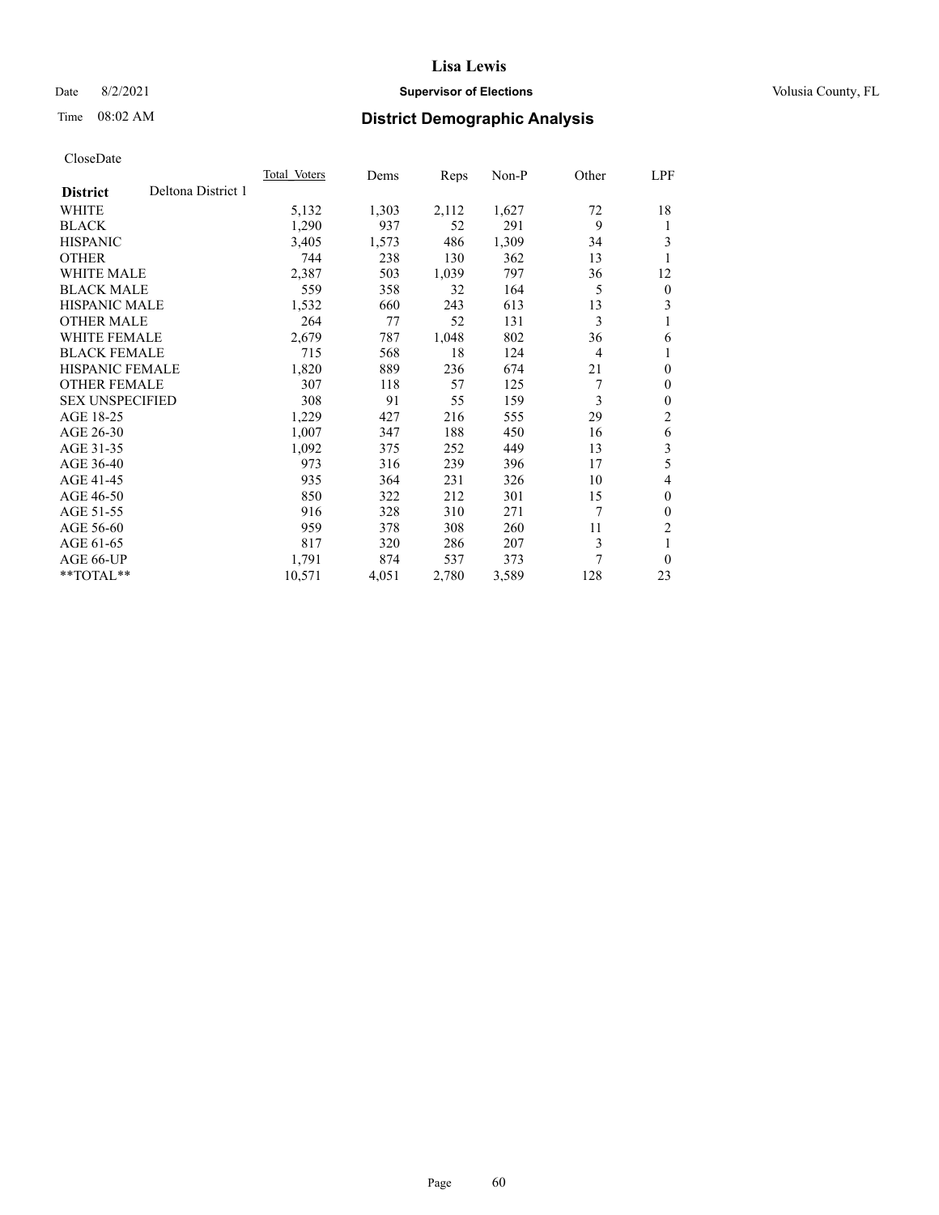# Lisa Lewis

Date 8/2/2021 **Supervisor of Elections** Volusia County, FL

Time 08:02 AM

## District Demographic Analysis

CloseDate

| District | Deltona District 1 | Total Voters | Dems | Reps | Non-P | Other | LPF |
|---|---|---|---|---|---|---|---|
| WHITE | | 5,132 | 1,303 | 2,112 | 1,627 | 72 | 18 |
| BLACK | | 1,290 | 937 | 52 | 291 | 9 | 1 |
| HISPANIC | | 3,405 | 1,573 | 486 | 1,309 | 34 | 3 |
| OTHER | | 744 | 238 | 130 | 362 | 13 | 1 |
| WHITE MALE | | 2,387 | 503 | 1,039 | 797 | 36 | 12 |
| BLACK MALE | | 559 | 358 | 32 | 164 | 5 | 0 |
| HISPANIC MALE | | 1,532 | 660 | 243 | 613 | 13 | 3 |
| OTHER MALE | | 264 | 77 | 52 | 131 | 3 | 1 |
| WHITE FEMALE | | 2,679 | 787 | 1,048 | 802 | 36 | 6 |
| BLACK FEMALE | | 715 | 568 | 18 | 124 | 4 | 1 |
| HISPANIC FEMALE | | 1,820 | 889 | 236 | 674 | 21 | 0 |
| OTHER FEMALE | | 307 | 118 | 57 | 125 | 7 | 0 |
| SEX UNSPECIFIED | | 308 | 91 | 55 | 159 | 3 | 0 |
| AGE 18-25 | | 1,229 | 427 | 216 | 555 | 29 | 2 |
| AGE 26-30 | | 1,007 | 347 | 188 | 450 | 16 | 6 |
| AGE 31-35 | | 1,092 | 375 | 252 | 449 | 13 | 3 |
| AGE 36-40 | | 973 | 316 | 239 | 396 | 17 | 5 |
| AGE 41-45 | | 935 | 364 | 231 | 326 | 10 | 4 |
| AGE 46-50 | | 850 | 322 | 212 | 301 | 15 | 0 |
| AGE 51-55 | | 916 | 328 | 310 | 271 | 7 | 0 |
| AGE 56-60 | | 959 | 378 | 308 | 260 | 11 | 2 |
| AGE 61-65 | | 817 | 320 | 286 | 207 | 3 | 1 |
| AGE 66-UP | | 1,791 | 874 | 537 | 373 | 7 | 0 |
| **TOTAL** | | 10,571 | 4,051 | 2,780 | 3,589 | 128 | 23 |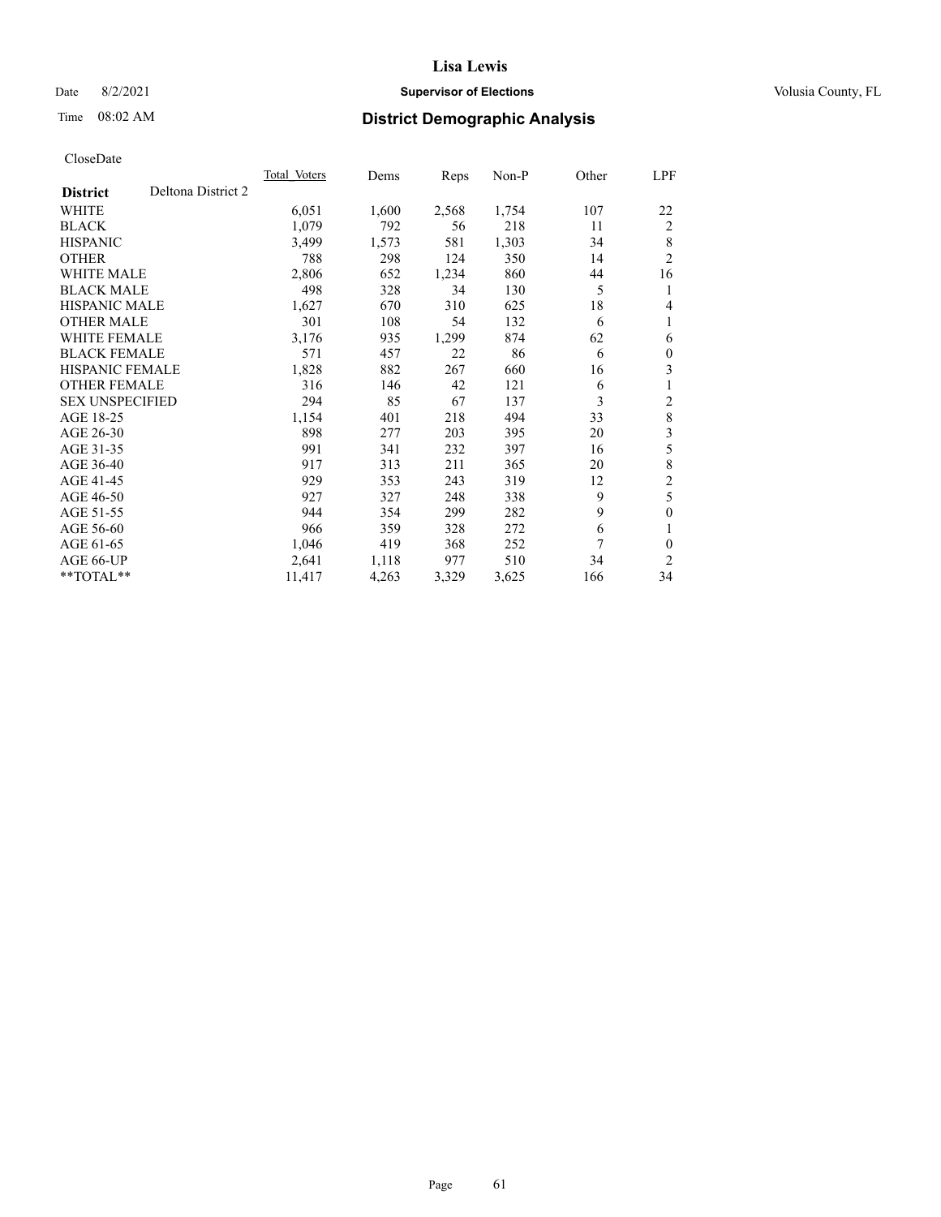# Lisa Lewis

Date 8/2/2021 **Supervisor of Elections** Volusia County, FL

Time 08:02 AM **District Demographic Analysis**

CloseDate

| **District** Deltona District 2 | Total Voters | Dems | Reps | Non-P | Other | LPF |
|---|---|---|---|---|---|---|
| WHITE | 6,051 | 1,600 | 2,568 | 1,754 | 107 | 22 |
| BLACK | 1,079 | 792 | 56 | 218 | 11 | 2 |
| HISPANIC | 3,499 | 1,573 | 581 | 1,303 | 34 | 8 |
| OTHER | 788 | 298 | 124 | 350 | 14 | 2 |
| WHITE MALE | 2,806 | 652 | 1,234 | 860 | 44 | 16 |
| BLACK MALE | 498 | 328 | 34 | 130 | 5 | 1 |
| HISPANIC MALE | 1,627 | 670 | 310 | 625 | 18 | 4 |
| OTHER MALE | 301 | 108 | 54 | 132 | 6 | 1 |
| WHITE FEMALE | 3,176 | 935 | 1,299 | 874 | 62 | 6 |
| BLACK FEMALE | 571 | 457 | 22 | 86 | 6 | 0 |
| HISPANIC FEMALE | 1,828 | 882 | 267 | 660 | 16 | 3 |
| OTHER FEMALE | 316 | 146 | 42 | 121 | 6 | 1 |
| SEX UNSPECIFIED | 294 | 85 | 67 | 137 | 3 | 2 |
| AGE 18-25 | 1,154 | 401 | 218 | 494 | 33 | 8 |
| AGE 26-30 | 898 | 277 | 203 | 395 | 20 | 3 |
| AGE 31-35 | 991 | 341 | 232 | 397 | 16 | 5 |
| AGE 36-40 | 917 | 313 | 211 | 365 | 20 | 8 |
| AGE 41-45 | 929 | 353 | 243 | 319 | 12 | 2 |
| AGE 46-50 | 927 | 327 | 248 | 338 | 9 | 5 |
| AGE 51-55 | 944 | 354 | 299 | 282 | 9 | 0 |
| AGE 56-60 | 966 | 359 | 328 | 272 | 6 | 1 |
| AGE 61-65 | 1,046 | 419 | 368 | 252 | 7 | 0 |
| AGE 66-UP | 2,641 | 1,118 | 977 | 510 | 34 | 2 |
| **TOTAL** | 11,417 | 4,263 | 3,329 | 3,625 | 166 | 34 |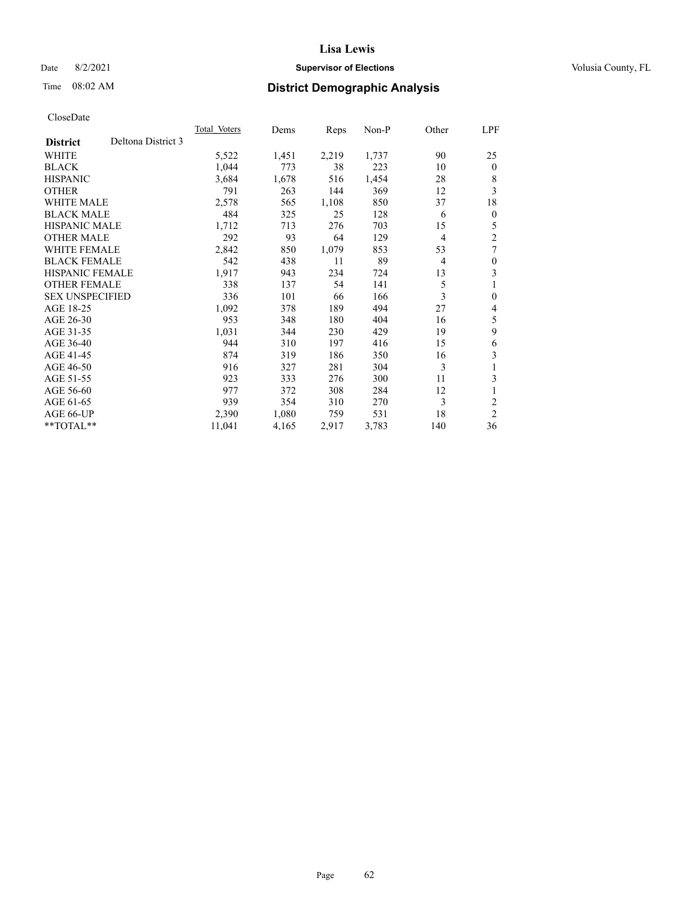# Lisa Lewis

Date 8/2/2021 **Supervisor of Elections** Volusia County, FL

Time 08:02 AM **District Demographic Analysis**

CloseDate

| **District** Deltona District 3 | Total Voters | Dems | Reps | Non-P | Other | LPF |
|---|---|---|---|---|---|---|
| WHITE | 5,522 | 1,451 | 2,219 | 1,737 | 90 | 25 |
| BLACK | 1,044 | 773 | 38 | 223 | 10 | 0 |
| HISPANIC | 3,684 | 1,678 | 516 | 1,454 | 28 | 8 |
| OTHER | 791 | 263 | 144 | 369 | 12 | 3 |
| WHITE MALE | 2,578 | 565 | 1,108 | 850 | 37 | 18 |
| BLACK MALE | 484 | 325 | 25 | 128 | 6 | 0 |
| HISPANIC MALE | 1,712 | 713 | 276 | 703 | 15 | 5 |
| OTHER MALE | 292 | 93 | 64 | 129 | 4 | 2 |
| WHITE FEMALE | 2,842 | 850 | 1,079 | 853 | 53 | 7 |
| BLACK FEMALE | 542 | 438 | 11 | 89 | 4 | 0 |
| HISPANIC FEMALE | 1,917 | 943 | 234 | 724 | 13 | 3 |
| OTHER FEMALE | 338 | 137 | 54 | 141 | 5 | 1 |
| SEX UNSPECIFIED | 336 | 101 | 66 | 166 | 3 | 0 |
| AGE 18-25 | 1,092 | 378 | 189 | 494 | 27 | 4 |
| AGE 26-30 | 953 | 348 | 180 | 404 | 16 | 5 |
| AGE 31-35 | 1,031 | 344 | 230 | 429 | 19 | 9 |
| AGE 36-40 | 944 | 310 | 197 | 416 | 15 | 6 |
| AGE 41-45 | 874 | 319 | 186 | 350 | 16 | 3 |
| AGE 46-50 | 916 | 327 | 281 | 304 | 3 | 1 |
| AGE 51-55 | 923 | 333 | 276 | 300 | 11 | 3 |
| AGE 56-60 | 977 | 372 | 308 | 284 | 12 | 1 |
| AGE 61-65 | 939 | 354 | 310 | 270 | 3 | 2 |
| AGE 66-UP | 2,390 | 1,080 | 759 | 531 | 18 | 2 |
| **TOTAL** | 11,041 | 4,165 | 2,917 | 3,783 | 140 | 36 |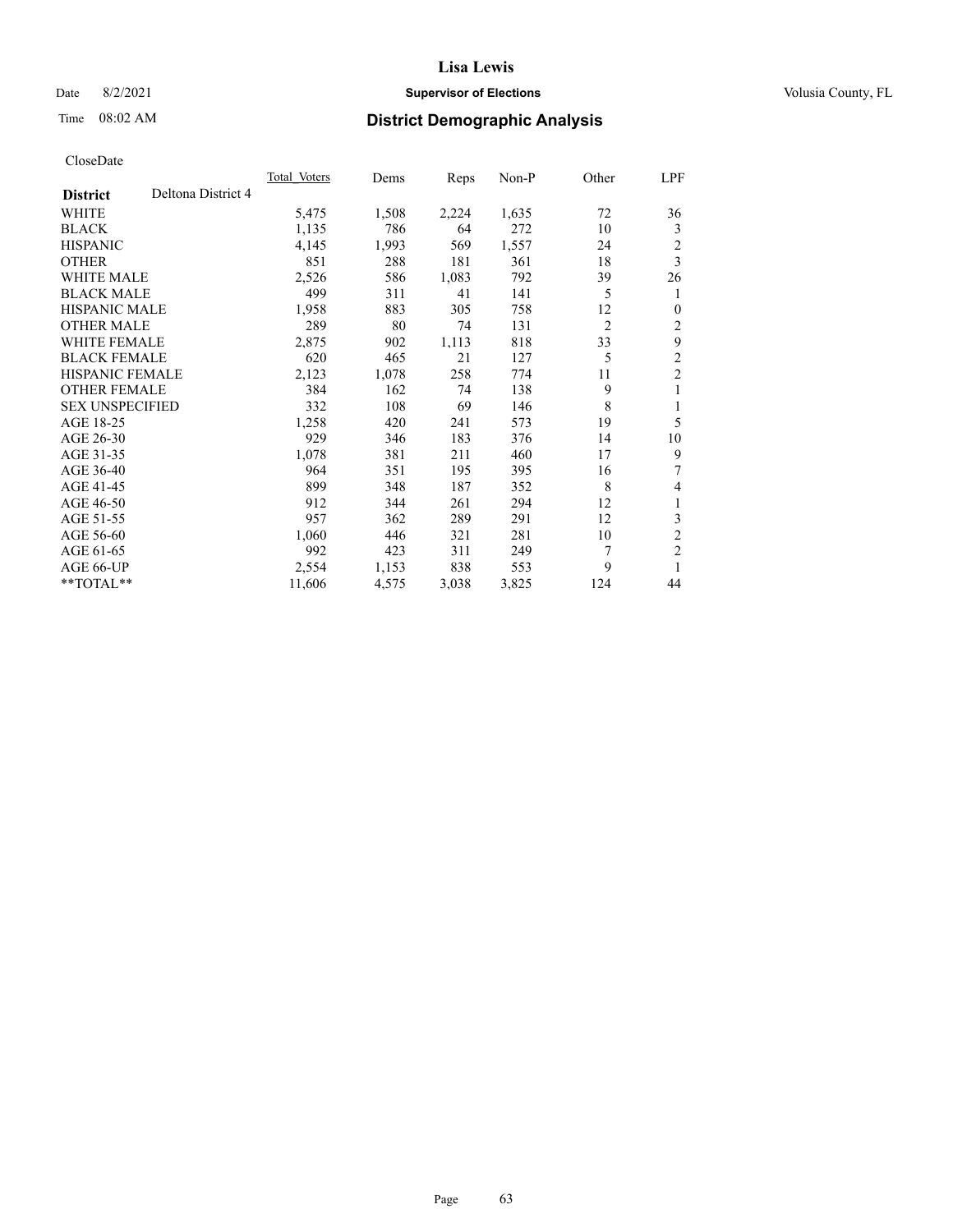CloseDate

| District | Deltona District 4 | Total Voters | Dems | Reps | Non-P | Other | LPF |
|---|---|---|---|---|---|---|---|
| WHITE | | 5,475 | 1,508 | 2,224 | 1,635 | 72 | 36 |
| BLACK | | 1,135 | 786 | 64 | 272 | 10 | 3 |
| HISPANIC | | 4,145 | 1,993 | 569 | 1,557 | 24 | 2 |
| OTHER | | 851 | 288 | 181 | 361 | 18 | 3 |
| WHITE MALE | | 2,526 | 586 | 1,083 | 792 | 39 | 26 |
| BLACK MALE | | 499 | 311 | 41 | 141 | 5 | 1 |
| HISPANIC MALE | | 1,958 | 883 | 305 | 758 | 12 | 0 |
| OTHER MALE | | 289 | 80 | 74 | 131 | 2 | 2 |
| WHITE FEMALE | | 2,875 | 902 | 1,113 | 818 | 33 | 9 |
| BLACK FEMALE | | 620 | 465 | 21 | 127 | 5 | 2 |
| HISPANIC FEMALE | | 2,123 | 1,078 | 258 | 774 | 11 | 2 |
| OTHER FEMALE | | 384 | 162 | 74 | 138 | 9 | 1 |
| SEX UNSPECIFIED | | 332 | 108 | 69 | 146 | 8 | 1 |
| AGE 18-25 | | 1,258 | 420 | 241 | 573 | 19 | 5 |
| AGE 26-30 | | 929 | 346 | 183 | 376 | 14 | 10 |
| AGE 31-35 | | 1,078 | 381 | 211 | 460 | 17 | 9 |
| AGE 36-40 | | 964 | 351 | 195 | 395 | 16 | 7 |
| AGE 41-45 | | 899 | 348 | 187 | 352 | 8 | 4 |
| AGE 46-50 | | 912 | 344 | 261 | 294 | 12 | 1 |
| AGE 51-55 | | 957 | 362 | 289 | 291 | 12 | 3 |
| AGE 56-60 | | 1,060 | 446 | 321 | 281 | 10 | 2 |
| AGE 61-65 | | 992 | 423 | 311 | 249 | 7 | 2 |
| AGE 66-UP | | 2,554 | 1,153 | 838 | 553 | 9 | 1 |
| **TOTAL** | | 11,606 | 4,575 | 3,038 | 3,825 | 124 | 44 |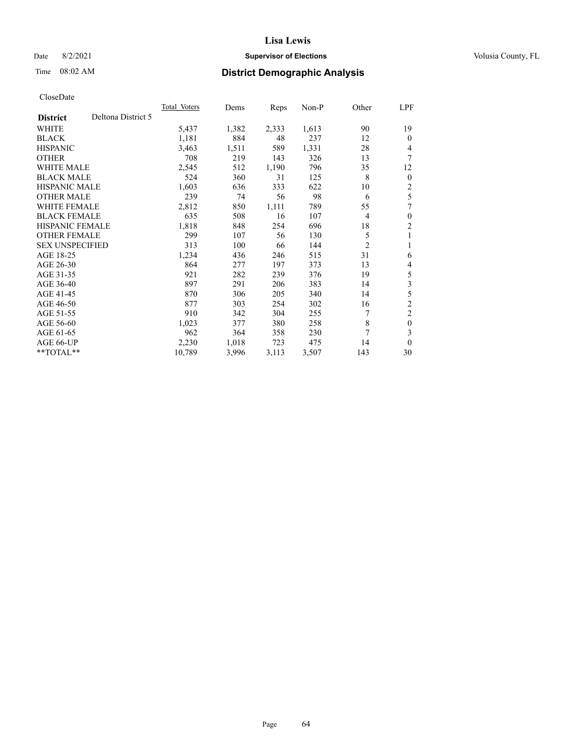# Lisa Lewis

## Supervisor of Elections

Date 8/2/2021 — Volusia County, FL

Time 08:02 AM

## District Demographic Analysis

CloseDate

| District: Deltona District 5 | Total Voters | Dems | Reps | Non-P | Other | LPF |
|---|---|---|---|---|---|---|
| WHITE | 5,437 | 1,382 | 2,333 | 1,613 | 90 | 19 |
| BLACK | 1,181 | 884 | 48 | 237 | 12 | 0 |
| HISPANIC | 3,463 | 1,511 | 589 | 1,331 | 28 | 4 |
| OTHER | 708 | 219 | 143 | 326 | 13 | 7 |
| WHITE MALE | 2,545 | 512 | 1,190 | 796 | 35 | 12 |
| BLACK MALE | 524 | 360 | 31 | 125 | 8 | 0 |
| HISPANIC MALE | 1,603 | 636 | 333 | 622 | 10 | 2 |
| OTHER MALE | 239 | 74 | 56 | 98 | 6 | 5 |
| WHITE FEMALE | 2,812 | 850 | 1,111 | 789 | 55 | 7 |
| BLACK FEMALE | 635 | 508 | 16 | 107 | 4 | 0 |
| HISPANIC FEMALE | 1,818 | 848 | 254 | 696 | 18 | 2 |
| OTHER FEMALE | 299 | 107 | 56 | 130 | 5 | 1 |
| SEX UNSPECIFIED | 313 | 100 | 66 | 144 | 2 | 1 |
| AGE 18-25 | 1,234 | 436 | 246 | 515 | 31 | 6 |
| AGE 26-30 | 864 | 277 | 197 | 373 | 13 | 4 |
| AGE 31-35 | 921 | 282 | 239 | 376 | 19 | 5 |
| AGE 36-40 | 897 | 291 | 206 | 383 | 14 | 3 |
| AGE 41-45 | 870 | 306 | 205 | 340 | 14 | 5 |
| AGE 46-50 | 877 | 303 | 254 | 302 | 16 | 2 |
| AGE 51-55 | 910 | 342 | 304 | 255 | 7 | 2 |
| AGE 56-60 | 1,023 | 377 | 380 | 258 | 8 | 0 |
| AGE 61-65 | 962 | 364 | 358 | 230 | 7 | 3 |
| AGE 66-UP | 2,230 | 1,018 | 723 | 475 | 14 | 0 |
| **TOTAL** | 10,789 | 3,996 | 3,113 | 3,507 | 143 | 30 |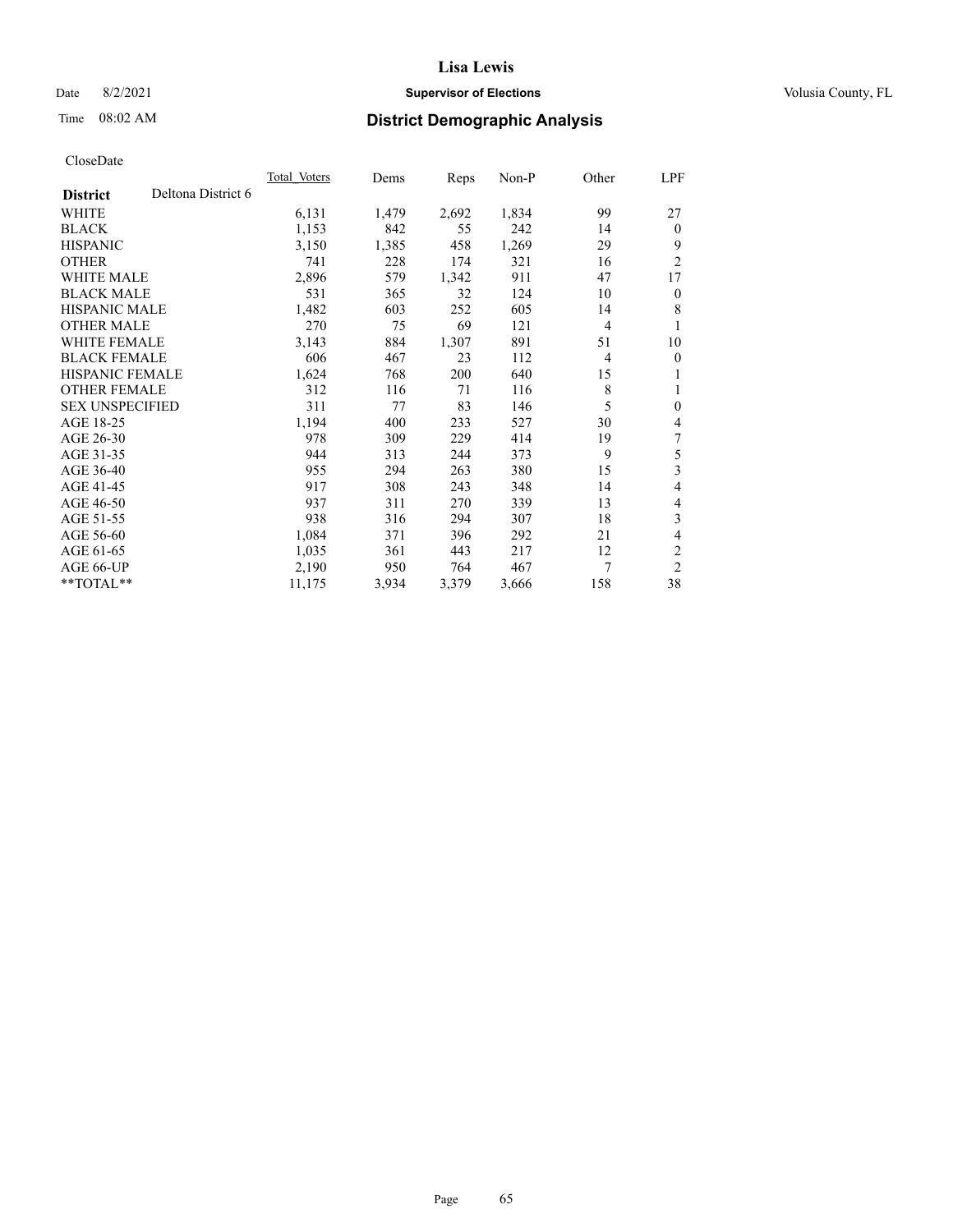# Lisa Lewis

Date 8/2/2021 **Supervisor of Elections** Volusia County, FL

Time 08:02 AM **District Demographic Analysis**

CloseDate

| **District** Deltona District 6 | Total Voters | Dems | Reps | Non-P | Other | LPF |
|---|---|---|---|---|---|---|
| WHITE | 6,131 | 1,479 | 2,692 | 1,834 | 99 | 27 |
| BLACK | 1,153 | 842 | 55 | 242 | 14 | 0 |
| HISPANIC | 3,150 | 1,385 | 458 | 1,269 | 29 | 9 |
| OTHER | 741 | 228 | 174 | 321 | 16 | 2 |
| WHITE MALE | 2,896 | 579 | 1,342 | 911 | 47 | 17 |
| BLACK MALE | 531 | 365 | 32 | 124 | 10 | 0 |
| HISPANIC MALE | 1,482 | 603 | 252 | 605 | 14 | 8 |
| OTHER MALE | 270 | 75 | 69 | 121 | 4 | 1 |
| WHITE FEMALE | 3,143 | 884 | 1,307 | 891 | 51 | 10 |
| BLACK FEMALE | 606 | 467 | 23 | 112 | 4 | 0 |
| HISPANIC FEMALE | 1,624 | 768 | 200 | 640 | 15 | 1 |
| OTHER FEMALE | 312 | 116 | 71 | 116 | 8 | 1 |
| SEX UNSPECIFIED | 311 | 77 | 83 | 146 | 5 | 0 |
| AGE 18-25 | 1,194 | 400 | 233 | 527 | 30 | 4 |
| AGE 26-30 | 978 | 309 | 229 | 414 | 19 | 7 |
| AGE 31-35 | 944 | 313 | 244 | 373 | 9 | 5 |
| AGE 36-40 | 955 | 294 | 263 | 380 | 15 | 3 |
| AGE 41-45 | 917 | 308 | 243 | 348 | 14 | 4 |
| AGE 46-50 | 937 | 311 | 270 | 339 | 13 | 4 |
| AGE 51-55 | 938 | 316 | 294 | 307 | 18 | 3 |
| AGE 56-60 | 1,084 | 371 | 396 | 292 | 21 | 4 |
| AGE 61-65 | 1,035 | 361 | 443 | 217 | 12 | 2 |
| AGE 66-UP | 2,190 | 950 | 764 | 467 | 7 | 2 |
| **TOTAL** | 11,175 | 3,934 | 3,379 | 3,666 | 158 | 38 |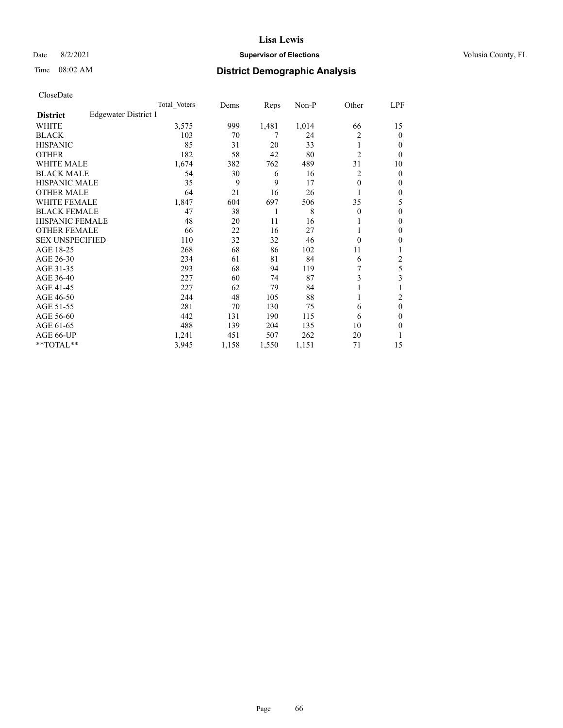# Lisa Lewis

Date 8/2/2021 **Supervisor of Elections** Volusia County, FL

Time 08:02 AM **District Demographic Analysis**

CloseDate

| | Total Voters | Dems | Reps | Non-P | Other | LPF |
|---|---|---|---|---|---|---|
| **District** Edgewater District 1 | | | | | | |
| WHITE | 3,575 | 999 | 1,481 | 1,014 | 66 | 15 |
| BLACK | 103 | 70 | 7 | 24 | 2 | 0 |
| HISPANIC | 85 | 31 | 20 | 33 | 1 | 0 |
| OTHER | 182 | 58 | 42 | 80 | 2 | 0 |
| WHITE MALE | 1,674 | 382 | 762 | 489 | 31 | 10 |
| BLACK MALE | 54 | 30 | 6 | 16 | 2 | 0 |
| HISPANIC MALE | 35 | 9 | 9 | 17 | 0 | 0 |
| OTHER MALE | 64 | 21 | 16 | 26 | 1 | 0 |
| WHITE FEMALE | 1,847 | 604 | 697 | 506 | 35 | 5 |
| BLACK FEMALE | 47 | 38 | 1 | 8 | 0 | 0 |
| HISPANIC FEMALE | 48 | 20 | 11 | 16 | 1 | 0 |
| OTHER FEMALE | 66 | 22 | 16 | 27 | 1 | 0 |
| SEX UNSPECIFIED | 110 | 32 | 32 | 46 | 0 | 0 |
| AGE 18-25 | 268 | 68 | 86 | 102 | 11 | 1 |
| AGE 26-30 | 234 | 61 | 81 | 84 | 6 | 2 |
| AGE 31-35 | 293 | 68 | 94 | 119 | 7 | 5 |
| AGE 36-40 | 227 | 60 | 74 | 87 | 3 | 3 |
| AGE 41-45 | 227 | 62 | 79 | 84 | 1 | 1 |
| AGE 46-50 | 244 | 48 | 105 | 88 | 1 | 2 |
| AGE 51-55 | 281 | 70 | 130 | 75 | 6 | 0 |
| AGE 56-60 | 442 | 131 | 190 | 115 | 6 | 0 |
| AGE 61-65 | 488 | 139 | 204 | 135 | 10 | 0 |
| AGE 66-UP | 1,241 | 451 | 507 | 262 | 20 | 1 |
| **TOTAL** | 3,945 | 1,158 | 1,550 | 1,151 | 71 | 15 |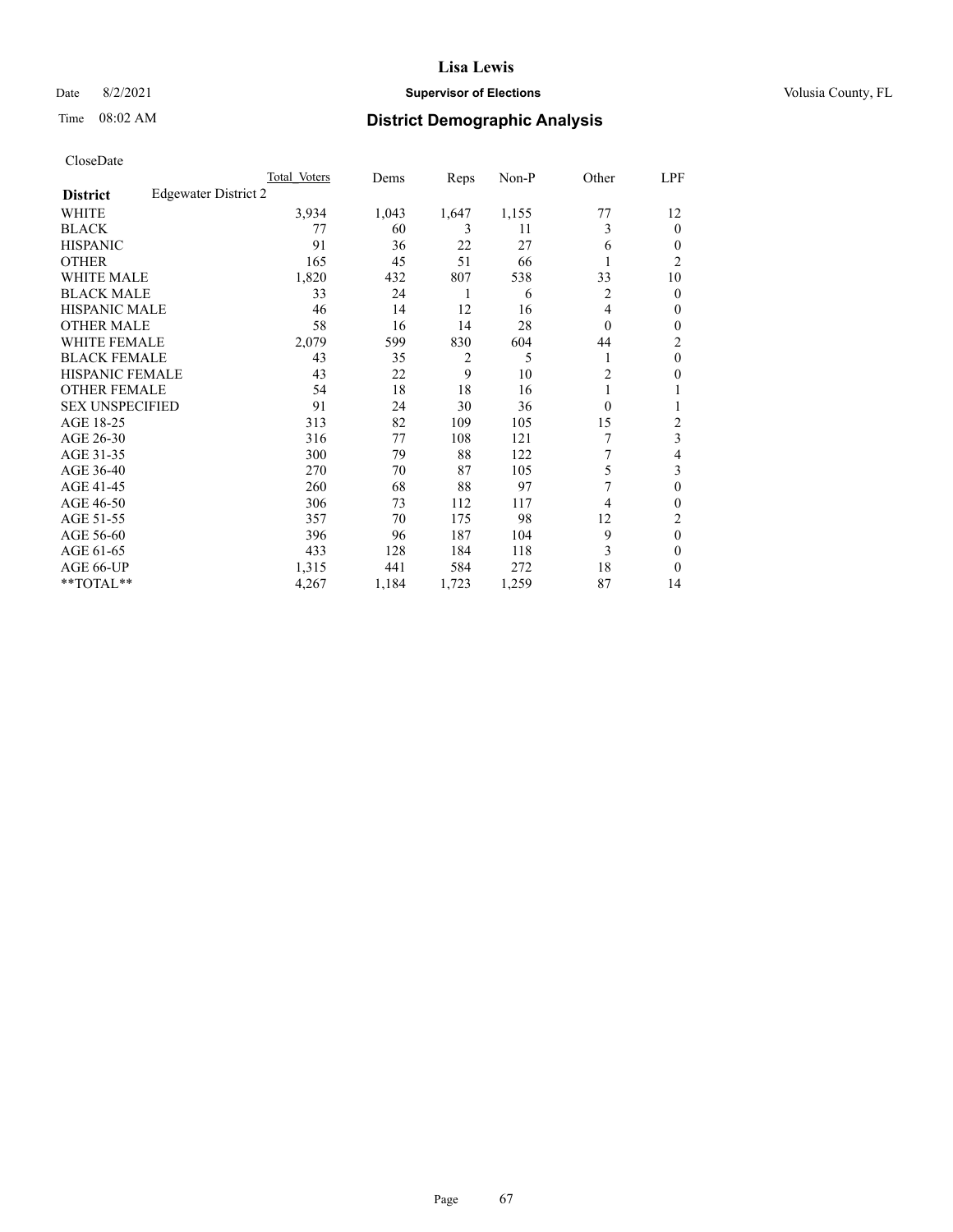CloseDate

| District | Edgewater District 2 | Total Voters | Dems | Reps | Non-P | Other | LPF |
|---|---|---|---|---|---|---|---|
| WHITE | | 3,934 | 1,043 | 1,647 | 1,155 | 77 | 12 |
| BLACK | | 77 | 60 | 3 | 11 | 3 | 0 |
| HISPANIC | | 91 | 36 | 22 | 27 | 6 | 0 |
| OTHER | | 165 | 45 | 51 | 66 | 1 | 2 |
| WHITE MALE | | 1,820 | 432 | 807 | 538 | 33 | 10 |
| BLACK MALE | | 33 | 24 | 1 | 6 | 2 | 0 |
| HISPANIC MALE | | 46 | 14 | 12 | 16 | 4 | 0 |
| OTHER MALE | | 58 | 16 | 14 | 28 | 0 | 0 |
| WHITE FEMALE | | 2,079 | 599 | 830 | 604 | 44 | 2 |
| BLACK FEMALE | | 43 | 35 | 2 | 5 | 1 | 0 |
| HISPANIC FEMALE | | 43 | 22 | 9 | 10 | 2 | 0 |
| OTHER FEMALE | | 54 | 18 | 18 | 16 | 1 | 1 |
| SEX UNSPECIFIED | | 91 | 24 | 30 | 36 | 0 | 1 |
| AGE 18-25 | | 313 | 82 | 109 | 105 | 15 | 2 |
| AGE 26-30 | | 316 | 77 | 108 | 121 | 7 | 3 |
| AGE 31-35 | | 300 | 79 | 88 | 122 | 7 | 4 |
| AGE 36-40 | | 270 | 70 | 87 | 105 | 5 | 3 |
| AGE 41-45 | | 260 | 68 | 88 | 97 | 7 | 0 |
| AGE 46-50 | | 306 | 73 | 112 | 117 | 4 | 0 |
| AGE 51-55 | | 357 | 70 | 175 | 98 | 12 | 2 |
| AGE 56-60 | | 396 | 96 | 187 | 104 | 9 | 0 |
| AGE 61-65 | | 433 | 128 | 184 | 118 | 3 | 0 |
| AGE 66-UP | | 1,315 | 441 | 584 | 272 | 18 | 0 |
| **TOTAL** | | 4,267 | 1,184 | 1,723 | 1,259 | 87 | 14 |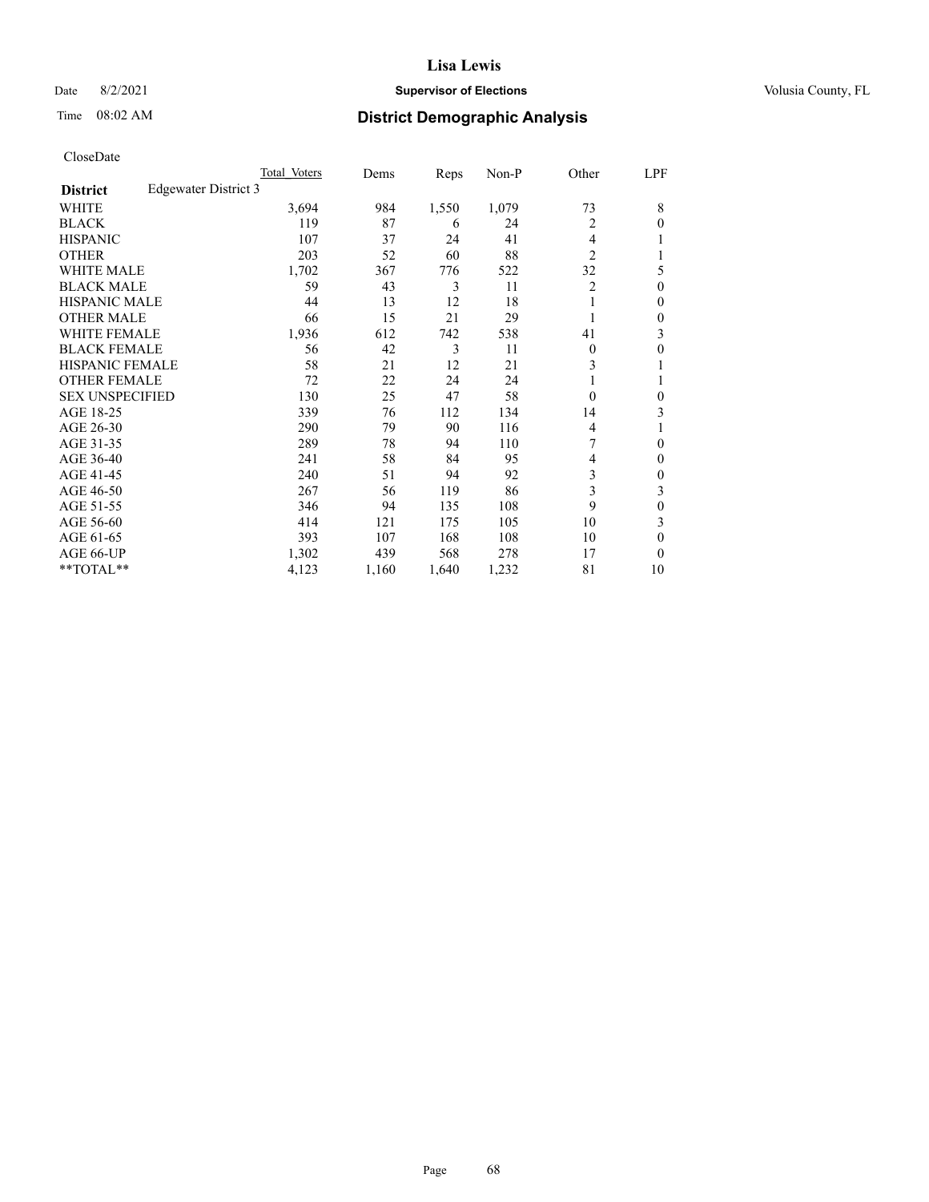# Lisa Lewis

Date 8/2/2021 **Supervisor of Elections** Volusia County, FL

Time 08:02 AM **District Demographic Analysis**

CloseDate

| **District** Edgewater District 3 | Total Voters | Dems | Reps | Non-P | Other | LPF |
|---|---|---|---|---|---|---|
| WHITE | 3,694 | 984 | 1,550 | 1,079 | 73 | 8 |
| BLACK | 119 | 87 | 6 | 24 | 2 | 0 |
| HISPANIC | 107 | 37 | 24 | 41 | 4 | 1 |
| OTHER | 203 | 52 | 60 | 88 | 2 | 1 |
| WHITE MALE | 1,702 | 367 | 776 | 522 | 32 | 5 |
| BLACK MALE | 59 | 43 | 3 | 11 | 2 | 0 |
| HISPANIC MALE | 44 | 13 | 12 | 18 | 1 | 0 |
| OTHER MALE | 66 | 15 | 21 | 29 | 1 | 0 |
| WHITE FEMALE | 1,936 | 612 | 742 | 538 | 41 | 3 |
| BLACK FEMALE | 56 | 42 | 3 | 11 | 0 | 0 |
| HISPANIC FEMALE | 58 | 21 | 12 | 21 | 3 | 1 |
| OTHER FEMALE | 72 | 22 | 24 | 24 | 1 | 1 |
| SEX UNSPECIFIED | 130 | 25 | 47 | 58 | 0 | 0 |
| AGE 18-25 | 339 | 76 | 112 | 134 | 14 | 3 |
| AGE 26-30 | 290 | 79 | 90 | 116 | 4 | 1 |
| AGE 31-35 | 289 | 78 | 94 | 110 | 7 | 0 |
| AGE 36-40 | 241 | 58 | 84 | 95 | 4 | 0 |
| AGE 41-45 | 240 | 51 | 94 | 92 | 3 | 0 |
| AGE 46-50 | 267 | 56 | 119 | 86 | 3 | 3 |
| AGE 51-55 | 346 | 94 | 135 | 108 | 9 | 0 |
| AGE 56-60 | 414 | 121 | 175 | 105 | 10 | 3 |
| AGE 61-65 | 393 | 107 | 168 | 108 | 10 | 0 |
| AGE 66-UP | 1,302 | 439 | 568 | 278 | 17 | 0 |
| **TOTAL** | 4,123 | 1,160 | 1,640 | 1,232 | 81 | 10 |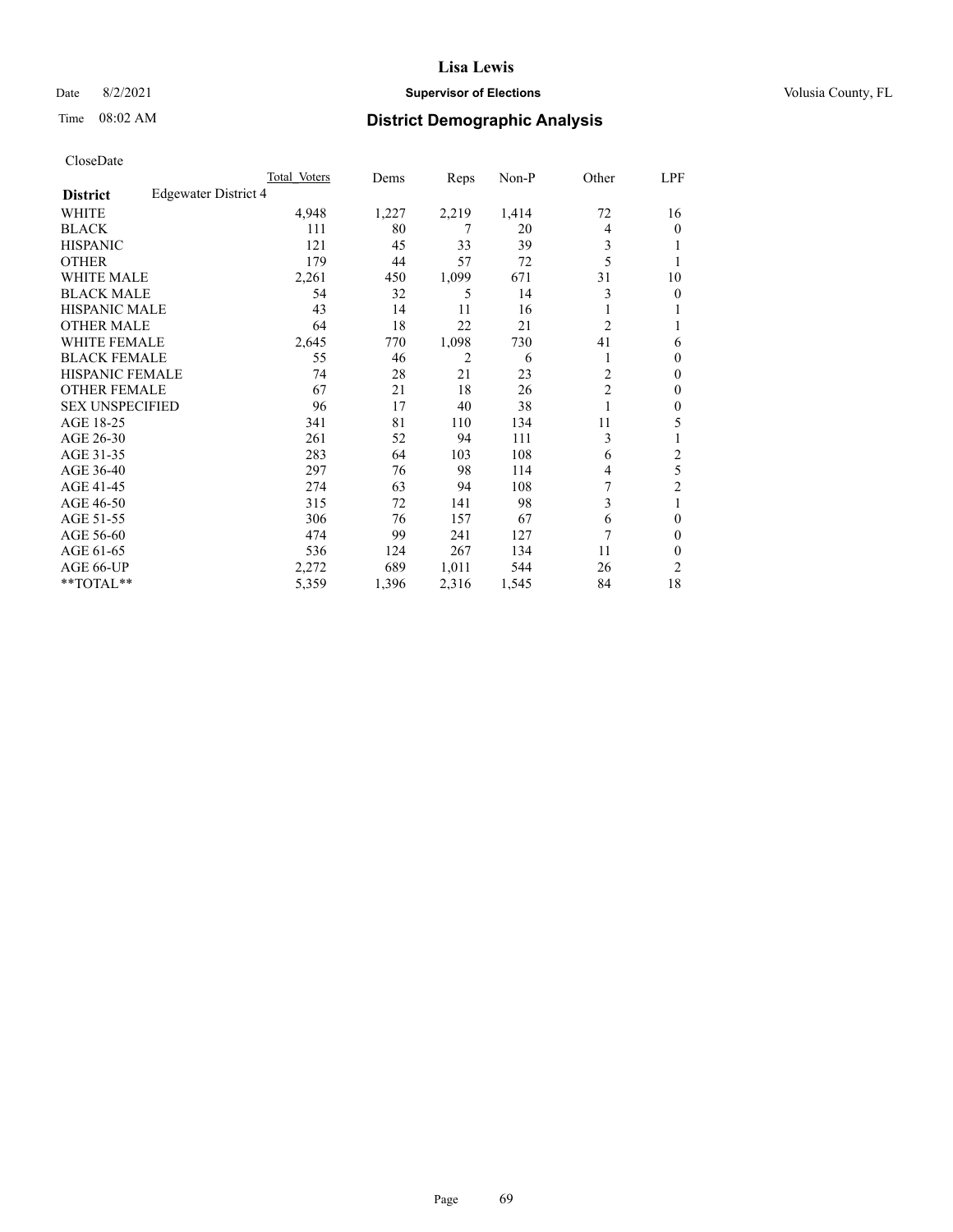# Lisa Lewis

Date 8/2/2021 **Supervisor of Elections** Volusia County, FL

Time 08:02 AM **District Demographic Analysis**

CloseDate

| | Total Voters | Dems | Reps | Non-P | Other | LPF |
|---|---|---|---|---|---|---|
| **District** Edgewater District 4 | | | | | | |
| WHITE | 4,948 | 1,227 | 2,219 | 1,414 | 72 | 16 |
| BLACK | 111 | 80 | 7 | 20 | 4 | 0 |
| HISPANIC | 121 | 45 | 33 | 39 | 3 | 1 |
| OTHER | 179 | 44 | 57 | 72 | 5 | 1 |
| WHITE MALE | 2,261 | 450 | 1,099 | 671 | 31 | 10 |
| BLACK MALE | 54 | 32 | 5 | 14 | 3 | 0 |
| HISPANIC MALE | 43 | 14 | 11 | 16 | 1 | 1 |
| OTHER MALE | 64 | 18 | 22 | 21 | 2 | 1 |
| WHITE FEMALE | 2,645 | 770 | 1,098 | 730 | 41 | 6 |
| BLACK FEMALE | 55 | 46 | 2 | 6 | 1 | 0 |
| HISPANIC FEMALE | 74 | 28 | 21 | 23 | 2 | 0 |
| OTHER FEMALE | 67 | 21 | 18 | 26 | 2 | 0 |
| SEX UNSPECIFIED | 96 | 17 | 40 | 38 | 1 | 0 |
| AGE 18-25 | 341 | 81 | 110 | 134 | 11 | 5 |
| AGE 26-30 | 261 | 52 | 94 | 111 | 3 | 1 |
| AGE 31-35 | 283 | 64 | 103 | 108 | 6 | 2 |
| AGE 36-40 | 297 | 76 | 98 | 114 | 4 | 5 |
| AGE 41-45 | 274 | 63 | 94 | 108 | 7 | 2 |
| AGE 46-50 | 315 | 72 | 141 | 98 | 3 | 1 |
| AGE 51-55 | 306 | 76 | 157 | 67 | 6 | 0 |
| AGE 56-60 | 474 | 99 | 241 | 127 | 7 | 0 |
| AGE 61-65 | 536 | 124 | 267 | 134 | 11 | 0 |
| AGE 66-UP | 2,272 | 689 | 1,011 | 544 | 26 | 2 |
| **TOTAL** | 5,359 | 1,396 | 2,316 | 1,545 | 84 | 18 |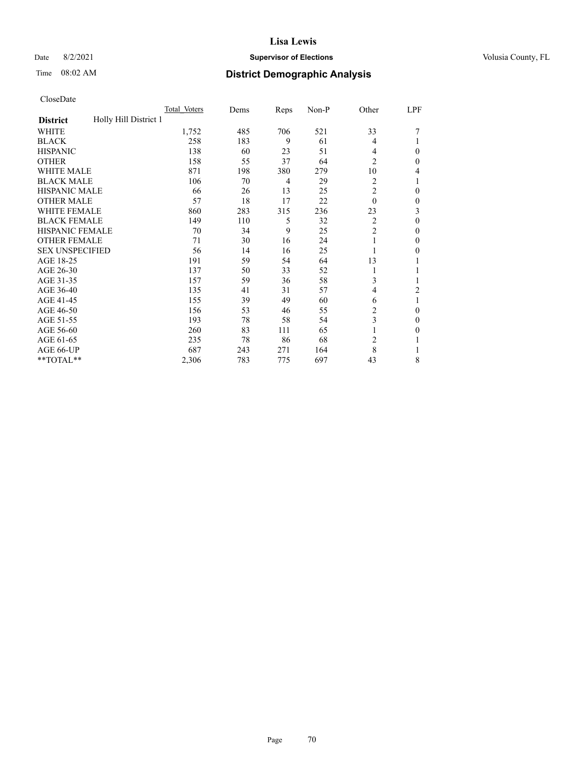CloseDate

| | Total_Voters | Dems | Reps | Non-P | Other | LPF |
|---|---|---|---|---|---|---|
| **District** Holly Hill District 1 | | | | | | |
| WHITE | 1,752 | 485 | 706 | 521 | 33 | 7 |
| BLACK | 258 | 183 | 9 | 61 | 4 | 1 |
| HISPANIC | 138 | 60 | 23 | 51 | 4 | 0 |
| OTHER | 158 | 55 | 37 | 64 | 2 | 0 |
| WHITE MALE | 871 | 198 | 380 | 279 | 10 | 4 |
| BLACK MALE | 106 | 70 | 4 | 29 | 2 | 1 |
| HISPANIC MALE | 66 | 26 | 13 | 25 | 2 | 0 |
| OTHER MALE | 57 | 18 | 17 | 22 | 0 | 0 |
| WHITE FEMALE | 860 | 283 | 315 | 236 | 23 | 3 |
| BLACK FEMALE | 149 | 110 | 5 | 32 | 2 | 0 |
| HISPANIC FEMALE | 70 | 34 | 9 | 25 | 2 | 0 |
| OTHER FEMALE | 71 | 30 | 16 | 24 | 1 | 0 |
| SEX UNSPECIFIED | 56 | 14 | 16 | 25 | 1 | 0 |
| AGE 18-25 | 191 | 59 | 54 | 64 | 13 | 1 |
| AGE 26-30 | 137 | 50 | 33 | 52 | 1 | 1 |
| AGE 31-35 | 157 | 59 | 36 | 58 | 3 | 1 |
| AGE 36-40 | 135 | 41 | 31 | 57 | 4 | 2 |
| AGE 41-45 | 155 | 39 | 49 | 60 | 6 | 1 |
| AGE 46-50 | 156 | 53 | 46 | 55 | 2 | 0 |
| AGE 51-55 | 193 | 78 | 58 | 54 | 3 | 0 |
| AGE 56-60 | 260 | 83 | 111 | 65 | 1 | 0 |
| AGE 61-65 | 235 | 78 | 86 | 68 | 2 | 1 |
| AGE 66-UP | 687 | 243 | 271 | 164 | 8 | 1 |
| **TOTAL** | 2,306 | 783 | 775 | 697 | 43 | 8 |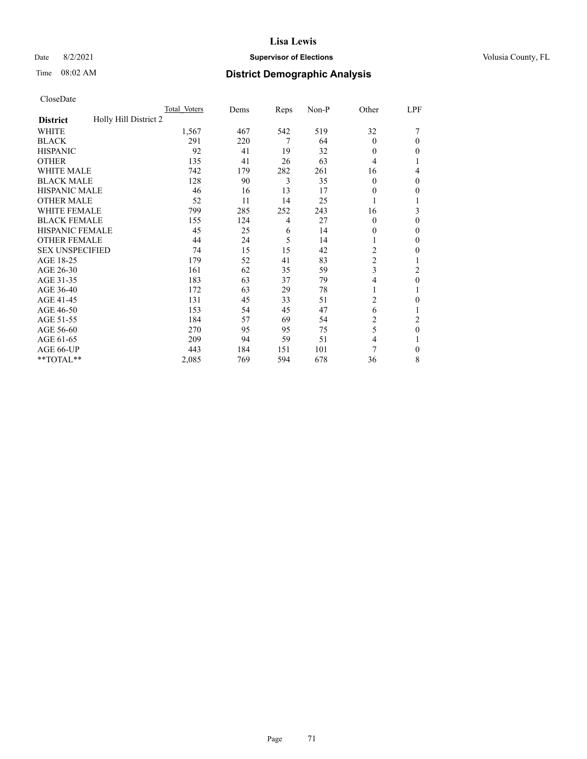# Lisa Lewis

Date 8/2/2021 **Supervisor of Elections** Volusia County, FL

Time 08:02 AM **District Demographic Analysis**

CloseDate

| | Total_Voters | Dems | Reps | Non-P | Other | LPF |
|---|---|---|---|---|---|---|
| **District** Holly Hill District 2 | | | | | | |
| WHITE | 1,567 | 467 | 542 | 519 | 32 | 7 |
| BLACK | 291 | 220 | 7 | 64 | 0 | 0 |
| HISPANIC | 92 | 41 | 19 | 32 | 0 | 0 |
| OTHER | 135 | 41 | 26 | 63 | 4 | 1 |
| WHITE MALE | 742 | 179 | 282 | 261 | 16 | 4 |
| BLACK MALE | 128 | 90 | 3 | 35 | 0 | 0 |
| HISPANIC MALE | 46 | 16 | 13 | 17 | 0 | 0 |
| OTHER MALE | 52 | 11 | 14 | 25 | 1 | 1 |
| WHITE FEMALE | 799 | 285 | 252 | 243 | 16 | 3 |
| BLACK FEMALE | 155 | 124 | 4 | 27 | 0 | 0 |
| HISPANIC FEMALE | 45 | 25 | 6 | 14 | 0 | 0 |
| OTHER FEMALE | 44 | 24 | 5 | 14 | 1 | 0 |
| SEX UNSPECIFIED | 74 | 15 | 15 | 42 | 2 | 0 |
| AGE 18-25 | 179 | 52 | 41 | 83 | 2 | 1 |
| AGE 26-30 | 161 | 62 | 35 | 59 | 3 | 2 |
| AGE 31-35 | 183 | 63 | 37 | 79 | 4 | 0 |
| AGE 36-40 | 172 | 63 | 29 | 78 | 1 | 1 |
| AGE 41-45 | 131 | 45 | 33 | 51 | 2 | 0 |
| AGE 46-50 | 153 | 54 | 45 | 47 | 6 | 1 |
| AGE 51-55 | 184 | 57 | 69 | 54 | 2 | 2 |
| AGE 56-60 | 270 | 95 | 95 | 75 | 5 | 0 |
| AGE 61-65 | 209 | 94 | 59 | 51 | 4 | 1 |
| AGE 66-UP | 443 | 184 | 151 | 101 | 7 | 0 |
| **TOTAL** | 2,085 | 769 | 594 | 678 | 36 | 8 |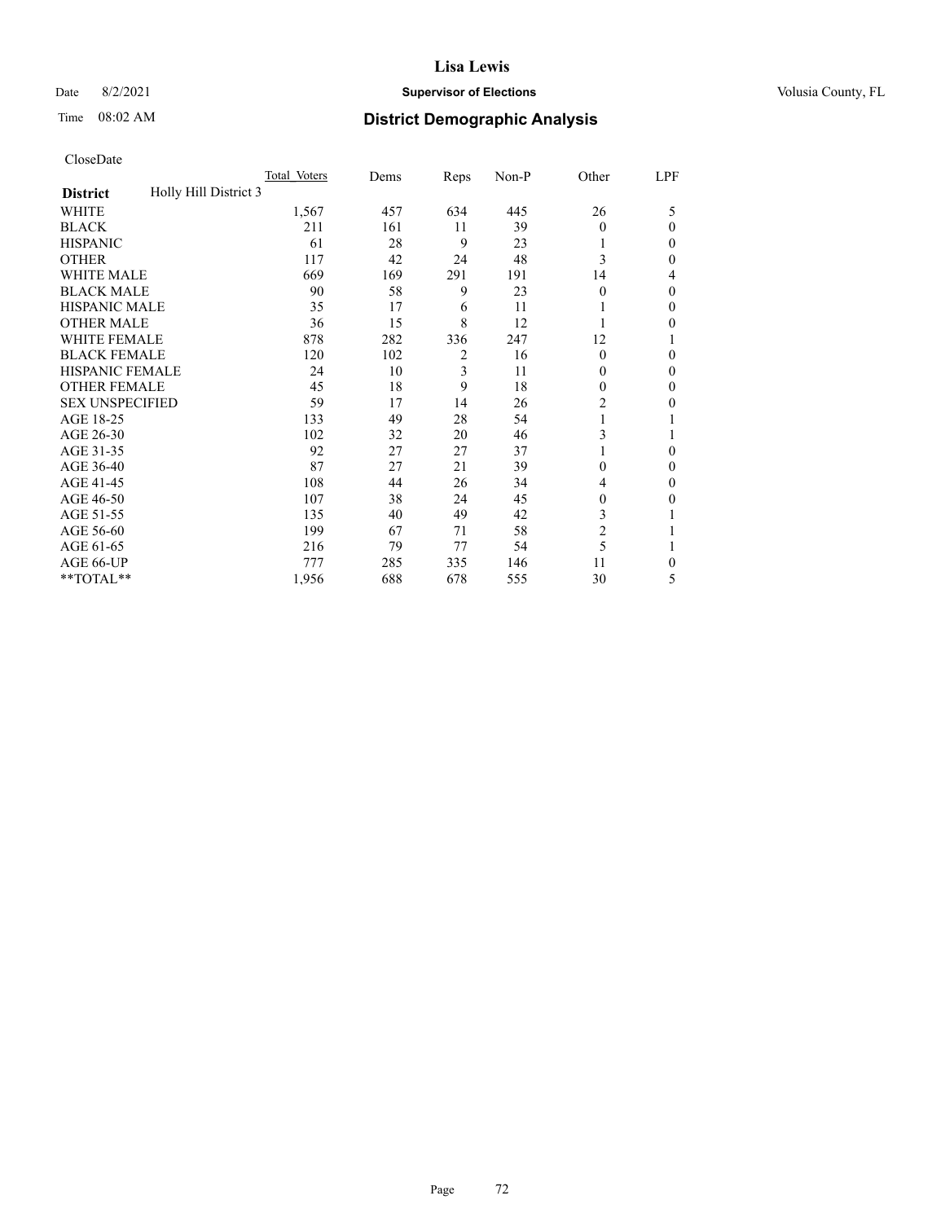CloseDate

| District | Holly Hill District 3 | Total_Voters | Dems | Reps | Non-P | Other | LPF |
|---|---|---|---|---|---|---|---|
| WHITE | | 1,567 | 457 | 634 | 445 | 26 | 5 |
| BLACK | | 211 | 161 | 11 | 39 | 0 | 0 |
| HISPANIC | | 61 | 28 | 9 | 23 | 1 | 0 |
| OTHER | | 117 | 42 | 24 | 48 | 3 | 0 |
| WHITE MALE | | 669 | 169 | 291 | 191 | 14 | 4 |
| BLACK MALE | | 90 | 58 | 9 | 23 | 0 | 0 |
| HISPANIC MALE | | 35 | 17 | 6 | 11 | 1 | 0 |
| OTHER MALE | | 36 | 15 | 8 | 12 | 1 | 0 |
| WHITE FEMALE | | 878 | 282 | 336 | 247 | 12 | 1 |
| BLACK FEMALE | | 120 | 102 | 2 | 16 | 0 | 0 |
| HISPANIC FEMALE | | 24 | 10 | 3 | 11 | 0 | 0 |
| OTHER FEMALE | | 45 | 18 | 9 | 18 | 0 | 0 |
| SEX UNSPECIFIED | | 59 | 17 | 14 | 26 | 2 | 0 |
| AGE 18-25 | | 133 | 49 | 28 | 54 | 1 | 1 |
| AGE 26-30 | | 102 | 32 | 20 | 46 | 3 | 1 |
| AGE 31-35 | | 92 | 27 | 27 | 37 | 1 | 0 |
| AGE 36-40 | | 87 | 27 | 21 | 39 | 0 | 0 |
| AGE 41-45 | | 108 | 44 | 26 | 34 | 4 | 0 |
| AGE 46-50 | | 107 | 38 | 24 | 45 | 0 | 0 |
| AGE 51-55 | | 135 | 40 | 49 | 42 | 3 | 1 |
| AGE 56-60 | | 199 | 67 | 71 | 58 | 2 | 1 |
| AGE 61-65 | | 216 | 79 | 77 | 54 | 5 | 1 |
| AGE 66-UP | | 777 | 285 | 335 | 146 | 11 | 0 |
| **TOTAL** | | 1,956 | 688 | 678 | 555 | 30 | 5 |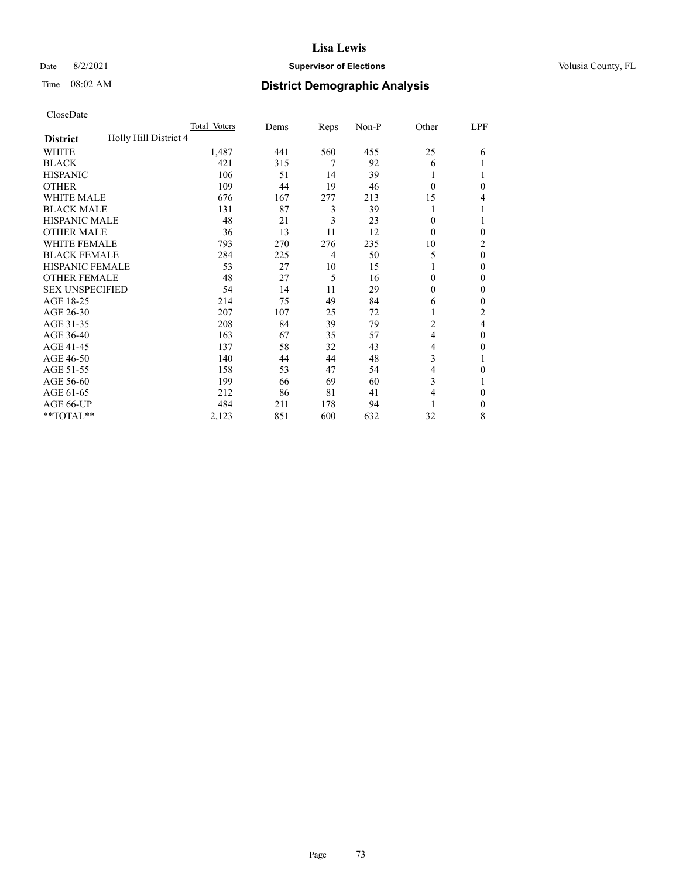# Lisa Lewis

Date 8/2/2021 **Supervisor of Elections** Volusia County, FL

Time 08:02 AM **District Demographic Analysis**

CloseDate

| District | Holly Hill District 4 | Total Voters | Dems | Reps | Non-P | Other | LPF |
|---|---|---|---|---|---|---|---|
| WHITE | | 1,487 | 441 | 560 | 455 | 25 | 6 |
| BLACK | | 421 | 315 | 7 | 92 | 6 | 1 |
| HISPANIC | | 106 | 51 | 14 | 39 | 1 | 1 |
| OTHER | | 109 | 44 | 19 | 46 | 0 | 0 |
| WHITE MALE | | 676 | 167 | 277 | 213 | 15 | 4 |
| BLACK MALE | | 131 | 87 | 3 | 39 | 1 | 1 |
| HISPANIC MALE | | 48 | 21 | 3 | 23 | 0 | 1 |
| OTHER MALE | | 36 | 13 | 11 | 12 | 0 | 0 |
| WHITE FEMALE | | 793 | 270 | 276 | 235 | 10 | 2 |
| BLACK FEMALE | | 284 | 225 | 4 | 50 | 5 | 0 |
| HISPANIC FEMALE | | 53 | 27 | 10 | 15 | 1 | 0 |
| OTHER FEMALE | | 48 | 27 | 5 | 16 | 0 | 0 |
| SEX UNSPECIFIED | | 54 | 14 | 11 | 29 | 0 | 0 |
| AGE 18-25 | | 214 | 75 | 49 | 84 | 6 | 0 |
| AGE 26-30 | | 207 | 107 | 25 | 72 | 1 | 2 |
| AGE 31-35 | | 208 | 84 | 39 | 79 | 2 | 4 |
| AGE 36-40 | | 163 | 67 | 35 | 57 | 4 | 0 |
| AGE 41-45 | | 137 | 58 | 32 | 43 | 4 | 0 |
| AGE 46-50 | | 140 | 44 | 44 | 48 | 3 | 1 |
| AGE 51-55 | | 158 | 53 | 47 | 54 | 4 | 0 |
| AGE 56-60 | | 199 | 66 | 69 | 60 | 3 | 1 |
| AGE 61-65 | | 212 | 86 | 81 | 41 | 4 | 0 |
| AGE 66-UP | | 484 | 211 | 178 | 94 | 1 | 0 |
| **TOTAL** | | 2,123 | 851 | 600 | 632 | 32 | 8 |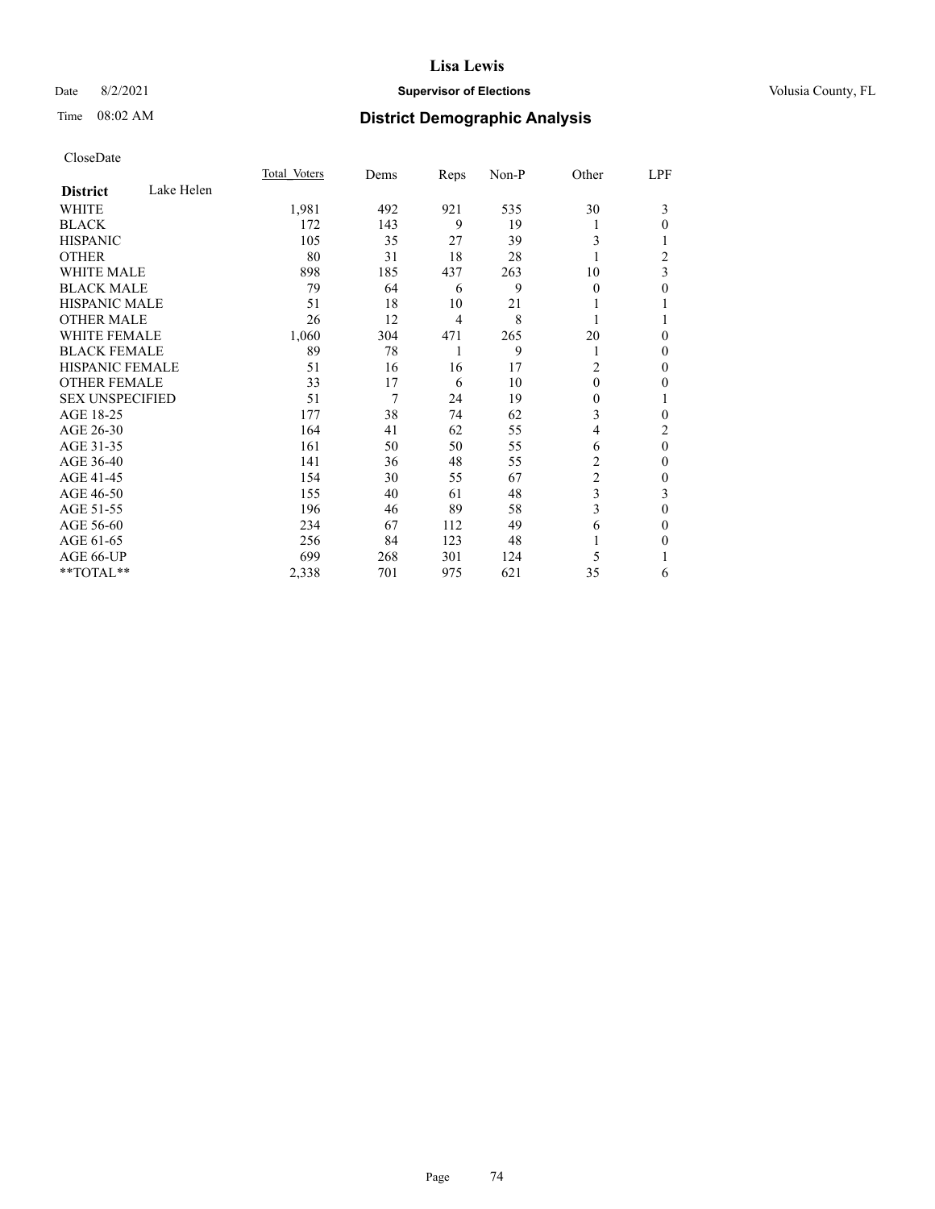# Lisa Lewis

Date 8/2/2021 **Supervisor of Elections** Volusia County, FL

Time 08:02 AM **District Demographic Analysis**

CloseDate

| **District** Lake Helen | Total Voters | Dems | Reps | Non-P | Other | LPF |
|---|---|---|---|---|---|---|
| WHITE | 1,981 | 492 | 921 | 535 | 30 | 3 |
| BLACK | 172 | 143 | 9 | 19 | 1 | 0 |
| HISPANIC | 105 | 35 | 27 | 39 | 3 | 1 |
| OTHER | 80 | 31 | 18 | 28 | 1 | 2 |
| WHITE MALE | 898 | 185 | 437 | 263 | 10 | 3 |
| BLACK MALE | 79 | 64 | 6 | 9 | 0 | 0 |
| HISPANIC MALE | 51 | 18 | 10 | 21 | 1 | 1 |
| OTHER MALE | 26 | 12 | 4 | 8 | 1 | 1 |
| WHITE FEMALE | 1,060 | 304 | 471 | 265 | 20 | 0 |
| BLACK FEMALE | 89 | 78 | 1 | 9 | 1 | 0 |
| HISPANIC FEMALE | 51 | 16 | 16 | 17 | 2 | 0 |
| OTHER FEMALE | 33 | 17 | 6 | 10 | 0 | 0 |
| SEX UNSPECIFIED | 51 | 7 | 24 | 19 | 0 | 1 |
| AGE 18-25 | 177 | 38 | 74 | 62 | 3 | 0 |
| AGE 26-30 | 164 | 41 | 62 | 55 | 4 | 2 |
| AGE 31-35 | 161 | 50 | 50 | 55 | 6 | 0 |
| AGE 36-40 | 141 | 36 | 48 | 55 | 2 | 0 |
| AGE 41-45 | 154 | 30 | 55 | 67 | 2 | 0 |
| AGE 46-50 | 155 | 40 | 61 | 48 | 3 | 3 |
| AGE 51-55 | 196 | 46 | 89 | 58 | 3 | 0 |
| AGE 56-60 | 234 | 67 | 112 | 49 | 6 | 0 |
| AGE 61-65 | 256 | 84 | 123 | 48 | 1 | 0 |
| AGE 66-UP | 699 | 268 | 301 | 124 | 5 | 1 |
| **TOTAL** | 2,338 | 701 | 975 | 621 | 35 | 6 |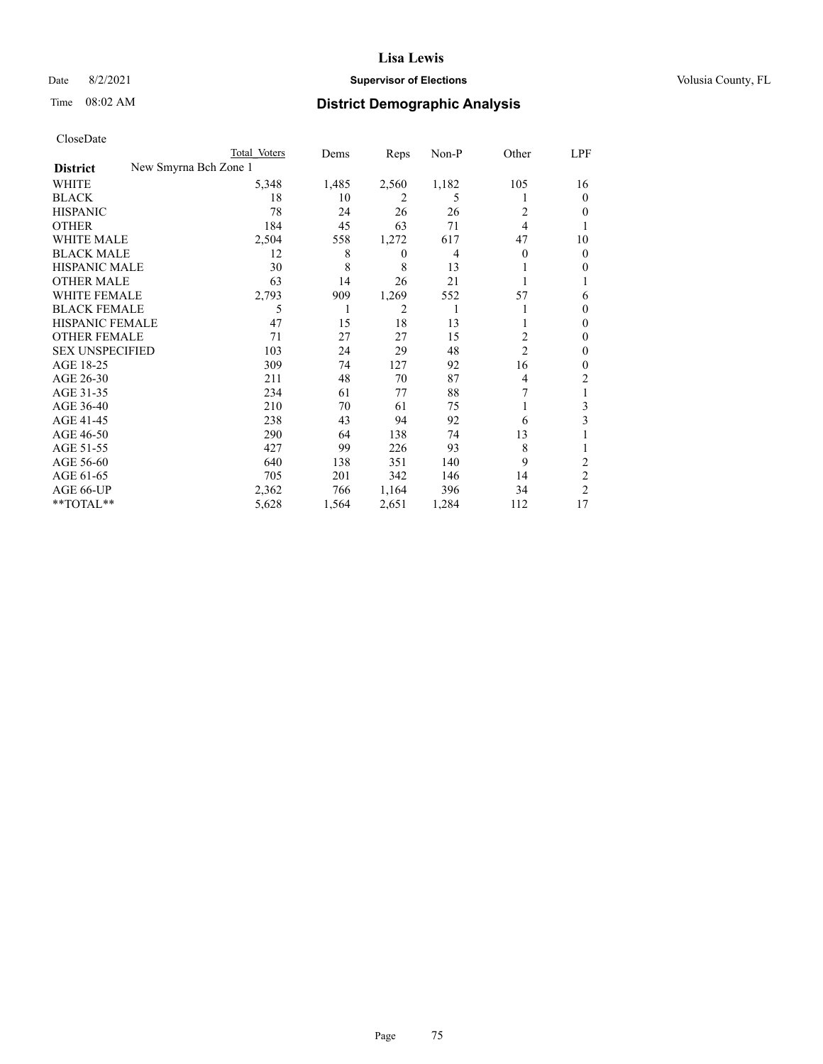# Lisa Lewis

Date 8/2/2021 **Supervisor of Elections** Volusia County, FL

Time 08:02 AM **District Demographic Analysis**

CloseDate

| **District** New Smyrna Bch Zone 1 | Total Voters | Dems | Reps | Non-P | Other | LPF |
|---|---|---|---|---|---|---|
| WHITE | 5,348 | 1,485 | 2,560 | 1,182 | 105 | 16 |
| BLACK | 18 | 10 | 2 | 5 | 1 | 0 |
| HISPANIC | 78 | 24 | 26 | 26 | 2 | 0 |
| OTHER | 184 | 45 | 63 | 71 | 4 | 1 |
| WHITE MALE | 2,504 | 558 | 1,272 | 617 | 47 | 10 |
| BLACK MALE | 12 | 8 | 0 | 4 | 0 | 0 |
| HISPANIC MALE | 30 | 8 | 8 | 13 | 1 | 0 |
| OTHER MALE | 63 | 14 | 26 | 21 | 1 | 1 |
| WHITE FEMALE | 2,793 | 909 | 1,269 | 552 | 57 | 6 |
| BLACK FEMALE | 5 | 1 | 2 | 1 | 1 | 0 |
| HISPANIC FEMALE | 47 | 15 | 18 | 13 | 1 | 0 |
| OTHER FEMALE | 71 | 27 | 27 | 15 | 2 | 0 |
| SEX UNSPECIFIED | 103 | 24 | 29 | 48 | 2 | 0 |
| AGE 18-25 | 309 | 74 | 127 | 92 | 16 | 0 |
| AGE 26-30 | 211 | 48 | 70 | 87 | 4 | 2 |
| AGE 31-35 | 234 | 61 | 77 | 88 | 7 | 1 |
| AGE 36-40 | 210 | 70 | 61 | 75 | 1 | 3 |
| AGE 41-45 | 238 | 43 | 94 | 92 | 6 | 3 |
| AGE 46-50 | 290 | 64 | 138 | 74 | 13 | 1 |
| AGE 51-55 | 427 | 99 | 226 | 93 | 8 | 1 |
| AGE 56-60 | 640 | 138 | 351 | 140 | 9 | 2 |
| AGE 61-65 | 705 | 201 | 342 | 146 | 14 | 2 |
| AGE 66-UP | 2,362 | 766 | 1,164 | 396 | 34 | 2 |
| **TOTAL** | 5,628 | 1,564 | 2,651 | 1,284 | 112 | 17 |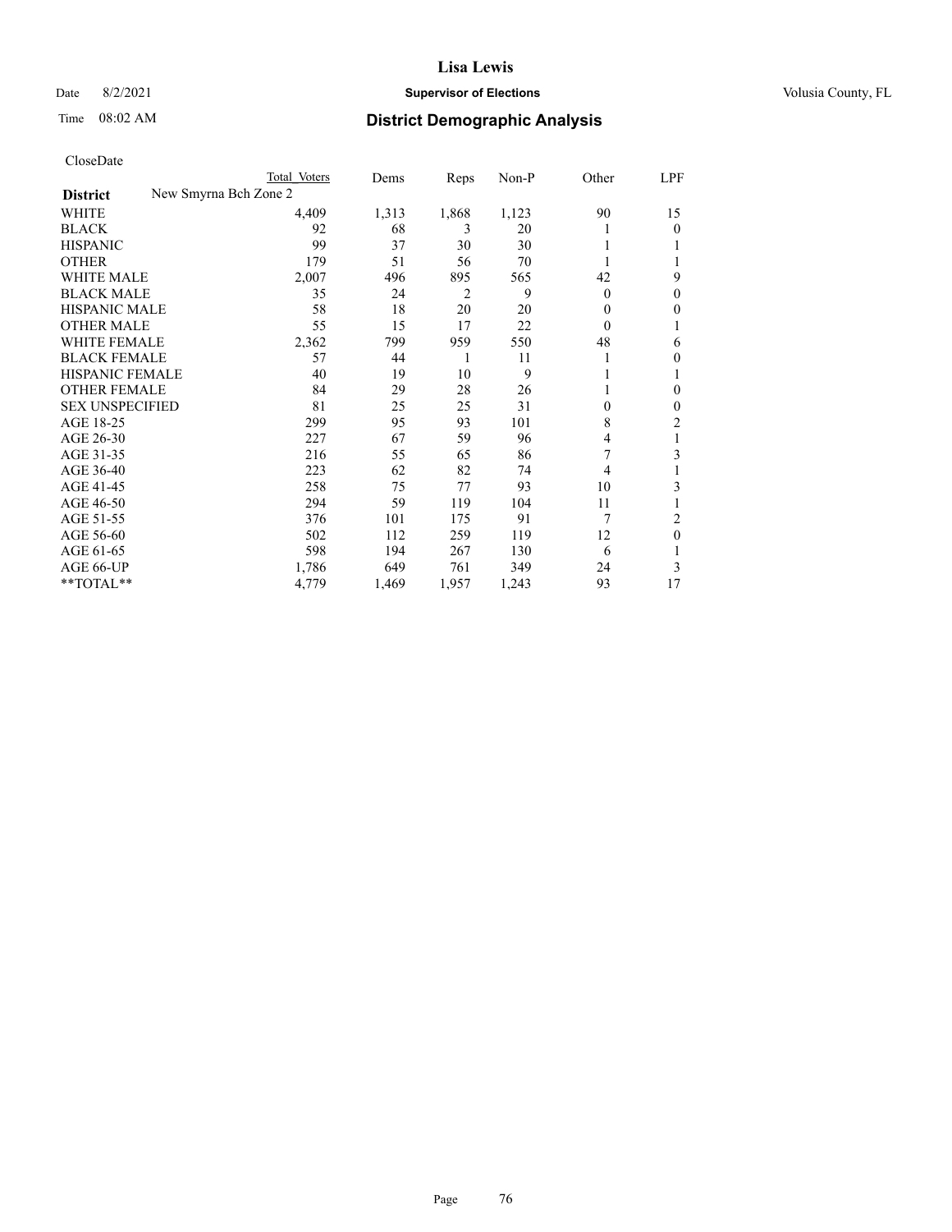CloseDate

| District | New Smyrna Bch Zone 2 Total Voters | Dems | Reps | Non-P | Other | LPF |
|---|---|---|---|---|---|---|
| WHITE | 4,409 | 1,313 | 1,868 | 1,123 | 90 | 15 |
| BLACK | 92 | 68 | 3 | 20 | 1 | 0 |
| HISPANIC | 99 | 37 | 30 | 30 | 1 | 1 |
| OTHER | 179 | 51 | 56 | 70 | 1 | 1 |
| WHITE MALE | 2,007 | 496 | 895 | 565 | 42 | 9 |
| BLACK MALE | 35 | 24 | 2 | 9 | 0 | 0 |
| HISPANIC MALE | 58 | 18 | 20 | 20 | 0 | 0 |
| OTHER MALE | 55 | 15 | 17 | 22 | 0 | 1 |
| WHITE FEMALE | 2,362 | 799 | 959 | 550 | 48 | 6 |
| BLACK FEMALE | 57 | 44 | 1 | 11 | 1 | 0 |
| HISPANIC FEMALE | 40 | 19 | 10 | 9 | 1 | 1 |
| OTHER FEMALE | 84 | 29 | 28 | 26 | 1 | 0 |
| SEX UNSPECIFIED | 81 | 25 | 25 | 31 | 0 | 0 |
| AGE 18-25 | 299 | 95 | 93 | 101 | 8 | 2 |
| AGE 26-30 | 227 | 67 | 59 | 96 | 4 | 1 |
| AGE 31-35 | 216 | 55 | 65 | 86 | 7 | 3 |
| AGE 36-40 | 223 | 62 | 82 | 74 | 4 | 1 |
| AGE 41-45 | 258 | 75 | 77 | 93 | 10 | 3 |
| AGE 46-50 | 294 | 59 | 119 | 104 | 11 | 1 |
| AGE 51-55 | 376 | 101 | 175 | 91 | 7 | 2 |
| AGE 56-60 | 502 | 112 | 259 | 119 | 12 | 0 |
| AGE 61-65 | 598 | 194 | 267 | 130 | 6 | 1 |
| AGE 66-UP | 1,786 | 649 | 761 | 349 | 24 | 3 |
| **TOTAL** | 4,779 | 1,469 | 1,957 | 1,243 | 93 | 17 |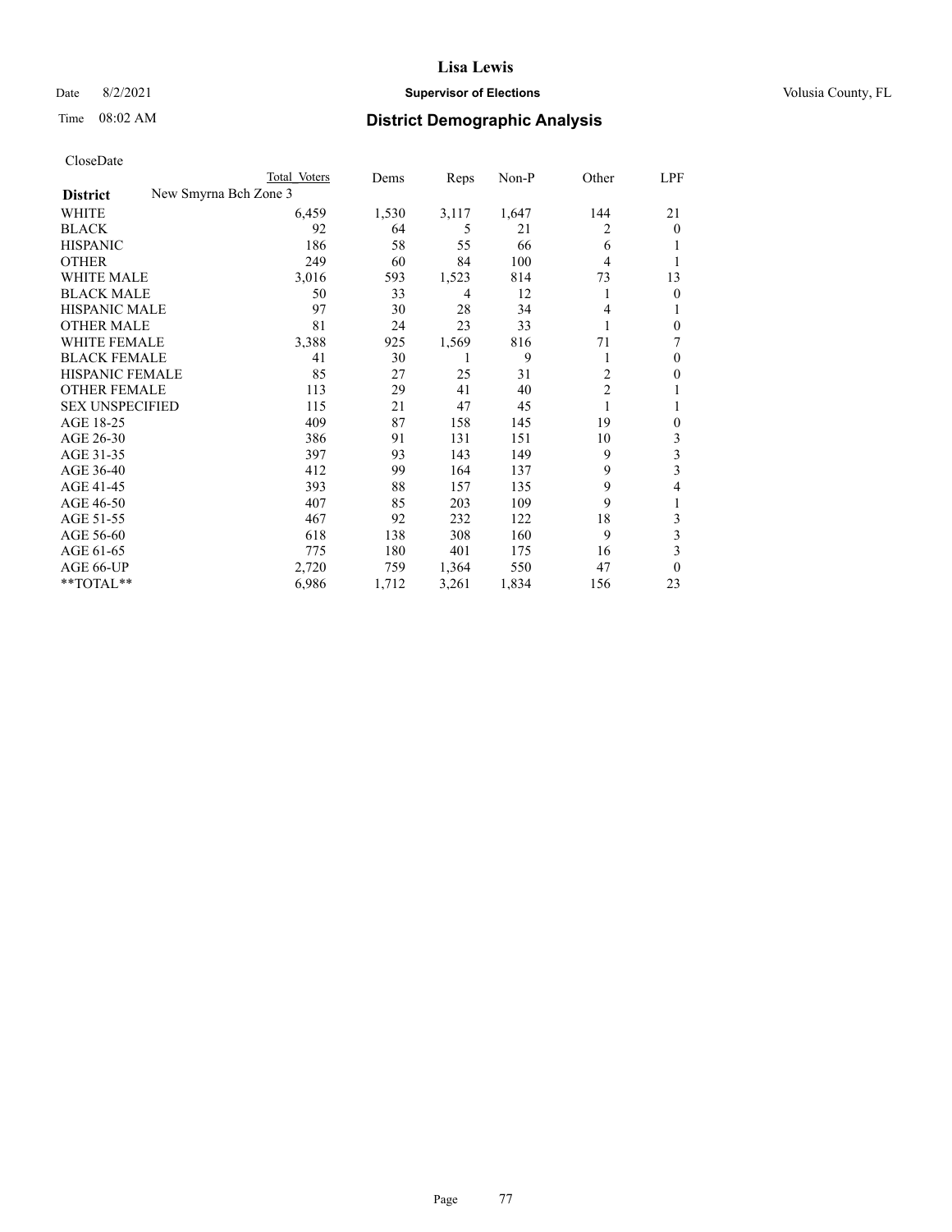# Lisa Lewis

Date 8/2/2021 **Supervisor of Elections** Volusia County, FL

Time 08:02 AM **District Demographic Analysis**

CloseDate

| District | Total Voters | Dems | Reps | Non-P | Other | LPF |
|---|---|---|---|---|---|---|
| New Smyrna Bch Zone 3 | | | | | | |
| WHITE | 6,459 | 1,530 | 3,117 | 1,647 | 144 | 21 |
| BLACK | 92 | 64 | 5 | 21 | 2 | 0 |
| HISPANIC | 186 | 58 | 55 | 66 | 6 | 1 |
| OTHER | 249 | 60 | 84 | 100 | 4 | 1 |
| WHITE MALE | 3,016 | 593 | 1,523 | 814 | 73 | 13 |
| BLACK MALE | 50 | 33 | 4 | 12 | 1 | 0 |
| HISPANIC MALE | 97 | 30 | 28 | 34 | 4 | 1 |
| OTHER MALE | 81 | 24 | 23 | 33 | 1 | 0 |
| WHITE FEMALE | 3,388 | 925 | 1,569 | 816 | 71 | 7 |
| BLACK FEMALE | 41 | 30 | 1 | 9 | 1 | 0 |
| HISPANIC FEMALE | 85 | 27 | 25 | 31 | 2 | 0 |
| OTHER FEMALE | 113 | 29 | 41 | 40 | 2 | 1 |
| SEX UNSPECIFIED | 115 | 21 | 47 | 45 | 1 | 1 |
| AGE 18-25 | 409 | 87 | 158 | 145 | 19 | 0 |
| AGE 26-30 | 386 | 91 | 131 | 151 | 10 | 3 |
| AGE 31-35 | 397 | 93 | 143 | 149 | 9 | 3 |
| AGE 36-40 | 412 | 99 | 164 | 137 | 9 | 3 |
| AGE 41-45 | 393 | 88 | 157 | 135 | 9 | 4 |
| AGE 46-50 | 407 | 85 | 203 | 109 | 9 | 1 |
| AGE 51-55 | 467 | 92 | 232 | 122 | 18 | 3 |
| AGE 56-60 | 618 | 138 | 308 | 160 | 9 | 3 |
| AGE 61-65 | 775 | 180 | 401 | 175 | 16 | 3 |
| AGE 66-UP | 2,720 | 759 | 1,364 | 550 | 47 | 0 |
| **TOTAL** | 6,986 | 1,712 | 3,261 | 1,834 | 156 | 23 |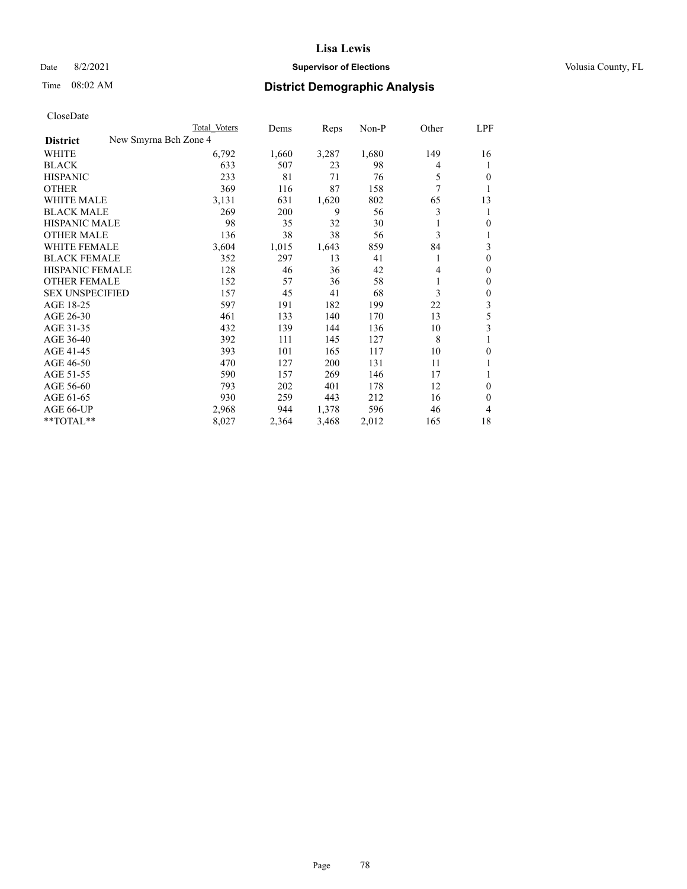Lisa Lewis

Date 8/2/2021 **Supervisor of Elections** Volusia County, FL

Time 08:02 AM **District Demographic Analysis**

CloseDate

| **District** | New Smyrna Bch Zone 4 Total Voters | Dems | Reps | Non-P | Other | LPF |
|---|---|---|---|---|---|---|
| WHITE | 6,792 | 1,660 | 3,287 | 1,680 | 149 | 16 |
| BLACK | 633 | 507 | 23 | 98 | 4 | 1 |
| HISPANIC | 233 | 81 | 71 | 76 | 5 | 0 |
| OTHER | 369 | 116 | 87 | 158 | 7 | 1 |
| WHITE MALE | 3,131 | 631 | 1,620 | 802 | 65 | 13 |
| BLACK MALE | 269 | 200 | 9 | 56 | 3 | 1 |
| HISPANIC MALE | 98 | 35 | 32 | 30 | 1 | 0 |
| OTHER MALE | 136 | 38 | 38 | 56 | 3 | 1 |
| WHITE FEMALE | 3,604 | 1,015 | 1,643 | 859 | 84 | 3 |
| BLACK FEMALE | 352 | 297 | 13 | 41 | 1 | 0 |
| HISPANIC FEMALE | 128 | 46 | 36 | 42 | 4 | 0 |
| OTHER FEMALE | 152 | 57 | 36 | 58 | 1 | 0 |
| SEX UNSPECIFIED | 157 | 45 | 41 | 68 | 3 | 0 |
| AGE 18-25 | 597 | 191 | 182 | 199 | 22 | 3 |
| AGE 26-30 | 461 | 133 | 140 | 170 | 13 | 5 |
| AGE 31-35 | 432 | 139 | 144 | 136 | 10 | 3 |
| AGE 36-40 | 392 | 111 | 145 | 127 | 8 | 1 |
| AGE 41-45 | 393 | 101 | 165 | 117 | 10 | 0 |
| AGE 46-50 | 470 | 127 | 200 | 131 | 11 | 1 |
| AGE 51-55 | 590 | 157 | 269 | 146 | 17 | 1 |
| AGE 56-60 | 793 | 202 | 401 | 178 | 12 | 0 |
| AGE 61-65 | 930 | 259 | 443 | 212 | 16 | 0 |
| AGE 66-UP | 2,968 | 944 | 1,378 | 596 | 46 | 4 |
| **TOTAL** | 8,027 | 2,364 | 3,468 | 2,012 | 165 | 18 |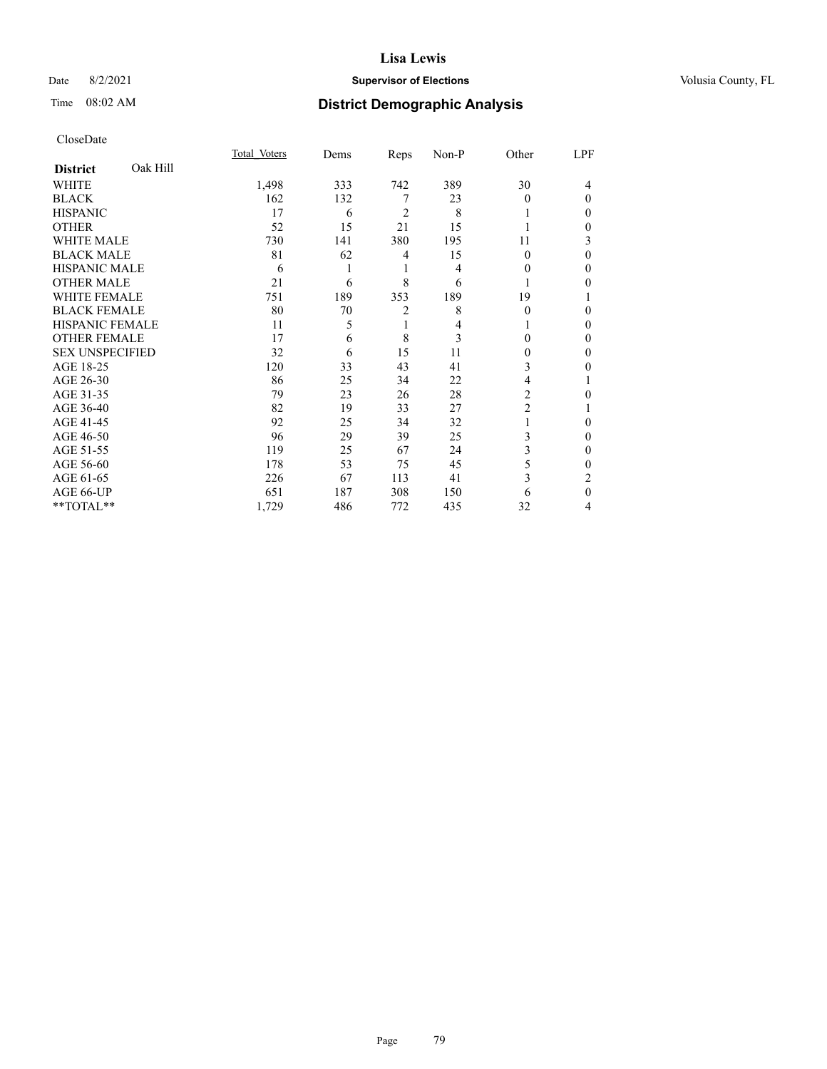# Lisa Lewis

Date 8/2/2021 **Supervisor of Elections** Volusia County, FL

Time 08:02 AM **District Demographic Analysis**

CloseDate

| **District** Oak Hill | Total Voters | Dems | Reps | Non-P | Other | LPF |
|---|---|---|---|---|---|---|
| WHITE | 1,498 | 333 | 742 | 389 | 30 | 4 |
| BLACK | 162 | 132 | 7 | 23 | 0 | 0 |
| HISPANIC | 17 | 6 | 2 | 8 | 1 | 0 |
| OTHER | 52 | 15 | 21 | 15 | 1 | 0 |
| WHITE MALE | 730 | 141 | 380 | 195 | 11 | 3 |
| BLACK MALE | 81 | 62 | 4 | 15 | 0 | 0 |
| HISPANIC MALE | 6 | 1 | 1 | 4 | 0 | 0 |
| OTHER MALE | 21 | 6 | 8 | 6 | 1 | 0 |
| WHITE FEMALE | 751 | 189 | 353 | 189 | 19 | 1 |
| BLACK FEMALE | 80 | 70 | 2 | 8 | 0 | 0 |
| HISPANIC FEMALE | 11 | 5 | 1 | 4 | 1 | 0 |
| OTHER FEMALE | 17 | 6 | 8 | 3 | 0 | 0 |
| SEX UNSPECIFIED | 32 | 6 | 15 | 11 | 0 | 0 |
| AGE 18-25 | 120 | 33 | 43 | 41 | 3 | 0 |
| AGE 26-30 | 86 | 25 | 34 | 22 | 4 | 1 |
| AGE 31-35 | 79 | 23 | 26 | 28 | 2 | 0 |
| AGE 36-40 | 82 | 19 | 33 | 27 | 2 | 1 |
| AGE 41-45 | 92 | 25 | 34 | 32 | 1 | 0 |
| AGE 46-50 | 96 | 29 | 39 | 25 | 3 | 0 |
| AGE 51-55 | 119 | 25 | 67 | 24 | 3 | 0 |
| AGE 56-60 | 178 | 53 | 75 | 45 | 5 | 0 |
| AGE 61-65 | 226 | 67 | 113 | 41 | 3 | 2 |
| AGE 66-UP | 651 | 187 | 308 | 150 | 6 | 0 |
| **TOTAL** | 1,729 | 486 | 772 | 435 | 32 | 4 |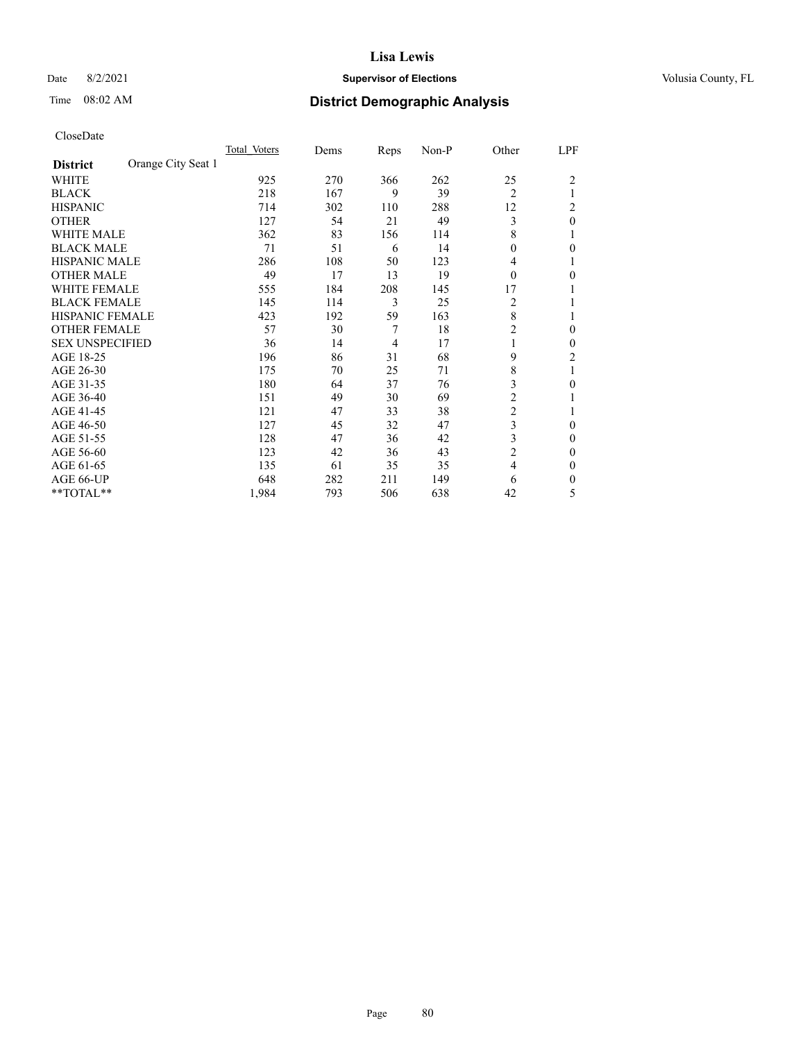CloseDate

| District: Orange City Seat 1 | Total Voters | Dems | Reps | Non-P | Other | LPF |
|---|---|---|---|---|---|---|
| WHITE | 925 | 270 | 366 | 262 | 25 | 2 |
| BLACK | 218 | 167 | 9 | 39 | 2 | 1 |
| HISPANIC | 714 | 302 | 110 | 288 | 12 | 2 |
| OTHER | 127 | 54 | 21 | 49 | 3 | 0 |
| WHITE MALE | 362 | 83 | 156 | 114 | 8 | 1 |
| BLACK MALE | 71 | 51 | 6 | 14 | 0 | 0 |
| HISPANIC MALE | 286 | 108 | 50 | 123 | 4 | 1 |
| OTHER MALE | 49 | 17 | 13 | 19 | 0 | 0 |
| WHITE FEMALE | 555 | 184 | 208 | 145 | 17 | 1 |
| BLACK FEMALE | 145 | 114 | 3 | 25 | 2 | 1 |
| HISPANIC FEMALE | 423 | 192 | 59 | 163 | 8 | 1 |
| OTHER FEMALE | 57 | 30 | 7 | 18 | 2 | 0 |
| SEX UNSPECIFIED | 36 | 14 | 4 | 17 | 1 | 0 |
| AGE 18-25 | 196 | 86 | 31 | 68 | 9 | 2 |
| AGE 26-30 | 175 | 70 | 25 | 71 | 8 | 1 |
| AGE 31-35 | 180 | 64 | 37 | 76 | 3 | 0 |
| AGE 36-40 | 151 | 49 | 30 | 69 | 2 | 1 |
| AGE 41-45 | 121 | 47 | 33 | 38 | 2 | 1 |
| AGE 46-50 | 127 | 45 | 32 | 47 | 3 | 0 |
| AGE 51-55 | 128 | 47 | 36 | 42 | 3 | 0 |
| AGE 56-60 | 123 | 42 | 36 | 43 | 2 | 0 |
| AGE 61-65 | 135 | 61 | 35 | 35 | 4 | 0 |
| AGE 66-UP | 648 | 282 | 211 | 149 | 6 | 0 |
| **TOTAL** | 1,984 | 793 | 506 | 638 | 42 | 5 |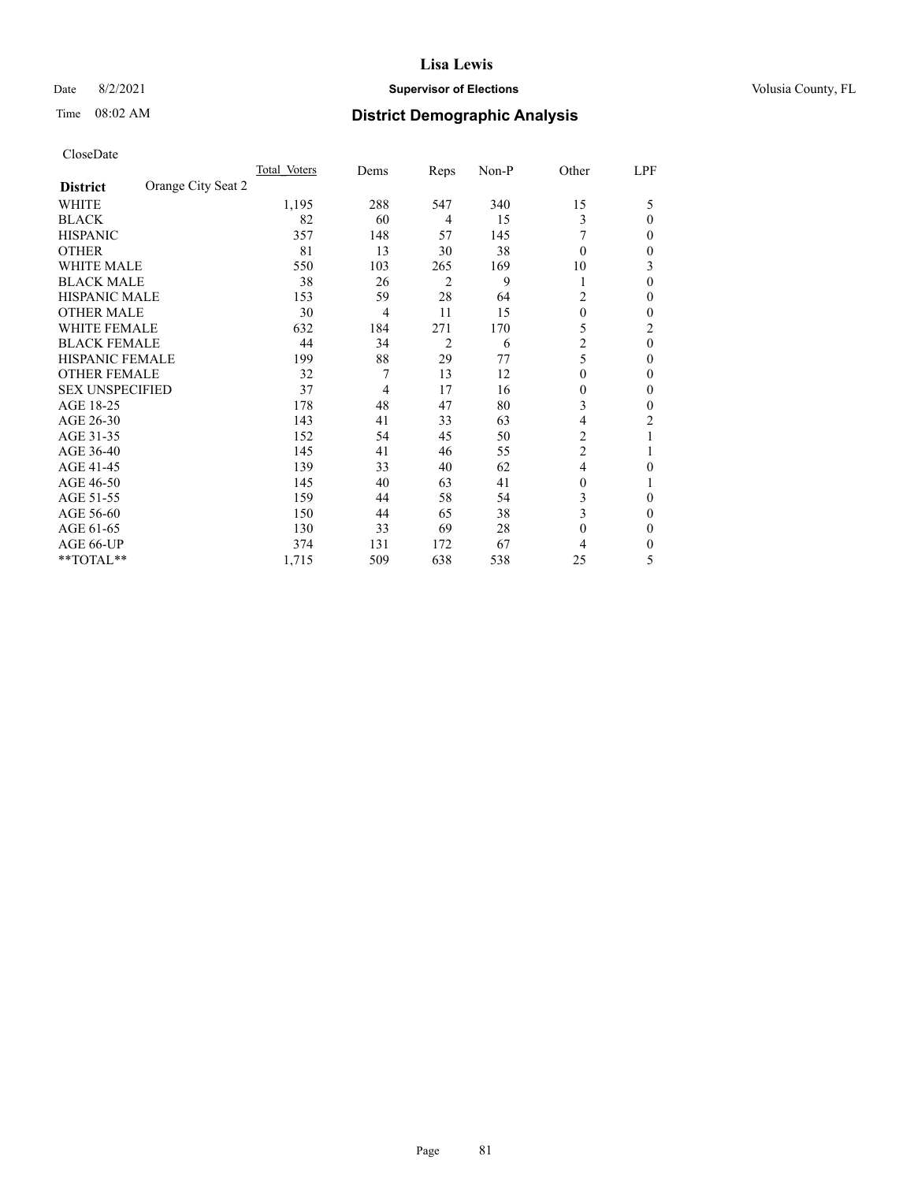CloseDate

| District | Orange City Seat 2 | Total Voters | Dems | Reps | Non-P | Other | LPF |
|---|---|---|---|---|---|---|---|
| WHITE | | 1,195 | 288 | 547 | 340 | 15 | 5 |
| BLACK | | 82 | 60 | 4 | 15 | 3 | 0 |
| HISPANIC | | 357 | 148 | 57 | 145 | 7 | 0 |
| OTHER | | 81 | 13 | 30 | 38 | 0 | 0 |
| WHITE MALE | | 550 | 103 | 265 | 169 | 10 | 3 |
| BLACK MALE | | 38 | 26 | 2 | 9 | 1 | 0 |
| HISPANIC MALE | | 153 | 59 | 28 | 64 | 2 | 0 |
| OTHER MALE | | 30 | 4 | 11 | 15 | 0 | 0 |
| WHITE FEMALE | | 632 | 184 | 271 | 170 | 5 | 2 |
| BLACK FEMALE | | 44 | 34 | 2 | 6 | 2 | 0 |
| HISPANIC FEMALE | | 199 | 88 | 29 | 77 | 5 | 0 |
| OTHER FEMALE | | 32 | 7 | 13 | 12 | 0 | 0 |
| SEX UNSPECIFIED | | 37 | 4 | 17 | 16 | 0 | 0 |
| AGE 18-25 | | 178 | 48 | 47 | 80 | 3 | 0 |
| AGE 26-30 | | 143 | 41 | 33 | 63 | 4 | 2 |
| AGE 31-35 | | 152 | 54 | 45 | 50 | 2 | 1 |
| AGE 36-40 | | 145 | 41 | 46 | 55 | 2 | 1 |
| AGE 41-45 | | 139 | 33 | 40 | 62 | 4 | 0 |
| AGE 46-50 | | 145 | 40 | 63 | 41 | 0 | 1 |
| AGE 51-55 | | 159 | 44 | 58 | 54 | 3 | 0 |
| AGE 56-60 | | 150 | 44 | 65 | 38 | 3 | 0 |
| AGE 61-65 | | 130 | 33 | 69 | 28 | 0 | 0 |
| AGE 66-UP | | 374 | 131 | 172 | 67 | 4 | 0 |
| **TOTAL** | | 1,715 | 509 | 638 | 538 | 25 | 5 |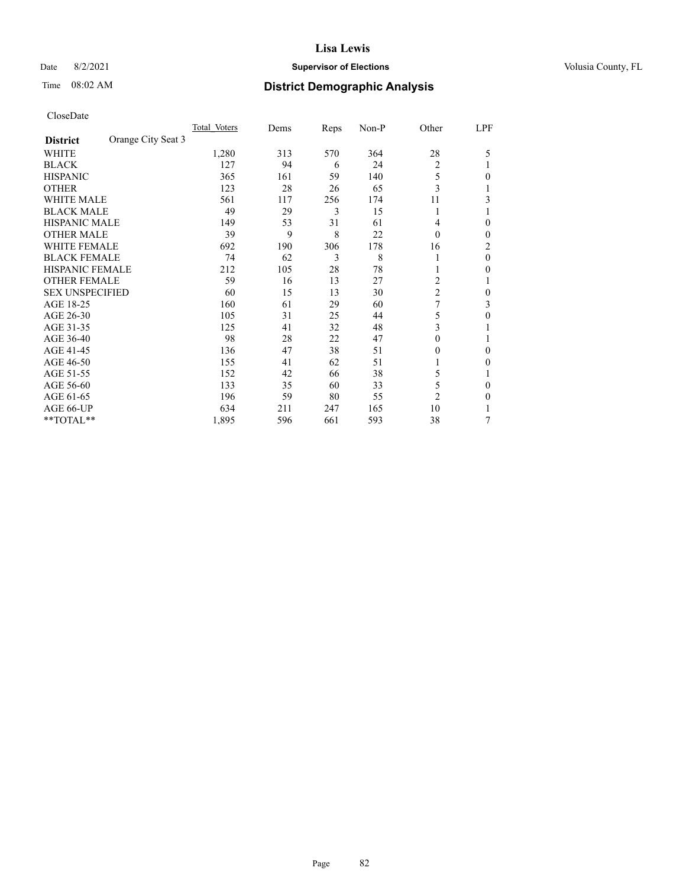# Lisa Lewis

Date 8/2/2021 **Supervisor of Elections** Volusia County, FL

Time 08:02 AM **District Demographic Analysis**

CloseDate

| **District** Orange City Seat 3 | Total Voters | Dems | Reps | Non-P | Other | LPF |
|---|---|---|---|---|---|---|
| WHITE | 1,280 | 313 | 570 | 364 | 28 | 5 |
| BLACK | 127 | 94 | 6 | 24 | 2 | 1 |
| HISPANIC | 365 | 161 | 59 | 140 | 5 | 0 |
| OTHER | 123 | 28 | 26 | 65 | 3 | 1 |
| WHITE MALE | 561 | 117 | 256 | 174 | 11 | 3 |
| BLACK MALE | 49 | 29 | 3 | 15 | 1 | 1 |
| HISPANIC MALE | 149 | 53 | 31 | 61 | 4 | 0 |
| OTHER MALE | 39 | 9 | 8 | 22 | 0 | 0 |
| WHITE FEMALE | 692 | 190 | 306 | 178 | 16 | 2 |
| BLACK FEMALE | 74 | 62 | 3 | 8 | 1 | 0 |
| HISPANIC FEMALE | 212 | 105 | 28 | 78 | 1 | 0 |
| OTHER FEMALE | 59 | 16 | 13 | 27 | 2 | 1 |
| SEX UNSPECIFIED | 60 | 15 | 13 | 30 | 2 | 0 |
| AGE 18-25 | 160 | 61 | 29 | 60 | 7 | 3 |
| AGE 26-30 | 105 | 31 | 25 | 44 | 5 | 0 |
| AGE 31-35 | 125 | 41 | 32 | 48 | 3 | 1 |
| AGE 36-40 | 98 | 28 | 22 | 47 | 0 | 1 |
| AGE 41-45 | 136 | 47 | 38 | 51 | 0 | 0 |
| AGE 46-50 | 155 | 41 | 62 | 51 | 1 | 0 |
| AGE 51-55 | 152 | 42 | 66 | 38 | 5 | 1 |
| AGE 56-60 | 133 | 35 | 60 | 33 | 5 | 0 |
| AGE 61-65 | 196 | 59 | 80 | 55 | 2 | 0 |
| AGE 66-UP | 634 | 211 | 247 | 165 | 10 | 1 |
| **TOTAL** | 1,895 | 596 | 661 | 593 | 38 | 7 |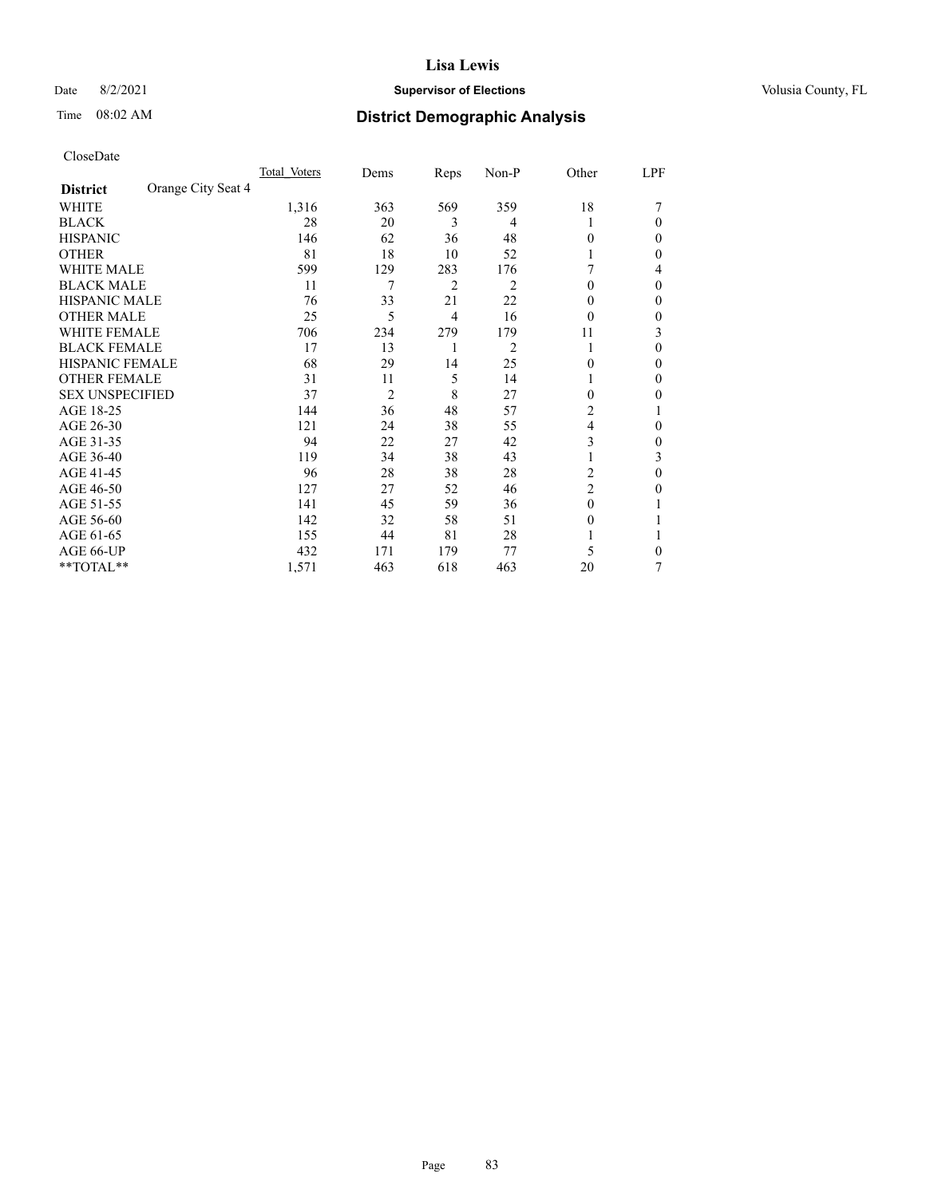CloseDate

| District | Orange City Seat 4 | Total_Voters | Dems | Reps | Non-P | Other | LPF |
|---|---|---|---|---|---|---|---|
| WHITE | | 1,316 | 363 | 569 | 359 | 18 | 7 |
| BLACK | | 28 | 20 | 3 | 4 | 1 | 0 |
| HISPANIC | | 146 | 62 | 36 | 48 | 0 | 0 |
| OTHER | | 81 | 18 | 10 | 52 | 1 | 0 |
| WHITE MALE | | 599 | 129 | 283 | 176 | 7 | 4 |
| BLACK MALE | | 11 | 7 | 2 | 2 | 0 | 0 |
| HISPANIC MALE | | 76 | 33 | 21 | 22 | 0 | 0 |
| OTHER MALE | | 25 | 5 | 4 | 16 | 0 | 0 |
| WHITE FEMALE | | 706 | 234 | 279 | 179 | 11 | 3 |
| BLACK FEMALE | | 17 | 13 | 1 | 2 | 1 | 0 |
| HISPANIC FEMALE | | 68 | 29 | 14 | 25 | 0 | 0 |
| OTHER FEMALE | | 31 | 11 | 5 | 14 | 1 | 0 |
| SEX UNSPECIFIED | | 37 | 2 | 8 | 27 | 0 | 0 |
| AGE 18-25 | | 144 | 36 | 48 | 57 | 2 | 1 |
| AGE 26-30 | | 121 | 24 | 38 | 55 | 4 | 0 |
| AGE 31-35 | | 94 | 22 | 27 | 42 | 3 | 0 |
| AGE 36-40 | | 119 | 34 | 38 | 43 | 1 | 3 |
| AGE 41-45 | | 96 | 28 | 38 | 28 | 2 | 0 |
| AGE 46-50 | | 127 | 27 | 52 | 46 | 2 | 0 |
| AGE 51-55 | | 141 | 45 | 59 | 36 | 0 | 1 |
| AGE 56-60 | | 142 | 32 | 58 | 51 | 0 | 1 |
| AGE 61-65 | | 155 | 44 | 81 | 28 | 1 | 1 |
| AGE 66-UP | | 432 | 171 | 179 | 77 | 5 | 0 |
| **TOTAL** | | 1,571 | 463 | 618 | 463 | 20 | 7 |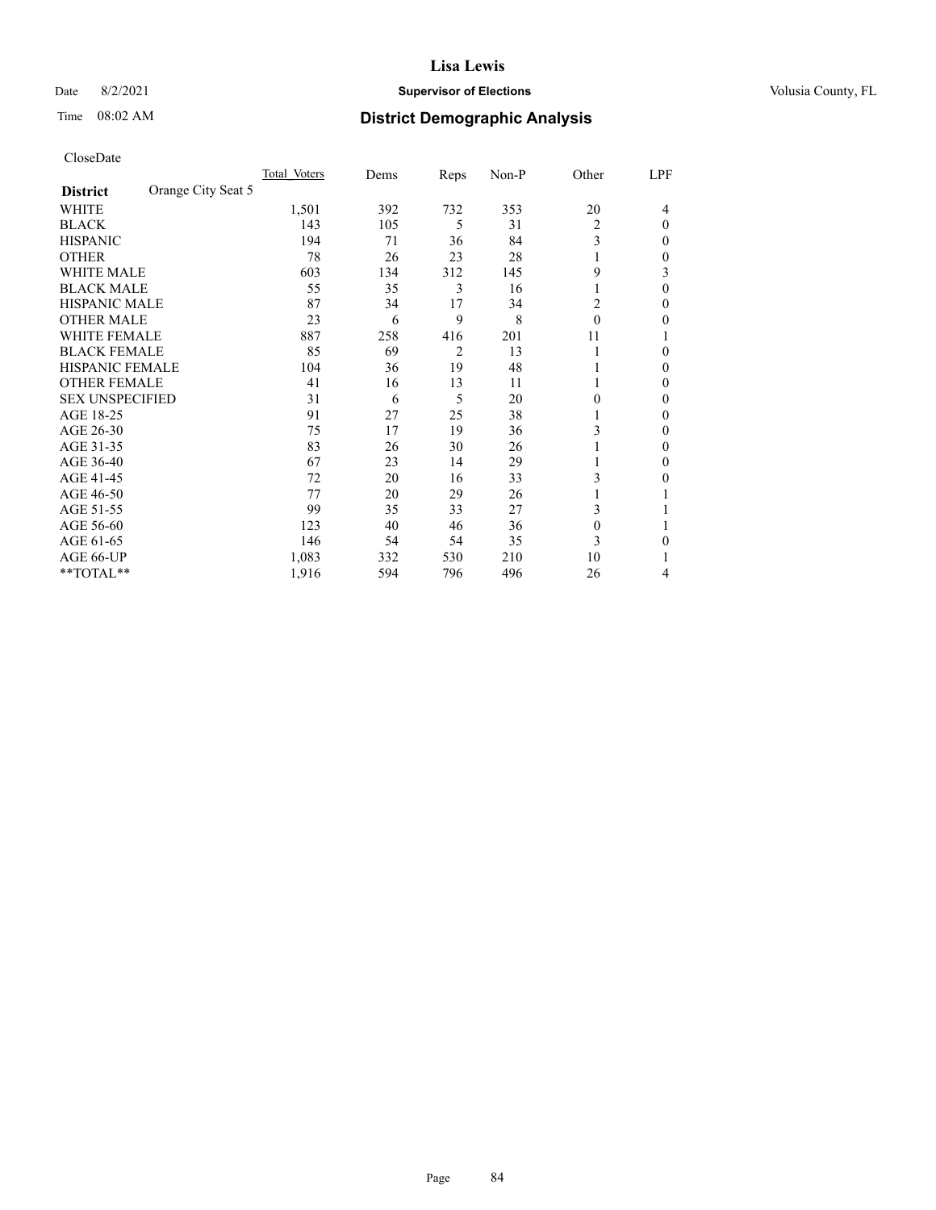# Lisa Lewis

Date 8/2/2021 **Supervisor of Elections** Volusia County, FL

Time 08:02 AM **District Demographic Analysis**

CloseDate

| **District** Orange City Seat 5 | Total_Voters | Dems | Reps | Non-P | Other | LPF |
|---|---|---|---|---|---|---|
| WHITE | 1,501 | 392 | 732 | 353 | 20 | 4 |
| BLACK | 143 | 105 | 5 | 31 | 2 | 0 |
| HISPANIC | 194 | 71 | 36 | 84 | 3 | 0 |
| OTHER | 78 | 26 | 23 | 28 | 1 | 0 |
| WHITE MALE | 603 | 134 | 312 | 145 | 9 | 3 |
| BLACK MALE | 55 | 35 | 3 | 16 | 1 | 0 |
| HISPANIC MALE | 87 | 34 | 17 | 34 | 2 | 0 |
| OTHER MALE | 23 | 6 | 9 | 8 | 0 | 0 |
| WHITE FEMALE | 887 | 258 | 416 | 201 | 11 | 1 |
| BLACK FEMALE | 85 | 69 | 2 | 13 | 1 | 0 |
| HISPANIC FEMALE | 104 | 36 | 19 | 48 | 1 | 0 |
| OTHER FEMALE | 41 | 16 | 13 | 11 | 1 | 0 |
| SEX UNSPECIFIED | 31 | 6 | 5 | 20 | 0 | 0 |
| AGE 18-25 | 91 | 27 | 25 | 38 | 1 | 0 |
| AGE 26-30 | 75 | 17 | 19 | 36 | 3 | 0 |
| AGE 31-35 | 83 | 26 | 30 | 26 | 1 | 0 |
| AGE 36-40 | 67 | 23 | 14 | 29 | 1 | 0 |
| AGE 41-45 | 72 | 20 | 16 | 33 | 3 | 0 |
| AGE 46-50 | 77 | 20 | 29 | 26 | 1 | 1 |
| AGE 51-55 | 99 | 35 | 33 | 27 | 3 | 1 |
| AGE 56-60 | 123 | 40 | 46 | 36 | 0 | 1 |
| AGE 61-65 | 146 | 54 | 54 | 35 | 3 | 0 |
| AGE 66-UP | 1,083 | 332 | 530 | 210 | 10 | 1 |
| **TOTAL** | 1,916 | 594 | 796 | 496 | 26 | 4 |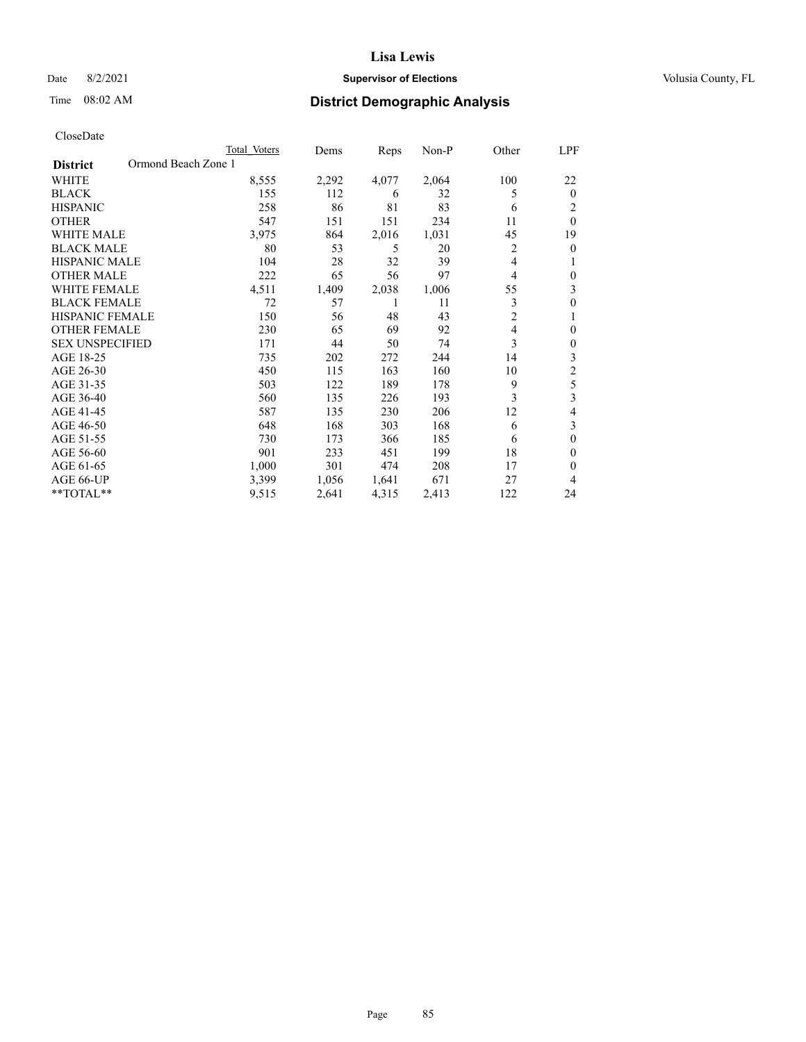# Lisa Lewis

Date 8/2/2021 **Supervisor of Elections** Volusia County, FL

Time 08:02 AM **District Demographic Analysis**

CloseDate

| District | Total Voters | Dems | Reps | Non-P | Other | LPF |
|---|---|---|---|---|---|---|
| Ormond Beach Zone 1 | | | | | | |
| WHITE | 8,555 | 2,292 | 4,077 | 2,064 | 100 | 22 |
| BLACK | 155 | 112 | 6 | 32 | 5 | 0 |
| HISPANIC | 258 | 86 | 81 | 83 | 6 | 2 |
| OTHER | 547 | 151 | 151 | 234 | 11 | 0 |
| WHITE MALE | 3,975 | 864 | 2,016 | 1,031 | 45 | 19 |
| BLACK MALE | 80 | 53 | 5 | 20 | 2 | 0 |
| HISPANIC MALE | 104 | 28 | 32 | 39 | 4 | 1 |
| OTHER MALE | 222 | 65 | 56 | 97 | 4 | 0 |
| WHITE FEMALE | 4,511 | 1,409 | 2,038 | 1,006 | 55 | 3 |
| BLACK FEMALE | 72 | 57 | 1 | 11 | 3 | 0 |
| HISPANIC FEMALE | 150 | 56 | 48 | 43 | 2 | 1 |
| OTHER FEMALE | 230 | 65 | 69 | 92 | 4 | 0 |
| SEX UNSPECIFIED | 171 | 44 | 50 | 74 | 3 | 0 |
| AGE 18-25 | 735 | 202 | 272 | 244 | 14 | 3 |
| AGE 26-30 | 450 | 115 | 163 | 160 | 10 | 2 |
| AGE 31-35 | 503 | 122 | 189 | 178 | 9 | 5 |
| AGE 36-40 | 560 | 135 | 226 | 193 | 3 | 3 |
| AGE 41-45 | 587 | 135 | 230 | 206 | 12 | 4 |
| AGE 46-50 | 648 | 168 | 303 | 168 | 6 | 3 |
| AGE 51-55 | 730 | 173 | 366 | 185 | 6 | 0 |
| AGE 56-60 | 901 | 233 | 451 | 199 | 18 | 0 |
| AGE 61-65 | 1,000 | 301 | 474 | 208 | 17 | 0 |
| AGE 66-UP | 3,399 | 1,056 | 1,641 | 671 | 27 | 4 |
| **TOTAL** | 9,515 | 2,641 | 4,315 | 2,413 | 122 | 24 |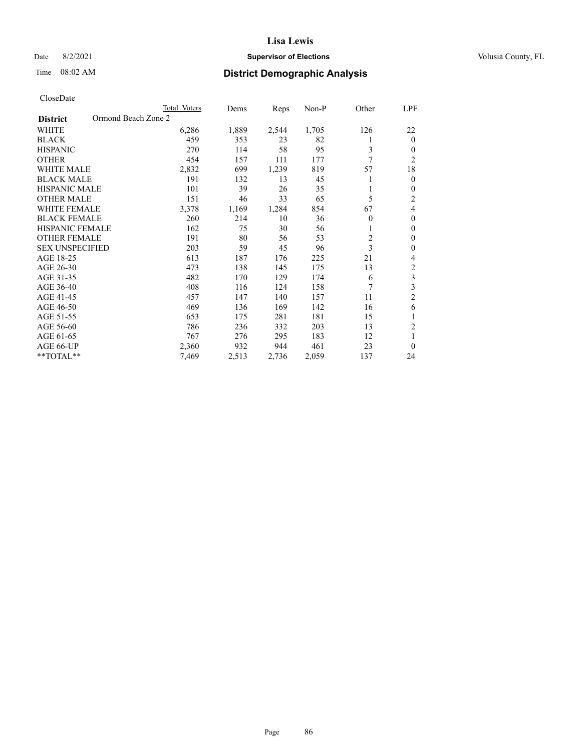CloseDate

| District | Ormond Beach Zone 2 | Total Voters | Dems | Reps | Non-P | Other | LPF |
|---|---|---|---|---|---|---|---|
| WHITE | | 6,286 | 1,889 | 2,544 | 1,705 | 126 | 22 |
| BLACK | | 459 | 353 | 23 | 82 | 1 | 0 |
| HISPANIC | | 270 | 114 | 58 | 95 | 3 | 0 |
| OTHER | | 454 | 157 | 111 | 177 | 7 | 2 |
| WHITE MALE | | 2,832 | 699 | 1,239 | 819 | 57 | 18 |
| BLACK MALE | | 191 | 132 | 13 | 45 | 1 | 0 |
| HISPANIC MALE | | 101 | 39 | 26 | 35 | 1 | 0 |
| OTHER MALE | | 151 | 46 | 33 | 65 | 5 | 2 |
| WHITE FEMALE | | 3,378 | 1,169 | 1,284 | 854 | 67 | 4 |
| BLACK FEMALE | | 260 | 214 | 10 | 36 | 0 | 0 |
| HISPANIC FEMALE | | 162 | 75 | 30 | 56 | 1 | 0 |
| OTHER FEMALE | | 191 | 80 | 56 | 53 | 2 | 0 |
| SEX UNSPECIFIED | | 203 | 59 | 45 | 96 | 3 | 0 |
| AGE 18-25 | | 613 | 187 | 176 | 225 | 21 | 4 |
| AGE 26-30 | | 473 | 138 | 145 | 175 | 13 | 2 |
| AGE 31-35 | | 482 | 170 | 129 | 174 | 6 | 3 |
| AGE 36-40 | | 408 | 116 | 124 | 158 | 7 | 3 |
| AGE 41-45 | | 457 | 147 | 140 | 157 | 11 | 2 |
| AGE 46-50 | | 469 | 136 | 169 | 142 | 16 | 6 |
| AGE 51-55 | | 653 | 175 | 281 | 181 | 15 | 1 |
| AGE 56-60 | | 786 | 236 | 332 | 203 | 13 | 2 |
| AGE 61-65 | | 767 | 276 | 295 | 183 | 12 | 1 |
| AGE 66-UP | | 2,360 | 932 | 944 | 461 | 23 | 0 |
| **TOTAL** | | 7,469 | 2,513 | 2,736 | 2,059 | 137 | 24 |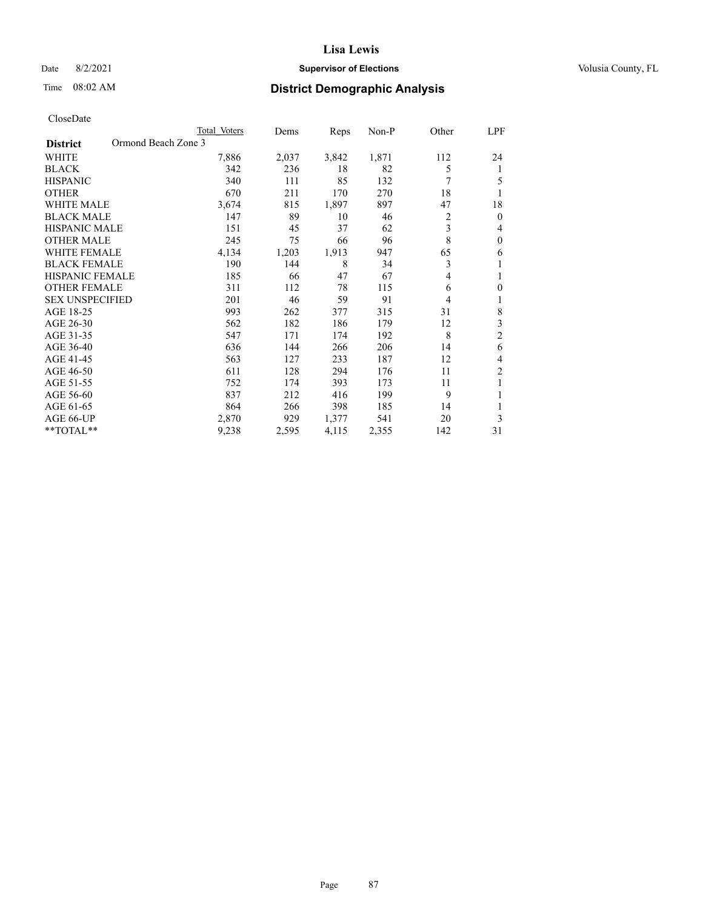CloseDate

| District | Ormond Beach Zone 3 | Total Voters | Dems | Reps | Non-P | Other | LPF |
|---|---|---|---|---|---|---|---|
| WHITE | | 7,886 | 2,037 | 3,842 | 1,871 | 112 | 24 |
| BLACK | | 342 | 236 | 18 | 82 | 5 | 1 |
| HISPANIC | | 340 | 111 | 85 | 132 | 7 | 5 |
| OTHER | | 670 | 211 | 170 | 270 | 18 | 1 |
| WHITE MALE | | 3,674 | 815 | 1,897 | 897 | 47 | 18 |
| BLACK MALE | | 147 | 89 | 10 | 46 | 2 | 0 |
| HISPANIC MALE | | 151 | 45 | 37 | 62 | 3 | 4 |
| OTHER MALE | | 245 | 75 | 66 | 96 | 8 | 0 |
| WHITE FEMALE | | 4,134 | 1,203 | 1,913 | 947 | 65 | 6 |
| BLACK FEMALE | | 190 | 144 | 8 | 34 | 3 | 1 |
| HISPANIC FEMALE | | 185 | 66 | 47 | 67 | 4 | 1 |
| OTHER FEMALE | | 311 | 112 | 78 | 115 | 6 | 0 |
| SEX UNSPECIFIED | | 201 | 46 | 59 | 91 | 4 | 1 |
| AGE 18-25 | | 993 | 262 | 377 | 315 | 31 | 8 |
| AGE 26-30 | | 562 | 182 | 186 | 179 | 12 | 3 |
| AGE 31-35 | | 547 | 171 | 174 | 192 | 8 | 2 |
| AGE 36-40 | | 636 | 144 | 266 | 206 | 14 | 6 |
| AGE 41-45 | | 563 | 127 | 233 | 187 | 12 | 4 |
| AGE 46-50 | | 611 | 128 | 294 | 176 | 11 | 2 |
| AGE 51-55 | | 752 | 174 | 393 | 173 | 11 | 1 |
| AGE 56-60 | | 837 | 212 | 416 | 199 | 9 | 1 |
| AGE 61-65 | | 864 | 266 | 398 | 185 | 14 | 1 |
| AGE 66-UP | | 2,870 | 929 | 1,377 | 541 | 20 | 3 |
| **TOTAL** | | 9,238 | 2,595 | 4,115 | 2,355 | 142 | 31 |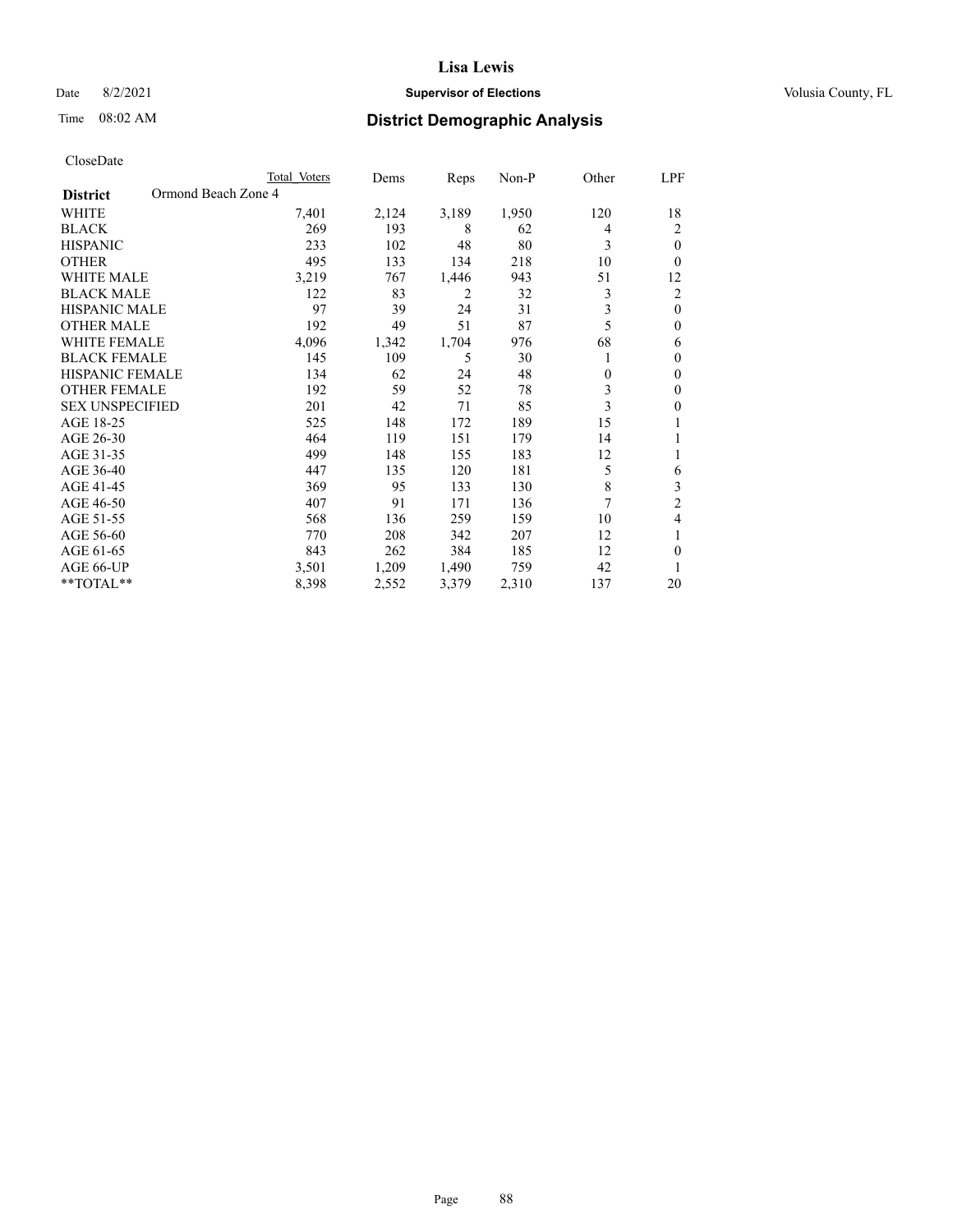# Lisa Lewis

Date 8/2/2021 **Supervisor of Elections** Volusia County, FL

Time 08:02 AM

## District Demographic Analysis

CloseDate

| District | Total Voters | Dems | Reps | Non-P | Other | LPF |
|---|---|---|---|---|---|---|
| Ormond Beach Zone 4 | | | | | | |
| WHITE | 7,401 | 2,124 | 3,189 | 1,950 | 120 | 18 |
| BLACK | 269 | 193 | 8 | 62 | 4 | 2 |
| HISPANIC | 233 | 102 | 48 | 80 | 3 | 0 |
| OTHER | 495 | 133 | 134 | 218 | 10 | 0 |
| WHITE MALE | 3,219 | 767 | 1,446 | 943 | 51 | 12 |
| BLACK MALE | 122 | 83 | 2 | 32 | 3 | 2 |
| HISPANIC MALE | 97 | 39 | 24 | 31 | 3 | 0 |
| OTHER MALE | 192 | 49 | 51 | 87 | 5 | 0 |
| WHITE FEMALE | 4,096 | 1,342 | 1,704 | 976 | 68 | 6 |
| BLACK FEMALE | 145 | 109 | 5 | 30 | 1 | 0 |
| HISPANIC FEMALE | 134 | 62 | 24 | 48 | 0 | 0 |
| OTHER FEMALE | 192 | 59 | 52 | 78 | 3 | 0 |
| SEX UNSPECIFIED | 201 | 42 | 71 | 85 | 3 | 0 |
| AGE 18-25 | 525 | 148 | 172 | 189 | 15 | 1 |
| AGE 26-30 | 464 | 119 | 151 | 179 | 14 | 1 |
| AGE 31-35 | 499 | 148 | 155 | 183 | 12 | 1 |
| AGE 36-40 | 447 | 135 | 120 | 181 | 5 | 6 |
| AGE 41-45 | 369 | 95 | 133 | 130 | 8 | 3 |
| AGE 46-50 | 407 | 91 | 171 | 136 | 7 | 2 |
| AGE 51-55 | 568 | 136 | 259 | 159 | 10 | 4 |
| AGE 56-60 | 770 | 208 | 342 | 207 | 12 | 1 |
| AGE 61-65 | 843 | 262 | 384 | 185 | 12 | 0 |
| AGE 66-UP | 3,501 | 1,209 | 1,490 | 759 | 42 | 1 |
| **TOTAL** | 8,398 | 2,552 | 3,379 | 2,310 | 137 | 20 |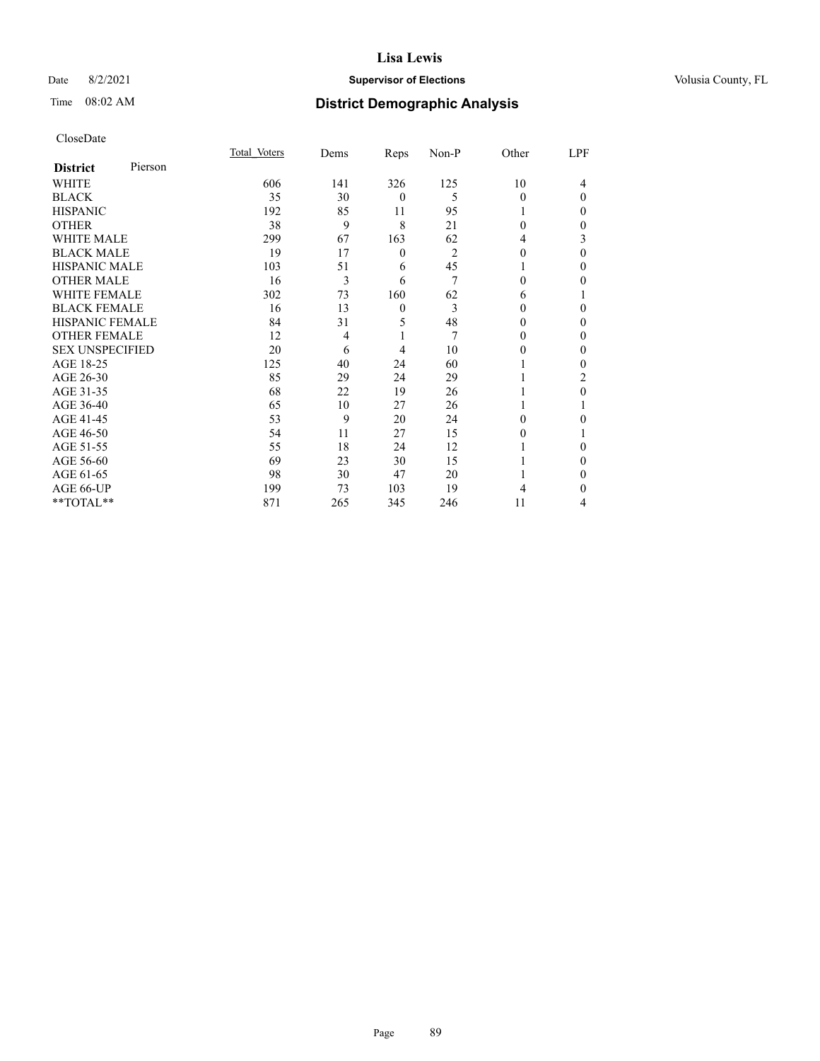CloseDate

| District | Pierson | Total Voters | Dems | Reps | Non-P | Other | LPF |
|---|---|---|---|---|---|---|---|
| WHITE | | 606 | 141 | 326 | 125 | 10 | 4 |
| BLACK | | 35 | 30 | 0 | 5 | 0 | 0 |
| HISPANIC | | 192 | 85 | 11 | 95 | 1 | 0 |
| OTHER | | 38 | 9 | 8 | 21 | 0 | 0 |
| WHITE MALE | | 299 | 67 | 163 | 62 | 4 | 3 |
| BLACK MALE | | 19 | 17 | 0 | 2 | 0 | 0 |
| HISPANIC MALE | | 103 | 51 | 6 | 45 | 1 | 0 |
| OTHER MALE | | 16 | 3 | 6 | 7 | 0 | 0 |
| WHITE FEMALE | | 302 | 73 | 160 | 62 | 6 | 1 |
| BLACK FEMALE | | 16 | 13 | 0 | 3 | 0 | 0 |
| HISPANIC FEMALE | | 84 | 31 | 5 | 48 | 0 | 0 |
| OTHER FEMALE | | 12 | 4 | 1 | 7 | 0 | 0 |
| SEX UNSPECIFIED | | 20 | 6 | 4 | 10 | 0 | 0 |
| AGE 18-25 | | 125 | 40 | 24 | 60 | 1 | 0 |
| AGE 26-30 | | 85 | 29 | 24 | 29 | 1 | 2 |
| AGE 31-35 | | 68 | 22 | 19 | 26 | 1 | 0 |
| AGE 36-40 | | 65 | 10 | 27 | 26 | 1 | 1 |
| AGE 41-45 | | 53 | 9 | 20 | 24 | 0 | 0 |
| AGE 46-50 | | 54 | 11 | 27 | 15 | 0 | 1 |
| AGE 51-55 | | 55 | 18 | 24 | 12 | 1 | 0 |
| AGE 56-60 | | 69 | 23 | 30 | 15 | 1 | 0 |
| AGE 61-65 | | 98 | 30 | 47 | 20 | 1 | 0 |
| AGE 66-UP | | 199 | 73 | 103 | 19 | 4 | 0 |
| **TOTAL** | | 871 | 265 | 345 | 246 | 11 | 4 |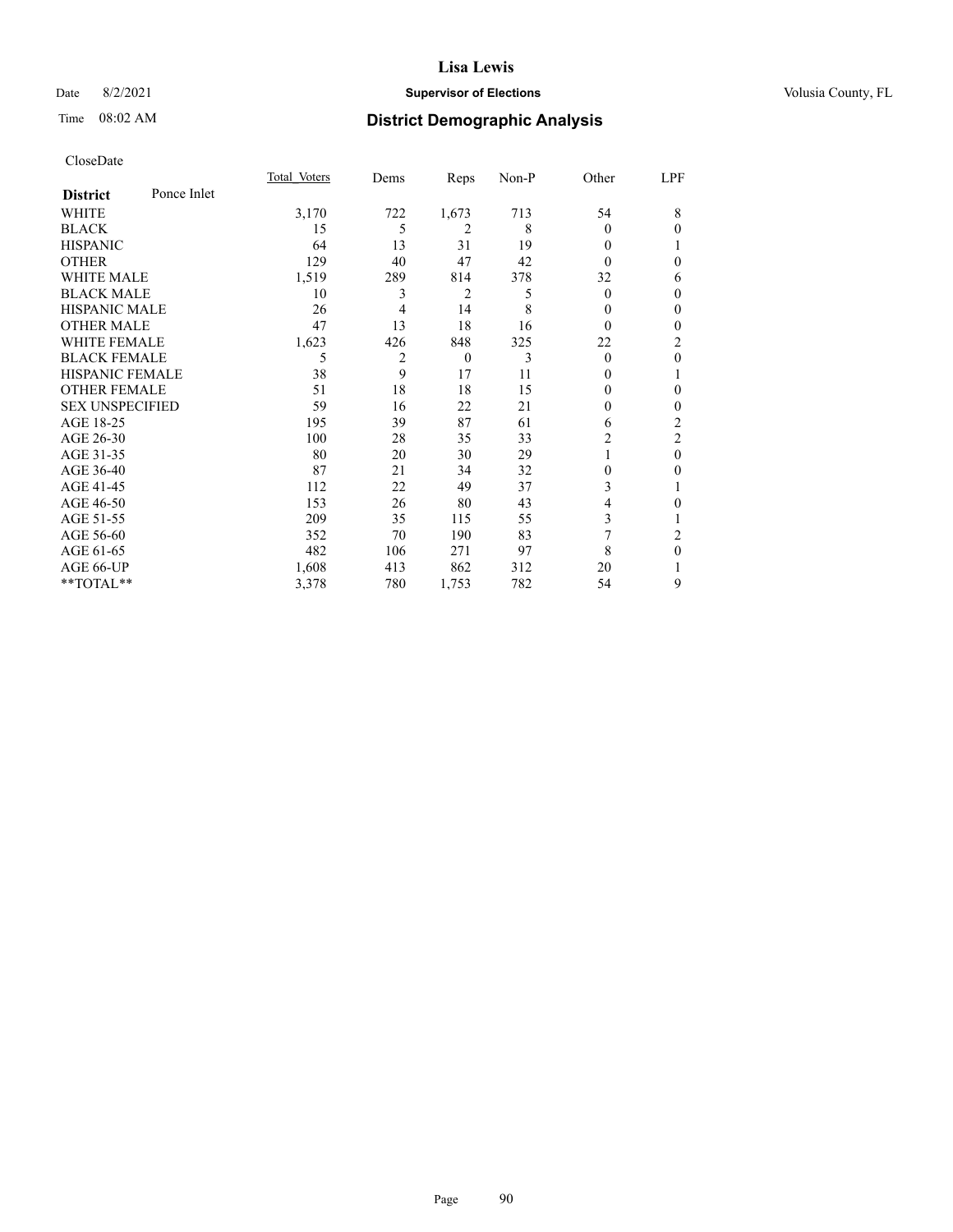CloseDate

| District | Ponce Inlet | Total_Voters | Dems | Reps | Non-P | Other | LPF |
|---|---|---|---|---|---|---|---|
| WHITE | | 3,170 | 722 | 1,673 | 713 | 54 | 8 |
| BLACK | | 15 | 5 | 2 | 8 | 0 | 0 |
| HISPANIC | | 64 | 13 | 31 | 19 | 0 | 1 |
| OTHER | | 129 | 40 | 47 | 42 | 0 | 0 |
| WHITE MALE | | 1,519 | 289 | 814 | 378 | 32 | 6 |
| BLACK MALE | | 10 | 3 | 2 | 5 | 0 | 0 |
| HISPANIC MALE | | 26 | 4 | 14 | 8 | 0 | 0 |
| OTHER MALE | | 47 | 13 | 18 | 16 | 0 | 0 |
| WHITE FEMALE | | 1,623 | 426 | 848 | 325 | 22 | 2 |
| BLACK FEMALE | | 5 | 2 | 0 | 3 | 0 | 0 |
| HISPANIC FEMALE | | 38 | 9 | 17 | 11 | 0 | 1 |
| OTHER FEMALE | | 51 | 18 | 18 | 15 | 0 | 0 |
| SEX UNSPECIFIED | | 59 | 16 | 22 | 21 | 0 | 0 |
| AGE 18-25 | | 195 | 39 | 87 | 61 | 6 | 2 |
| AGE 26-30 | | 100 | 28 | 35 | 33 | 2 | 2 |
| AGE 31-35 | | 80 | 20 | 30 | 29 | 1 | 0 |
| AGE 36-40 | | 87 | 21 | 34 | 32 | 0 | 0 |
| AGE 41-45 | | 112 | 22 | 49 | 37 | 3 | 1 |
| AGE 46-50 | | 153 | 26 | 80 | 43 | 4 | 0 |
| AGE 51-55 | | 209 | 35 | 115 | 55 | 3 | 1 |
| AGE 56-60 | | 352 | 70 | 190 | 83 | 7 | 2 |
| AGE 61-65 | | 482 | 106 | 271 | 97 | 8 | 0 |
| AGE 66-UP | | 1,608 | 413 | 862 | 312 | 20 | 1 |
| **TOTAL** | | 3,378 | 780 | 1,753 | 782 | 54 | 9 |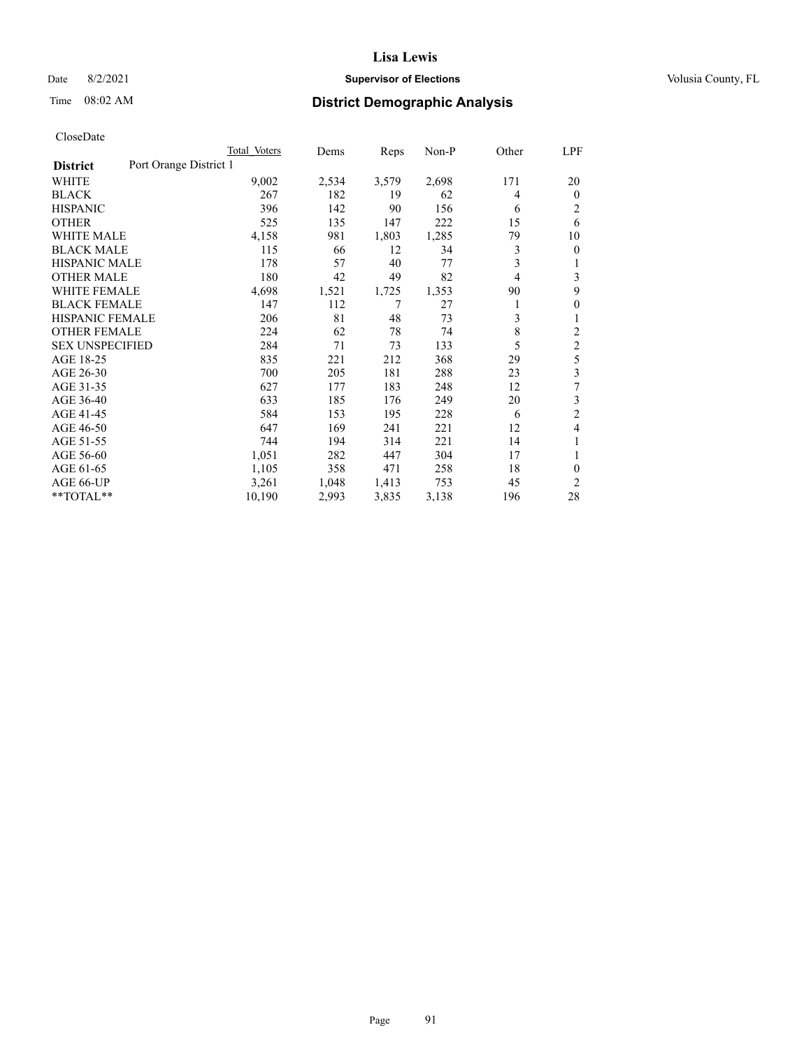CloseDate

| District | Port Orange District 1 | Total Voters | Dems | Reps | Non-P | Other | LPF |
|---|---|---|---|---|---|---|---|
| WHITE | | 9,002 | 2,534 | 3,579 | 2,698 | 171 | 20 |
| BLACK | | 267 | 182 | 19 | 62 | 4 | 0 |
| HISPANIC | | 396 | 142 | 90 | 156 | 6 | 2 |
| OTHER | | 525 | 135 | 147 | 222 | 15 | 6 |
| WHITE MALE | | 4,158 | 981 | 1,803 | 1,285 | 79 | 10 |
| BLACK MALE | | 115 | 66 | 12 | 34 | 3 | 0 |
| HISPANIC MALE | | 178 | 57 | 40 | 77 | 3 | 1 |
| OTHER MALE | | 180 | 42 | 49 | 82 | 4 | 3 |
| WHITE FEMALE | | 4,698 | 1,521 | 1,725 | 1,353 | 90 | 9 |
| BLACK FEMALE | | 147 | 112 | 7 | 27 | 1 | 0 |
| HISPANIC FEMALE | | 206 | 81 | 48 | 73 | 3 | 1 |
| OTHER FEMALE | | 224 | 62 | 78 | 74 | 8 | 2 |
| SEX UNSPECIFIED | | 284 | 71 | 73 | 133 | 5 | 2 |
| AGE 18-25 | | 835 | 221 | 212 | 368 | 29 | 5 |
| AGE 26-30 | | 700 | 205 | 181 | 288 | 23 | 3 |
| AGE 31-35 | | 627 | 177 | 183 | 248 | 12 | 7 |
| AGE 36-40 | | 633 | 185 | 176 | 249 | 20 | 3 |
| AGE 41-45 | | 584 | 153 | 195 | 228 | 6 | 2 |
| AGE 46-50 | | 647 | 169 | 241 | 221 | 12 | 4 |
| AGE 51-55 | | 744 | 194 | 314 | 221 | 14 | 1 |
| AGE 56-60 | | 1,051 | 282 | 447 | 304 | 17 | 1 |
| AGE 61-65 | | 1,105 | 358 | 471 | 258 | 18 | 0 |
| AGE 66-UP | | 3,261 | 1,048 | 1,413 | 753 | 45 | 2 |
| **TOTAL** | | 10,190 | 2,993 | 3,835 | 3,138 | 196 | 28 |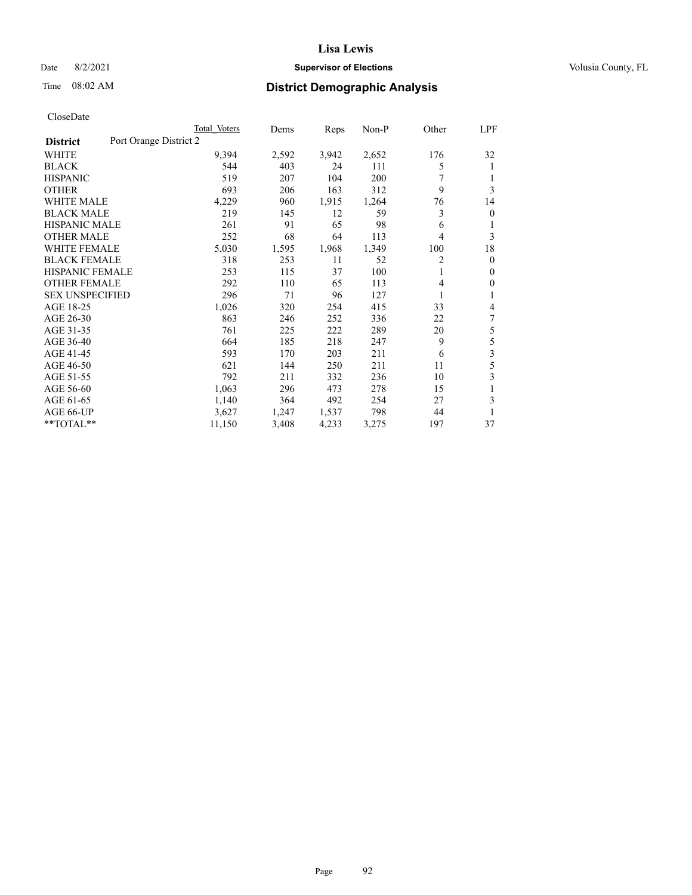# Lisa Lewis

Date 8/2/2021 **Supervisor of Elections** Volusia County, FL

Time 08:02 AM **District Demographic Analysis**

CloseDate

| District | Port Orange District 2 | Total Voters | Dems | Reps | Non-P | Other | LPF |
|---|---|---|---|---|---|---|---|
| WHITE | | 9,394 | 2,592 | 3,942 | 2,652 | 176 | 32 |
| BLACK | | 544 | 403 | 24 | 111 | 5 | 1 |
| HISPANIC | | 519 | 207 | 104 | 200 | 7 | 1 |
| OTHER | | 693 | 206 | 163 | 312 | 9 | 3 |
| WHITE MALE | | 4,229 | 960 | 1,915 | 1,264 | 76 | 14 |
| BLACK MALE | | 219 | 145 | 12 | 59 | 3 | 0 |
| HISPANIC MALE | | 261 | 91 | 65 | 98 | 6 | 1 |
| OTHER MALE | | 252 | 68 | 64 | 113 | 4 | 3 |
| WHITE FEMALE | | 5,030 | 1,595 | 1,968 | 1,349 | 100 | 18 |
| BLACK FEMALE | | 318 | 253 | 11 | 52 | 2 | 0 |
| HISPANIC FEMALE | | 253 | 115 | 37 | 100 | 1 | 0 |
| OTHER FEMALE | | 292 | 110 | 65 | 113 | 4 | 0 |
| SEX UNSPECIFIED | | 296 | 71 | 96 | 127 | 1 | 1 |
| AGE 18-25 | | 1,026 | 320 | 254 | 415 | 33 | 4 |
| AGE 26-30 | | 863 | 246 | 252 | 336 | 22 | 7 |
| AGE 31-35 | | 761 | 225 | 222 | 289 | 20 | 5 |
| AGE 36-40 | | 664 | 185 | 218 | 247 | 9 | 5 |
| AGE 41-45 | | 593 | 170 | 203 | 211 | 6 | 3 |
| AGE 46-50 | | 621 | 144 | 250 | 211 | 11 | 5 |
| AGE 51-55 | | 792 | 211 | 332 | 236 | 10 | 3 |
| AGE 56-60 | | 1,063 | 296 | 473 | 278 | 15 | 1 |
| AGE 61-65 | | 1,140 | 364 | 492 | 254 | 27 | 3 |
| AGE 66-UP | | 3,627 | 1,247 | 1,537 | 798 | 44 | 1 |
| **TOTAL** | | 11,150 | 3,408 | 4,233 | 3,275 | 197 | 37 |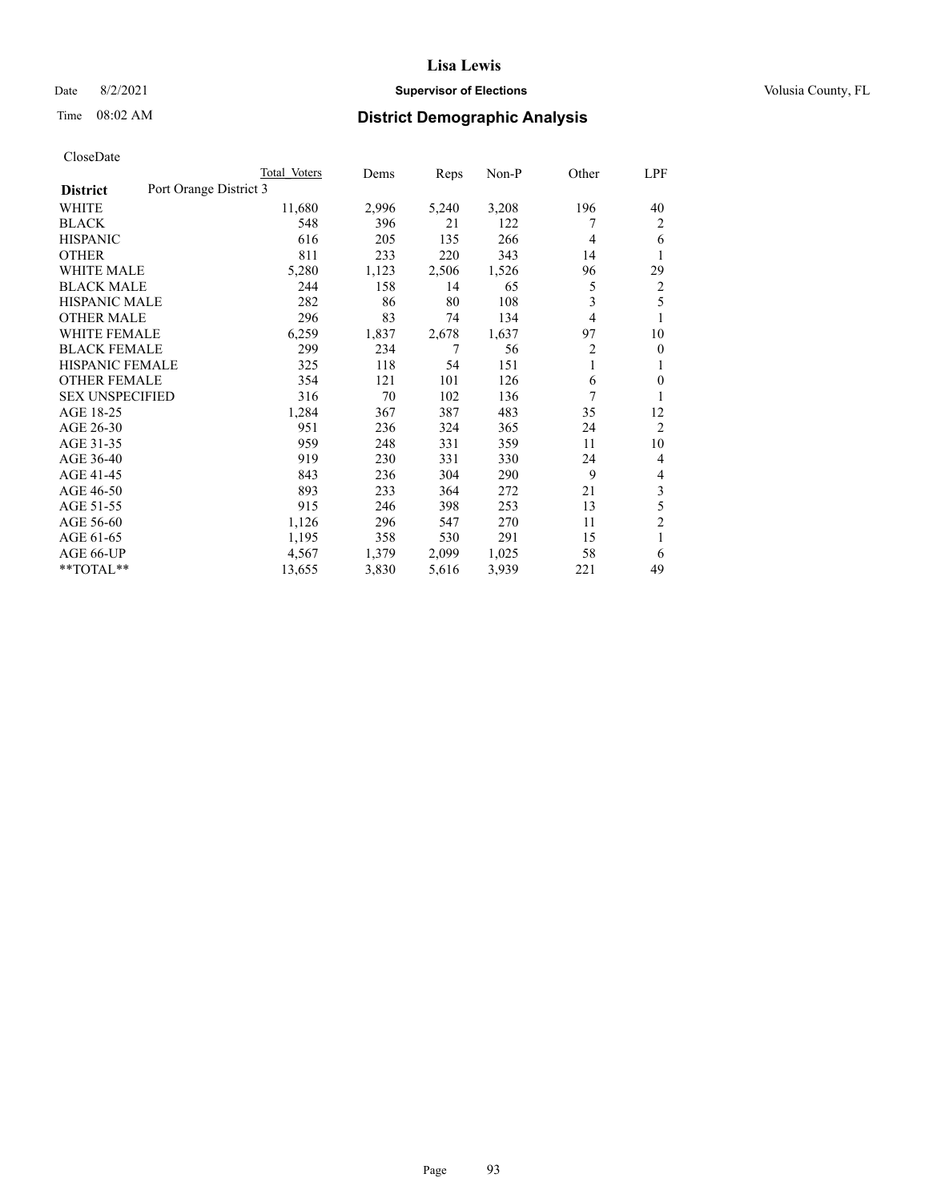CloseDate

| | Total Voters | Dems | Reps | Non-P | Other | LPF |
|---|---|---|---|---|---|---|
| **District** Port Orange District 3 | | | | | | |
| WHITE | 11,680 | 2,996 | 5,240 | 3,208 | 196 | 40 |
| BLACK | 548 | 396 | 21 | 122 | 7 | 2 |
| HISPANIC | 616 | 205 | 135 | 266 | 4 | 6 |
| OTHER | 811 | 233 | 220 | 343 | 14 | 1 |
| WHITE MALE | 5,280 | 1,123 | 2,506 | 1,526 | 96 | 29 |
| BLACK MALE | 244 | 158 | 14 | 65 | 5 | 2 |
| HISPANIC MALE | 282 | 86 | 80 | 108 | 3 | 5 |
| OTHER MALE | 296 | 83 | 74 | 134 | 4 | 1 |
| WHITE FEMALE | 6,259 | 1,837 | 2,678 | 1,637 | 97 | 10 |
| BLACK FEMALE | 299 | 234 | 7 | 56 | 2 | 0 |
| HISPANIC FEMALE | 325 | 118 | 54 | 151 | 1 | 1 |
| OTHER FEMALE | 354 | 121 | 101 | 126 | 6 | 0 |
| SEX UNSPECIFIED | 316 | 70 | 102 | 136 | 7 | 1 |
| AGE 18-25 | 1,284 | 367 | 387 | 483 | 35 | 12 |
| AGE 26-30 | 951 | 236 | 324 | 365 | 24 | 2 |
| AGE 31-35 | 959 | 248 | 331 | 359 | 11 | 10 |
| AGE 36-40 | 919 | 230 | 331 | 330 | 24 | 4 |
| AGE 41-45 | 843 | 236 | 304 | 290 | 9 | 4 |
| AGE 46-50 | 893 | 233 | 364 | 272 | 21 | 3 |
| AGE 51-55 | 915 | 246 | 398 | 253 | 13 | 5 |
| AGE 56-60 | 1,126 | 296 | 547 | 270 | 11 | 2 |
| AGE 61-65 | 1,195 | 358 | 530 | 291 | 15 | 1 |
| AGE 66-UP | 4,567 | 1,379 | 2,099 | 1,025 | 58 | 6 |
| **TOTAL** | 13,655 | 3,830 | 5,616 | 3,939 | 221 | 49 |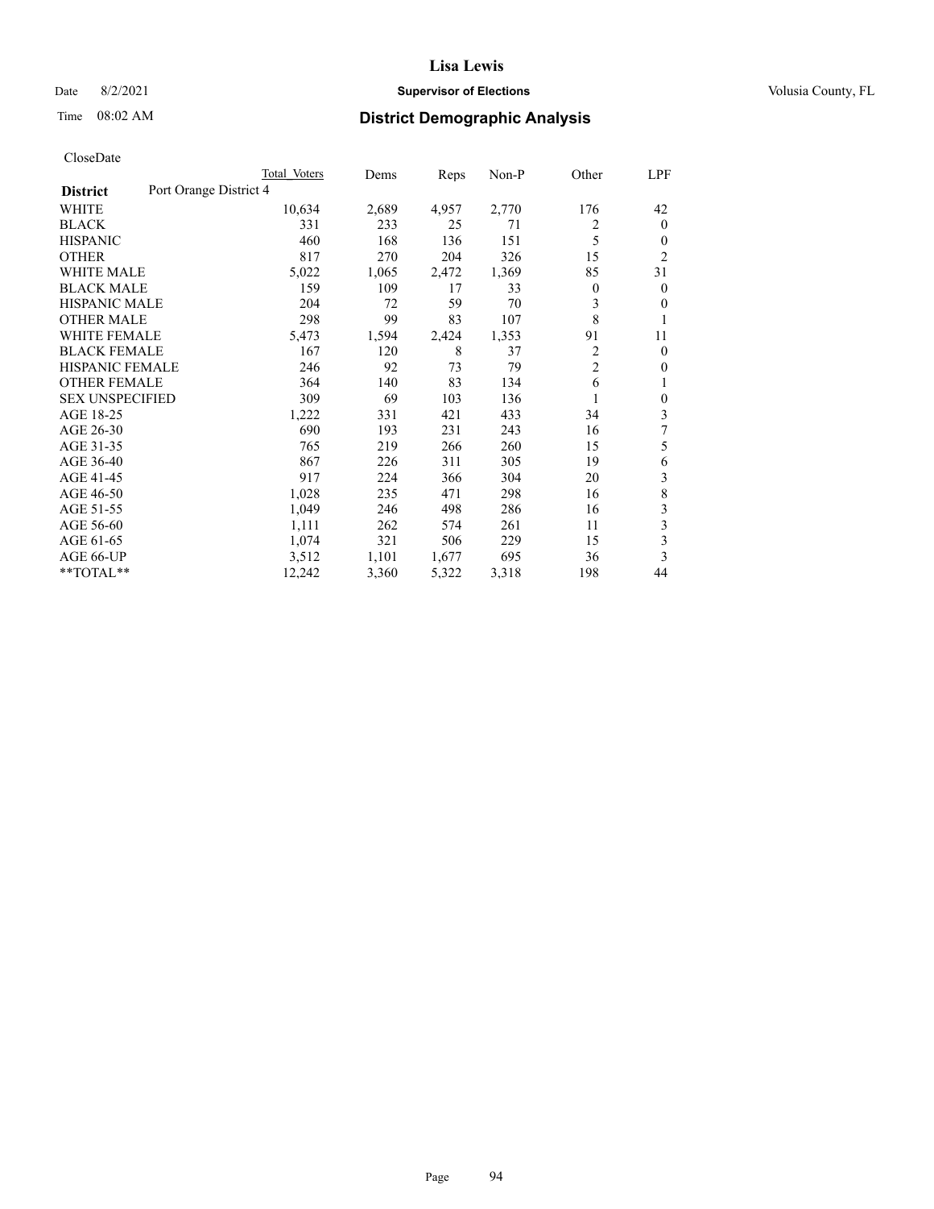# Lisa Lewis

Date 8/2/2021 **Supervisor of Elections** Volusia County, FL

Time 08:02 AM **District Demographic Analysis**

CloseDate

| | Total Voters | Dems | Reps | Non-P | Other | LPF |
|---|---|---|---|---|---|---|
| **District** Port Orange District 4 | | | | | | |
| WHITE | 10,634 | 2,689 | 4,957 | 2,770 | 176 | 42 |
| BLACK | 331 | 233 | 25 | 71 | 2 | 0 |
| HISPANIC | 460 | 168 | 136 | 151 | 5 | 0 |
| OTHER | 817 | 270 | 204 | 326 | 15 | 2 |
| WHITE MALE | 5,022 | 1,065 | 2,472 | 1,369 | 85 | 31 |
| BLACK MALE | 159 | 109 | 17 | 33 | 0 | 0 |
| HISPANIC MALE | 204 | 72 | 59 | 70 | 3 | 0 |
| OTHER MALE | 298 | 99 | 83 | 107 | 8 | 1 |
| WHITE FEMALE | 5,473 | 1,594 | 2,424 | 1,353 | 91 | 11 |
| BLACK FEMALE | 167 | 120 | 8 | 37 | 2 | 0 |
| HISPANIC FEMALE | 246 | 92 | 73 | 79 | 2 | 0 |
| OTHER FEMALE | 364 | 140 | 83 | 134 | 6 | 1 |
| SEX UNSPECIFIED | 309 | 69 | 103 | 136 | 1 | 0 |
| AGE 18-25 | 1,222 | 331 | 421 | 433 | 34 | 3 |
| AGE 26-30 | 690 | 193 | 231 | 243 | 16 | 7 |
| AGE 31-35 | 765 | 219 | 266 | 260 | 15 | 5 |
| AGE 36-40 | 867 | 226 | 311 | 305 | 19 | 6 |
| AGE 41-45 | 917 | 224 | 366 | 304 | 20 | 3 |
| AGE 46-50 | 1,028 | 235 | 471 | 298 | 16 | 8 |
| AGE 51-55 | 1,049 | 246 | 498 | 286 | 16 | 3 |
| AGE 56-60 | 1,111 | 262 | 574 | 261 | 11 | 3 |
| AGE 61-65 | 1,074 | 321 | 506 | 229 | 15 | 3 |
| AGE 66-UP | 3,512 | 1,101 | 1,677 | 695 | 36 | 3 |
| **TOTAL** | 12,242 | 3,360 | 5,322 | 3,318 | 198 | 44 |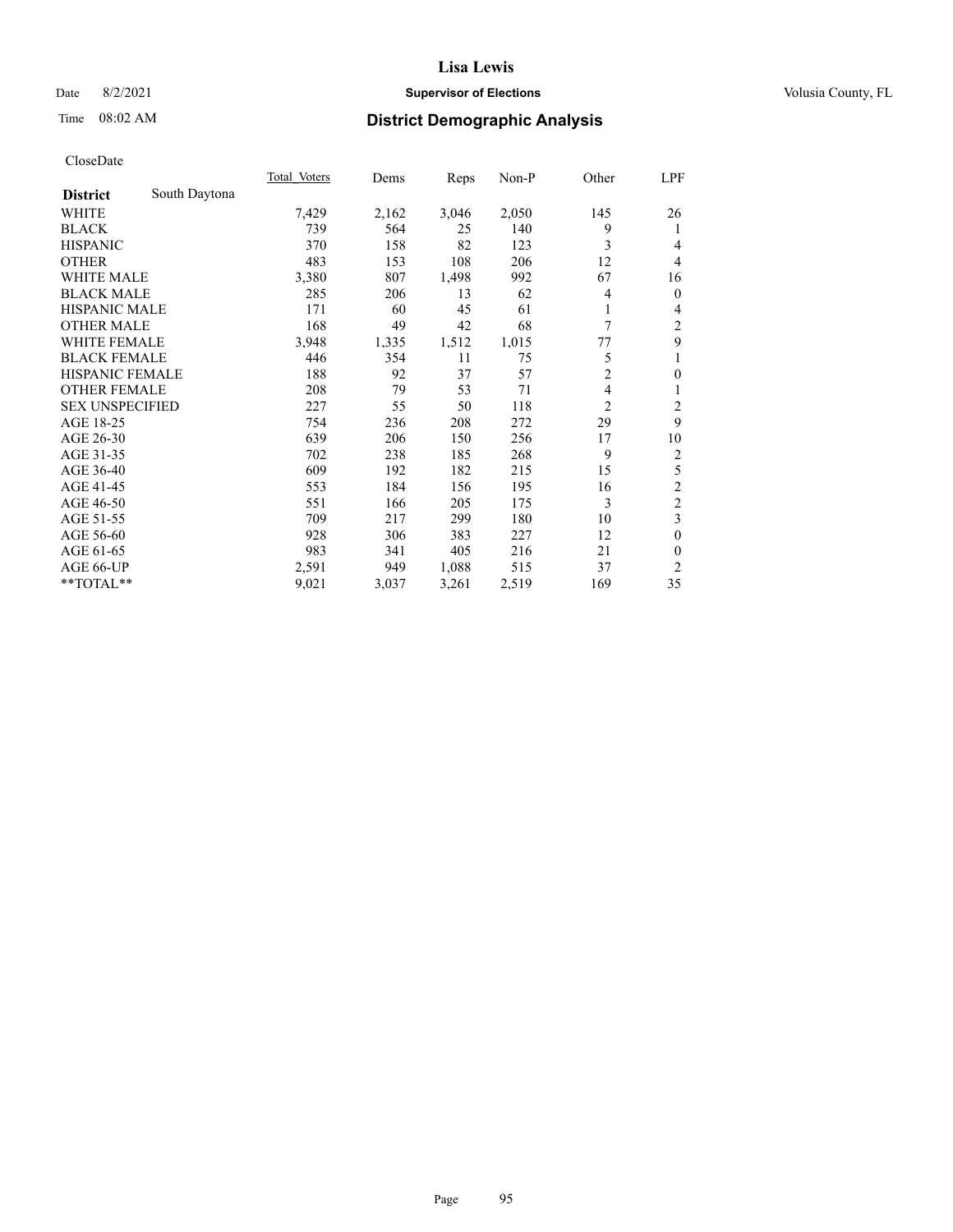# Lisa Lewis

Date 8/2/2021 **Supervisor of Elections** Volusia County, FL

Time 08:02 AM **District Demographic Analysis**

CloseDate

| District | South Daytona | Total_Voters | Dems | Reps | Non-P | Other | LPF |
|---|---|---|---|---|---|---|---|
| WHITE | | 7,429 | 2,162 | 3,046 | 2,050 | 145 | 26 |
| BLACK | | 739 | 564 | 25 | 140 | 9 | 1 |
| HISPANIC | | 370 | 158 | 82 | 123 | 3 | 4 |
| OTHER | | 483 | 153 | 108 | 206 | 12 | 4 |
| WHITE MALE | | 3,380 | 807 | 1,498 | 992 | 67 | 16 |
| BLACK MALE | | 285 | 206 | 13 | 62 | 4 | 0 |
| HISPANIC MALE | | 171 | 60 | 45 | 61 | 1 | 4 |
| OTHER MALE | | 168 | 49 | 42 | 68 | 7 | 2 |
| WHITE FEMALE | | 3,948 | 1,335 | 1,512 | 1,015 | 77 | 9 |
| BLACK FEMALE | | 446 | 354 | 11 | 75 | 5 | 1 |
| HISPANIC FEMALE | | 188 | 92 | 37 | 57 | 2 | 0 |
| OTHER FEMALE | | 208 | 79 | 53 | 71 | 4 | 1 |
| SEX UNSPECIFIED | | 227 | 55 | 50 | 118 | 2 | 2 |
| AGE 18-25 | | 754 | 236 | 208 | 272 | 29 | 9 |
| AGE 26-30 | | 639 | 206 | 150 | 256 | 17 | 10 |
| AGE 31-35 | | 702 | 238 | 185 | 268 | 9 | 2 |
| AGE 36-40 | | 609 | 192 | 182 | 215 | 15 | 5 |
| AGE 41-45 | | 553 | 184 | 156 | 195 | 16 | 2 |
| AGE 46-50 | | 551 | 166 | 205 | 175 | 3 | 2 |
| AGE 51-55 | | 709 | 217 | 299 | 180 | 10 | 3 |
| AGE 56-60 | | 928 | 306 | 383 | 227 | 12 | 0 |
| AGE 61-65 | | 983 | 341 | 405 | 216 | 21 | 0 |
| AGE 66-UP | | 2,591 | 949 | 1,088 | 515 | 37 | 2 |
| **TOTAL** | | 9,021 | 3,037 | 3,261 | 2,519 | 169 | 35 |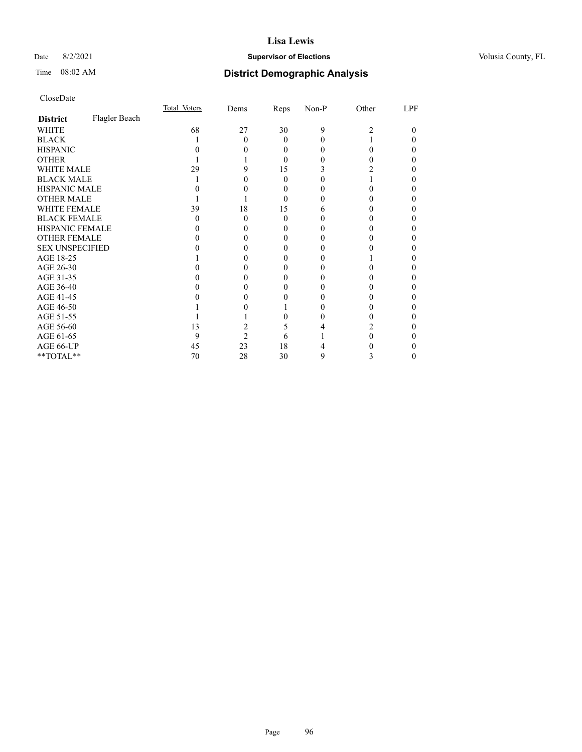# Lisa Lewis

Date 8/2/2021 **Supervisor of Elections** Volusia County, FL

Time 08:02 AM **District Demographic Analysis**

CloseDate

| **District** Flagler Beach | Total Voters | Dems | Reps | Non-P | Other | LPF |
|---|---|---|---|---|---|---|
| WHITE | 68 | 27 | 30 | 9 | 2 | 0 |
| BLACK | 1 | 0 | 0 | 0 | 1 | 0 |
| HISPANIC | 0 | 0 | 0 | 0 | 0 | 0 |
| OTHER | 1 | 1 | 0 | 0 | 0 | 0 |
| WHITE MALE | 29 | 9 | 15 | 3 | 2 | 0 |
| BLACK MALE | 1 | 0 | 0 | 0 | 1 | 0 |
| HISPANIC MALE | 0 | 0 | 0 | 0 | 0 | 0 |
| OTHER MALE | 1 | 1 | 0 | 0 | 0 | 0 |
| WHITE FEMALE | 39 | 18 | 15 | 6 | 0 | 0 |
| BLACK FEMALE | 0 | 0 | 0 | 0 | 0 | 0 |
| HISPANIC FEMALE | 0 | 0 | 0 | 0 | 0 | 0 |
| OTHER FEMALE | 0 | 0 | 0 | 0 | 0 | 0 |
| SEX UNSPECIFIED | 0 | 0 | 0 | 0 | 0 | 0 |
| AGE 18-25 | 1 | 0 | 0 | 0 | 1 | 0 |
| AGE 26-30 | 0 | 0 | 0 | 0 | 0 | 0 |
| AGE 31-35 | 0 | 0 | 0 | 0 | 0 | 0 |
| AGE 36-40 | 0 | 0 | 0 | 0 | 0 | 0 |
| AGE 41-45 | 0 | 0 | 0 | 0 | 0 | 0 |
| AGE 46-50 | 1 | 0 | 1 | 0 | 0 | 0 |
| AGE 51-55 | 1 | 1 | 0 | 0 | 0 | 0 |
| AGE 56-60 | 13 | 2 | 5 | 4 | 2 | 0 |
| AGE 61-65 | 9 | 2 | 6 | 1 | 0 | 0 |
| AGE 66-UP | 45 | 23 | 18 | 4 | 0 | 0 |
| **TOTAL** | 70 | 28 | 30 | 9 | 3 | 0 |